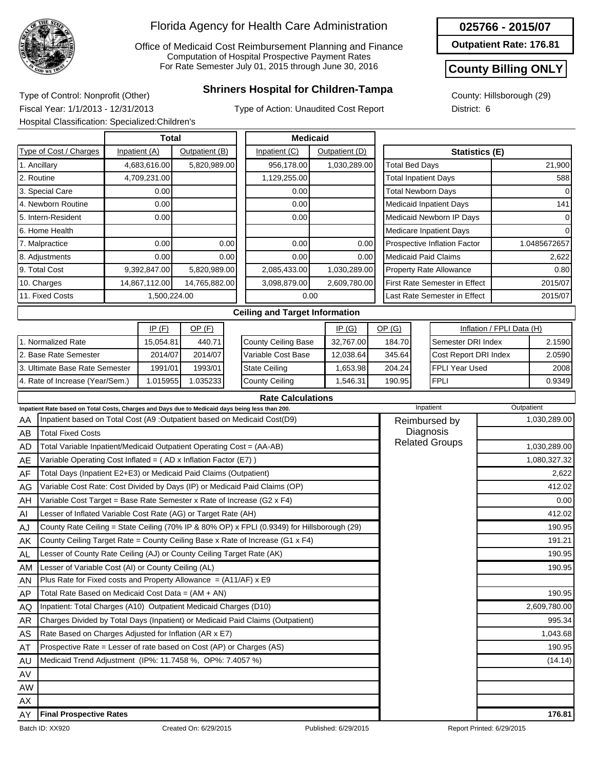# Florida Agency for Health Care Administration

Office of Medicaid Cost Reimbursement Planning and Finance
Computation of Hospital Prospective Payment Rates
For Rate Semester July 01, 2015 through June 30, 2016

**025766 - 2015/07**

**Outpatient Rate: 176.81**

**County Billing ONLY**

## Shriners Hospital for Children-Tampa

Type of Control: Nonprofit (Other)
Fiscal Year: 1/1/2013 - 12/31/2013
Hospital Classification: Specialized:Children's

Type of Action: Unaudited Cost Report

County: Hillsborough (29)
District: 6

| Type of Cost / Charges | Total Inpatient (A) | Total Outpatient (B) | Medicaid Inpatient (C) | Medicaid Outpatient (D) |
|---|---|---|---|---|
| 1. Ancillary | 4,683,616.00 | 5,820,989.00 | 956,178.00 | 1,030,289.00 |
| 2. Routine | 4,709,231.00 | | 1,129,255.00 | |
| 3. Special Care | 0.00 | | 0.00 | |
| 4. Newborn Routine | 0.00 | | 0.00 | |
| 5. Intern-Resident | 0.00 | | 0.00 | |
| 6. Home Health | | | | |
| 7. Malpractice | 0.00 | 0.00 | 0.00 | 0.00 |
| 8. Adjustments | 0.00 | 0.00 | 0.00 | 0.00 |
| 9. Total Cost | 9,392,847.00 | 5,820,989.00 | 2,085,433.00 | 1,030,289.00 |
| 10. Charges | 14,867,112.00 | 14,765,882.00 | 3,098,879.00 | 2,609,780.00 |
| 11. Fixed Costs | 1,500,224.00 | | 0.00 | |

| Statistics (E) | |
|---|---|
| Total Bed Days | 21,900 |
| Total Inpatient Days | 588 |
| Total Newborn Days | 0 |
| Medicaid Inpatient Days | 141 |
| Medicaid Newborn IP Days | 0 |
| Medicare Inpatient Days | 0 |
| Prospective Inflation Factor | 1.0485672657 |
| Medicaid Paid Claims | 2,622 |
| Property Rate Allowance | 0.80 |
| First Rate Semester in Effect | 2015/07 |
| Last Rate Semester in Effect | 2015/07 |

### Ceiling and Target Information

| | IP (F) | OP (F) |
|---|---|---|
| 1. Normalized Rate | 15,054.81 | 440.71 |
| 2. Base Rate Semester | 2014/07 | 2014/07 |
| 3. Ultimate Base Rate Semester | 1991/01 | 1993/01 |
| 4. Rate of Increase (Year/Sem.) | 1.015955 | 1.035233 |

| | IP (G) | OP (G) |
|---|---|---|
| County Ceiling Base | 32,767.00 | 184.70 |
| Variable Cost Base | 12,038.64 | 345.64 |
| State Ceiling | 1,653.98 | 204.24 |
| County Ceiling | 1,546.31 | 190.95 |

| Inflation / FPLI Data (H) | |
|---|---|
| Semester DRI Index | 2.1590 |
| Cost Report DRI Index | 2.0590 |
| FPLI Year Used | 2008 |
| FPLI | 0.9349 |

### Rate Calculations

Inpatient Rate based on Total Costs, Charges and Days due to Medicaid days being less than 200.

| | | Inpatient | Outpatient |
|---|---|---|---|
| AA | Inpatient based on Total Cost (A9 :Outpatient based on Medicaid Cost(D9) | Reimbursed by Diagnosis Related Groups | 1,030,289.00 |
| AB | Total Fixed Costs | | |
| AD | Total Variable Inpatient/Medicaid Outpatient Operating Cost = (AA-AB) | | 1,030,289.00 |
| AE | Variable Operating Cost Inflated = ( AD x Inflation Factor (E7) ) | | 1,080,327.32 |
| AF | Total Days (Inpatient E2+E3) or Medicaid Paid Claims (Outpatient) | | 2,622 |
| AG | Variable Cost Rate: Cost Divided by Days (IP) or Medicaid Paid Claims (OP) | | 412.02 |
| AH | Variable Cost Target = Base Rate Semester x Rate of Increase (G2 x F4) | | 0.00 |
| AI | Lesser of Inflated Variable Cost Rate (AG) or Target Rate (AH) | | 412.02 |
| AJ | County Rate Ceiling = State Ceiling (70% IP & 80% OP) x FPLI (0.9349) for Hillsborough (29) | | 190.95 |
| AK | County Ceiling Target Rate = County Ceiling Base x Rate of Increase (G1 x F4) | | 191.21 |
| AL | Lesser of County Rate Ceiling (AJ) or County Ceiling Target Rate (AK) | | 190.95 |
| AM | Lesser of Variable Cost (AI) or County Ceiling (AL) | | 190.95 |
| AN | Plus Rate for Fixed costs and Property Allowance = (A11/AF) x E9 | | |
| AP | Total Rate Based on Medicaid Cost Data = (AM + AN) | | 190.95 |
| AQ | Inpatient: Total Charges (A10) Outpatient Medicaid Charges (D10) | | 2,609,780.00 |
| AR | Charges Divided by Total Days (Inpatient) or Medicaid Paid Claims (Outpatient) | | 995.34 |
| AS | Rate Based on Charges Adjusted for Inflation (AR x E7) | | 1,043.68 |
| AT | Prospective Rate = Lesser of rate based on Cost (AP) or Charges (AS) | | 190.95 |
| AU | Medicaid Trend Adjustment (IP%: 11.7458 %, OP%: 7.4057 %) | | (14.14) |
| AV | | | |
| AW | | | |
| AX | | | |
| AY | **Final Prospective Rates** | | **176.81** |

Batch ID: XX920 | Created On: 6/29/2015 | Published: 6/29/2015 | Report Printed: 6/29/2015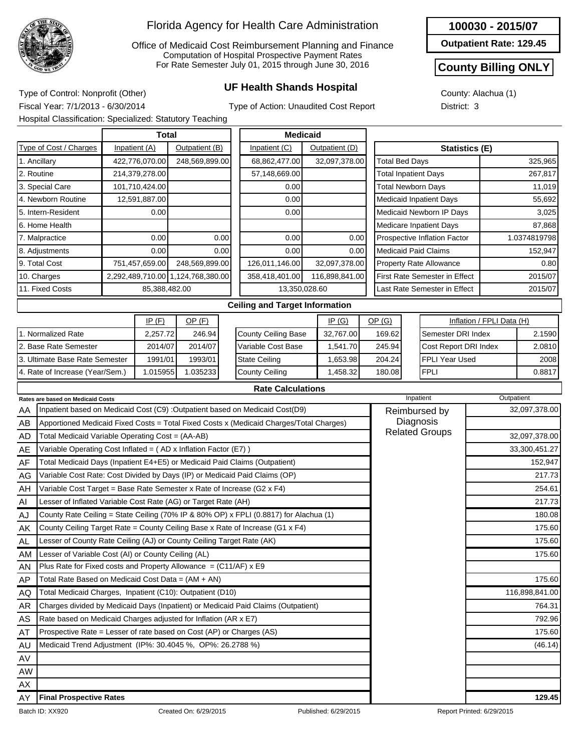# Florida Agency for Health Care Administration

Office of Medicaid Cost Reimbursement Planning and Finance
Computation of Hospital Prospective Payment Rates
For Rate Semester July 01, 2015 through June 30, 2016

**100030 - 2015/07**

**Outpatient Rate: 129.45**

**County Billing ONLY**

## UF Health Shands Hospital

Type of Control: Nonprofit (Other)
Fiscal Year: 7/1/2013 - 6/30/2014
Type of Action: Unaudited Cost Report
Hospital Classification: Specialized: Statutory Teaching
County: Alachua (1)
District: 3

| Type of Cost / Charges | Total Inpatient (A) | Total Outpatient (B) | Medicaid Inpatient (C) | Medicaid Outpatient (D) |
|---|---|---|---|---|
| 1. Ancillary | 422,776,070.00 | 248,569,899.00 | 68,862,477.00 | 32,097,378.00 |
| 2. Routine | 214,379,278.00 | | 57,148,669.00 | |
| 3. Special Care | 101,710,424.00 | | 0.00 | |
| 4. Newborn Routine | 12,591,887.00 | | 0.00 | |
| 5. Intern-Resident | 0.00 | | 0.00 | |
| 6. Home Health | | | | |
| 7. Malpractice | 0.00 | 0.00 | 0.00 | 0.00 |
| 8. Adjustments | 0.00 | 0.00 | 0.00 | 0.00 |
| 9. Total Cost | 751,457,659.00 | 248,569,899.00 | 126,011,146.00 | 32,097,378.00 |
| 10. Charges | 2,292,489,710.00 | 1,124,768,380.00 | 358,418,401.00 | 116,898,841.00 |
| 11. Fixed Costs | 85,388,482.00 | | 13,350,028.60 | |

| Statistics (E) | |
|---|---|
| Total Bed Days | 325,965 |
| Total Inpatient Days | 267,817 |
| Total Newborn Days | 11,019 |
| Medicaid Inpatient Days | 55,692 |
| Medicaid Newborn IP Days | 3,025 |
| Medicare Inpatient Days | 87,868 |
| Prospective Inflation Factor | 1.0374819798 |
| Medicaid Paid Claims | 152,947 |
| Property Rate Allowance | 0.80 |
| First Rate Semester in Effect | 2015/07 |
| Last Rate Semester in Effect | 2015/07 |

### Ceiling and Target Information

| | IP (F) | OP (F) |
|---|---|---|
| 1. Normalized Rate | 2,257.72 | 246.94 |
| 2. Base Rate Semester | 2014/07 | 2014/07 |
| 3. Ultimate Base Rate Semester | 1991/01 | 1993/01 |
| 4. Rate of Increase (Year/Sem.) | 1.015955 | 1.035233 |

| | IP (G) | OP (G) |
|---|---|---|
| County Ceiling Base | 32,767.00 | 169.62 |
| Variable Cost Base | 1,541.70 | 245.94 |
| State Ceiling | 1,653.98 | 204.24 |
| County Ceiling | 1,458.32 | 180.08 |

| Inflation / FPLI Data (H) | |
|---|---|
| Semester DRI Index | 2.1590 |
| Cost Report DRI Index | 2.0810 |
| FPLI Year Used | 2008 |
| FPLI | 0.8817 |

### Rate Calculations

| | Rates are based on Medicaid Costs | Inpatient | Outpatient |
|---|---|---|---|
| AA | Inpatient based on Medicaid Cost (C9) :Outpatient based on Medicaid Cost(D9) | Reimbursed by Diagnosis Related Groups | 32,097,378.00 |
| AB | Apportioned Medicaid Fixed Costs = Total Fixed Costs x (Medicaid Charges/Total Charges) | | |
| AD | Total Medicaid Variable Operating Cost = (AA-AB) | | 32,097,378.00 |
| AE | Variable Operating Cost Inflated = ( AD x Inflation Factor (E7) ) | | 33,300,451.27 |
| AF | Total Medicaid Days (Inpatient E4+E5) or Medicaid Paid Claims (Outpatient) | | 152,947 |
| AG | Variable Cost Rate: Cost Divided by Days (IP) or Medicaid Paid Claims (OP) | | 217.73 |
| AH | Variable Cost Target = Base Rate Semester x Rate of Increase (G2 x F4) | | 254.61 |
| AI | Lesser of Inflated Variable Cost Rate (AG) or Target Rate (AH) | | 217.73 |
| AJ | County Rate Ceiling = State Ceiling (70% IP & 80% OP) x FPLI (0.8817) for Alachua (1) | | 180.08 |
| AK | County Ceiling Target Rate = County Ceiling Base x Rate of Increase (G1 x F4) | | 175.60 |
| AL | Lesser of County Rate Ceiling (AJ) or County Ceiling Target Rate (AK) | | 175.60 |
| AM | Lesser of Variable Cost (AI) or County Ceiling (AL) | | 175.60 |
| AN | Plus Rate for Fixed costs and Property Allowance = (C11/AF) x E9 | | |
| AP | Total Rate Based on Medicaid Cost Data = (AM + AN) | | 175.60 |
| AQ | Total Medicaid Charges, Inpatient (C10): Outpatient (D10) | | 116,898,841.00 |
| AR | Charges divided by Medicaid Days (Inpatient) or Medicaid Paid Claims (Outpatient) | | 764.31 |
| AS | Rate based on Medicaid Charges adjusted for Inflation (AR x E7) | | 792.96 |
| AT | Prospective Rate = Lesser of rate based on Cost (AP) or Charges (AS) | | 175.60 |
| AU | Medicaid Trend Adjustment (IP%: 30.4045 %, OP%: 26.2788 %) | | (46.14) |
| AV | | | |
| AW | | | |
| AX | | | |
| AY | **Final Prospective Rates** | | **129.45** |

Batch ID: XX920 Created On: 6/29/2015 Published: 6/29/2015 Report Printed: 6/29/2015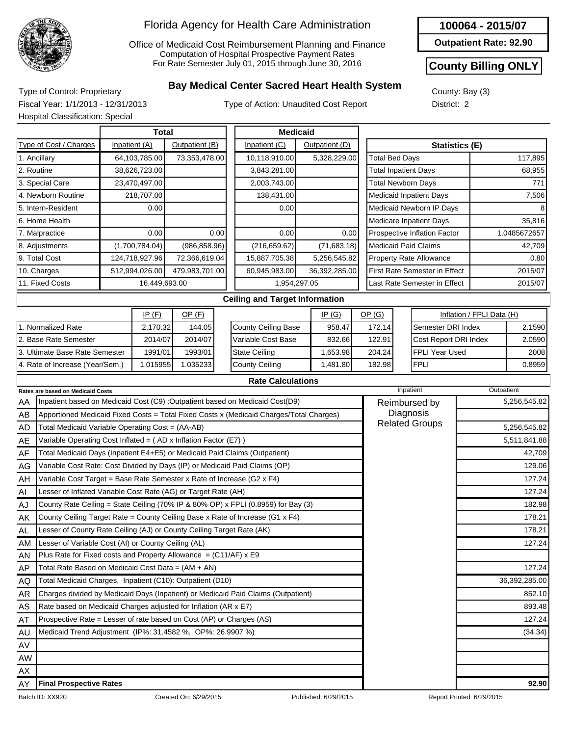# Florida Agency for Health Care Administration

Office of Medicaid Cost Reimbursement Planning and Finance
Computation of Hospital Prospective Payment Rates
For Rate Semester July 01, 2015 through June 30, 2016

**100064 - 2015/07**

**Outpatient Rate: 92.90**

**County Billing ONLY**

## Bay Medical Center Sacred Heart Health System

Type of Control: Proprietary
Fiscal Year: 1/1/2013 - 12/31/2013
Hospital Classification: Special

Type of Action: Unaudited Cost Report

County: Bay (3)
District: 2

| Type of Cost / Charges | Total Inpatient (A) | Total Outpatient (B) | Medicaid Inpatient (C) | Medicaid Outpatient (D) |
|---|---|---|---|---|
| 1. Ancillary | 64,103,785.00 | 73,353,478.00 | 10,118,910.00 | 5,328,229.00 |
| 2. Routine | 38,626,723.00 | | 3,843,281.00 | |
| 3. Special Care | 23,470,497.00 | | 2,003,743.00 | |
| 4. Newborn Routine | 218,707.00 | | 138,431.00 | |
| 5. Intern-Resident | 0.00 | | 0.00 | |
| 6. Home Health | | | | |
| 7. Malpractice | 0.00 | 0.00 | 0.00 | 0.00 |
| 8. Adjustments | (1,700,784.04) | (986,858.96) | (216,659.62) | (71,683.18) |
| 9. Total Cost | 124,718,927.96 | 72,366,619.04 | 15,887,705.38 | 5,256,545.82 |
| 10. Charges | 512,994,026.00 | 479,983,701.00 | 60,945,983.00 | 36,392,285.00 |
| 11. Fixed Costs | 16,449,693.00 | | 1,954,297.05 | |

| Statistics (E) | |
|---|---|
| Total Bed Days | 117,895 |
| Total Inpatient Days | 68,955 |
| Total Newborn Days | 771 |
| Medicaid Inpatient Days | 7,506 |
| Medicaid Newborn IP Days | 8 |
| Medicare Inpatient Days | 35,816 |
| Prospective Inflation Factor | 1.0485672657 |
| Medicaid Paid Claims | 42,709 |
| Property Rate Allowance | 0.80 |
| First Rate Semester in Effect | 2015/07 |
| Last Rate Semester in Effect | 2015/07 |

### Ceiling and Target Information

| | IP (F) | OP (F) |
|---|---|---|
| 1. Normalized Rate | 2,170.32 | 144.05 |
| 2. Base Rate Semester | 2014/07 | 2014/07 |
| 3. Ultimate Base Rate Semester | 1991/01 | 1993/01 |
| 4. Rate of Increase (Year/Sem.) | 1.015955 | 1.035233 |

| | IP (G) | OP (G) |
|---|---|---|
| County Ceiling Base | 958.47 | 172.14 |
| Variable Cost Base | 832.66 | 122.91 |
| State Ceiling | 1,653.98 | 204.24 |
| County Ceiling | 1,481.80 | 182.98 |

| Inflation / FPLI Data (H) | |
|---|---|
| Semester DRI Index | 2.1590 |
| Cost Report DRI Index | 2.0590 |
| FPLI Year Used | 2008 |
| FPLI | 0.8959 |

### Rate Calculations

| | Rates are based on Medicaid Costs | Inpatient | Outpatient |
|---|---|---|---|
| AA | Inpatient based on Medicaid Cost (C9) :Outpatient based on Medicaid Cost(D9) | Reimbursed by Diagnosis Related Groups | 5,256,545.82 |
| AB | Apportioned Medicaid Fixed Costs = Total Fixed Costs x (Medicaid Charges/Total Charges) | | |
| AD | Total Medicaid Variable Operating Cost = (AA-AB) | | 5,256,545.82 |
| AE | Variable Operating Cost Inflated = ( AD x Inflation Factor (E7) ) | | 5,511,841.88 |
| AF | Total Medicaid Days (Inpatient E4+E5) or Medicaid Paid Claims (Outpatient) | | 42,709 |
| AG | Variable Cost Rate: Cost Divided by Days (IP) or Medicaid Paid Claims (OP) | | 129.06 |
| AH | Variable Cost Target = Base Rate Semester x Rate of Increase (G2 x F4) | | 127.24 |
| AI | Lesser of Inflated Variable Cost Rate (AG) or Target Rate (AH) | | 127.24 |
| AJ | County Rate Ceiling = State Ceiling (70% IP & 80% OP) x FPLI (0.8959) for Bay (3) | | 182.98 |
| AK | County Ceiling Target Rate = County Ceiling Base x Rate of Increase (G1 x F4) | | 178.21 |
| AL | Lesser of County Rate Ceiling (AJ) or County Ceiling Target Rate (AK) | | 178.21 |
| AM | Lesser of Variable Cost (AI) or County Ceiling (AL) | | 127.24 |
| AN | Plus Rate for Fixed costs and Property Allowance = (C11/AF) x E9 | | |
| AP | Total Rate Based on Medicaid Cost Data = (AM + AN) | | 127.24 |
| AQ | Total Medicaid Charges, Inpatient (C10): Outpatient (D10) | | 36,392,285.00 |
| AR | Charges divided by Medicaid Days (Inpatient) or Medicaid Paid Claims (Outpatient) | | 852.10 |
| AS | Rate based on Medicaid Charges adjusted for Inflation (AR x E7) | | 893.48 |
| AT | Prospective Rate = Lesser of rate based on Cost (AP) or Charges (AS) | | 127.24 |
| AU | Medicaid Trend Adjustment (IP%: 31.4582 %, OP%: 26.9907 %) | | (34.34) |
| AV | | | |
| AW | | | |
| AX | | | |
| AY | **Final Prospective Rates** | | **92.90** |

Batch ID: XX920 Created On: 6/29/2015 Published: 6/29/2015 Report Printed: 6/29/2015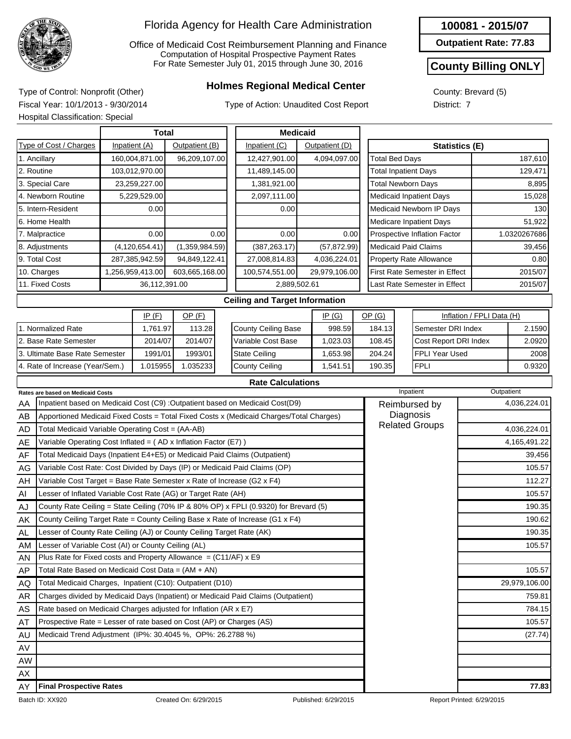# Florida Agency for Health Care Administration

Office of Medicaid Cost Reimbursement Planning and Finance
Computation of Hospital Prospective Payment Rates
For Rate Semester July 01, 2015 through June 30, 2016

**100081 - 2015/07**

**Outpatient Rate: 77.83**

**County Billing ONLY**

## Holmes Regional Medical Center

Type of Control: Nonprofit (Other)
Fiscal Year: 10/1/2013 - 9/30/2014
Hospital Classification: Special

Type of Action: Unaudited Cost Report

County: Brevard (5)
District: 7

| Type of Cost / Charges | Total Inpatient (A) | Total Outpatient (B) | Medicaid Inpatient (C) | Medicaid Outpatient (D) |
|---|---|---|---|---|
| 1. Ancillary | 160,004,871.00 | 96,209,107.00 | 12,427,901.00 | 4,094,097.00 |
| 2. Routine | 103,012,970.00 | | 11,489,145.00 | |
| 3. Special Care | 23,259,227.00 | | 1,381,921.00 | |
| 4. Newborn Routine | 5,229,529.00 | | 2,097,111.00 | |
| 5. Intern-Resident | 0.00 | | 0.00 | |
| 6. Home Health | | | | |
| 7. Malpractice | 0.00 | 0.00 | 0.00 | 0.00 |
| 8. Adjustments | (4,120,654.41) | (1,359,984.59) | (387,263.17) | (57,872.99) |
| 9. Total Cost | 287,385,942.59 | 94,849,122.41 | 27,008,814.83 | 4,036,224.01 |
| 10. Charges | 1,256,959,413.00 | 603,665,168.00 | 100,574,551.00 | 29,979,106.00 |
| 11. Fixed Costs | 36,112,391.00 | | 2,889,502.61 | |

| Statistics (E) | |
|---|---|
| Total Bed Days | 187,610 |
| Total Inpatient Days | 129,471 |
| Total Newborn Days | 8,895 |
| Medicaid Inpatient Days | 15,028 |
| Medicaid Newborn IP Days | 130 |
| Medicare Inpatient Days | 51,922 |
| Prospective Inflation Factor | 1.0320267686 |
| Medicaid Paid Claims | 39,456 |
| Property Rate Allowance | 0.80 |
| First Rate Semester in Effect | 2015/07 |
| Last Rate Semester in Effect | 2015/07 |

### Ceiling and Target Information

| | IP (F) | OP (F) |
|---|---|---|
| 1. Normalized Rate | 1,761.97 | 113.28 |
| 2. Base Rate Semester | 2014/07 | 2014/07 |
| 3. Ultimate Base Rate Semester | 1991/01 | 1993/01 |
| 4. Rate of Increase (Year/Sem.) | 1.015955 | 1.035233 |

| | IP (G) | OP (G) |
|---|---|---|
| County Ceiling Base | 998.59 | 184.13 |
| Variable Cost Base | 1,023.03 | 108.45 |
| State Ceiling | 1,653.98 | 204.24 |
| County Ceiling | 1,541.51 | 190.35 |

| Inflation / FPLI Data (H) | |
|---|---|
| Semester DRI Index | 2.1590 |
| Cost Report DRI Index | 2.0920 |
| FPLI Year Used | 2008 |
| FPLI | 0.9320 |

### Rate Calculations

| | Rates are based on Medicaid Costs | Inpatient | Outpatient |
|---|---|---|---|
| AA | Inpatient based on Medicaid Cost (C9) :Outpatient based on Medicaid Cost(D9) | Reimbursed by Diagnosis Related Groups | 4,036,224.01 |
| AB | Apportioned Medicaid Fixed Costs = Total Fixed Costs x (Medicaid Charges/Total Charges) | | |
| AD | Total Medicaid Variable Operating Cost = (AA-AB) | | 4,036,224.01 |
| AE | Variable Operating Cost Inflated = ( AD x Inflation Factor (E7) ) | | 4,165,491.22 |
| AF | Total Medicaid Days (Inpatient E4+E5) or Medicaid Paid Claims (Outpatient) | | 39,456 |
| AG | Variable Cost Rate: Cost Divided by Days (IP) or Medicaid Paid Claims (OP) | | 105.57 |
| AH | Variable Cost Target = Base Rate Semester x Rate of Increase (G2 x F4) | | 112.27 |
| AI | Lesser of Inflated Variable Cost Rate (AG) or Target Rate (AH) | | 105.57 |
| AJ | County Rate Ceiling = State Ceiling (70% IP & 80% OP) x FPLI (0.9320) for Brevard (5) | | 190.35 |
| AK | County Ceiling Target Rate = County Ceiling Base x Rate of Increase (G1 x F4) | | 190.62 |
| AL | Lesser of County Rate Ceiling (AJ) or County Ceiling Target Rate (AK) | | 190.35 |
| AM | Lesser of Variable Cost (AI) or County Ceiling (AL) | | 105.57 |
| AN | Plus Rate for Fixed costs and Property Allowance = (C11/AF) x E9 | | |
| AP | Total Rate Based on Medicaid Cost Data = (AM + AN) | | 105.57 |
| AQ | Total Medicaid Charges, Inpatient (C10): Outpatient (D10) | | 29,979,106.00 |
| AR | Charges divided by Medicaid Days (Inpatient) or Medicaid Paid Claims (Outpatient) | | 759.81 |
| AS | Rate based on Medicaid Charges adjusted for Inflation (AR x E7) | | 784.15 |
| AT | Prospective Rate = Lesser of rate based on Cost (AP) or Charges (AS) | | 105.57 |
| AU | Medicaid Trend Adjustment (IP%: 30.4045 %, OP%: 26.2788 %) | | (27.74) |
| AV | | | |
| AW | | | |
| AX | | | |
| AY | **Final Prospective Rates** | | **77.83** |

Batch ID: XX920 Created On: 6/29/2015 Published: 6/29/2015 Report Printed: 6/29/2015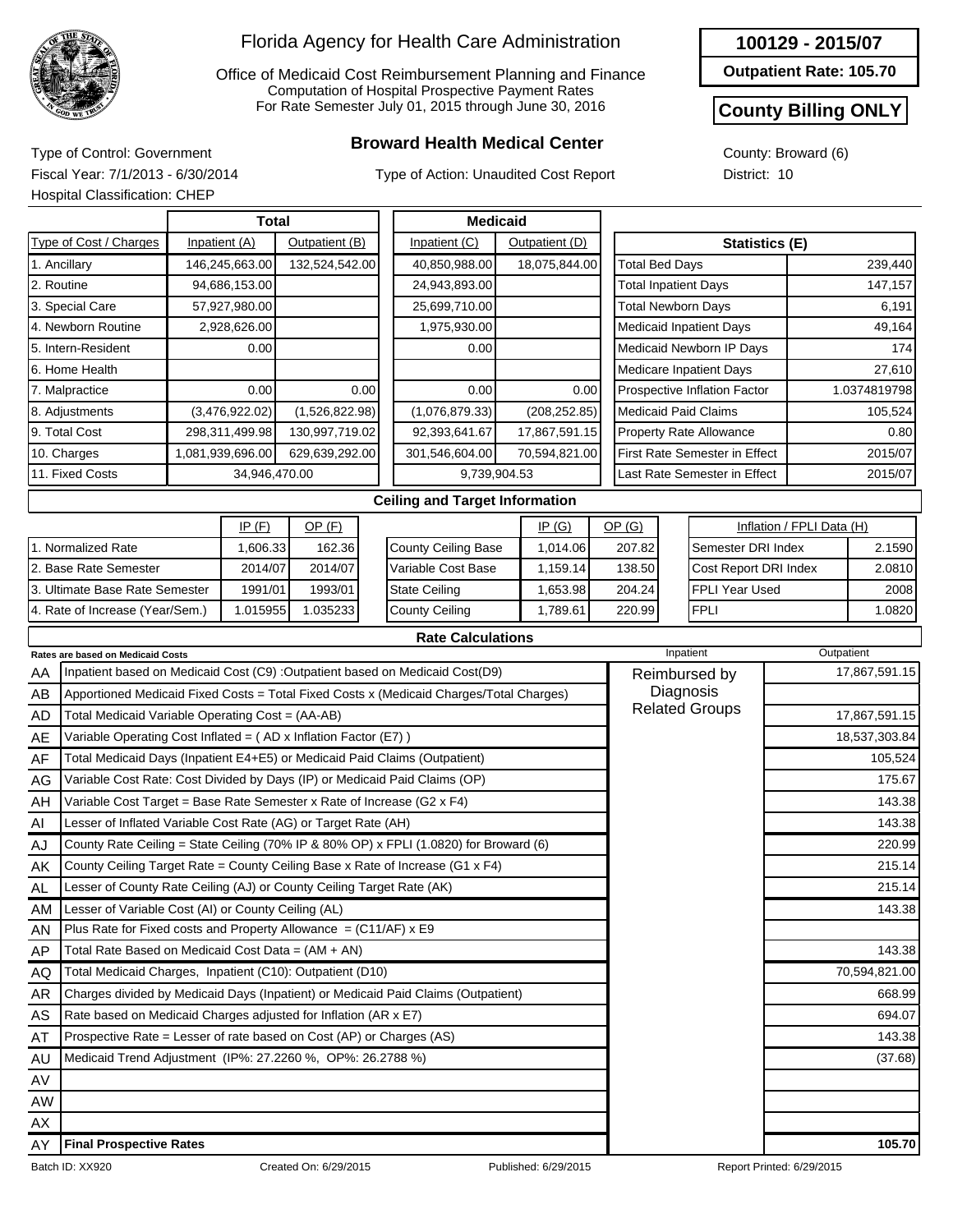# Florida Agency for Health Care Administration

Office of Medicaid Cost Reimbursement Planning and Finance
Computation of Hospital Prospective Payment Rates
For Rate Semester July 01, 2015 through June 30, 2016

**100129 - 2015/07**

**Outpatient Rate: 105.70**

**County Billing ONLY**

## Broward Health Medical Center

Type of Control: Government
Fiscal Year: 7/1/2013 - 6/30/2014
Hospital Classification: CHEP

Type of Action: Unaudited Cost Report

County: Broward (6)
District: 10

| Type of Cost / Charges | Total Inpatient (A) | Total Outpatient (B) | Medicaid Inpatient (C) | Medicaid Outpatient (D) |
|---|---|---|---|---|
| 1. Ancillary | 146,245,663.00 | 132,524,542.00 | 40,850,988.00 | 18,075,844.00 |
| 2. Routine | 94,686,153.00 | | 24,943,893.00 | |
| 3. Special Care | 57,927,980.00 | | 25,699,710.00 | |
| 4. Newborn Routine | 2,928,626.00 | | 1,975,930.00 | |
| 5. Intern-Resident | 0.00 | | 0.00 | |
| 6. Home Health | | | | |
| 7. Malpractice | 0.00 | 0.00 | 0.00 | 0.00 |
| 8. Adjustments | (3,476,922.02) | (1,526,822.98) | (1,076,879.33) | (208,252.85) |
| 9. Total Cost | 298,311,499.98 | 130,997,719.02 | 92,393,641.67 | 17,867,591.15 |
| 10. Charges | 1,081,939,696.00 | 629,639,292.00 | 301,546,604.00 | 70,594,821.00 |
| 11. Fixed Costs | 34,946,470.00 | | 9,739,904.53 | |

| Statistics (E) | |
|---|---|
| Total Bed Days | 239,440 |
| Total Inpatient Days | 147,157 |
| Total Newborn Days | 6,191 |
| Medicaid Inpatient Days | 49,164 |
| Medicaid Newborn IP Days | 174 |
| Medicare Inpatient Days | 27,610 |
| Prospective Inflation Factor | 1.0374819798 |
| Medicaid Paid Claims | 105,524 |
| Property Rate Allowance | 0.80 |
| First Rate Semester in Effect | 2015/07 |
| Last Rate Semester in Effect | 2015/07 |

### Ceiling and Target Information

| | IP (F) | OP (F) |
|---|---|---|
| 1. Normalized Rate | 1,606.33 | 162.36 |
| 2. Base Rate Semester | 2014/07 | 2014/07 |
| 3. Ultimate Base Rate Semester | 1991/01 | 1993/01 |
| 4. Rate of Increase (Year/Sem.) | 1.015955 | 1.035233 |

| | IP (G) | OP (G) |
|---|---|---|
| County Ceiling Base | 1,014.06 | 207.82 |
| Variable Cost Base | 1,159.14 | 138.50 |
| State Ceiling | 1,653.98 | 204.24 |
| County Ceiling | 1,789.61 | 220.99 |

| Inflation / FPLI Data (H) | |
|---|---|
| Semester DRI Index | 2.1590 |
| Cost Report DRI Index | 2.0810 |
| FPLI Year Used | 2008 |
| FPLI | 1.0820 |

### Rate Calculations

| | Rates are based on Medicaid Costs | Inpatient | Outpatient |
|---|---|---|---|
| AA | Inpatient based on Medicaid Cost (C9) :Outpatient based on Medicaid Cost(D9) | Reimbursed by Diagnosis Related Groups | 17,867,591.15 |
| AB | Apportioned Medicaid Fixed Costs = Total Fixed Costs x (Medicaid Charges/Total Charges) | | |
| AD | Total Medicaid Variable Operating Cost = (AA-AB) | | 17,867,591.15 |
| AE | Variable Operating Cost Inflated = ( AD x Inflation Factor (E7) ) | | 18,537,303.84 |
| AF | Total Medicaid Days (Inpatient E4+E5) or Medicaid Paid Claims (Outpatient) | | 105,524 |
| AG | Variable Cost Rate: Cost Divided by Days (IP) or Medicaid Paid Claims (OP) | | 175.67 |
| AH | Variable Cost Target = Base Rate Semester x Rate of Increase (G2 x F4) | | 143.38 |
| AI | Lesser of Inflated Variable Cost Rate (AG) or Target Rate (AH) | | 143.38 |
| AJ | County Rate Ceiling = State Ceiling (70% IP & 80% OP) x FPLI (1.0820) for Broward (6) | | 220.99 |
| AK | County Ceiling Target Rate = County Ceiling Base x Rate of Increase (G1 x F4) | | 215.14 |
| AL | Lesser of County Rate Ceiling (AJ) or County Ceiling Target Rate (AK) | | 215.14 |
| AM | Lesser of Variable Cost (AI) or County Ceiling (AL) | | 143.38 |
| AN | Plus Rate for Fixed costs and Property Allowance = (C11/AF) x E9 | | |
| AP | Total Rate Based on Medicaid Cost Data = (AM + AN) | | 143.38 |
| AQ | Total Medicaid Charges, Inpatient (C10): Outpatient (D10) | | 70,594,821.00 |
| AR | Charges divided by Medicaid Days (Inpatient) or Medicaid Paid Claims (Outpatient) | | 668.99 |
| AS | Rate based on Medicaid Charges adjusted for Inflation (AR x E7) | | 694.07 |
| AT | Prospective Rate = Lesser of rate based on Cost (AP) or Charges (AS) | | 143.38 |
| AU | Medicaid Trend Adjustment (IP%: 27.2260 %, OP%: 26.2788 %) | | (37.68) |
| AV | | | |
| AW | | | |
| AX | | | |
| AY | **Final Prospective Rates** | | **105.70** |

Batch ID: XX920 Created On: 6/29/2015 Published: 6/29/2015 Report Printed: 6/29/2015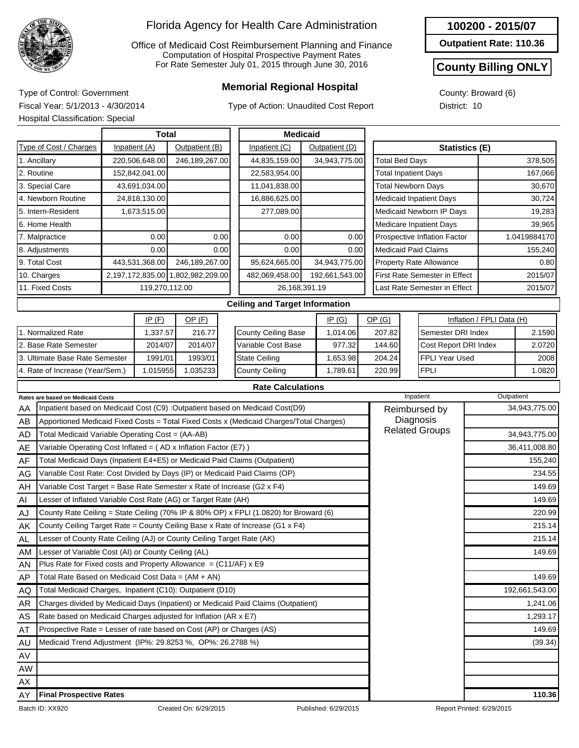# Florida Agency for Health Care Administration

Office of Medicaid Cost Reimbursement Planning and Finance
Computation of Hospital Prospective Payment Rates
For Rate Semester July 01, 2015 through June 30, 2016

**100200 - 2015/07**

**Outpatient Rate: 110.36**

**County Billing ONLY**

## Memorial Regional Hospital

Type of Control: Government
Fiscal Year: 5/1/2013 - 4/30/2014
Hospital Classification: Special

Type of Action: Unaudited Cost Report

County: Broward (6)
District: 10

| Type of Cost / Charges | Total Inpatient (A) | Total Outpatient (B) | Medicaid Inpatient (C) | Medicaid Outpatient (D) |
|---|---|---|---|---|
| 1. Ancillary | 220,506,648.00 | 246,189,267.00 | 44,835,159.00 | 34,943,775.00 |
| 2. Routine | 152,842,041.00 | | 22,583,954.00 | |
| 3. Special Care | 43,691,034.00 | | 11,041,838.00 | |
| 4. Newborn Routine | 24,818,130.00 | | 16,886,625.00 | |
| 5. Intern-Resident | 1,673,515.00 | | 277,089.00 | |
| 6. Home Health | | | | |
| 7. Malpractice | 0.00 | 0.00 | 0.00 | 0.00 |
| 8. Adjustments | 0.00 | 0.00 | 0.00 | 0.00 |
| 9. Total Cost | 443,531,368.00 | 246,189,267.00 | 95,624,665.00 | 34,943,775.00 |
| 10. Charges | 2,197,172,835.00 | 1,802,982,209.00 | 482,069,458.00 | 192,661,543.00 |
| 11. Fixed Costs | 119,270,112.00 | | 26,168,391.19 | |

| Statistics (E) | |
|---|---|
| Total Bed Days | 378,505 |
| Total Inpatient Days | 167,066 |
| Total Newborn Days | 30,670 |
| Medicaid Inpatient Days | 30,724 |
| Medicaid Newborn IP Days | 19,283 |
| Medicare Inpatient Days | 39,965 |
| Prospective Inflation Factor | 1.0419884170 |
| Medicaid Paid Claims | 155,240 |
| Property Rate Allowance | 0.80 |
| First Rate Semester in Effect | 2015/07 |
| Last Rate Semester in Effect | 2015/07 |

### Ceiling and Target Information

| | IP (F) | OP (F) |
|---|---|---|
| 1. Normalized Rate | 1,337.57 | 216.77 |
| 2. Base Rate Semester | 2014/07 | 2014/07 |
| 3. Ultimate Base Rate Semester | 1991/01 | 1993/01 |
| 4. Rate of Increase (Year/Sem.) | 1.015955 | 1.035233 |

| | IP (G) | OP (G) |
|---|---|---|
| County Ceiling Base | 1,014.06 | 207.82 |
| Variable Cost Base | 977.32 | 144.60 |
| State Ceiling | 1,653.98 | 204.24 |
| County Ceiling | 1,789.61 | 220.99 |

| Inflation / FPLI Data (H) | |
|---|---|
| Semester DRI Index | 2.1590 |
| Cost Report DRI Index | 2.0720 |
| FPLI Year Used | 2008 |
| FPLI | 1.0820 |

### Rate Calculations

| | Rates are based on Medicaid Costs | Inpatient | Outpatient |
|---|---|---|---|
| AA | Inpatient based on Medicaid Cost (C9) :Outpatient based on Medicaid Cost(D9) | Reimbursed by Diagnosis Related Groups | 34,943,775.00 |
| AB | Apportioned Medicaid Fixed Costs = Total Fixed Costs x (Medicaid Charges/Total Charges) | | |
| AD | Total Medicaid Variable Operating Cost = (AA-AB) | | 34,943,775.00 |
| AE | Variable Operating Cost Inflated = ( AD x Inflation Factor (E7) ) | | 36,411,008.80 |
| AF | Total Medicaid Days (Inpatient E4+E5) or Medicaid Paid Claims (Outpatient) | | 155,240 |
| AG | Variable Cost Rate: Cost Divided by Days (IP) or Medicaid Paid Claims (OP) | | 234.55 |
| AH | Variable Cost Target = Base Rate Semester x Rate of Increase (G2 x F4) | | 149.69 |
| AI | Lesser of Inflated Variable Cost Rate (AG) or Target Rate (AH) | | 149.69 |
| AJ | County Rate Ceiling = State Ceiling (70% IP & 80% OP) x FPLI (1.0820) for Broward (6) | | 220.99 |
| AK | County Ceiling Target Rate = County Ceiling Base x Rate of Increase (G1 x F4) | | 215.14 |
| AL | Lesser of County Rate Ceiling (AJ) or County Ceiling Target Rate (AK) | | 215.14 |
| AM | Lesser of Variable Cost (AI) or County Ceiling (AL) | | 149.69 |
| AN | Plus Rate for Fixed costs and Property Allowance = (C11/AF) x E9 | | |
| AP | Total Rate Based on Medicaid Cost Data = (AM + AN) | | 149.69 |
| AQ | Total Medicaid Charges, Inpatient (C10): Outpatient (D10) | | 192,661,543.00 |
| AR | Charges divided by Medicaid Days (Inpatient) or Medicaid Paid Claims (Outpatient) | | 1,241.06 |
| AS | Rate based on Medicaid Charges adjusted for Inflation (AR x E7) | | 1,293.17 |
| AT | Prospective Rate = Lesser of rate based on Cost (AP) or Charges (AS) | | 149.69 |
| AU | Medicaid Trend Adjustment (IP%: 29.8253 %, OP%: 26.2788 %) | | (39.34) |
| AV | | | |
| AW | | | |
| AX | | | |
| AY | **Final Prospective Rates** | | **110.36** |

Batch ID: XX920 Created On: 6/29/2015 Published: 6/29/2015 Report Printed: 6/29/2015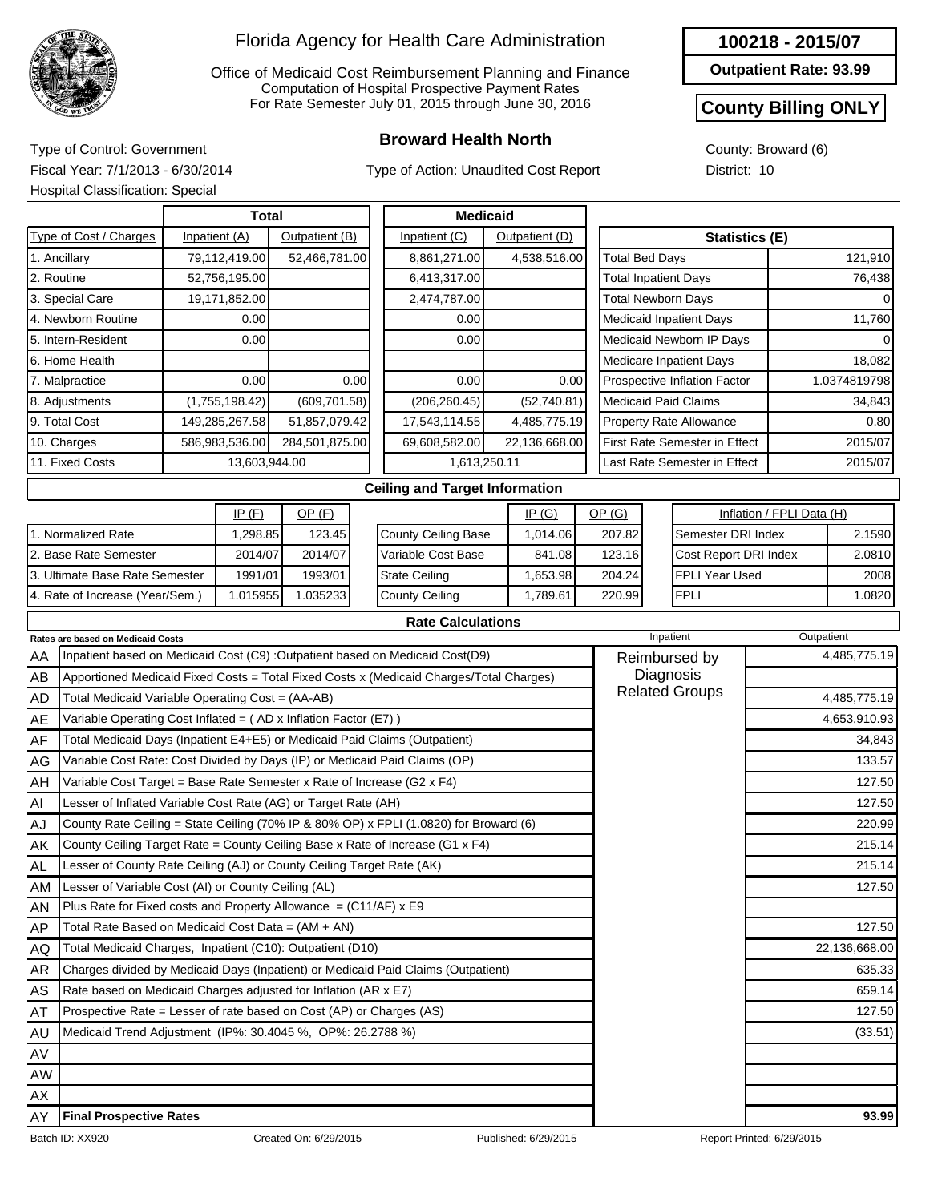# Florida Agency for Health Care Administration

Office of Medicaid Cost Reimbursement Planning and Finance
Computation of Hospital Prospective Payment Rates
For Rate Semester July 01, 2015 through June 30, 2016

**100218 - 2015/07**

**Outpatient Rate: 93.99**

**County Billing ONLY**

## Broward Health North

Type of Control: Government
Fiscal Year: 7/1/2013 - 6/30/2014
Hospital Classification: Special

Type of Action: Unaudited Cost Report

County: Broward (6)
District: 10

| Type of Cost / Charges | Total Inpatient (A) | Total Outpatient (B) | Medicaid Inpatient (C) | Medicaid Outpatient (D) |
|---|---|---|---|---|
| 1. Ancillary | 79,112,419.00 | 52,466,781.00 | 8,861,271.00 | 4,538,516.00 |
| 2. Routine | 52,756,195.00 | | 6,413,317.00 | |
| 3. Special Care | 19,171,852.00 | | 2,474,787.00 | |
| 4. Newborn Routine | 0.00 | | 0.00 | |
| 5. Intern-Resident | 0.00 | | 0.00 | |
| 6. Home Health | | | | |
| 7. Malpractice | 0.00 | 0.00 | 0.00 | 0.00 |
| 8. Adjustments | (1,755,198.42) | (609,701.58) | (206,260.45) | (52,740.81) |
| 9. Total Cost | 149,285,267.58 | 51,857,079.42 | 17,543,114.55 | 4,485,775.19 |
| 10. Charges | 586,983,536.00 | 284,501,875.00 | 69,608,582.00 | 22,136,668.00 |
| 11. Fixed Costs | 13,603,944.00 | | 1,613,250.11 | |

| Statistics (E) | |
|---|---|
| Total Bed Days | 121,910 |
| Total Inpatient Days | 76,438 |
| Total Newborn Days | 0 |
| Medicaid Inpatient Days | 11,760 |
| Medicaid Newborn IP Days | 0 |
| Medicare Inpatient Days | 18,082 |
| Prospective Inflation Factor | 1.0374819798 |
| Medicaid Paid Claims | 34,843 |
| Property Rate Allowance | 0.80 |
| First Rate Semester in Effect | 2015/07 |
| Last Rate Semester in Effect | 2015/07 |

### Ceiling and Target Information

| | IP (F) | OP (F) |
|---|---|---|
| 1. Normalized Rate | 1,298.85 | 123.45 |
| 2. Base Rate Semester | 2014/07 | 2014/07 |
| 3. Ultimate Base Rate Semester | 1991/01 | 1993/01 |
| 4. Rate of Increase (Year/Sem.) | 1.015955 | 1.035233 |

| | IP (G) | OP (G) |
|---|---|---|
| County Ceiling Base | 1,014.06 | 207.82 |
| Variable Cost Base | 841.08 | 123.16 |
| State Ceiling | 1,653.98 | 204.24 |
| County Ceiling | 1,789.61 | 220.99 |

| Inflation / FPLI Data (H) | |
|---|---|
| Semester DRI Index | 2.1590 |
| Cost Report DRI Index | 2.0810 |
| FPLI Year Used | 2008 |
| FPLI | 1.0820 |

### Rate Calculations

Rates are based on Medicaid Costs

| | | Inpatient | Outpatient |
|---|---|---|---|
| AA | Inpatient based on Medicaid Cost (C9) :Outpatient based on Medicaid Cost(D9) | Reimbursed by Diagnosis Related Groups | 4,485,775.19 |
| AB | Apportioned Medicaid Fixed Costs = Total Fixed Costs x (Medicaid Charges/Total Charges) | | |
| AD | Total Medicaid Variable Operating Cost = (AA-AB) | | 4,485,775.19 |
| AE | Variable Operating Cost Inflated = ( AD x Inflation Factor (E7) ) | | 4,653,910.93 |
| AF | Total Medicaid Days (Inpatient E4+E5) or Medicaid Paid Claims (Outpatient) | | 34,843 |
| AG | Variable Cost Rate: Cost Divided by Days (IP) or Medicaid Paid Claims (OP) | | 133.57 |
| AH | Variable Cost Target = Base Rate Semester x Rate of Increase (G2 x F4) | | 127.50 |
| AI | Lesser of Inflated Variable Cost Rate (AG) or Target Rate (AH) | | 127.50 |
| AJ | County Rate Ceiling = State Ceiling (70% IP & 80% OP) x FPLI (1.0820) for Broward (6) | | 220.99 |
| AK | County Ceiling Target Rate = County Ceiling Base x Rate of Increase (G1 x F4) | | 215.14 |
| AL | Lesser of County Rate Ceiling (AJ) or County Ceiling Target Rate (AK) | | 215.14 |
| AM | Lesser of Variable Cost (AI) or County Ceiling (AL) | | 127.50 |
| AN | Plus Rate for Fixed costs and Property Allowance = (C11/AF) x E9 | | |
| AP | Total Rate Based on Medicaid Cost Data = (AM + AN) | | 127.50 |
| AQ | Total Medicaid Charges, Inpatient (C10): Outpatient (D10) | | 22,136,668.00 |
| AR | Charges divided by Medicaid Days (Inpatient) or Medicaid Paid Claims (Outpatient) | | 635.33 |
| AS | Rate based on Medicaid Charges adjusted for Inflation (AR x E7) | | 659.14 |
| AT | Prospective Rate = Lesser of rate based on Cost (AP) or Charges (AS) | | 127.50 |
| AU | Medicaid Trend Adjustment (IP%: 30.4045 %, OP%: 26.2788 %) | | (33.51) |
| AV | | | |
| AW | | | |
| AX | | | |
| AY | **Final Prospective Rates** | | **93.99** |

Batch ID: XX920 Created On: 6/29/2015 Published: 6/29/2015 Report Printed: 6/29/2015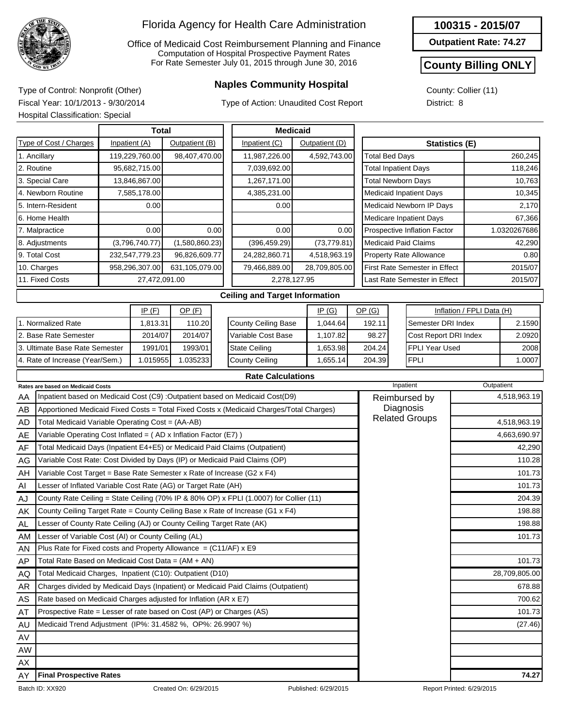# Florida Agency for Health Care Administration

Office of Medicaid Cost Reimbursement Planning and Finance
Computation of Hospital Prospective Payment Rates
For Rate Semester July 01, 2015 through June 30, 2016

**100315 - 2015/07**

**Outpatient Rate: 74.27**

**County Billing ONLY**

## Naples Community Hospital

Type of Control: Nonprofit (Other)
Fiscal Year: 10/1/2013 - 9/30/2014
Hospital Classification: Special

Type of Action: Unaudited Cost Report

County: Collier (11)
District: 8

| Type of Cost / Charges | Total Inpatient (A) | Total Outpatient (B) | Medicaid Inpatient (C) | Medicaid Outpatient (D) |
|---|---|---|---|---|
| 1. Ancillary | 119,229,760.00 | 98,407,470.00 | 11,987,226.00 | 4,592,743.00 |
| 2. Routine | 95,682,715.00 | | 7,039,692.00 | |
| 3. Special Care | 13,846,867.00 | | 1,267,171.00 | |
| 4. Newborn Routine | 7,585,178.00 | | 4,385,231.00 | |
| 5. Intern-Resident | 0.00 | | 0.00 | |
| 6. Home Health | | | | |
| 7. Malpractice | 0.00 | 0.00 | 0.00 | 0.00 |
| 8. Adjustments | (3,796,740.77) | (1,580,860.23) | (396,459.29) | (73,779.81) |
| 9. Total Cost | 232,547,779.23 | 96,826,609.77 | 24,282,860.71 | 4,518,963.19 |
| 10. Charges | 958,296,307.00 | 631,105,079.00 | 79,466,889.00 | 28,709,805.00 |
| 11. Fixed Costs | 27,472,091.00 | | 2,278,127.95 | |

| Statistics (E) | |
|---|---|
| Total Bed Days | 260,245 |
| Total Inpatient Days | 118,246 |
| Total Newborn Days | 10,763 |
| Medicaid Inpatient Days | 10,345 |
| Medicaid Newborn IP Days | 2,170 |
| Medicare Inpatient Days | 67,366 |
| Prospective Inflation Factor | 1.0320267686 |
| Medicaid Paid Claims | 42,290 |
| Property Rate Allowance | 0.80 |
| First Rate Semester in Effect | 2015/07 |
| Last Rate Semester in Effect | 2015/07 |

### Ceiling and Target Information

| | IP (F) | OP (F) |
|---|---|---|
| 1. Normalized Rate | 1,813.31 | 110.20 |
| 2. Base Rate Semester | 2014/07 | 2014/07 |
| 3. Ultimate Base Rate Semester | 1991/01 | 1993/01 |
| 4. Rate of Increase (Year/Sem.) | 1.015955 | 1.035233 |

| | IP (G) | OP (G) |
|---|---|---|
| County Ceiling Base | 1,044.64 | 192.11 |
| Variable Cost Base | 1,107.82 | 98.27 |
| State Ceiling | 1,653.98 | 204.24 |
| County Ceiling | 1,655.14 | 204.39 |

| Inflation / FPLI Data (H) | |
|---|---|
| Semester DRI Index | 2.1590 |
| Cost Report DRI Index | 2.0920 |
| FPLI Year Used | 2008 |
| FPLI | 1.0007 |

### Rate Calculations

| | Rates are based on Medicaid Costs | Inpatient | Outpatient |
|---|---|---|---|
| AA | Inpatient based on Medicaid Cost (C9) :Outpatient based on Medicaid Cost(D9) | Reimbursed by Diagnosis Related Groups | 4,518,963.19 |
| AB | Apportioned Medicaid Fixed Costs = Total Fixed Costs x (Medicaid Charges/Total Charges) | | |
| AD | Total Medicaid Variable Operating Cost = (AA-AB) | | 4,518,963.19 |
| AE | Variable Operating Cost Inflated = ( AD x Inflation Factor (E7) ) | | 4,663,690.97 |
| AF | Total Medicaid Days (Inpatient E4+E5) or Medicaid Paid Claims (Outpatient) | | 42,290 |
| AG | Variable Cost Rate: Cost Divided by Days (IP) or Medicaid Paid Claims (OP) | | 110.28 |
| AH | Variable Cost Target = Base Rate Semester x Rate of Increase (G2 x F4) | | 101.73 |
| AI | Lesser of Inflated Variable Cost Rate (AG) or Target Rate (AH) | | 101.73 |
| AJ | County Rate Ceiling = State Ceiling (70% IP & 80% OP) x FPLI (1.0007) for Collier (11) | | 204.39 |
| AK | County Ceiling Target Rate = County Ceiling Base x Rate of Increase (G1 x F4) | | 198.88 |
| AL | Lesser of County Rate Ceiling (AJ) or County Ceiling Target Rate (AK) | | 198.88 |
| AM | Lesser of Variable Cost (AI) or County Ceiling (AL) | | 101.73 |
| AN | Plus Rate for Fixed costs and Property Allowance = (C11/AF) x E9 | | |
| AP | Total Rate Based on Medicaid Cost Data = (AM + AN) | | 101.73 |
| AQ | Total Medicaid Charges, Inpatient (C10): Outpatient (D10) | | 28,709,805.00 |
| AR | Charges divided by Medicaid Days (Inpatient) or Medicaid Paid Claims (Outpatient) | | 678.88 |
| AS | Rate based on Medicaid Charges adjusted for Inflation (AR x E7) | | 700.62 |
| AT | Prospective Rate = Lesser of rate based on Cost (AP) or Charges (AS) | | 101.73 |
| AU | Medicaid Trend Adjustment (IP%: 31.4582 %, OP%: 26.9907 %) | | (27.46) |
| AV | | | |
| AW | | | |
| AX | | | |
| AY | **Final Prospective Rates** | | **74.27** |

Batch ID: XX920 | Created On: 6/29/2015 | Published: 6/29/2015 | Report Printed: 6/29/2015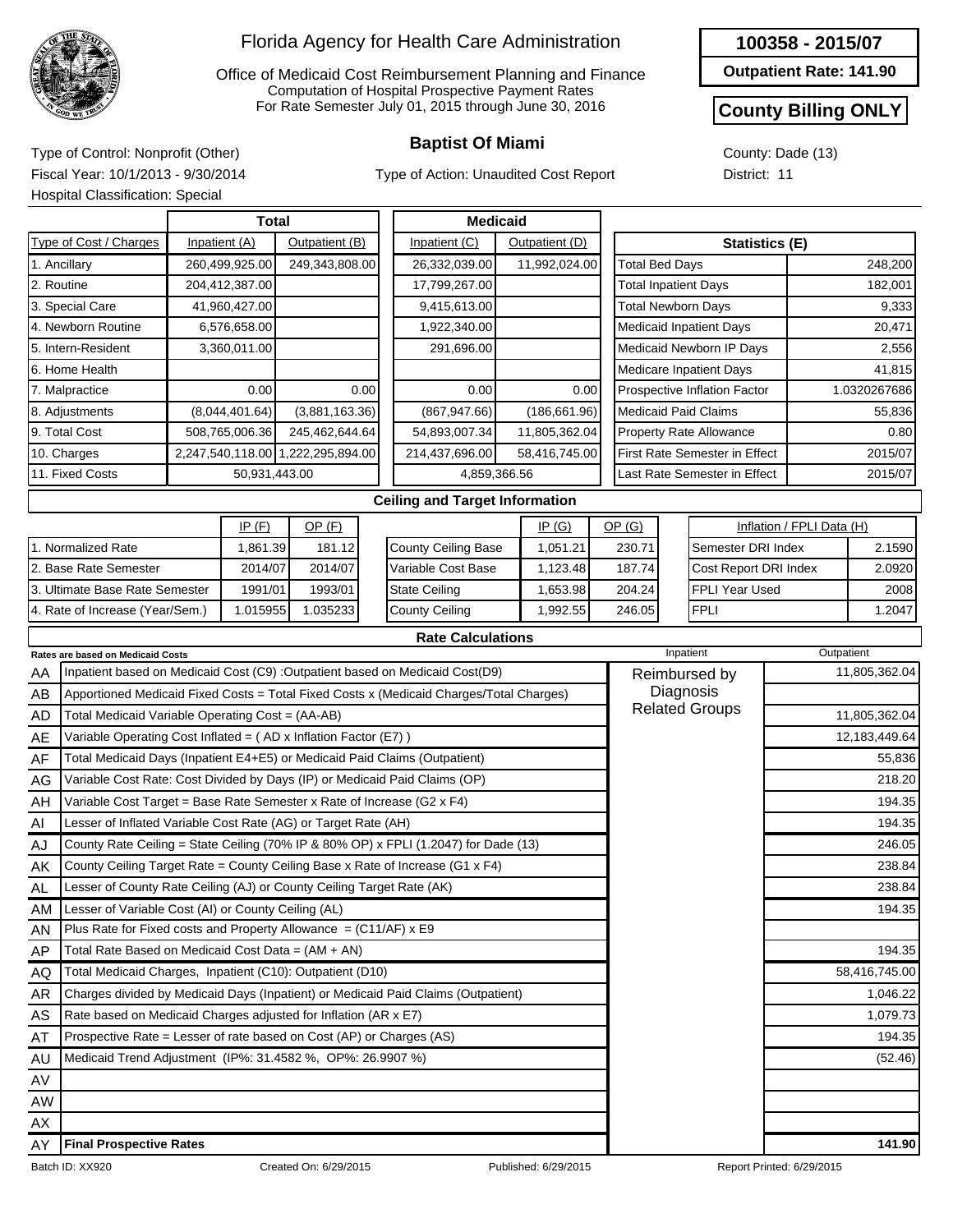# Florida Agency for Health Care Administration

Office of Medicaid Cost Reimbursement Planning and Finance
Computation of Hospital Prospective Payment Rates
For Rate Semester July 01, 2015 through June 30, 2016

**100358 - 2015/07**

**Outpatient Rate: 141.90**

**County Billing ONLY**

## Baptist Of Miami

Type of Control: Nonprofit (Other)
Fiscal Year: 10/1/2013 - 9/30/2014
Hospital Classification: Special

Type of Action: Unaudited Cost Report

County: Dade (13)
District: 11

| Type of Cost / Charges | Total Inpatient (A) | Total Outpatient (B) | Medicaid Inpatient (C) | Medicaid Outpatient (D) |
|---|---|---|---|---|
| 1. Ancillary | 260,499,925.00 | 249,343,808.00 | 26,332,039.00 | 11,992,024.00 |
| 2. Routine | 204,412,387.00 | | 17,799,267.00 | |
| 3. Special Care | 41,960,427.00 | | 9,415,613.00 | |
| 4. Newborn Routine | 6,576,658.00 | | 1,922,340.00 | |
| 5. Intern-Resident | 3,360,011.00 | | 291,696.00 | |
| 6. Home Health | | | | |
| 7. Malpractice | 0.00 | 0.00 | 0.00 | 0.00 |
| 8. Adjustments | (8,044,401.64) | (3,881,163.36) | (867,947.66) | (186,661.96) |
| 9. Total Cost | 508,765,006.36 | 245,462,644.64 | 54,893,007.34 | 11,805,362.04 |
| 10. Charges | 2,247,540,118.00 | 1,222,295,894.00 | 214,437,696.00 | 58,416,745.00 |
| 11. Fixed Costs | 50,931,443.00 | | 4,859,366.56 | |

| Statistics (E) | |
|---|---|
| Total Bed Days | 248,200 |
| Total Inpatient Days | 182,001 |
| Total Newborn Days | 9,333 |
| Medicaid Inpatient Days | 20,471 |
| Medicaid Newborn IP Days | 2,556 |
| Medicare Inpatient Days | 41,815 |
| Prospective Inflation Factor | 1.0320267686 |
| Medicaid Paid Claims | 55,836 |
| Property Rate Allowance | 0.80 |
| First Rate Semester in Effect | 2015/07 |
| Last Rate Semester in Effect | 2015/07 |

### Ceiling and Target Information

| | IP (F) | OP (F) |
|---|---|---|
| 1. Normalized Rate | 1,861.39 | 181.12 |
| 2. Base Rate Semester | 2014/07 | 2014/07 |
| 3. Ultimate Base Rate Semester | 1991/01 | 1993/01 |
| 4. Rate of Increase (Year/Sem.) | 1.015955 | 1.035233 |

| | IP (G) | OP (G) |
|---|---|---|
| County Ceiling Base | 1,051.21 | 230.71 |
| Variable Cost Base | 1,123.48 | 187.74 |
| State Ceiling | 1,653.98 | 204.24 |
| County Ceiling | 1,992.55 | 246.05 |

| Inflation / FPLI Data (H) | |
|---|---|
| Semester DRI Index | 2.1590 |
| Cost Report DRI Index | 2.0920 |
| FPLI Year Used | 2008 |
| FPLI | 1.2047 |

### Rate Calculations

| | Rates are based on Medicaid Costs | Inpatient | Outpatient |
|---|---|---|---|
| AA | Inpatient based on Medicaid Cost (C9) :Outpatient based on Medicaid Cost(D9) | Reimbursed by Diagnosis Related Groups | 11,805,362.04 |
| AB | Apportioned Medicaid Fixed Costs = Total Fixed Costs x (Medicaid Charges/Total Charges) | | |
| AD | Total Medicaid Variable Operating Cost = (AA-AB) | | 11,805,362.04 |
| AE | Variable Operating Cost Inflated = ( AD x Inflation Factor (E7) ) | | 12,183,449.64 |
| AF | Total Medicaid Days (Inpatient E4+E5) or Medicaid Paid Claims (Outpatient) | | 55,836 |
| AG | Variable Cost Rate: Cost Divided by Days (IP) or Medicaid Paid Claims (OP) | | 218.20 |
| AH | Variable Cost Target = Base Rate Semester x Rate of Increase (G2 x F4) | | 194.35 |
| AI | Lesser of Inflated Variable Cost Rate (AG) or Target Rate (AH) | | 194.35 |
| AJ | County Rate Ceiling = State Ceiling (70% IP & 80% OP) x FPLI (1.2047) for Dade (13) | | 246.05 |
| AK | County Ceiling Target Rate = County Ceiling Base x Rate of Increase (G1 x F4) | | 238.84 |
| AL | Lesser of County Rate Ceiling (AJ) or County Ceiling Target Rate (AK) | | 238.84 |
| AM | Lesser of Variable Cost (AI) or County Ceiling (AL) | | 194.35 |
| AN | Plus Rate for Fixed costs and Property Allowance = (C11/AF) x E9 | | |
| AP | Total Rate Based on Medicaid Cost Data = (AM + AN) | | 194.35 |
| AQ | Total Medicaid Charges, Inpatient (C10): Outpatient (D10) | | 58,416,745.00 |
| AR | Charges divided by Medicaid Days (Inpatient) or Medicaid Paid Claims (Outpatient) | | 1,046.22 |
| AS | Rate based on Medicaid Charges adjusted for Inflation (AR x E7) | | 1,079.73 |
| AT | Prospective Rate = Lesser of rate based on Cost (AP) or Charges (AS) | | 194.35 |
| AU | Medicaid Trend Adjustment (IP%: 31.4582 %, OP%: 26.9907 %) | | (52.46) |
| AV | | | |
| AW | | | |
| AX | | | |
| AY | **Final Prospective Rates** | | **141.90** |

Batch ID: XX920 | Created On: 6/29/2015 | Published: 6/29/2015 | Report Printed: 6/29/2015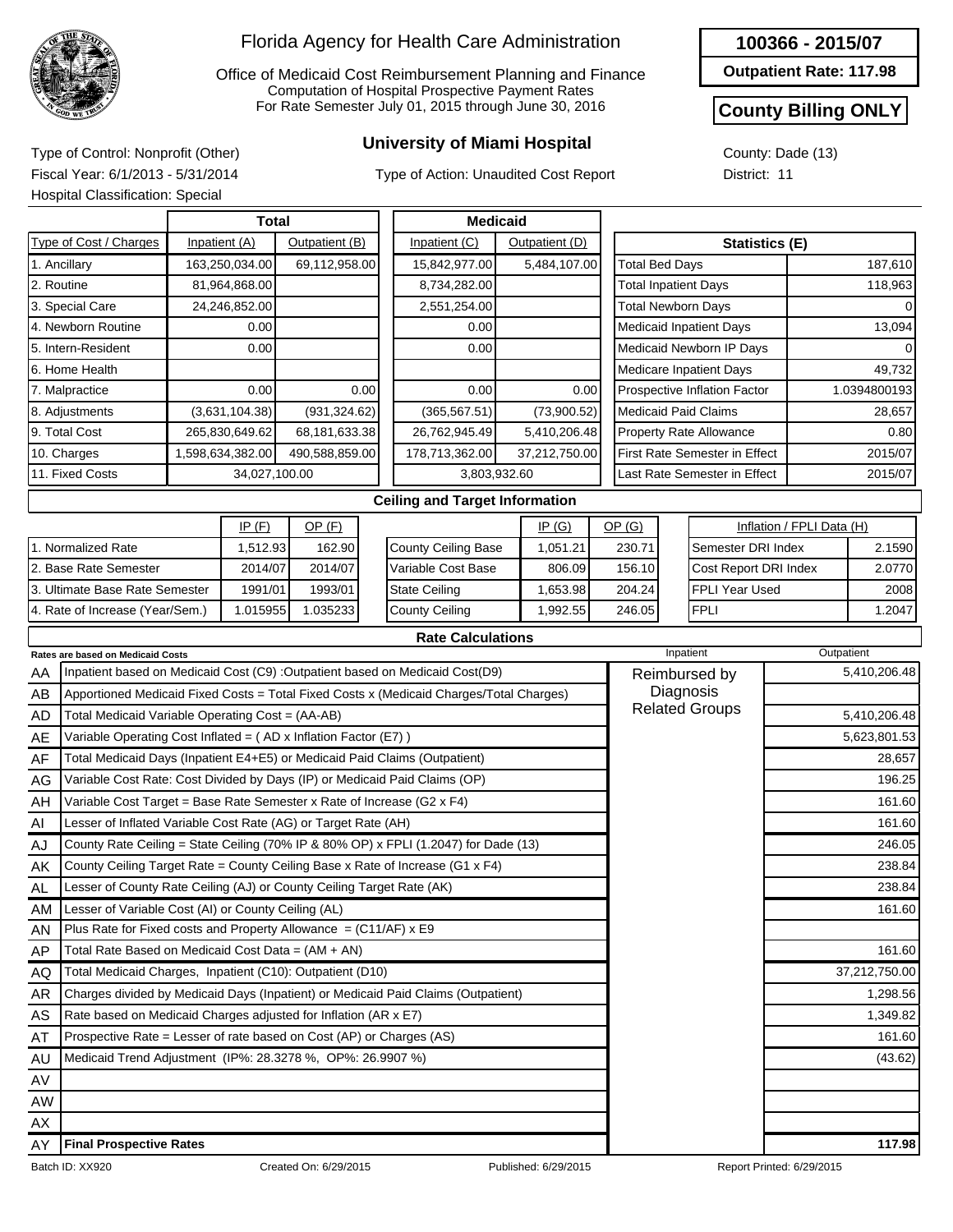# Florida Agency for Health Care Administration

Office of Medicaid Cost Reimbursement Planning and Finance
Computation of Hospital Prospective Payment Rates
For Rate Semester July 01, 2015 through June 30, 2016

**100366 - 2015/07**

**Outpatient Rate: 117.98**

**County Billing ONLY**

## University of Miami Hospital

Type of Control: Nonprofit (Other)
Fiscal Year: 6/1/2013 - 5/31/2014
Hospital Classification: Special

Type of Action: Unaudited Cost Report

County: Dade (13)
District: 11

| Type of Cost / Charges | Total Inpatient (A) | Total Outpatient (B) | Medicaid Inpatient (C) | Medicaid Outpatient (D) |
|---|---|---|---|---|
| 1. Ancillary | 163,250,034.00 | 69,112,958.00 | 15,842,977.00 | 5,484,107.00 |
| 2. Routine | 81,964,868.00 | | 8,734,282.00 | |
| 3. Special Care | 24,246,852.00 | | 2,551,254.00 | |
| 4. Newborn Routine | 0.00 | | 0.00 | |
| 5. Intern-Resident | 0.00 | | 0.00 | |
| 6. Home Health | | | | |
| 7. Malpractice | 0.00 | 0.00 | 0.00 | 0.00 |
| 8. Adjustments | (3,631,104.38) | (931,324.62) | (365,567.51) | (73,900.52) |
| 9. Total Cost | 265,830,649.62 | 68,181,633.38 | 26,762,945.49 | 5,410,206.48 |
| 10. Charges | 1,598,634,382.00 | 490,588,859.00 | 178,713,362.00 | 37,212,750.00 |
| 11. Fixed Costs | 34,027,100.00 | | 3,803,932.60 | |

| Statistics (E) | |
|---|---|
| Total Bed Days | 187,610 |
| Total Inpatient Days | 118,963 |
| Total Newborn Days | 0 |
| Medicaid Inpatient Days | 13,094 |
| Medicaid Newborn IP Days | 0 |
| Medicare Inpatient Days | 49,732 |
| Prospective Inflation Factor | 1.0394800193 |
| Medicaid Paid Claims | 28,657 |
| Property Rate Allowance | 0.80 |
| First Rate Semester in Effect | 2015/07 |
| Last Rate Semester in Effect | 2015/07 |

### Ceiling and Target Information

| | IP (F) | OP (F) |
|---|---|---|
| 1. Normalized Rate | 1,512.93 | 162.90 |
| 2. Base Rate Semester | 2014/07 | 2014/07 |
| 3. Ultimate Base Rate Semester | 1991/01 | 1993/01 |
| 4. Rate of Increase (Year/Sem.) | 1.015955 | 1.035233 |

| | IP (G) | OP (G) |
|---|---|---|
| County Ceiling Base | 1,051.21 | 230.71 |
| Variable Cost Base | 806.09 | 156.10 |
| State Ceiling | 1,653.98 | 204.24 |
| County Ceiling | 1,992.55 | 246.05 |

| Inflation / FPLI Data (H) | |
|---|---|
| Semester DRI Index | 2.1590 |
| Cost Report DRI Index | 2.0770 |
| FPLI Year Used | 2008 |
| FPLI | 1.2047 |

### Rate Calculations

| | Rates are based on Medicaid Costs | Inpatient | Outpatient |
|---|---|---|---|
| AA | Inpatient based on Medicaid Cost (C9) :Outpatient based on Medicaid Cost(D9) | Reimbursed by Diagnosis Related Groups | 5,410,206.48 |
| AB | Apportioned Medicaid Fixed Costs = Total Fixed Costs x (Medicaid Charges/Total Charges) | | |
| AD | Total Medicaid Variable Operating Cost = (AA-AB) | | 5,410,206.48 |
| AE | Variable Operating Cost Inflated = ( AD x Inflation Factor (E7) ) | | 5,623,801.53 |
| AF | Total Medicaid Days (Inpatient E4+E5) or Medicaid Paid Claims (Outpatient) | | 28,657 |
| AG | Variable Cost Rate: Cost Divided by Days (IP) or Medicaid Paid Claims (OP) | | 196.25 |
| AH | Variable Cost Target = Base Rate Semester x Rate of Increase (G2 x F4) | | 161.60 |
| AI | Lesser of Inflated Variable Cost Rate (AG) or Target Rate (AH) | | 161.60 |
| AJ | County Rate Ceiling = State Ceiling (70% IP & 80% OP) x FPLI (1.2047) for Dade (13) | | 246.05 |
| AK | County Ceiling Target Rate = County Ceiling Base x Rate of Increase (G1 x F4) | | 238.84 |
| AL | Lesser of County Rate Ceiling (AJ) or County Ceiling Target Rate (AK) | | 238.84 |
| AM | Lesser of Variable Cost (AI) or County Ceiling (AL) | | 161.60 |
| AN | Plus Rate for Fixed costs and Property Allowance = (C11/AF) x E9 | | |
| AP | Total Rate Based on Medicaid Cost Data = (AM + AN) | | 161.60 |
| AQ | Total Medicaid Charges, Inpatient (C10): Outpatient (D10) | | 37,212,750.00 |
| AR | Charges divided by Medicaid Days (Inpatient) or Medicaid Paid Claims (Outpatient) | | 1,298.56 |
| AS | Rate based on Medicaid Charges adjusted for Inflation (AR x E7) | | 1,349.82 |
| AT | Prospective Rate = Lesser of rate based on Cost (AP) or Charges (AS) | | 161.60 |
| AU | Medicaid Trend Adjustment (IP%: 28.3278 %, OP%: 26.9907 %) | | (43.62) |
| AV | | | |
| AW | | | |
| AX | | | |
| AY | **Final Prospective Rates** | | **117.98** |

Batch ID: XX920 Created On: 6/29/2015 Published: 6/29/2015 Report Printed: 6/29/2015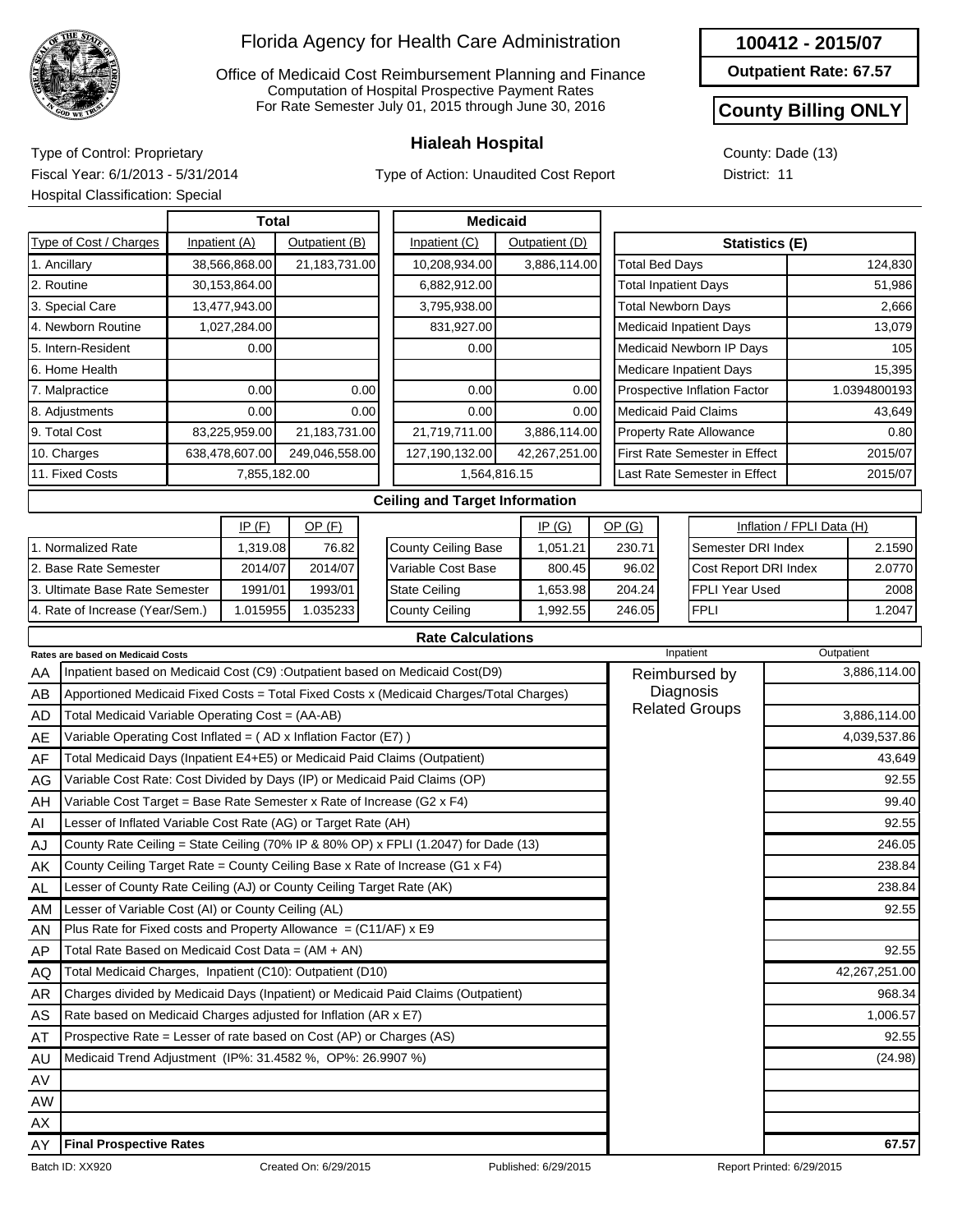# Florida Agency for Health Care Administration

Office of Medicaid Cost Reimbursement Planning and Finance
Computation of Hospital Prospective Payment Rates
For Rate Semester July 01, 2015 through June 30, 2016

**100412 - 2015/07**

**Outpatient Rate: 67.57**

**County Billing ONLY**

## Hialeah Hospital

Type of Control: Proprietary
Fiscal Year: 6/1/2013 - 5/31/2014
Hospital Classification: Special

Type of Action: Unaudited Cost Report

County: Dade (13)
District: 11

| Type of Cost / Charges | Total Inpatient (A) | Total Outpatient (B) | Medicaid Inpatient (C) | Medicaid Outpatient (D) |
|---|---|---|---|---|
| 1. Ancillary | 38,566,868.00 | 21,183,731.00 | 10,208,934.00 | 3,886,114.00 |
| 2. Routine | 30,153,864.00 | | 6,882,912.00 | |
| 3. Special Care | 13,477,943.00 | | 3,795,938.00 | |
| 4. Newborn Routine | 1,027,284.00 | | 831,927.00 | |
| 5. Intern-Resident | 0.00 | | 0.00 | |
| 6. Home Health | | | | |
| 7. Malpractice | 0.00 | 0.00 | 0.00 | 0.00 |
| 8. Adjustments | 0.00 | 0.00 | 0.00 | 0.00 |
| 9. Total Cost | 83,225,959.00 | 21,183,731.00 | 21,719,711.00 | 3,886,114.00 |
| 10. Charges | 638,478,607.00 | 249,046,558.00 | 127,190,132.00 | 42,267,251.00 |
| 11. Fixed Costs | 7,855,182.00 | | 1,564,816.15 | |

| Statistics (E) | |
|---|---|
| Total Bed Days | 124,830 |
| Total Inpatient Days | 51,986 |
| Total Newborn Days | 2,666 |
| Medicaid Inpatient Days | 13,079 |
| Medicaid Newborn IP Days | 105 |
| Medicare Inpatient Days | 15,395 |
| Prospective Inflation Factor | 1.0394800193 |
| Medicaid Paid Claims | 43,649 |
| Property Rate Allowance | 0.80 |
| First Rate Semester in Effect | 2015/07 |
| Last Rate Semester in Effect | 2015/07 |

### Ceiling and Target Information

| | IP (F) | OP (F) |
|---|---|---|
| 1. Normalized Rate | 1,319.08 | 76.82 |
| 2. Base Rate Semester | 2014/07 | 2014/07 |
| 3. Ultimate Base Rate Semester | 1991/01 | 1993/01 |
| 4. Rate of Increase (Year/Sem.) | 1.015955 | 1.035233 |

| | IP (G) | OP (G) |
|---|---|---|
| County Ceiling Base | 1,051.21 | 230.71 |
| Variable Cost Base | 800.45 | 96.02 |
| State Ceiling | 1,653.98 | 204.24 |
| County Ceiling | 1,992.55 | 246.05 |

| Inflation / FPLI Data (H) | |
|---|---|
| Semester DRI Index | 2.1590 |
| Cost Report DRI Index | 2.0770 |
| FPLI Year Used | 2008 |
| FPLI | 1.2047 |

### Rate Calculations

| | Rates are based on Medicaid Costs | Inpatient | Outpatient |
|---|---|---|---|
| AA | Inpatient based on Medicaid Cost (C9) :Outpatient based on Medicaid Cost(D9) | Reimbursed by Diagnosis Related Groups | 3,886,114.00 |
| AB | Apportioned Medicaid Fixed Costs = Total Fixed Costs x (Medicaid Charges/Total Charges) | | |
| AD | Total Medicaid Variable Operating Cost = (AA-AB) | | 3,886,114.00 |
| AE | Variable Operating Cost Inflated = ( AD x Inflation Factor (E7) ) | | 4,039,537.86 |
| AF | Total Medicaid Days (Inpatient E4+E5) or Medicaid Paid Claims (Outpatient) | | 43,649 |
| AG | Variable Cost Rate: Cost Divided by Days (IP) or Medicaid Paid Claims (OP) | | 92.55 |
| AH | Variable Cost Target = Base Rate Semester x Rate of Increase (G2 x F4) | | 99.40 |
| AI | Lesser of Inflated Variable Cost Rate (AG) or Target Rate (AH) | | 92.55 |
| AJ | County Rate Ceiling = State Ceiling (70% IP & 80% OP) x FPLI (1.2047) for Dade (13) | | 246.05 |
| AK | County Ceiling Target Rate = County Ceiling Base x Rate of Increase (G1 x F4) | | 238.84 |
| AL | Lesser of County Rate Ceiling (AJ) or County Ceiling Target Rate (AK) | | 238.84 |
| AM | Lesser of Variable Cost (AI) or County Ceiling (AL) | | 92.55 |
| AN | Plus Rate for Fixed costs and Property Allowance = (C11/AF) x E9 | | |
| AP | Total Rate Based on Medicaid Cost Data = (AM + AN) | | 92.55 |
| AQ | Total Medicaid Charges, Inpatient (C10): Outpatient (D10) | | 42,267,251.00 |
| AR | Charges divided by Medicaid Days (Inpatient) or Medicaid Paid Claims (Outpatient) | | 968.34 |
| AS | Rate based on Medicaid Charges adjusted for Inflation (AR x E7) | | 1,006.57 |
| AT | Prospective Rate = Lesser of rate based on Cost (AP) or Charges (AS) | | 92.55 |
| AU | Medicaid Trend Adjustment (IP%: 31.4582 %, OP%: 26.9907 %) | | (24.98) |
| AV | | | |
| AW | | | |
| AX | | | |
| AY | **Final Prospective Rates** | | **67.57** |

Batch ID: XX920 Created On: 6/29/2015 Published: 6/29/2015 Report Printed: 6/29/2015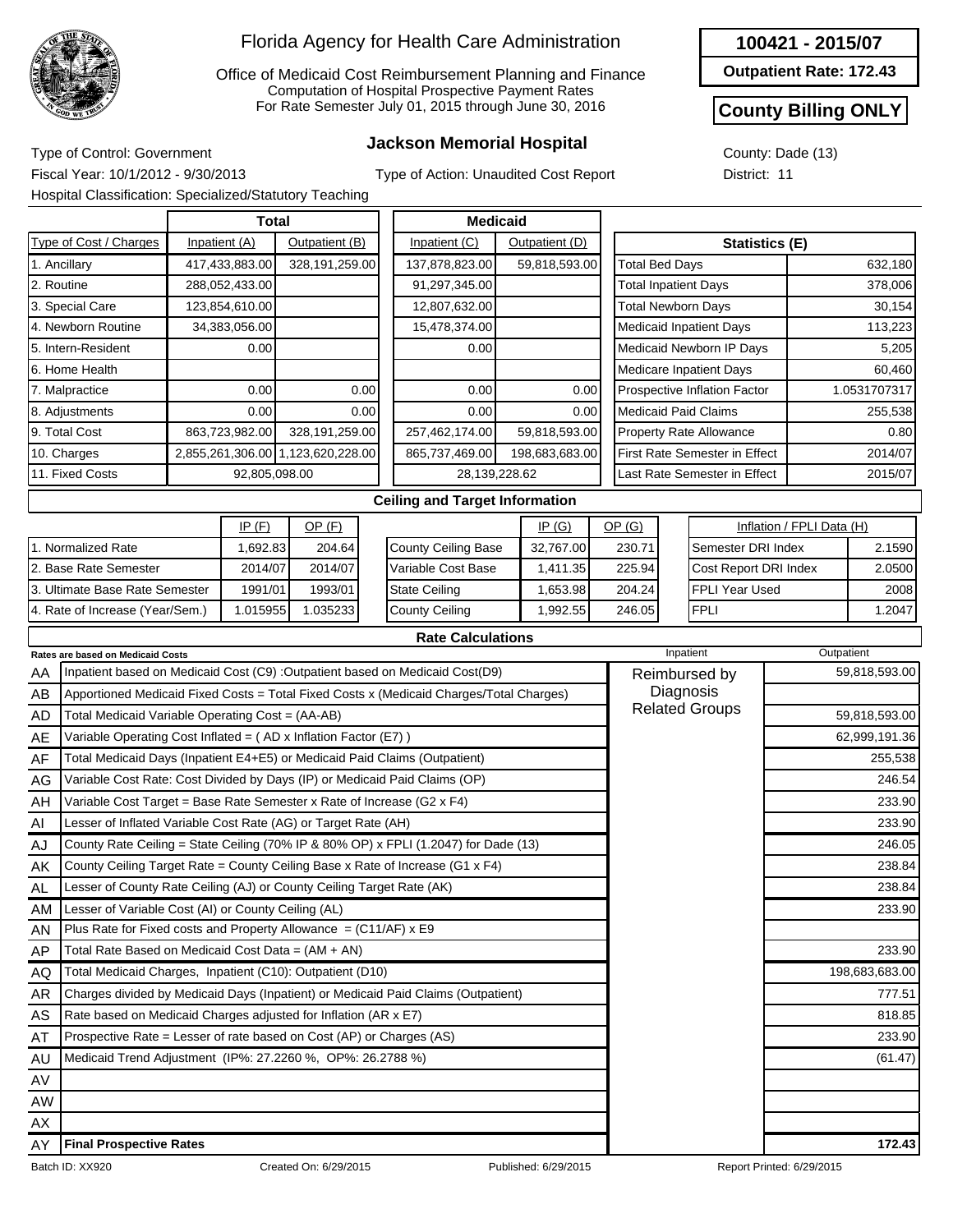# Florida Agency for Health Care Administration

Office of Medicaid Cost Reimbursement Planning and Finance
Computation of Hospital Prospective Payment Rates
For Rate Semester July 01, 2015 through June 30, 2016

**100421 - 2015/07**

**Outpatient Rate: 172.43**

**County Billing ONLY**

## Jackson Memorial Hospital

Type of Control: Government
Fiscal Year: 10/1/2012 - 9/30/2013
Hospital Classification: Specialized/Statutory Teaching

Type of Action: Unaudited Cost Report

County: Dade (13)
District: 11

| Type of Cost / Charges | Total Inpatient (A) | Total Outpatient (B) | Medicaid Inpatient (C) | Medicaid Outpatient (D) |
|---|---|---|---|---|
| 1. Ancillary | 417,433,883.00 | 328,191,259.00 | 137,878,823.00 | 59,818,593.00 |
| 2. Routine | 288,052,433.00 | | 91,297,345.00 | |
| 3. Special Care | 123,854,610.00 | | 12,807,632.00 | |
| 4. Newborn Routine | 34,383,056.00 | | 15,478,374.00 | |
| 5. Intern-Resident | 0.00 | | 0.00 | |
| 6. Home Health | | | | |
| 7. Malpractice | 0.00 | 0.00 | 0.00 | 0.00 |
| 8. Adjustments | 0.00 | 0.00 | 0.00 | 0.00 |
| 9. Total Cost | 863,723,982.00 | 328,191,259.00 | 257,462,174.00 | 59,818,593.00 |
| 10. Charges | 2,855,261,306.00 | 1,123,620,228.00 | 865,737,469.00 | 198,683,683.00 |
| 11. Fixed Costs | 92,805,098.00 | | 28,139,228.62 | |

| Statistics (E) | |
|---|---|
| Total Bed Days | 632,180 |
| Total Inpatient Days | 378,006 |
| Total Newborn Days | 30,154 |
| Medicaid Inpatient Days | 113,223 |
| Medicaid Newborn IP Days | 5,205 |
| Medicare Inpatient Days | 60,460 |
| Prospective Inflation Factor | 1.0531707317 |
| Medicaid Paid Claims | 255,538 |
| Property Rate Allowance | 0.80 |
| First Rate Semester in Effect | 2014/07 |
| Last Rate Semester in Effect | 2015/07 |

### Ceiling and Target Information

| | IP (F) | OP (F) |
|---|---|---|
| 1. Normalized Rate | 1,692.83 | 204.64 |
| 2. Base Rate Semester | 2014/07 | 2014/07 |
| 3. Ultimate Base Rate Semester | 1991/01 | 1993/01 |
| 4. Rate of Increase (Year/Sem.) | 1.015955 | 1.035233 |

| | IP (G) | OP (G) |
|---|---|---|
| County Ceiling Base | 32,767.00 | 230.71 |
| Variable Cost Base | 1,411.35 | 225.94 |
| State Ceiling | 1,653.98 | 204.24 |
| County Ceiling | 1,992.55 | 246.05 |

| Inflation / FPLI Data (H) | |
|---|---|
| Semester DRI Index | 2.1590 |
| Cost Report DRI Index | 2.0500 |
| FPLI Year Used | 2008 |
| FPLI | 1.2047 |

### Rate Calculations

| | Rates are based on Medicaid Costs | Inpatient | Outpatient |
|---|---|---|---|
| AA | Inpatient based on Medicaid Cost (C9) :Outpatient based on Medicaid Cost(D9) | Reimbursed by Diagnosis Related Groups | 59,818,593.00 |
| AB | Apportioned Medicaid Fixed Costs = Total Fixed Costs x (Medicaid Charges/Total Charges) | | |
| AD | Total Medicaid Variable Operating Cost = (AA-AB) | | 59,818,593.00 |
| AE | Variable Operating Cost Inflated = ( AD x Inflation Factor (E7) ) | | 62,999,191.36 |
| AF | Total Medicaid Days (Inpatient E4+E5) or Medicaid Paid Claims (Outpatient) | | 255,538 |
| AG | Variable Cost Rate: Cost Divided by Days (IP) or Medicaid Paid Claims (OP) | | 246.54 |
| AH | Variable Cost Target = Base Rate Semester x Rate of Increase (G2 x F4) | | 233.90 |
| AI | Lesser of Inflated Variable Cost Rate (AG) or Target Rate (AH) | | 233.90 |
| AJ | County Rate Ceiling = State Ceiling (70% IP & 80% OP) x FPLI (1.2047) for Dade (13) | | 246.05 |
| AK | County Ceiling Target Rate = County Ceiling Base x Rate of Increase (G1 x F4) | | 238.84 |
| AL | Lesser of County Rate Ceiling (AJ) or County Ceiling Target Rate (AK) | | 238.84 |
| AM | Lesser of Variable Cost (AI) or County Ceiling (AL) | | 233.90 |
| AN | Plus Rate for Fixed costs and Property Allowance = (C11/AF) x E9 | | |
| AP | Total Rate Based on Medicaid Cost Data = (AM + AN) | | 233.90 |
| AQ | Total Medicaid Charges, Inpatient (C10): Outpatient (D10) | | 198,683,683.00 |
| AR | Charges divided by Medicaid Days (Inpatient) or Medicaid Paid Claims (Outpatient) | | 777.51 |
| AS | Rate based on Medicaid Charges adjusted for Inflation (AR x E7) | | 818.85 |
| AT | Prospective Rate = Lesser of rate based on Cost (AP) or Charges (AS) | | 233.90 |
| AU | Medicaid Trend Adjustment (IP%: 27.2260 %, OP%: 26.2788 %) | | (61.47) |
| AV | | | |
| AW | | | |
| AX | | | |
| AY | **Final Prospective Rates** | | **172.43** |

Batch ID: XX920 Created On: 6/29/2015 Published: 6/29/2015 Report Printed: 6/29/2015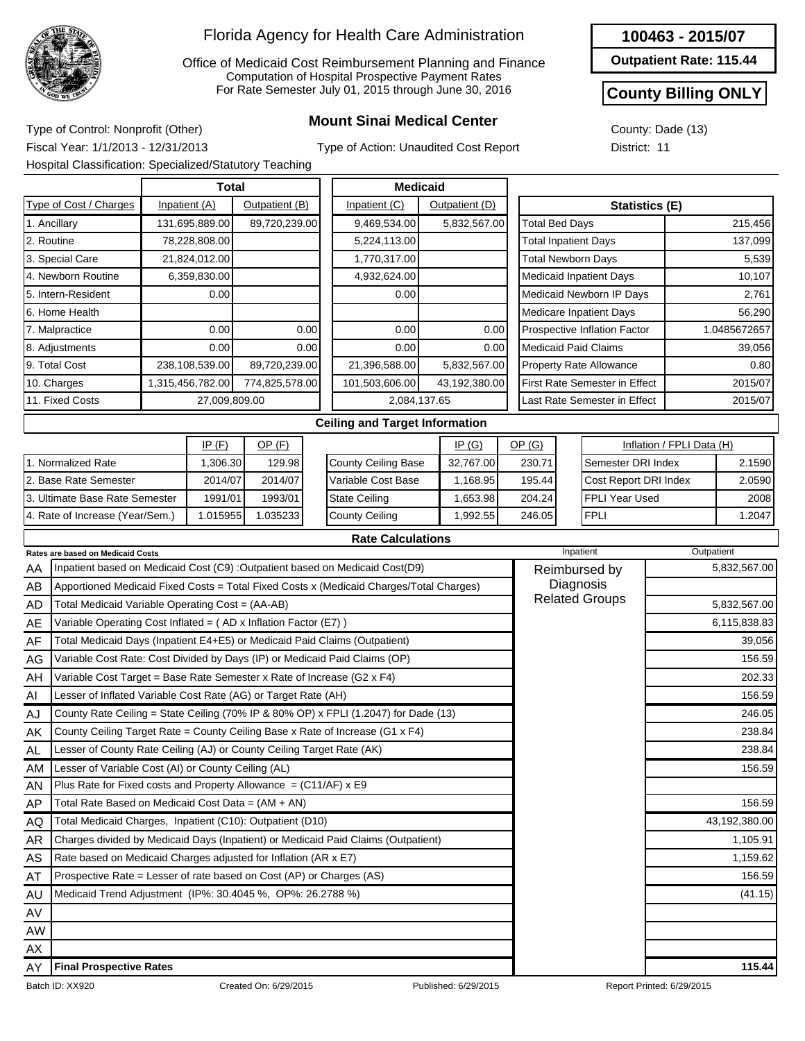# Florida Agency for Health Care Administration

Office of Medicaid Cost Reimbursement Planning and Finance
Computation of Hospital Prospective Payment Rates
For Rate Semester July 01, 2015 through June 30, 2016

**100463 - 2015/07**

**Outpatient Rate: 115.44**

**County Billing ONLY**

## Mount Sinai Medical Center

Type of Control: Nonprofit (Other)
Fiscal Year: 1/1/2013 - 12/31/2013
Type of Action: Unaudited Cost Report
Hospital Classification: Specialized/Statutory Teaching
County: Dade (13)
District: 11

| Type of Cost / Charges | Total Inpatient (A) | Total Outpatient (B) | Medicaid Inpatient (C) | Medicaid Outpatient (D) |
|---|---|---|---|---|
| 1. Ancillary | 131,695,889.00 | 89,720,239.00 | 9,469,534.00 | 5,832,567.00 |
| 2. Routine | 78,228,808.00 | | 5,224,113.00 | |
| 3. Special Care | 21,824,012.00 | | 1,770,317.00 | |
| 4. Newborn Routine | 6,359,830.00 | | 4,932,624.00 | |
| 5. Intern-Resident | 0.00 | | 0.00 | |
| 6. Home Health | | | | |
| 7. Malpractice | 0.00 | 0.00 | 0.00 | 0.00 |
| 8. Adjustments | 0.00 | 0.00 | 0.00 | 0.00 |
| 9. Total Cost | 238,108,539.00 | 89,720,239.00 | 21,396,588.00 | 5,832,567.00 |
| 10. Charges | 1,315,456,782.00 | 774,825,578.00 | 101,503,606.00 | 43,192,380.00 |
| 11. Fixed Costs | 27,009,809.00 | | 2,084,137.65 | |

| Statistics (E) | |
|---|---|
| Total Bed Days | 215,456 |
| Total Inpatient Days | 137,099 |
| Total Newborn Days | 5,539 |
| Medicaid Inpatient Days | 10,107 |
| Medicaid Newborn IP Days | 2,761 |
| Medicare Inpatient Days | 56,290 |
| Prospective Inflation Factor | 1.0485672657 |
| Medicaid Paid Claims | 39,056 |
| Property Rate Allowance | 0.80 |
| First Rate Semester in Effect | 2015/07 |
| Last Rate Semester in Effect | 2015/07 |

### Ceiling and Target Information

| | IP (F) | OP (F) |
|---|---|---|
| 1. Normalized Rate | 1,306.30 | 129.98 |
| 2. Base Rate Semester | 2014/07 | 2014/07 |
| 3. Ultimate Base Rate Semester | 1991/01 | 1993/01 |
| 4. Rate of Increase (Year/Sem.) | 1.015955 | 1.035233 |

| | IP (G) | OP (G) |
|---|---|---|
| County Ceiling Base | 32,767.00 | 230.71 |
| Variable Cost Base | 1,168.95 | 195.44 |
| State Ceiling | 1,653.98 | 204.24 |
| County Ceiling | 1,992.55 | 246.05 |

| Inflation / FPLI Data (H) | |
|---|---|
| Semester DRI Index | 2.1590 |
| Cost Report DRI Index | 2.0590 |
| FPLI Year Used | 2008 |
| FPLI | 1.2047 |

### Rate Calculations

| | Rates are based on Medicaid Costs | Inpatient | Outpatient |
|---|---|---|---|
| AA | Inpatient based on Medicaid Cost (C9) :Outpatient based on Medicaid Cost(D9) | Reimbursed by Diagnosis Related Groups | 5,832,567.00 |
| AB | Apportioned Medicaid Fixed Costs = Total Fixed Costs x (Medicaid Charges/Total Charges) | | |
| AD | Total Medicaid Variable Operating Cost = (AA-AB) | | 5,832,567.00 |
| AE | Variable Operating Cost Inflated = ( AD x Inflation Factor (E7) ) | | 6,115,838.83 |
| AF | Total Medicaid Days (Inpatient E4+E5) or Medicaid Paid Claims (Outpatient) | | 39,056 |
| AG | Variable Cost Rate: Cost Divided by Days (IP) or Medicaid Paid Claims (OP) | | 156.59 |
| AH | Variable Cost Target = Base Rate Semester x Rate of Increase (G2 x F4) | | 202.33 |
| AI | Lesser of Inflated Variable Cost Rate (AG) or Target Rate (AH) | | 156.59 |
| AJ | County Rate Ceiling = State Ceiling (70% IP & 80% OP) x FPLI (1.2047) for Dade (13) | | 246.05 |
| AK | County Ceiling Target Rate = County Ceiling Base x Rate of Increase (G1 x F4) | | 238.84 |
| AL | Lesser of County Rate Ceiling (AJ) or County Ceiling Target Rate (AK) | | 238.84 |
| AM | Lesser of Variable Cost (AI) or County Ceiling (AL) | | 156.59 |
| AN | Plus Rate for Fixed costs and Property Allowance = (C11/AF) x E9 | | |
| AP | Total Rate Based on Medicaid Cost Data = (AM + AN) | | 156.59 |
| AQ | Total Medicaid Charges, Inpatient (C10): Outpatient (D10) | | 43,192,380.00 |
| AR | Charges divided by Medicaid Days (Inpatient) or Medicaid Paid Claims (Outpatient) | | 1,105.91 |
| AS | Rate based on Medicaid Charges adjusted for Inflation (AR x E7) | | 1,159.62 |
| AT | Prospective Rate = Lesser of rate based on Cost (AP) or Charges (AS) | | 156.59 |
| AU | Medicaid Trend Adjustment (IP%: 30.4045 %, OP%: 26.2788 %) | | (41.15) |
| AV | | | |
| AW | | | |
| AX | | | |
| AY | **Final Prospective Rates** | | **115.44** |

Batch ID: XX920 Created On: 6/29/2015 Published: 6/29/2015 Report Printed: 6/29/2015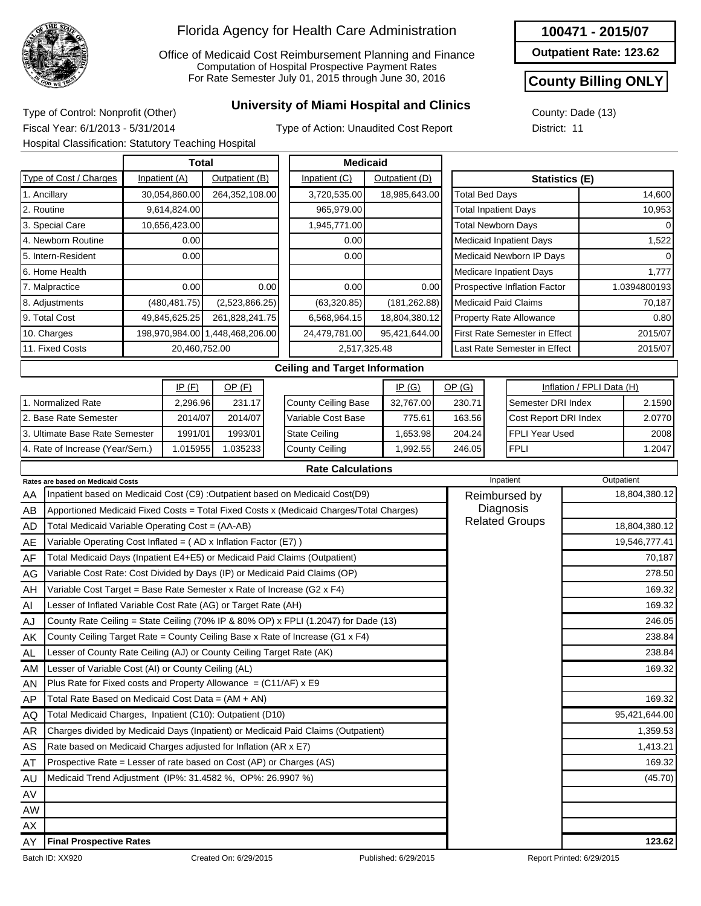# Florida Agency for Health Care Administration

Office of Medicaid Cost Reimbursement Planning and Finance
Computation of Hospital Prospective Payment Rates
For Rate Semester July 01, 2015 through June 30, 2016

**100471 - 2015/07**

**Outpatient Rate: 123.62**

**County Billing ONLY**

## University of Miami Hospital and Clinics

Type of Control: Nonprofit (Other)
Fiscal Year: 6/1/2013 - 5/31/2014
Hospital Classification: Statutory Teaching Hospital

Type of Action: Unaudited Cost Report

County: Dade (13)
District: 11

| Type of Cost / Charges | Total Inpatient (A) | Total Outpatient (B) | Medicaid Inpatient (C) | Medicaid Outpatient (D) |
|---|---|---|---|---|
| 1. Ancillary | 30,054,860.00 | 264,352,108.00 | 3,720,535.00 | 18,985,643.00 |
| 2. Routine | 9,614,824.00 | | 965,979.00 | |
| 3. Special Care | 10,656,423.00 | | 1,945,771.00 | |
| 4. Newborn Routine | 0.00 | | 0.00 | |
| 5. Intern-Resident | 0.00 | | 0.00 | |
| 6. Home Health | | | | |
| 7. Malpractice | 0.00 | 0.00 | 0.00 | 0.00 |
| 8. Adjustments | (480,481.75) | (2,523,866.25) | (63,320.85) | (181,262.88) |
| 9. Total Cost | 49,845,625.25 | 261,828,241.75 | 6,568,964.15 | 18,804,380.12 |
| 10. Charges | 198,970,984.00 | 1,448,468,206.00 | 24,479,781.00 | 95,421,644.00 |
| 11. Fixed Costs | 20,460,752.00 | | 2,517,325.48 | |

| Statistics (E) | |
|---|---|
| Total Bed Days | 14,600 |
| Total Inpatient Days | 10,953 |
| Total Newborn Days | 0 |
| Medicaid Inpatient Days | 1,522 |
| Medicaid Newborn IP Days | 0 |
| Medicare Inpatient Days | 1,777 |
| Prospective Inflation Factor | 1.0394800193 |
| Medicaid Paid Claims | 70,187 |
| Property Rate Allowance | 0.80 |
| First Rate Semester in Effect | 2015/07 |
| Last Rate Semester in Effect | 2015/07 |

### Ceiling and Target Information

| | IP (F) | OP (F) |
|---|---|---|
| 1. Normalized Rate | 2,296.96 | 231.17 |
| 2. Base Rate Semester | 2014/07 | 2014/07 |
| 3. Ultimate Base Rate Semester | 1991/01 | 1993/01 |
| 4. Rate of Increase (Year/Sem.) | 1.015955 | 1.035233 |

| | IP (G) | OP (G) |
|---|---|---|
| County Ceiling Base | 32,767.00 | 230.71 |
| Variable Cost Base | 775.61 | 163.56 |
| State Ceiling | 1,653.98 | 204.24 |
| County Ceiling | 1,992.55 | 246.05 |

| Inflation / FPLI Data (H) | |
|---|---|
| Semester DRI Index | 2.1590 |
| Cost Report DRI Index | 2.0770 |
| FPLI Year Used | 2008 |
| FPLI | 1.2047 |

### Rate Calculations

| | Rates are based on Medicaid Costs | Inpatient | Outpatient |
|---|---|---|---|
| AA | Inpatient based on Medicaid Cost (C9) :Outpatient based on Medicaid Cost(D9) | Reimbursed by Diagnosis Related Groups | 18,804,380.12 |
| AB | Apportioned Medicaid Fixed Costs = Total Fixed Costs x (Medicaid Charges/Total Charges) | | |
| AD | Total Medicaid Variable Operating Cost = (AA-AB) | | 18,804,380.12 |
| AE | Variable Operating Cost Inflated = ( AD x Inflation Factor (E7) ) | | 19,546,777.41 |
| AF | Total Medicaid Days (Inpatient E4+E5) or Medicaid Paid Claims (Outpatient) | | 70,187 |
| AG | Variable Cost Rate: Cost Divided by Days (IP) or Medicaid Paid Claims (OP) | | 278.50 |
| AH | Variable Cost Target = Base Rate Semester x Rate of Increase (G2 x F4) | | 169.32 |
| AI | Lesser of Inflated Variable Cost Rate (AG) or Target Rate (AH) | | 169.32 |
| AJ | County Rate Ceiling = State Ceiling (70% IP & 80% OP) x FPLI (1.2047) for Dade (13) | | 246.05 |
| AK | County Ceiling Target Rate = County Ceiling Base x Rate of Increase (G1 x F4) | | 238.84 |
| AL | Lesser of County Rate Ceiling (AJ) or County Ceiling Target Rate (AK) | | 238.84 |
| AM | Lesser of Variable Cost (AI) or County Ceiling (AL) | | 169.32 |
| AN | Plus Rate for Fixed costs and Property Allowance = (C11/AF) x E9 | | |
| AP | Total Rate Based on Medicaid Cost Data = (AM + AN) | | 169.32 |
| AQ | Total Medicaid Charges, Inpatient (C10): Outpatient (D10) | | 95,421,644.00 |
| AR | Charges divided by Medicaid Days (Inpatient) or Medicaid Paid Claims (Outpatient) | | 1,359.53 |
| AS | Rate based on Medicaid Charges adjusted for Inflation (AR x E7) | | 1,413.21 |
| AT | Prospective Rate = Lesser of rate based on Cost (AP) or Charges (AS) | | 169.32 |
| AU | Medicaid Trend Adjustment (IP%: 31.4582 %, OP%: 26.9907 %) | | (45.70) |
| AV | | | |
| AW | | | |
| AX | | | |
| AY | **Final Prospective Rates** | | **123.62** |

Batch ID: XX920 Created On: 6/29/2015 Published: 6/29/2015 Report Printed: 6/29/2015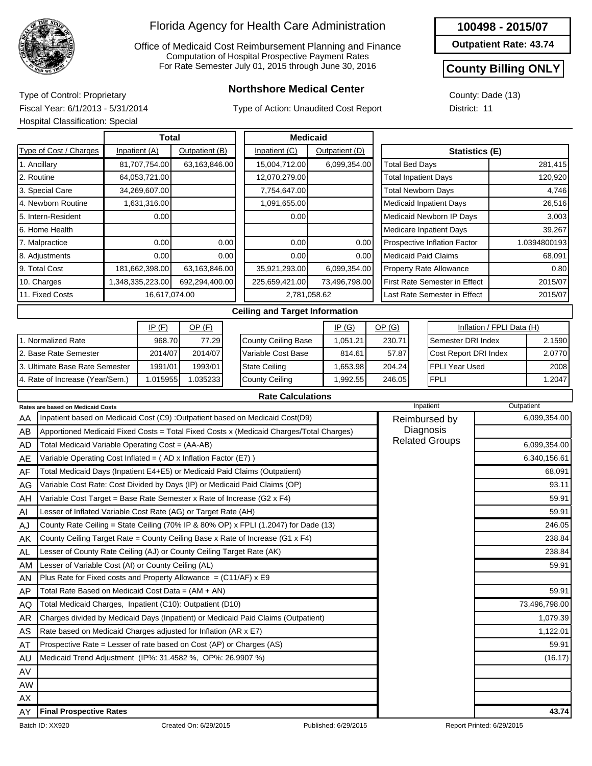# Florida Agency for Health Care Administration

Office of Medicaid Cost Reimbursement Planning and Finance
Computation of Hospital Prospective Payment Rates
For Rate Semester July 01, 2015 through June 30, 2016

**100498 - 2015/07**

**Outpatient Rate: 43.74**

**County Billing ONLY**

## Northshore Medical Center

Type of Control: Proprietary
Fiscal Year: 6/1/2013 - 5/31/2014
Hospital Classification: Special

Type of Action: Unaudited Cost Report

County: Dade (13)
District: 11

| Type of Cost / Charges | Total Inpatient (A) | Total Outpatient (B) | Medicaid Inpatient (C) | Medicaid Outpatient (D) |
|---|---|---|---|---|
| 1. Ancillary | 81,707,754.00 | 63,163,846.00 | 15,004,712.00 | 6,099,354.00 |
| 2. Routine | 64,053,721.00 | | 12,070,279.00 | |
| 3. Special Care | 34,269,607.00 | | 7,754,647.00 | |
| 4. Newborn Routine | 1,631,316.00 | | 1,091,655.00 | |
| 5. Intern-Resident | 0.00 | | 0.00 | |
| 6. Home Health | | | | |
| 7. Malpractice | 0.00 | 0.00 | 0.00 | 0.00 |
| 8. Adjustments | 0.00 | 0.00 | 0.00 | 0.00 |
| 9. Total Cost | 181,662,398.00 | 63,163,846.00 | 35,921,293.00 | 6,099,354.00 |
| 10. Charges | 1,348,335,223.00 | 692,294,400.00 | 225,659,421.00 | 73,496,798.00 |
| 11. Fixed Costs | 16,617,074.00 | | 2,781,058.62 | |

| Statistics (E) | |
|---|---|
| Total Bed Days | 281,415 |
| Total Inpatient Days | 120,920 |
| Total Newborn Days | 4,746 |
| Medicaid Inpatient Days | 26,516 |
| Medicaid Newborn IP Days | 3,003 |
| Medicare Inpatient Days | 39,267 |
| Prospective Inflation Factor | 1.0394800193 |
| Medicaid Paid Claims | 68,091 |
| Property Rate Allowance | 0.80 |
| First Rate Semester in Effect | 2015/07 |
| Last Rate Semester in Effect | 2015/07 |

### Ceiling and Target Information

| | IP (F) | OP (F) |
|---|---|---|
| 1. Normalized Rate | 968.70 | 77.29 |
| 2. Base Rate Semester | 2014/07 | 2014/07 |
| 3. Ultimate Base Rate Semester | 1991/01 | 1993/01 |
| 4. Rate of Increase (Year/Sem.) | 1.015955 | 1.035233 |

| | IP (G) | OP (G) |
|---|---|---|
| County Ceiling Base | 1,051.21 | 230.71 |
| Variable Cost Base | 814.61 | 57.87 |
| State Ceiling | 1,653.98 | 204.24 |
| County Ceiling | 1,992.55 | 246.05 |

| Inflation / FPLI Data (H) | |
|---|---|
| Semester DRI Index | 2.1590 |
| Cost Report DRI Index | 2.0770 |
| FPLI Year Used | 2008 |
| FPLI | 1.2047 |

### Rate Calculations

| | Rates are based on Medicaid Costs | Inpatient | Outpatient |
|---|---|---|---|
| AA | Inpatient based on Medicaid Cost (C9) :Outpatient based on Medicaid Cost(D9) | Reimbursed by Diagnosis Related Groups | 6,099,354.00 |
| AB | Apportioned Medicaid Fixed Costs = Total Fixed Costs x (Medicaid Charges/Total Charges) | | |
| AD | Total Medicaid Variable Operating Cost = (AA-AB) | | 6,099,354.00 |
| AE | Variable Operating Cost Inflated = ( AD x Inflation Factor (E7) ) | | 6,340,156.61 |
| AF | Total Medicaid Days (Inpatient E4+E5) or Medicaid Paid Claims (Outpatient) | | 68,091 |
| AG | Variable Cost Rate: Cost Divided by Days (IP) or Medicaid Paid Claims (OP) | | 93.11 |
| AH | Variable Cost Target = Base Rate Semester x Rate of Increase (G2 x F4) | | 59.91 |
| AI | Lesser of Inflated Variable Cost Rate (AG) or Target Rate (AH) | | 59.91 |
| AJ | County Rate Ceiling = State Ceiling (70% IP & 80% OP) x FPLI (1.2047) for Dade (13) | | 246.05 |
| AK | County Ceiling Target Rate = County Ceiling Base x Rate of Increase (G1 x F4) | | 238.84 |
| AL | Lesser of County Rate Ceiling (AJ) or County Ceiling Target Rate (AK) | | 238.84 |
| AM | Lesser of Variable Cost (AI) or County Ceiling (AL) | | 59.91 |
| AN | Plus Rate for Fixed costs and Property Allowance = (C11/AF) x E9 | | |
| AP | Total Rate Based on Medicaid Cost Data = (AM + AN) | | 59.91 |
| AQ | Total Medicaid Charges, Inpatient (C10): Outpatient (D10) | | 73,496,798.00 |
| AR | Charges divided by Medicaid Days (Inpatient) or Medicaid Paid Claims (Outpatient) | | 1,079.39 |
| AS | Rate based on Medicaid Charges adjusted for Inflation (AR x E7) | | 1,122.01 |
| AT | Prospective Rate = Lesser of rate based on Cost (AP) or Charges (AS) | | 59.91 |
| AU | Medicaid Trend Adjustment (IP%: 31.4582 %, OP%: 26.9907 %) | | (16.17) |
| AV | | | |
| AW | | | |
| AX | | | |
| AY | **Final Prospective Rates** | | **43.74** |

Batch ID: XX920 Created On: 6/29/2015 Published: 6/29/2015 Report Printed: 6/29/2015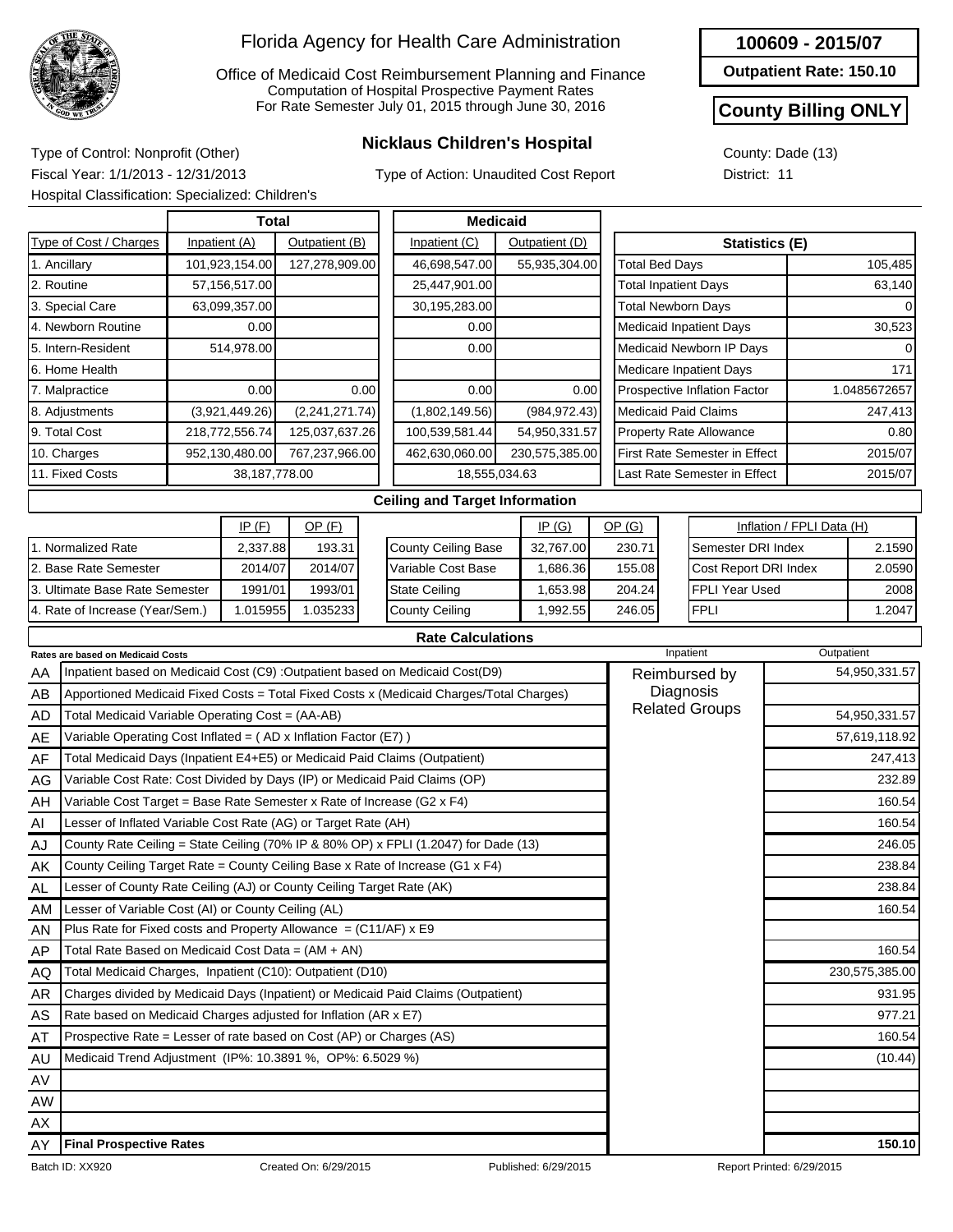# Florida Agency for Health Care Administration

Office of Medicaid Cost Reimbursement Planning and Finance
Computation of Hospital Prospective Payment Rates
For Rate Semester July 01, 2015 through June 30, 2016

**100609 - 2015/07**

**Outpatient Rate: 150.10**

**County Billing ONLY**

## Nicklaus Children's Hospital

Type of Control: Nonprofit (Other)
Fiscal Year: 1/1/2013 - 12/31/2013
Hospital Classification: Specialized: Children's

Type of Action: Unaudited Cost Report

County: Dade (13)
District: 11

| Type of Cost / Charges | Total Inpatient (A) | Total Outpatient (B) | Medicaid Inpatient (C) | Medicaid Outpatient (D) |
|---|---|---|---|---|
| 1. Ancillary | 101,923,154.00 | 127,278,909.00 | 46,698,547.00 | 55,935,304.00 |
| 2. Routine | 57,156,517.00 | | 25,447,901.00 | |
| 3. Special Care | 63,099,357.00 | | 30,195,283.00 | |
| 4. Newborn Routine | 0.00 | | 0.00 | |
| 5. Intern-Resident | 514,978.00 | | 0.00 | |
| 6. Home Health | | | | |
| 7. Malpractice | 0.00 | 0.00 | 0.00 | 0.00 |
| 8. Adjustments | (3,921,449.26) | (2,241,271.74) | (1,802,149.56) | (984,972.43) |
| 9. Total Cost | 218,772,556.74 | 125,037,637.26 | 100,539,581.44 | 54,950,331.57 |
| 10. Charges | 952,130,480.00 | 767,237,966.00 | 462,630,060.00 | 230,575,385.00 |
| 11. Fixed Costs | 38,187,778.00 | | 18,555,034.63 | |

| Statistics (E) | |
|---|---|
| Total Bed Days | 105,485 |
| Total Inpatient Days | 63,140 |
| Total Newborn Days | 0 |
| Medicaid Inpatient Days | 30,523 |
| Medicaid Newborn IP Days | 0 |
| Medicare Inpatient Days | 171 |
| Prospective Inflation Factor | 1.0485672657 |
| Medicaid Paid Claims | 247,413 |
| Property Rate Allowance | 0.80 |
| First Rate Semester in Effect | 2015/07 |
| Last Rate Semester in Effect | 2015/07 |

### Ceiling and Target Information

| | IP (F) | OP (F) |
|---|---|---|
| 1. Normalized Rate | 2,337.88 | 193.31 |
| 2. Base Rate Semester | 2014/07 | 2014/07 |
| 3. Ultimate Base Rate Semester | 1991/01 | 1993/01 |
| 4. Rate of Increase (Year/Sem.) | 1.015955 | 1.035233 |

| | IP (G) | OP (G) |
|---|---|---|
| County Ceiling Base | 32,767.00 | 230.71 |
| Variable Cost Base | 1,686.36 | 155.08 |
| State Ceiling | 1,653.98 | 204.24 |
| County Ceiling | 1,992.55 | 246.05 |

| Inflation / FPLI Data (H) | |
|---|---|
| Semester DRI Index | 2.1590 |
| Cost Report DRI Index | 2.0590 |
| FPLI Year Used | 2008 |
| FPLI | 1.2047 |

### Rate Calculations

| | Rates are based on Medicaid Costs | Inpatient | Outpatient |
|---|---|---|---|
| AA | Inpatient based on Medicaid Cost (C9) :Outpatient based on Medicaid Cost(D9) | Reimbursed by Diagnosis Related Groups | 54,950,331.57 |
| AB | Apportioned Medicaid Fixed Costs = Total Fixed Costs x (Medicaid Charges/Total Charges) | | |
| AD | Total Medicaid Variable Operating Cost = (AA-AB) | | 54,950,331.57 |
| AE | Variable Operating Cost Inflated = ( AD x Inflation Factor (E7) ) | | 57,619,118.92 |
| AF | Total Medicaid Days (Inpatient E4+E5) or Medicaid Paid Claims (Outpatient) | | 247,413 |
| AG | Variable Cost Rate: Cost Divided by Days (IP) or Medicaid Paid Claims (OP) | | 232.89 |
| AH | Variable Cost Target = Base Rate Semester x Rate of Increase (G2 x F4) | | 160.54 |
| AI | Lesser of Inflated Variable Cost Rate (AG) or Target Rate (AH) | | 160.54 |
| AJ | County Rate Ceiling = State Ceiling (70% IP & 80% OP) x FPLI (1.2047) for Dade (13) | | 246.05 |
| AK | County Ceiling Target Rate = County Ceiling Base x Rate of Increase (G1 x F4) | | 238.84 |
| AL | Lesser of County Rate Ceiling (AJ) or County Ceiling Target Rate (AK) | | 238.84 |
| AM | Lesser of Variable Cost (AI) or County Ceiling (AL) | | 160.54 |
| AN | Plus Rate for Fixed costs and Property Allowance = (C11/AF) x E9 | | |
| AP | Total Rate Based on Medicaid Cost Data = (AM + AN) | | 160.54 |
| AQ | Total Medicaid Charges, Inpatient (C10): Outpatient (D10) | | 230,575,385.00 |
| AR | Charges divided by Medicaid Days (Inpatient) or Medicaid Paid Claims (Outpatient) | | 931.95 |
| AS | Rate based on Medicaid Charges adjusted for Inflation (AR x E7) | | 977.21 |
| AT | Prospective Rate = Lesser of rate based on Cost (AP) or Charges (AS) | | 160.54 |
| AU | Medicaid Trend Adjustment (IP%: 10.3891 %, OP%: 6.5029 %) | | (10.44) |
| AV | | | |
| AW | | | |
| AX | | | |
| AY | **Final Prospective Rates** | | **150.10** |

Batch ID: XX920 | Created On: 6/29/2015 | Published: 6/29/2015 | Report Printed: 6/29/2015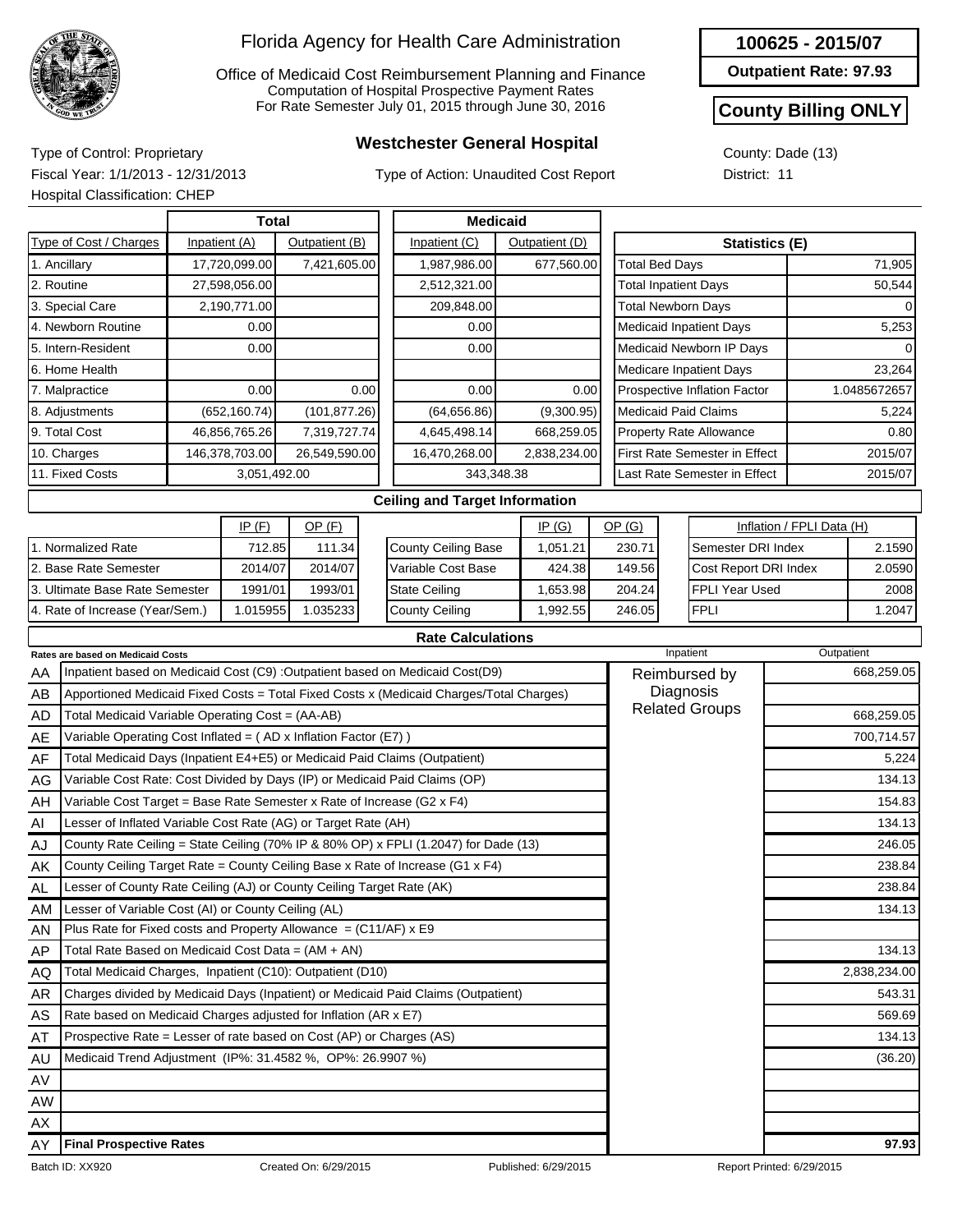# Florida Agency for Health Care Administration

Office of Medicaid Cost Reimbursement Planning and Finance
Computation of Hospital Prospective Payment Rates
For Rate Semester July 01, 2015 through June 30, 2016

**100625 - 2015/07**

**Outpatient Rate: 97.93**

**County Billing ONLY**

## Westchester General Hospital

Type of Control: Proprietary
Fiscal Year: 1/1/2013 - 12/31/2013
Hospital Classification: CHEP

Type of Action: Unaudited Cost Report

County: Dade (13)
District: 11

| Type of Cost / Charges | Total Inpatient (A) | Total Outpatient (B) | Medicaid Inpatient (C) | Medicaid Outpatient (D) |
|---|---|---|---|---|
| 1. Ancillary | 17,720,099.00 | 7,421,605.00 | 1,987,986.00 | 677,560.00 |
| 2. Routine | 27,598,056.00 | | 2,512,321.00 | |
| 3. Special Care | 2,190,771.00 | | 209,848.00 | |
| 4. Newborn Routine | 0.00 | | 0.00 | |
| 5. Intern-Resident | 0.00 | | 0.00 | |
| 6. Home Health | | | | |
| 7. Malpractice | 0.00 | 0.00 | 0.00 | 0.00 |
| 8. Adjustments | (652,160.74) | (101,877.26) | (64,656.86) | (9,300.95) |
| 9. Total Cost | 46,856,765.26 | 7,319,727.74 | 4,645,498.14 | 668,259.05 |
| 10. Charges | 146,378,703.00 | 26,549,590.00 | 16,470,268.00 | 2,838,234.00 |
| 11. Fixed Costs | 3,051,492.00 | | 343,348.38 | |

| Statistics (E) | |
|---|---|
| Total Bed Days | 71,905 |
| Total Inpatient Days | 50,544 |
| Total Newborn Days | 0 |
| Medicaid Inpatient Days | 5,253 |
| Medicaid Newborn IP Days | 0 |
| Medicare Inpatient Days | 23,264 |
| Prospective Inflation Factor | 1.0485672657 |
| Medicaid Paid Claims | 5,224 |
| Property Rate Allowance | 0.80 |
| First Rate Semester in Effect | 2015/07 |
| Last Rate Semester in Effect | 2015/07 |

### Ceiling and Target Information

| | IP (F) | OP (F) |
|---|---|---|
| 1. Normalized Rate | 712.85 | 111.34 |
| 2. Base Rate Semester | 2014/07 | 2014/07 |
| 3. Ultimate Base Rate Semester | 1991/01 | 1993/01 |
| 4. Rate of Increase (Year/Sem.) | 1.015955 | 1.035233 |

| | IP (G) | OP (G) |
|---|---|---|
| County Ceiling Base | 1,051.21 | 230.71 |
| Variable Cost Base | 424.38 | 149.56 |
| State Ceiling | 1,653.98 | 204.24 |
| County Ceiling | 1,992.55 | 246.05 |

| Inflation / FPLI Data (H) | |
|---|---|
| Semester DRI Index | 2.1590 |
| Cost Report DRI Index | 2.0590 |
| FPLI Year Used | 2008 |
| FPLI | 1.2047 |

### Rate Calculations

| | Rates are based on Medicaid Costs | Inpatient | Outpatient |
|---|---|---|---|
| AA | Inpatient based on Medicaid Cost (C9) :Outpatient based on Medicaid Cost(D9) | Reimbursed by Diagnosis Related Groups | 668,259.05 |
| AB | Apportioned Medicaid Fixed Costs = Total Fixed Costs x (Medicaid Charges/Total Charges) | | |
| AD | Total Medicaid Variable Operating Cost = (AA-AB) | | 668,259.05 |
| AE | Variable Operating Cost Inflated = ( AD x Inflation Factor (E7) ) | | 700,714.57 |
| AF | Total Medicaid Days (Inpatient E4+E5) or Medicaid Paid Claims (Outpatient) | | 5,224 |
| AG | Variable Cost Rate: Cost Divided by Days (IP) or Medicaid Paid Claims (OP) | | 134.13 |
| AH | Variable Cost Target = Base Rate Semester x Rate of Increase (G2 x F4) | | 154.83 |
| AI | Lesser of Inflated Variable Cost Rate (AG) or Target Rate (AH) | | 134.13 |
| AJ | County Rate Ceiling = State Ceiling (70% IP & 80% OP) x FPLI (1.2047) for Dade (13) | | 246.05 |
| AK | County Ceiling Target Rate = County Ceiling Base x Rate of Increase (G1 x F4) | | 238.84 |
| AL | Lesser of County Rate Ceiling (AJ) or County Ceiling Target Rate (AK) | | 238.84 |
| AM | Lesser of Variable Cost (AI) or County Ceiling (AL) | | 134.13 |
| AN | Plus Rate for Fixed costs and Property Allowance = (C11/AF) x E9 | | |
| AP | Total Rate Based on Medicaid Cost Data = (AM + AN) | | 134.13 |
| AQ | Total Medicaid Charges, Inpatient (C10): Outpatient (D10) | | 2,838,234.00 |
| AR | Charges divided by Medicaid Days (Inpatient) or Medicaid Paid Claims (Outpatient) | | 543.31 |
| AS | Rate based on Medicaid Charges adjusted for Inflation (AR x E7) | | 569.69 |
| AT | Prospective Rate = Lesser of rate based on Cost (AP) or Charges (AS) | | 134.13 |
| AU | Medicaid Trend Adjustment (IP%: 31.4582 %, OP%: 26.9907 %) | | (36.20) |
| AV | | | |
| AW | | | |
| AX | | | |
| AY | **Final Prospective Rates** | | **97.93** |

Batch ID: XX920 | Created On: 6/29/2015 | Published: 6/29/2015 | Report Printed: 6/29/2015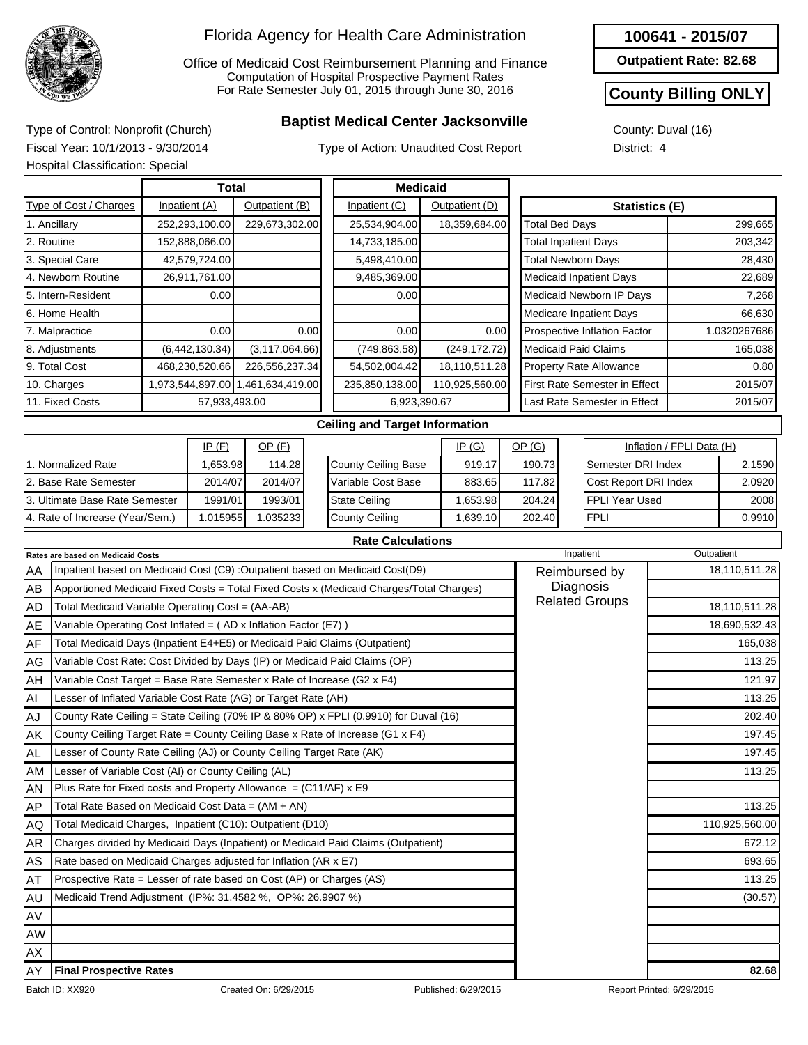# Florida Agency for Health Care Administration

Office of Medicaid Cost Reimbursement Planning and Finance
Computation of Hospital Prospective Payment Rates
For Rate Semester July 01, 2015 through June 30, 2016

**100641 - 2015/07**

**Outpatient Rate: 82.68**

**County Billing ONLY**

## Baptist Medical Center Jacksonville

Type of Control: Nonprofit (Church)
Fiscal Year: 10/1/2013 - 9/30/2014
Hospital Classification: Special

Type of Action: Unaudited Cost Report

County: Duval (16)
District: 4

| Type of Cost / Charges | Total Inpatient (A) | Total Outpatient (B) | Medicaid Inpatient (C) | Medicaid Outpatient (D) |
|---|---|---|---|---|
| 1. Ancillary | 252,293,100.00 | 229,673,302.00 | 25,534,904.00 | 18,359,684.00 |
| 2. Routine | 152,888,066.00 | | 14,733,185.00 | |
| 3. Special Care | 42,579,724.00 | | 5,498,410.00 | |
| 4. Newborn Routine | 26,911,761.00 | | 9,485,369.00 | |
| 5. Intern-Resident | 0.00 | | 0.00 | |
| 6. Home Health | | | | |
| 7. Malpractice | 0.00 | 0.00 | 0.00 | 0.00 |
| 8. Adjustments | (6,442,130.34) | (3,117,064.66) | (749,863.58) | (249,172.72) |
| 9. Total Cost | 468,230,520.66 | 226,556,237.34 | 54,502,004.42 | 18,110,511.28 |
| 10. Charges | 1,973,544,897.00 | 1,461,634,419.00 | 235,850,138.00 | 110,925,560.00 |
| 11. Fixed Costs | 57,933,493.00 | | 6,923,390.67 | |

| Statistics (E) | |
|---|---|
| Total Bed Days | 299,665 |
| Total Inpatient Days | 203,342 |
| Total Newborn Days | 28,430 |
| Medicaid Inpatient Days | 22,689 |
| Medicaid Newborn IP Days | 7,268 |
| Medicare Inpatient Days | 66,630 |
| Prospective Inflation Factor | 1.0320267686 |
| Medicaid Paid Claims | 165,038 |
| Property Rate Allowance | 0.80 |
| First Rate Semester in Effect | 2015/07 |
| Last Rate Semester in Effect | 2015/07 |

### Ceiling and Target Information

| | IP (F) | OP (F) |
|---|---|---|
| 1. Normalized Rate | 1,653.98 | 114.28 |
| 2. Base Rate Semester | 2014/07 | 2014/07 |
| 3. Ultimate Base Rate Semester | 1991/01 | 1993/01 |
| 4. Rate of Increase (Year/Sem.) | 1.015955 | 1.035233 |

| | IP (G) | OP (G) |
|---|---|---|
| County Ceiling Base | 919.17 | 190.73 |
| Variable Cost Base | 883.65 | 117.82 |
| State Ceiling | 1,653.98 | 204.24 |
| County Ceiling | 1,639.10 | 202.40 |

| Inflation / FPLI Data (H) | |
|---|---|
| Semester DRI Index | 2.1590 |
| Cost Report DRI Index | 2.0920 |
| FPLI Year Used | 2008 |
| FPLI | 0.9910 |

### Rate Calculations

| | Rates are based on Medicaid Costs | Inpatient | Outpatient |
|---|---|---|---|
| AA | Inpatient based on Medicaid Cost (C9) :Outpatient based on Medicaid Cost(D9) | Reimbursed by Diagnosis Related Groups | 18,110,511.28 |
| AB | Apportioned Medicaid Fixed Costs = Total Fixed Costs x (Medicaid Charges/Total Charges) | | |
| AD | Total Medicaid Variable Operating Cost = (AA-AB) | | 18,110,511.28 |
| AE | Variable Operating Cost Inflated = ( AD x Inflation Factor (E7) ) | | 18,690,532.43 |
| AF | Total Medicaid Days (Inpatient E4+E5) or Medicaid Paid Claims (Outpatient) | | 165,038 |
| AG | Variable Cost Rate: Cost Divided by Days (IP) or Medicaid Paid Claims (OP) | | 113.25 |
| AH | Variable Cost Target = Base Rate Semester x Rate of Increase (G2 x F4) | | 121.97 |
| AI | Lesser of Inflated Variable Cost Rate (AG) or Target Rate (AH) | | 113.25 |
| AJ | County Rate Ceiling = State Ceiling (70% IP & 80% OP) x FPLI (0.9910) for Duval (16) | | 202.40 |
| AK | County Ceiling Target Rate = County Ceiling Base x Rate of Increase (G1 x F4) | | 197.45 |
| AL | Lesser of County Rate Ceiling (AJ) or County Ceiling Target Rate (AK) | | 197.45 |
| AM | Lesser of Variable Cost (AI) or County Ceiling (AL) | | 113.25 |
| AN | Plus Rate for Fixed costs and Property Allowance = (C11/AF) x E9 | | |
| AP | Total Rate Based on Medicaid Cost Data = (AM + AN) | | 113.25 |
| AQ | Total Medicaid Charges, Inpatient (C10): Outpatient (D10) | | 110,925,560.00 |
| AR | Charges divided by Medicaid Days (Inpatient) or Medicaid Paid Claims (Outpatient) | | 672.12 |
| AS | Rate based on Medicaid Charges adjusted for Inflation (AR x E7) | | 693.65 |
| AT | Prospective Rate = Lesser of rate based on Cost (AP) or Charges (AS) | | 113.25 |
| AU | Medicaid Trend Adjustment (IP%: 31.4582 %, OP%: 26.9907 %) | | (30.57) |
| AV | | | |
| AW | | | |
| AX | | | |
| AY | **Final Prospective Rates** | | **82.68** |

Batch ID: XX920 Created On: 6/29/2015 Published: 6/29/2015 Report Printed: 6/29/2015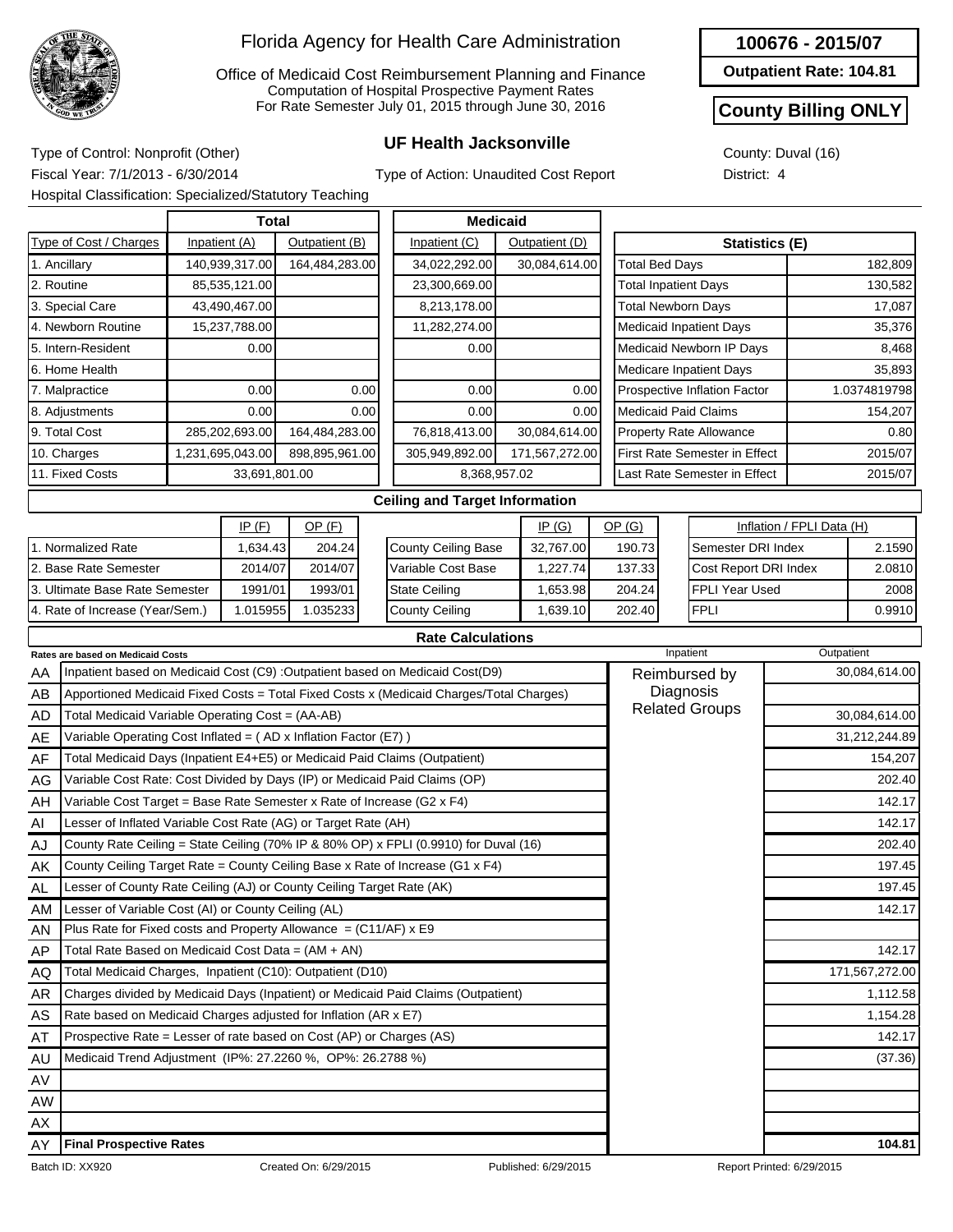# Florida Agency for Health Care Administration

Office of Medicaid Cost Reimbursement Planning and Finance
Computation of Hospital Prospective Payment Rates
For Rate Semester July 01, 2015 through June 30, 2016

**100676 - 2015/07**

**Outpatient Rate: 104.81**

**County Billing ONLY**

## UF Health Jacksonville

Type of Control: Nonprofit (Other)
Fiscal Year: 7/1/2013 - 6/30/2014
Type of Action: Unaudited Cost Report
Hospital Classification: Specialized/Statutory Teaching
County: Duval (16)
District: 4

| Type of Cost / Charges | Total Inpatient (A) | Total Outpatient (B) | Medicaid Inpatient (C) | Medicaid Outpatient (D) |
|---|---|---|---|---|
| 1. Ancillary | 140,939,317.00 | 164,484,283.00 | 34,022,292.00 | 30,084,614.00 |
| 2. Routine | 85,535,121.00 | | 23,300,669.00 | |
| 3. Special Care | 43,490,467.00 | | 8,213,178.00 | |
| 4. Newborn Routine | 15,237,788.00 | | 11,282,274.00 | |
| 5. Intern-Resident | 0.00 | | 0.00 | |
| 6. Home Health | | | | |
| 7. Malpractice | 0.00 | 0.00 | 0.00 | 0.00 |
| 8. Adjustments | 0.00 | 0.00 | 0.00 | 0.00 |
| 9. Total Cost | 285,202,693.00 | 164,484,283.00 | 76,818,413.00 | 30,084,614.00 |
| 10. Charges | 1,231,695,043.00 | 898,895,961.00 | 305,949,892.00 | 171,567,272.00 |
| 11. Fixed Costs | 33,691,801.00 | | 8,368,957.02 | |

| Statistics (E) | |
|---|---|
| Total Bed Days | 182,809 |
| Total Inpatient Days | 130,582 |
| Total Newborn Days | 17,087 |
| Medicaid Inpatient Days | 35,376 |
| Medicaid Newborn IP Days | 8,468 |
| Medicare Inpatient Days | 35,893 |
| Prospective Inflation Factor | 1.0374819798 |
| Medicaid Paid Claims | 154,207 |
| Property Rate Allowance | 0.80 |
| First Rate Semester in Effect | 2015/07 |
| Last Rate Semester in Effect | 2015/07 |

### Ceiling and Target Information

| | IP (F) | OP (F) |
|---|---|---|
| 1. Normalized Rate | 1,634.43 | 204.24 |
| 2. Base Rate Semester | 2014/07 | 2014/07 |
| 3. Ultimate Base Rate Semester | 1991/01 | 1993/01 |
| 4. Rate of Increase (Year/Sem.) | 1.015955 | 1.035233 |

| | IP (G) | OP (G) |
|---|---|---|
| County Ceiling Base | 32,767.00 | 190.73 |
| Variable Cost Base | 1,227.74 | 137.33 |
| State Ceiling | 1,653.98 | 204.24 |
| County Ceiling | 1,639.10 | 202.40 |

| Inflation / FPLI Data (H) | |
|---|---|
| Semester DRI Index | 2.1590 |
| Cost Report DRI Index | 2.0810 |
| FPLI Year Used | 2008 |
| FPLI | 0.9910 |

### Rate Calculations

| | Rates are based on Medicaid Costs | Inpatient | Outpatient |
|---|---|---|---|
| AA | Inpatient based on Medicaid Cost (C9) :Outpatient based on Medicaid Cost(D9) | Reimbursed by Diagnosis Related Groups | 30,084,614.00 |
| AB | Apportioned Medicaid Fixed Costs = Total Fixed Costs x (Medicaid Charges/Total Charges) | | |
| AD | Total Medicaid Variable Operating Cost = (AA-AB) | | 30,084,614.00 |
| AE | Variable Operating Cost Inflated = ( AD x Inflation Factor (E7) ) | | 31,212,244.89 |
| AF | Total Medicaid Days (Inpatient E4+E5) or Medicaid Paid Claims (Outpatient) | | 154,207 |
| AG | Variable Cost Rate: Cost Divided by Days (IP) or Medicaid Paid Claims (OP) | | 202.40 |
| AH | Variable Cost Target = Base Rate Semester x Rate of Increase (G2 x F4) | | 142.17 |
| AI | Lesser of Inflated Variable Cost Rate (AG) or Target Rate (AH) | | 142.17 |
| AJ | County Rate Ceiling = State Ceiling (70% IP & 80% OP) x FPLI (0.9910) for Duval (16) | | 202.40 |
| AK | County Ceiling Target Rate = County Ceiling Base x Rate of Increase (G1 x F4) | | 197.45 |
| AL | Lesser of County Rate Ceiling (AJ) or County Ceiling Target Rate (AK) | | 197.45 |
| AM | Lesser of Variable Cost (AI) or County Ceiling (AL) | | 142.17 |
| AN | Plus Rate for Fixed costs and Property Allowance = (C11/AF) x E9 | | |
| AP | Total Rate Based on Medicaid Cost Data = (AM + AN) | | 142.17 |
| AQ | Total Medicaid Charges, Inpatient (C10): Outpatient (D10) | | 171,567,272.00 |
| AR | Charges divided by Medicaid Days (Inpatient) or Medicaid Paid Claims (Outpatient) | | 1,112.58 |
| AS | Rate based on Medicaid Charges adjusted for Inflation (AR x E7) | | 1,154.28 |
| AT | Prospective Rate = Lesser of rate based on Cost (AP) or Charges (AS) | | 142.17 |
| AU | Medicaid Trend Adjustment (IP%: 27.2260 %, OP%: 26.2788 %) | | (37.36) |
| AV | | | |
| AW | | | |
| AX | | | |
| AY | **Final Prospective Rates** | | **104.81** |

Batch ID: XX920 Created On: 6/29/2015 Published: 6/29/2015 Report Printed: 6/29/2015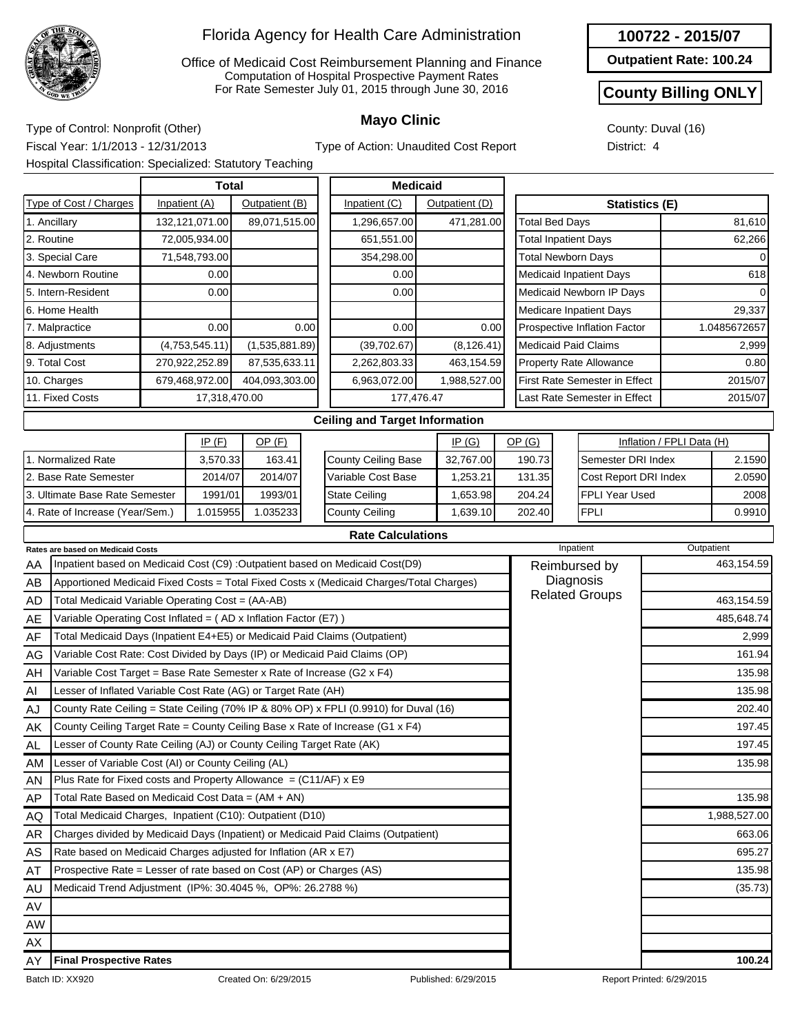# Florida Agency for Health Care Administration

Office of Medicaid Cost Reimbursement Planning and Finance
Computation of Hospital Prospective Payment Rates
For Rate Semester July 01, 2015 through June 30, 2016

**100722 - 2015/07**

**Outpatient Rate: 100.24**

**County Billing ONLY**

## Mayo Clinic

Type of Control: Nonprofit (Other)
Fiscal Year: 1/1/2013 - 12/31/2013
Type of Action: Unaudited Cost Report
Hospital Classification: Specialized: Statutory Teaching
County: Duval (16)
District: 4

| Type of Cost / Charges | Total Inpatient (A) | Total Outpatient (B) | Medicaid Inpatient (C) | Medicaid Outpatient (D) |
|---|---|---|---|---|
| 1. Ancillary | 132,121,071.00 | 89,071,515.00 | 1,296,657.00 | 471,281.00 |
| 2. Routine | 72,005,934.00 | | 651,551.00 | |
| 3. Special Care | 71,548,793.00 | | 354,298.00 | |
| 4. Newborn Routine | 0.00 | | 0.00 | |
| 5. Intern-Resident | 0.00 | | 0.00 | |
| 6. Home Health | | | | |
| 7. Malpractice | 0.00 | 0.00 | 0.00 | 0.00 |
| 8. Adjustments | (4,753,545.11) | (1,535,881.89) | (39,702.67) | (8,126.41) |
| 9. Total Cost | 270,922,252.89 | 87,535,633.11 | 2,262,803.33 | 463,154.59 |
| 10. Charges | 679,468,972.00 | 404,093,303.00 | 6,963,072.00 | 1,988,527.00 |
| 11. Fixed Costs | 17,318,470.00 | | 177,476.47 | |

| Statistics (E) | |
|---|---|
| Total Bed Days | 81,610 |
| Total Inpatient Days | 62,266 |
| Total Newborn Days | 0 |
| Medicaid Inpatient Days | 618 |
| Medicaid Newborn IP Days | 0 |
| Medicare Inpatient Days | 29,337 |
| Prospective Inflation Factor | 1.0485672657 |
| Medicaid Paid Claims | 2,999 |
| Property Rate Allowance | 0.80 |
| First Rate Semester in Effect | 2015/07 |
| Last Rate Semester in Effect | 2015/07 |

### Ceiling and Target Information

| | IP (F) | OP (F) |
|---|---|---|
| 1. Normalized Rate | 3,570.33 | 163.41 |
| 2. Base Rate Semester | 2014/07 | 2014/07 |
| 3. Ultimate Base Rate Semester | 1991/01 | 1993/01 |
| 4. Rate of Increase (Year/Sem.) | 1.015955 | 1.035233 |

| | IP (G) | OP (G) |
|---|---|---|
| County Ceiling Base | 32,767.00 | 190.73 |
| Variable Cost Base | 1,253.21 | 131.35 |
| State Ceiling | 1,653.98 | 204.24 |
| County Ceiling | 1,639.10 | 202.40 |

| Inflation / FPLI Data (H) | |
|---|---|
| Semester DRI Index | 2.1590 |
| Cost Report DRI Index | 2.0590 |
| FPLI Year Used | 2008 |
| FPLI | 0.9910 |

### Rate Calculations

| | Rates are based on Medicaid Costs | Inpatient | Outpatient |
|---|---|---|---|
| AA | Inpatient based on Medicaid Cost (C9) :Outpatient based on Medicaid Cost(D9) | Reimbursed by Diagnosis Related Groups | 463,154.59 |
| AB | Apportioned Medicaid Fixed Costs = Total Fixed Costs x (Medicaid Charges/Total Charges) | | |
| AD | Total Medicaid Variable Operating Cost = (AA-AB) | | 463,154.59 |
| AE | Variable Operating Cost Inflated = ( AD x Inflation Factor (E7) ) | | 485,648.74 |
| AF | Total Medicaid Days (Inpatient E4+E5) or Medicaid Paid Claims (Outpatient) | | 2,999 |
| AG | Variable Cost Rate: Cost Divided by Days (IP) or Medicaid Paid Claims (OP) | | 161.94 |
| AH | Variable Cost Target = Base Rate Semester x Rate of Increase (G2 x F4) | | 135.98 |
| AI | Lesser of Inflated Variable Cost Rate (AG) or Target Rate (AH) | | 135.98 |
| AJ | County Rate Ceiling = State Ceiling (70% IP & 80% OP) x FPLI (0.9910) for Duval (16) | | 202.40 |
| AK | County Ceiling Target Rate = County Ceiling Base x Rate of Increase (G1 x F4) | | 197.45 |
| AL | Lesser of County Rate Ceiling (AJ) or County Ceiling Target Rate (AK) | | 197.45 |
| AM | Lesser of Variable Cost (AI) or County Ceiling (AL) | | 135.98 |
| AN | Plus Rate for Fixed costs and Property Allowance = (C11/AF) x E9 | | |
| AP | Total Rate Based on Medicaid Cost Data = (AM + AN) | | 135.98 |
| AQ | Total Medicaid Charges, Inpatient (C10): Outpatient (D10) | | 1,988,527.00 |
| AR | Charges divided by Medicaid Days (Inpatient) or Medicaid Paid Claims (Outpatient) | | 663.06 |
| AS | Rate based on Medicaid Charges adjusted for Inflation (AR x E7) | | 695.27 |
| AT | Prospective Rate = Lesser of rate based on Cost (AP) or Charges (AS) | | 135.98 |
| AU | Medicaid Trend Adjustment (IP%: 30.4045 %, OP%: 26.2788 %) | | (35.73) |
| AV | | | |
| AW | | | |
| AX | | | |
| AY | **Final Prospective Rates** | | **100.24** |

Batch ID: XX920 Created On: 6/29/2015 Published: 6/29/2015 Report Printed: 6/29/2015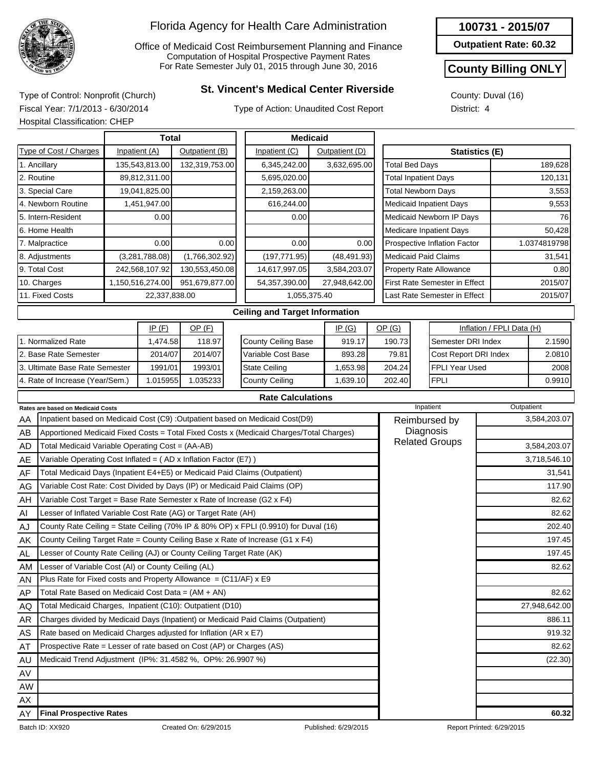# Florida Agency for Health Care Administration

Office of Medicaid Cost Reimbursement Planning and Finance
Computation of Hospital Prospective Payment Rates
For Rate Semester July 01, 2015 through June 30, 2016

**100731 - 2015/07**

**Outpatient Rate: 60.32**

**County Billing ONLY**

## St. Vincent's Medical Center Riverside

Type of Control: Nonprofit (Church)
Fiscal Year: 7/1/2013 - 6/30/2014
Hospital Classification: CHEP

Type of Action: Unaudited Cost Report

County: Duval (16)
District: 4

| Type of Cost / Charges | Total Inpatient (A) | Total Outpatient (B) | Medicaid Inpatient (C) | Medicaid Outpatient (D) |
|---|---|---|---|---|
| 1. Ancillary | 135,543,813.00 | 132,319,753.00 | 6,345,242.00 | 3,632,695.00 |
| 2. Routine | 89,812,311.00 | | 5,695,020.00 | |
| 3. Special Care | 19,041,825.00 | | 2,159,263.00 | |
| 4. Newborn Routine | 1,451,947.00 | | 616,244.00 | |
| 5. Intern-Resident | 0.00 | | 0.00 | |
| 6. Home Health | | | | |
| 7. Malpractice | 0.00 | 0.00 | 0.00 | 0.00 |
| 8. Adjustments | (3,281,788.08) | (1,766,302.92) | (197,771.95) | (48,491.93) |
| 9. Total Cost | 242,568,107.92 | 130,553,450.08 | 14,617,997.05 | 3,584,203.07 |
| 10. Charges | 1,150,516,274.00 | 951,679,877.00 | 54,357,390.00 | 27,948,642.00 |
| 11. Fixed Costs | 22,337,838.00 | | 1,055,375.40 | |

| Statistics (E) | |
|---|---|
| Total Bed Days | 189,628 |
| Total Inpatient Days | 120,131 |
| Total Newborn Days | 3,553 |
| Medicaid Inpatient Days | 9,553 |
| Medicaid Newborn IP Days | 76 |
| Medicare Inpatient Days | 50,428 |
| Prospective Inflation Factor | 1.0374819798 |
| Medicaid Paid Claims | 31,541 |
| Property Rate Allowance | 0.80 |
| First Rate Semester in Effect | 2015/07 |
| Last Rate Semester in Effect | 2015/07 |

### Ceiling and Target Information

| | IP (F) | OP (F) |
|---|---|---|
| 1. Normalized Rate | 1,474.58 | 118.97 |
| 2. Base Rate Semester | 2014/07 | 2014/07 |
| 3. Ultimate Base Rate Semester | 1991/01 | 1993/01 |
| 4. Rate of Increase (Year/Sem.) | 1.015955 | 1.035233 |

| | IP (G) | OP (G) |
|---|---|---|
| County Ceiling Base | 919.17 | 190.73 |
| Variable Cost Base | 893.28 | 79.81 |
| State Ceiling | 1,653.98 | 204.24 |
| County Ceiling | 1,639.10 | 202.40 |

| Inflation / FPLI Data (H) | |
|---|---|
| Semester DRI Index | 2.1590 |
| Cost Report DRI Index | 2.0810 |
| FPLI Year Used | 2008 |
| FPLI | 0.9910 |

### Rate Calculations

| | Rates are based on Medicaid Costs | Inpatient | Outpatient |
|---|---|---|---|
| AA | Inpatient based on Medicaid Cost (C9) :Outpatient based on Medicaid Cost(D9) | Reimbursed by Diagnosis Related Groups | 3,584,203.07 |
| AB | Apportioned Medicaid Fixed Costs = Total Fixed Costs x (Medicaid Charges/Total Charges) | | |
| AD | Total Medicaid Variable Operating Cost = (AA-AB) | | 3,584,203.07 |
| AE | Variable Operating Cost Inflated = ( AD x Inflation Factor (E7) ) | | 3,718,546.10 |
| AF | Total Medicaid Days (Inpatient E4+E5) or Medicaid Paid Claims (Outpatient) | | 31,541 |
| AG | Variable Cost Rate: Cost Divided by Days (IP) or Medicaid Paid Claims (OP) | | 117.90 |
| AH | Variable Cost Target = Base Rate Semester x Rate of Increase (G2 x F4) | | 82.62 |
| AI | Lesser of Inflated Variable Cost Rate (AG) or Target Rate (AH) | | 82.62 |
| AJ | County Rate Ceiling = State Ceiling (70% IP & 80% OP) x FPLI (0.9910) for Duval (16) | | 202.40 |
| AK | County Ceiling Target Rate = County Ceiling Base x Rate of Increase (G1 x F4) | | 197.45 |
| AL | Lesser of County Rate Ceiling (AJ) or County Ceiling Target Rate (AK) | | 197.45 |
| AM | Lesser of Variable Cost (AI) or County Ceiling (AL) | | 82.62 |
| AN | Plus Rate for Fixed costs and Property Allowance = (C11/AF) x E9 | | |
| AP | Total Rate Based on Medicaid Cost Data = (AM + AN) | | 82.62 |
| AQ | Total Medicaid Charges, Inpatient (C10): Outpatient (D10) | | 27,948,642.00 |
| AR | Charges divided by Medicaid Days (Inpatient) or Medicaid Paid Claims (Outpatient) | | 886.11 |
| AS | Rate based on Medicaid Charges adjusted for Inflation (AR x E7) | | 919.32 |
| AT | Prospective Rate = Lesser of rate based on Cost (AP) or Charges (AS) | | 82.62 |
| AU | Medicaid Trend Adjustment (IP%: 31.4582 %, OP%: 26.9907 %) | | (22.30) |
| AV | | | |
| AW | | | |
| AX | | | |
| AY | **Final Prospective Rates** | | **60.32** |

Batch ID: XX920 Created On: 6/29/2015 Published: 6/29/2015 Report Printed: 6/29/2015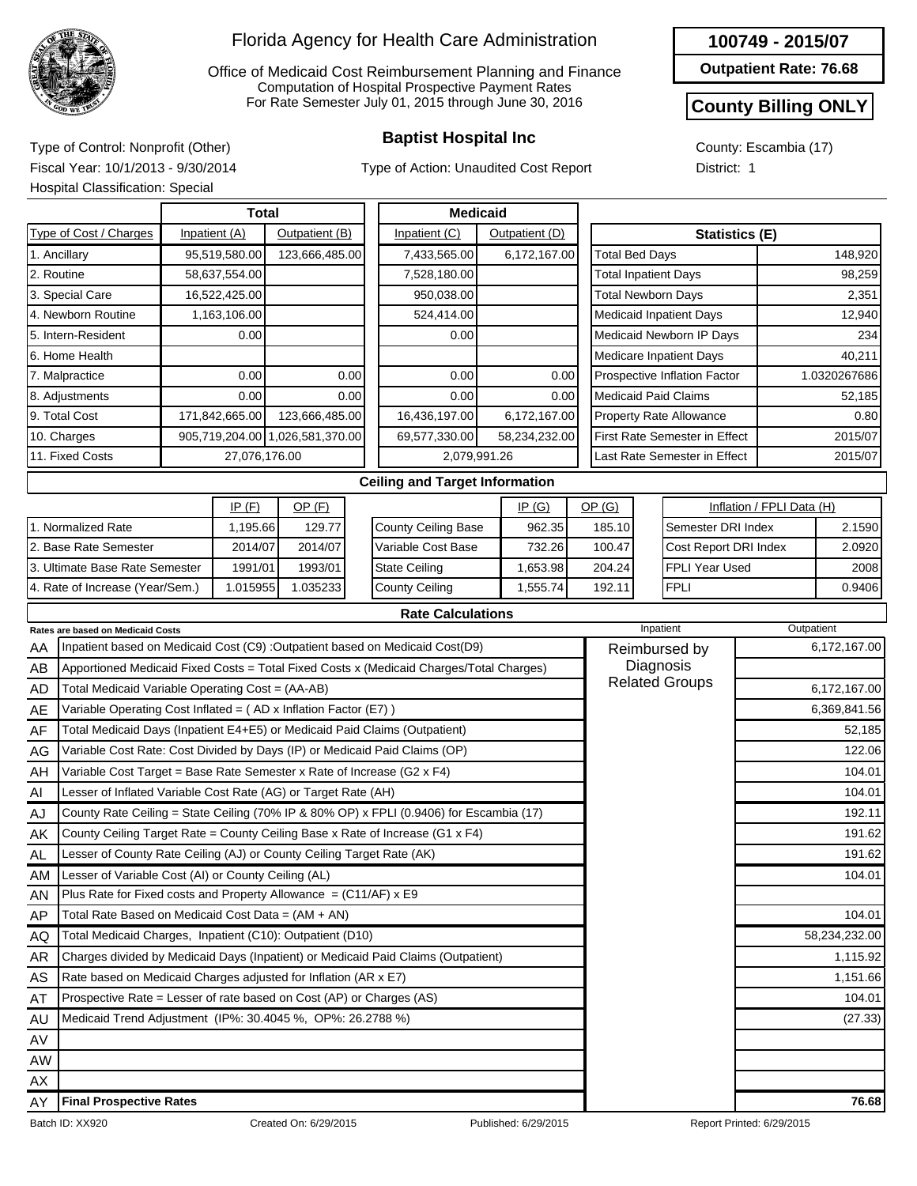# Florida Agency for Health Care Administration

Office of Medicaid Cost Reimbursement Planning and Finance
Computation of Hospital Prospective Payment Rates
For Rate Semester July 01, 2015 through June 30, 2016

**100749 - 2015/07**

**Outpatient Rate: 76.68**

**County Billing ONLY**

## Baptist Hospital Inc

Type of Control: Nonprofit (Other)
Fiscal Year: 10/1/2013 - 9/30/2014
Hospital Classification: Special

Type of Action: Unaudited Cost Report

County: Escambia (17)
District: 1

| Type of Cost / Charges | Total Inpatient (A) | Total Outpatient (B) | Medicaid Inpatient (C) | Medicaid Outpatient (D) |
|---|---|---|---|---|
| 1. Ancillary | 95,519,580.00 | 123,666,485.00 | 7,433,565.00 | 6,172,167.00 |
| 2. Routine | 58,637,554.00 | | 7,528,180.00 | |
| 3. Special Care | 16,522,425.00 | | 950,038.00 | |
| 4. Newborn Routine | 1,163,106.00 | | 524,414.00 | |
| 5. Intern-Resident | 0.00 | | 0.00 | |
| 6. Home Health | | | | |
| 7. Malpractice | 0.00 | 0.00 | 0.00 | 0.00 |
| 8. Adjustments | 0.00 | 0.00 | 0.00 | 0.00 |
| 9. Total Cost | 171,842,665.00 | 123,666,485.00 | 16,436,197.00 | 6,172,167.00 |
| 10. Charges | 905,719,204.00 | 1,026,581,370.00 | 69,577,330.00 | 58,234,232.00 |
| 11. Fixed Costs | 27,076,176.00 | | 2,079,991.26 | |

| Statistics (E) | |
|---|---|
| Total Bed Days | 148,920 |
| Total Inpatient Days | 98,259 |
| Total Newborn Days | 2,351 |
| Medicaid Inpatient Days | 12,940 |
| Medicaid Newborn IP Days | 234 |
| Medicare Inpatient Days | 40,211 |
| Prospective Inflation Factor | 1.0320267686 |
| Medicaid Paid Claims | 52,185 |
| Property Rate Allowance | 0.80 |
| First Rate Semester in Effect | 2015/07 |
| Last Rate Semester in Effect | 2015/07 |

### Ceiling and Target Information

| | IP (F) | OP (F) |
|---|---|---|
| 1. Normalized Rate | 1,195.66 | 129.77 |
| 2. Base Rate Semester | 2014/07 | 2014/07 |
| 3. Ultimate Base Rate Semester | 1991/01 | 1993/01 |
| 4. Rate of Increase (Year/Sem.) | 1.015955 | 1.035233 |

| | IP (G) | OP (G) |
|---|---|---|
| County Ceiling Base | 962.35 | 185.10 |
| Variable Cost Base | 732.26 | 100.47 |
| State Ceiling | 1,653.98 | 204.24 |
| County Ceiling | 1,555.74 | 192.11 |

| Inflation / FPLI Data (H) | |
|---|---|
| Semester DRI Index | 2.1590 |
| Cost Report DRI Index | 2.0920 |
| FPLI Year Used | 2008 |
| FPLI | 0.9406 |

### Rate Calculations

| | Rates are based on Medicaid Costs | Inpatient | Outpatient |
|---|---|---|---|
| AA | Inpatient based on Medicaid Cost (C9) :Outpatient based on Medicaid Cost(D9) | Reimbursed by Diagnosis Related Groups | 6,172,167.00 |
| AB | Apportioned Medicaid Fixed Costs = Total Fixed Costs x (Medicaid Charges/Total Charges) | | |
| AD | Total Medicaid Variable Operating Cost = (AA-AB) | | 6,172,167.00 |
| AE | Variable Operating Cost Inflated = ( AD x Inflation Factor (E7) ) | | 6,369,841.56 |
| AF | Total Medicaid Days (Inpatient E4+E5) or Medicaid Paid Claims (Outpatient) | | 52,185 |
| AG | Variable Cost Rate: Cost Divided by Days (IP) or Medicaid Paid Claims (OP) | | 122.06 |
| AH | Variable Cost Target = Base Rate Semester x Rate of Increase (G2 x F4) | | 104.01 |
| AI | Lesser of Inflated Variable Cost Rate (AG) or Target Rate (AH) | | 104.01 |
| AJ | County Rate Ceiling = State Ceiling (70% IP & 80% OP) x FPLI (0.9406) for Escambia (17) | | 192.11 |
| AK | County Ceiling Target Rate = County Ceiling Base x Rate of Increase (G1 x F4) | | 191.62 |
| AL | Lesser of County Rate Ceiling (AJ) or County Ceiling Target Rate (AK) | | 191.62 |
| AM | Lesser of Variable Cost (AI) or County Ceiling (AL) | | 104.01 |
| AN | Plus Rate for Fixed costs and Property Allowance = (C11/AF) x E9 | | |
| AP | Total Rate Based on Medicaid Cost Data = (AM + AN) | | 104.01 |
| AQ | Total Medicaid Charges, Inpatient (C10): Outpatient (D10) | | 58,234,232.00 |
| AR | Charges divided by Medicaid Days (Inpatient) or Medicaid Paid Claims (Outpatient) | | 1,115.92 |
| AS | Rate based on Medicaid Charges adjusted for Inflation (AR x E7) | | 1,151.66 |
| AT | Prospective Rate = Lesser of rate based on Cost (AP) or Charges (AS) | | 104.01 |
| AU | Medicaid Trend Adjustment (IP%: 30.4045 %, OP%: 26.2788 %) | | (27.33) |
| AV | | | |
| AW | | | |
| AX | | | |
| AY | **Final Prospective Rates** | | **76.68** |

Batch ID: XX920 | Created On: 6/29/2015 | Published: 6/29/2015 | Report Printed: 6/29/2015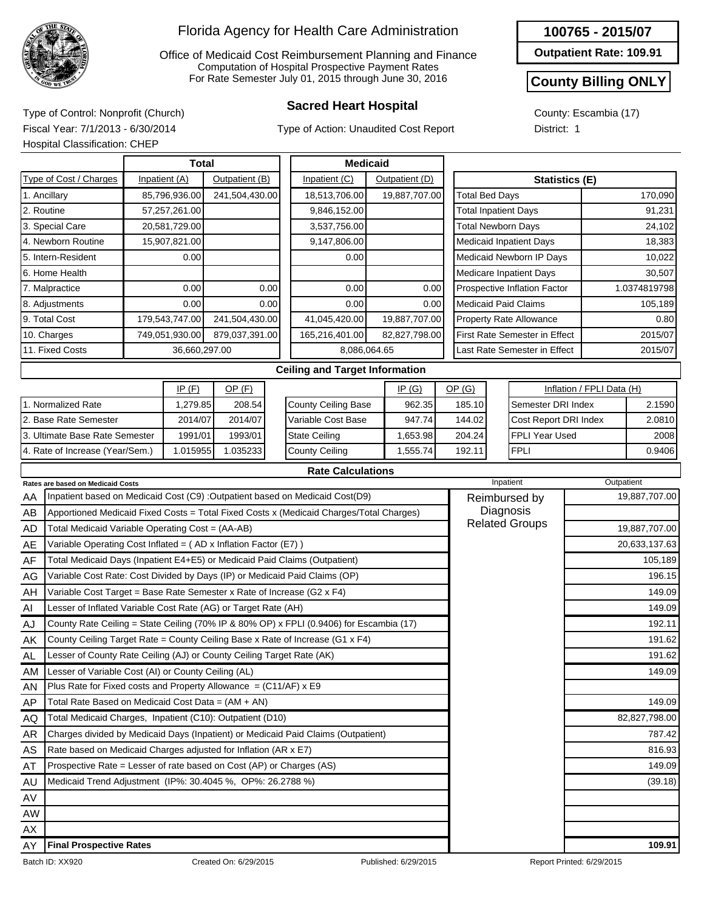# Florida Agency for Health Care Administration

Office of Medicaid Cost Reimbursement Planning and Finance
Computation of Hospital Prospective Payment Rates
For Rate Semester July 01, 2015 through June 30, 2016

**100765 - 2015/07**

**Outpatient Rate: 109.91**

**County Billing ONLY**

## Sacred Heart Hospital

Type of Control: Nonprofit (Church)
Fiscal Year: 7/1/2013 - 6/30/2014
Hospital Classification: CHEP

Type of Action: Unaudited Cost Report

County: Escambia (17)
District: 1

| Type of Cost / Charges | Total Inpatient (A) | Total Outpatient (B) | Medicaid Inpatient (C) | Medicaid Outpatient (D) |
|---|---|---|---|---|
| 1. Ancillary | 85,796,936.00 | 241,504,430.00 | 18,513,706.00 | 19,887,707.00 |
| 2. Routine | 57,257,261.00 | | 9,846,152.00 | |
| 3. Special Care | 20,581,729.00 | | 3,537,756.00 | |
| 4. Newborn Routine | 15,907,821.00 | | 9,147,806.00 | |
| 5. Intern-Resident | 0.00 | | 0.00 | |
| 6. Home Health | | | | |
| 7. Malpractice | 0.00 | 0.00 | 0.00 | 0.00 |
| 8. Adjustments | 0.00 | 0.00 | 0.00 | 0.00 |
| 9. Total Cost | 179,543,747.00 | 241,504,430.00 | 41,045,420.00 | 19,887,707.00 |
| 10. Charges | 749,051,930.00 | 879,037,391.00 | 165,216,401.00 | 82,827,798.00 |
| 11. Fixed Costs | 36,660,297.00 | | 8,086,064.65 | |

| Statistics (E) | |
|---|---|
| Total Bed Days | 170,090 |
| Total Inpatient Days | 91,231 |
| Total Newborn Days | 24,102 |
| Medicaid Inpatient Days | 18,383 |
| Medicaid Newborn IP Days | 10,022 |
| Medicare Inpatient Days | 30,507 |
| Prospective Inflation Factor | 1.0374819798 |
| Medicaid Paid Claims | 105,189 |
| Property Rate Allowance | 0.80 |
| First Rate Semester in Effect | 2015/07 |
| Last Rate Semester in Effect | 2015/07 |

### Ceiling and Target Information

| | IP (F) | OP (F) |
|---|---|---|
| 1. Normalized Rate | 1,279.85 | 208.54 |
| 2. Base Rate Semester | 2014/07 | 2014/07 |
| 3. Ultimate Base Rate Semester | 1991/01 | 1993/01 |
| 4. Rate of Increase (Year/Sem.) | 1.015955 | 1.035233 |

| | IP (G) | OP (G) |
|---|---|---|
| County Ceiling Base | 962.35 | 185.10 |
| Variable Cost Base | 947.74 | 144.02 |
| State Ceiling | 1,653.98 | 204.24 |
| County Ceiling | 1,555.74 | 192.11 |

| Inflation / FPLI Data (H) | |
|---|---|
| Semester DRI Index | 2.1590 |
| Cost Report DRI Index | 2.0810 |
| FPLI Year Used | 2008 |
| FPLI | 0.9406 |

### Rate Calculations

| | Rates are based on Medicaid Costs | Inpatient | Outpatient |
|---|---|---|---|
| AA | Inpatient based on Medicaid Cost (C9) :Outpatient based on Medicaid Cost(D9) | Reimbursed by Diagnosis Related Groups | 19,887,707.00 |
| AB | Apportioned Medicaid Fixed Costs = Total Fixed Costs x (Medicaid Charges/Total Charges) | | |
| AD | Total Medicaid Variable Operating Cost = (AA-AB) | | 19,887,707.00 |
| AE | Variable Operating Cost Inflated = ( AD x Inflation Factor (E7) ) | | 20,633,137.63 |
| AF | Total Medicaid Days (Inpatient E4+E5) or Medicaid Paid Claims (Outpatient) | | 105,189 |
| AG | Variable Cost Rate: Cost Divided by Days (IP) or Medicaid Paid Claims (OP) | | 196.15 |
| AH | Variable Cost Target = Base Rate Semester x Rate of Increase (G2 x F4) | | 149.09 |
| AI | Lesser of Inflated Variable Cost Rate (AG) or Target Rate (AH) | | 149.09 |
| AJ | County Rate Ceiling = State Ceiling (70% IP & 80% OP) x FPLI (0.9406) for Escambia (17) | | 192.11 |
| AK | County Ceiling Target Rate = County Ceiling Base x Rate of Increase (G1 x F4) | | 191.62 |
| AL | Lesser of County Rate Ceiling (AJ) or County Ceiling Target Rate (AK) | | 191.62 |
| AM | Lesser of Variable Cost (AI) or County Ceiling (AL) | | 149.09 |
| AN | Plus Rate for Fixed costs and Property Allowance = (C11/AF) x E9 | | |
| AP | Total Rate Based on Medicaid Cost Data = (AM + AN) | | 149.09 |
| AQ | Total Medicaid Charges, Inpatient (C10): Outpatient (D10) | | 82,827,798.00 |
| AR | Charges divided by Medicaid Days (Inpatient) or Medicaid Paid Claims (Outpatient) | | 787.42 |
| AS | Rate based on Medicaid Charges adjusted for Inflation (AR x E7) | | 816.93 |
| AT | Prospective Rate = Lesser of rate based on Cost (AP) or Charges (AS) | | 149.09 |
| AU | Medicaid Trend Adjustment (IP%: 30.4045 %, OP%: 26.2788 %) | | (39.18) |
| AV | | | |
| AW | | | |
| AX | | | |
| AY | **Final Prospective Rates** | | **109.91** |

Batch ID: XX920 Created On: 6/29/2015 Published: 6/29/2015 Report Printed: 6/29/2015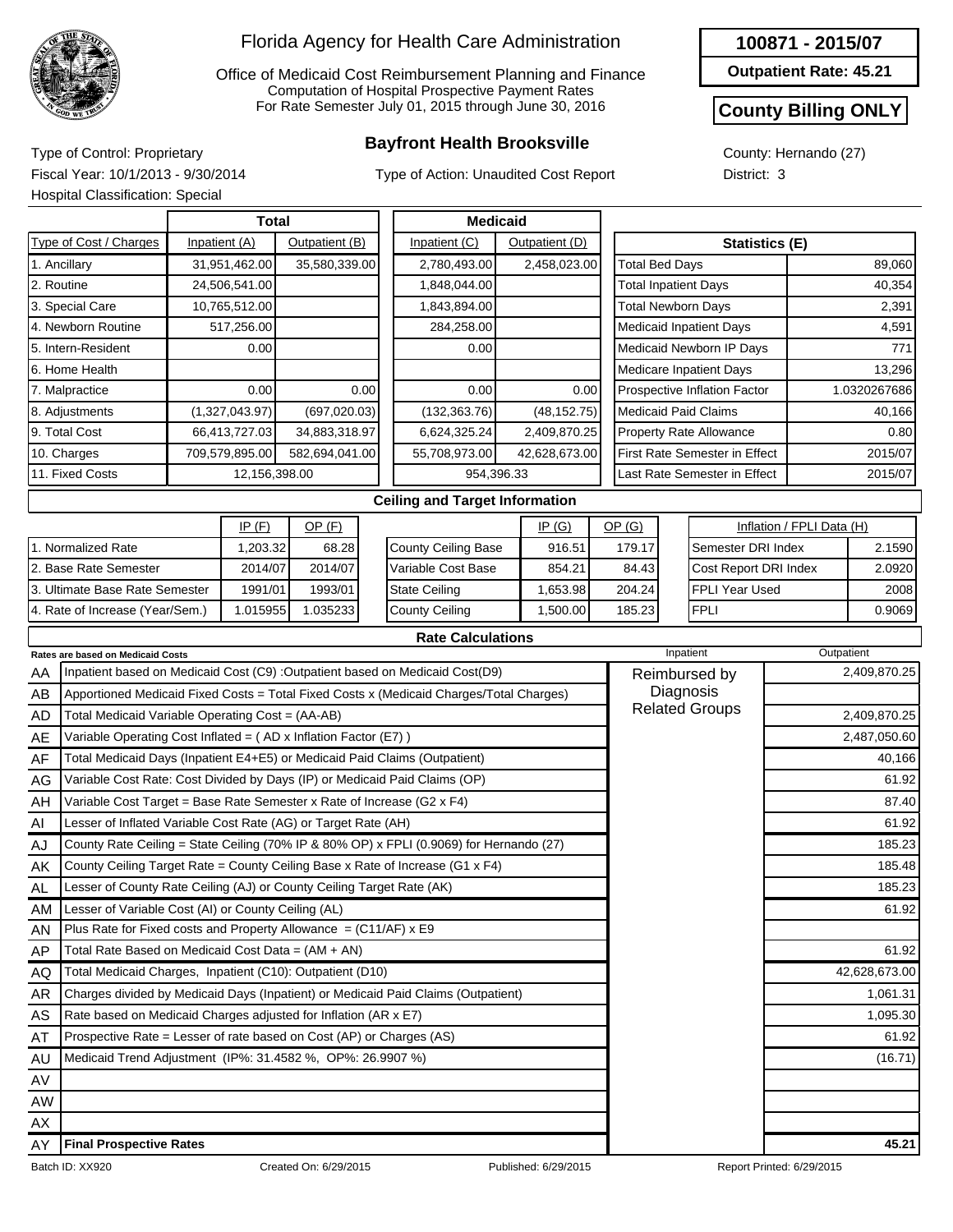# Florida Agency for Health Care Administration

Office of Medicaid Cost Reimbursement Planning and Finance
Computation of Hospital Prospective Payment Rates
For Rate Semester July 01, 2015 through June 30, 2016

**100871 - 2015/07**

**Outpatient Rate: 45.21**

**County Billing ONLY**

## Bayfront Health Brooksville

Type of Control: Proprietary
Fiscal Year: 10/1/2013 - 9/30/2014
Hospital Classification: Special

Type of Action: Unaudited Cost Report

County: Hernando (27)
District: 3

| Type of Cost / Charges | Total Inpatient (A) | Total Outpatient (B) | Medicaid Inpatient (C) | Medicaid Outpatient (D) |
|---|---|---|---|---|
| 1. Ancillary | 31,951,462.00 | 35,580,339.00 | 2,780,493.00 | 2,458,023.00 |
| 2. Routine | 24,506,541.00 | | 1,848,044.00 | |
| 3. Special Care | 10,765,512.00 | | 1,843,894.00 | |
| 4. Newborn Routine | 517,256.00 | | 284,258.00 | |
| 5. Intern-Resident | 0.00 | | 0.00 | |
| 6. Home Health | | | | |
| 7. Malpractice | 0.00 | 0.00 | 0.00 | 0.00 |
| 8. Adjustments | (1,327,043.97) | (697,020.03) | (132,363.76) | (48,152.75) |
| 9. Total Cost | 66,413,727.03 | 34,883,318.97 | 6,624,325.24 | 2,409,870.25 |
| 10. Charges | 709,579,895.00 | 582,694,041.00 | 55,708,973.00 | 42,628,673.00 |
| 11. Fixed Costs | 12,156,398.00 | | 954,396.33 | |

| Statistics (E) | |
|---|---|
| Total Bed Days | 89,060 |
| Total Inpatient Days | 40,354 |
| Total Newborn Days | 2,391 |
| Medicaid Inpatient Days | 4,591 |
| Medicaid Newborn IP Days | 771 |
| Medicare Inpatient Days | 13,296 |
| Prospective Inflation Factor | 1.0320267686 |
| Medicaid Paid Claims | 40,166 |
| Property Rate Allowance | 0.80 |
| First Rate Semester in Effect | 2015/07 |
| Last Rate Semester in Effect | 2015/07 |

### Ceiling and Target Information

| | IP (F) | OP (F) |
|---|---|---|
| 1. Normalized Rate | 1,203.32 | 68.28 |
| 2. Base Rate Semester | 2014/07 | 2014/07 |
| 3. Ultimate Base Rate Semester | 1991/01 | 1993/01 |
| 4. Rate of Increase (Year/Sem.) | 1.015955 | 1.035233 |

| | IP (G) | OP (G) |
|---|---|---|
| County Ceiling Base | 916.51 | 179.17 |
| Variable Cost Base | 854.21 | 84.43 |
| State Ceiling | 1,653.98 | 204.24 |
| County Ceiling | 1,500.00 | 185.23 |

| Inflation / FPLI Data (H) | |
|---|---|
| Semester DRI Index | 2.1590 |
| Cost Report DRI Index | 2.0920 |
| FPLI Year Used | 2008 |
| FPLI | 0.9069 |

### Rate Calculations

| | Rates are based on Medicaid Costs | Inpatient | Outpatient |
|---|---|---|---|
| AA | Inpatient based on Medicaid Cost (C9) :Outpatient based on Medicaid Cost(D9) | Reimbursed by Diagnosis Related Groups | 2,409,870.25 |
| AB | Apportioned Medicaid Fixed Costs = Total Fixed Costs x (Medicaid Charges/Total Charges) | | |
| AD | Total Medicaid Variable Operating Cost = (AA-AB) | | 2,409,870.25 |
| AE | Variable Operating Cost Inflated = ( AD x Inflation Factor (E7) ) | | 2,487,050.60 |
| AF | Total Medicaid Days (Inpatient E4+E5) or Medicaid Paid Claims (Outpatient) | | 40,166 |
| AG | Variable Cost Rate: Cost Divided by Days (IP) or Medicaid Paid Claims (OP) | | 61.92 |
| AH | Variable Cost Target = Base Rate Semester x Rate of Increase (G2 x F4) | | 87.40 |
| AI | Lesser of Inflated Variable Cost Rate (AG) or Target Rate (AH) | | 61.92 |
| AJ | County Rate Ceiling = State Ceiling (70% IP & 80% OP) x FPLI (0.9069) for Hernando (27) | | 185.23 |
| AK | County Ceiling Target Rate = County Ceiling Base x Rate of Increase (G1 x F4) | | 185.48 |
| AL | Lesser of County Rate Ceiling (AJ) or County Ceiling Target Rate (AK) | | 185.23 |
| AM | Lesser of Variable Cost (AI) or County Ceiling (AL) | | 61.92 |
| AN | Plus Rate for Fixed costs and Property Allowance = (C11/AF) x E9 | | |
| AP | Total Rate Based on Medicaid Cost Data = (AM + AN) | | 61.92 |
| AQ | Total Medicaid Charges, Inpatient (C10): Outpatient (D10) | | 42,628,673.00 |
| AR | Charges divided by Medicaid Days (Inpatient) or Medicaid Paid Claims (Outpatient) | | 1,061.31 |
| AS | Rate based on Medicaid Charges adjusted for Inflation (AR x E7) | | 1,095.30 |
| AT | Prospective Rate = Lesser of rate based on Cost (AP) or Charges (AS) | | 61.92 |
| AU | Medicaid Trend Adjustment (IP%: 31.4582 %, OP%: 26.9907 %) | | (16.71) |
| AV | | | |
| AW | | | |
| AX | | | |
| AY | **Final Prospective Rates** | | **45.21** |

Batch ID: XX920 Created On: 6/29/2015 Published: 6/29/2015 Report Printed: 6/29/2015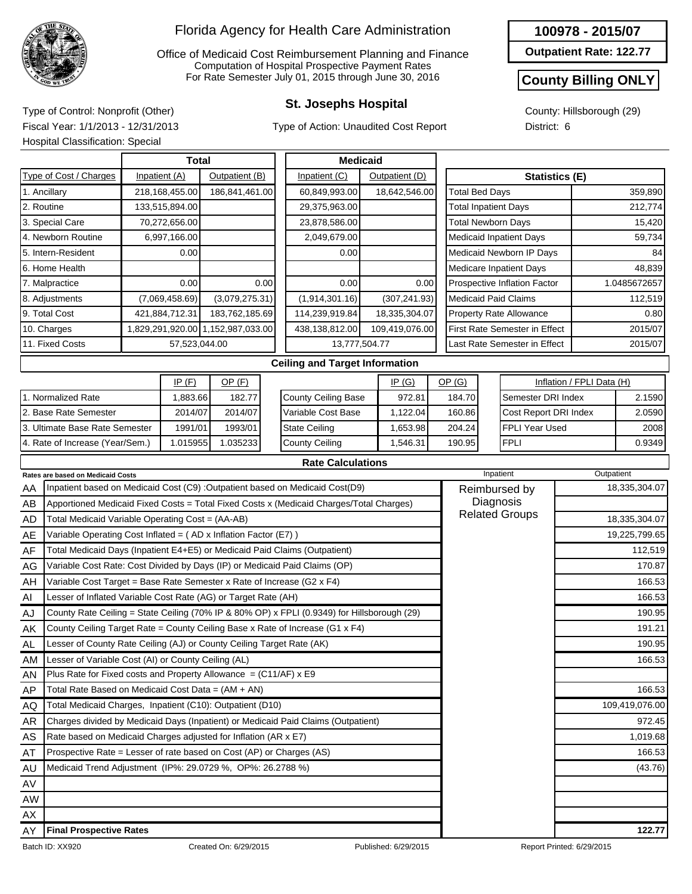# Florida Agency for Health Care Administration

Office of Medicaid Cost Reimbursement Planning and Finance
Computation of Hospital Prospective Payment Rates
For Rate Semester July 01, 2015 through June 30, 2016

**100978 - 2015/07**

**Outpatient Rate: 122.77**

**County Billing ONLY**

## St. Josephs Hospital

Type of Control: Nonprofit (Other)
Fiscal Year: 1/1/2013 - 12/31/2013
Hospital Classification: Special

Type of Action: Unaudited Cost Report

County: Hillsborough (29)
District: 6

| Type of Cost / Charges | Total Inpatient (A) | Total Outpatient (B) | Medicaid Inpatient (C) | Medicaid Outpatient (D) |
|---|---|---|---|---|
| 1. Ancillary | 218,168,455.00 | 186,841,461.00 | 60,849,993.00 | 18,642,546.00 |
| 2. Routine | 133,515,894.00 | | 29,375,963.00 | |
| 3. Special Care | 70,272,656.00 | | 23,878,586.00 | |
| 4. Newborn Routine | 6,997,166.00 | | 2,049,679.00 | |
| 5. Intern-Resident | 0.00 | | 0.00 | |
| 6. Home Health | | | | |
| 7. Malpractice | 0.00 | 0.00 | 0.00 | 0.00 |
| 8. Adjustments | (7,069,458.69) | (3,079,275.31) | (1,914,301.16) | (307,241.93) |
| 9. Total Cost | 421,884,712.31 | 183,762,185.69 | 114,239,919.84 | 18,335,304.07 |
| 10. Charges | 1,829,291,920.00 | 1,152,987,033.00 | 438,138,812.00 | 109,419,076.00 |
| 11. Fixed Costs | 57,523,044.00 | | 13,777,504.77 | |

| Statistics (E) | |
|---|---|
| Total Bed Days | 359,890 |
| Total Inpatient Days | 212,774 |
| Total Newborn Days | 15,420 |
| Medicaid Inpatient Days | 59,734 |
| Medicaid Newborn IP Days | 84 |
| Medicare Inpatient Days | 48,839 |
| Prospective Inflation Factor | 1.0485672657 |
| Medicaid Paid Claims | 112,519 |
| Property Rate Allowance | 0.80 |
| First Rate Semester in Effect | 2015/07 |
| Last Rate Semester in Effect | 2015/07 |

### Ceiling and Target Information

| | IP (F) | OP (F) |
|---|---|---|
| 1. Normalized Rate | 1,883.66 | 182.77 |
| 2. Base Rate Semester | 2014/07 | 2014/07 |
| 3. Ultimate Base Rate Semester | 1991/01 | 1993/01 |
| 4. Rate of Increase (Year/Sem.) | 1.015955 | 1.035233 |

| | IP (G) | OP (G) |
|---|---|---|
| County Ceiling Base | 972.81 | 184.70 |
| Variable Cost Base | 1,122.04 | 160.86 |
| State Ceiling | 1,653.98 | 204.24 |
| County Ceiling | 1,546.31 | 190.95 |

| Inflation / FPLI Data (H) | |
|---|---|
| Semester DRI Index | 2.1590 |
| Cost Report DRI Index | 2.0590 |
| FPLI Year Used | 2008 |
| FPLI | 0.9349 |

### Rate Calculations

| | Rates are based on Medicaid Costs | Inpatient | Outpatient |
|---|---|---|---|
| AA | Inpatient based on Medicaid Cost (C9) :Outpatient based on Medicaid Cost(D9) | Reimbursed by Diagnosis Related Groups | 18,335,304.07 |
| AB | Apportioned Medicaid Fixed Costs = Total Fixed Costs x (Medicaid Charges/Total Charges) | | |
| AD | Total Medicaid Variable Operating Cost = (AA-AB) | | 18,335,304.07 |
| AE | Variable Operating Cost Inflated = ( AD x Inflation Factor (E7) ) | | 19,225,799.65 |
| AF | Total Medicaid Days (Inpatient E4+E5) or Medicaid Paid Claims (Outpatient) | | 112,519 |
| AG | Variable Cost Rate: Cost Divided by Days (IP) or Medicaid Paid Claims (OP) | | 170.87 |
| AH | Variable Cost Target = Base Rate Semester x Rate of Increase (G2 x F4) | | 166.53 |
| AI | Lesser of Inflated Variable Cost Rate (AG) or Target Rate (AH) | | 166.53 |
| AJ | County Rate Ceiling = State Ceiling (70% IP & 80% OP) x FPLI (0.9349) for Hillsborough (29) | | 190.95 |
| AK | County Ceiling Target Rate = County Ceiling Base x Rate of Increase (G1 x F4) | | 191.21 |
| AL | Lesser of County Rate Ceiling (AJ) or County Ceiling Target Rate (AK) | | 190.95 |
| AM | Lesser of Variable Cost (AI) or County Ceiling (AL) | | 166.53 |
| AN | Plus Rate for Fixed costs and Property Allowance = (C11/AF) x E9 | | |
| AP | Total Rate Based on Medicaid Cost Data = (AM + AN) | | 166.53 |
| AQ | Total Medicaid Charges, Inpatient (C10): Outpatient (D10) | | 109,419,076.00 |
| AR | Charges divided by Medicaid Days (Inpatient) or Medicaid Paid Claims (Outpatient) | | 972.45 |
| AS | Rate based on Medicaid Charges adjusted for Inflation (AR x E7) | | 1,019.68 |
| AT | Prospective Rate = Lesser of rate based on Cost (AP) or Charges (AS) | | 166.53 |
| AU | Medicaid Trend Adjustment (IP%: 29.0729 %, OP%: 26.2788 %) | | (43.76) |
| AV | | | |
| AW | | | |
| AX | | | |
| AY | **Final Prospective Rates** | | **122.77** |

Batch ID: XX920 | Created On: 6/29/2015 | Published: 6/29/2015 | Report Printed: 6/29/2015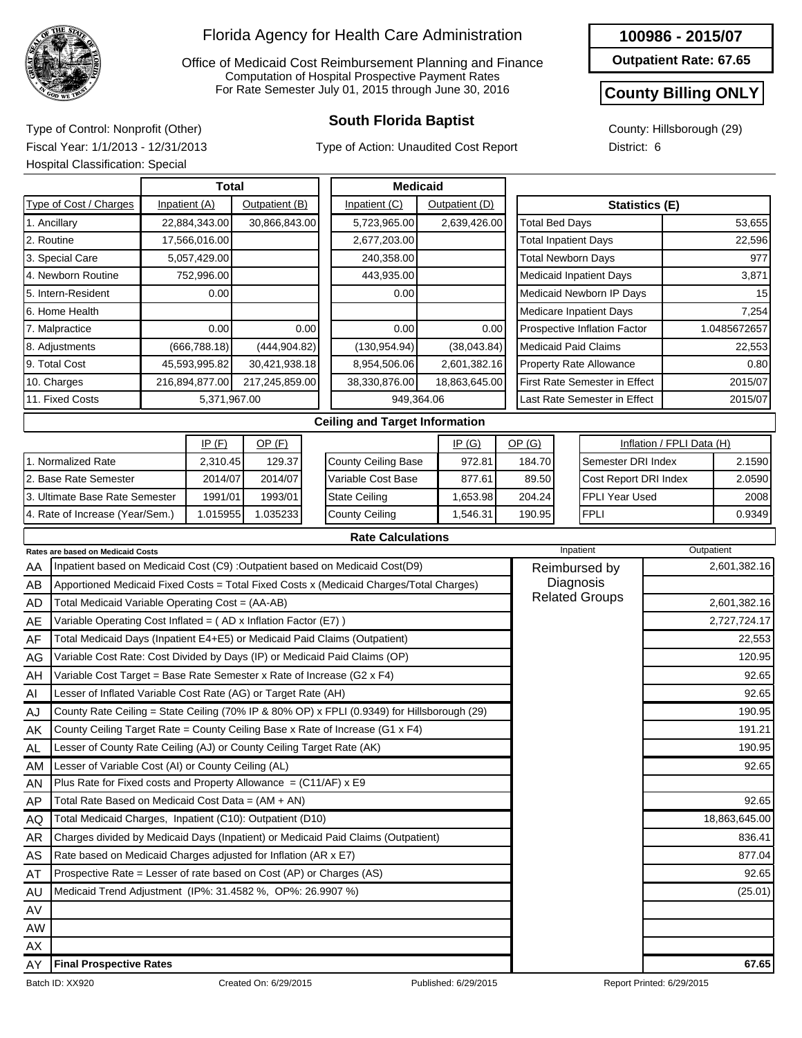# Florida Agency for Health Care Administration

Office of Medicaid Cost Reimbursement Planning and Finance
Computation of Hospital Prospective Payment Rates
For Rate Semester July 01, 2015 through June 30, 2016

**100986 - 2015/07**

**Outpatient Rate: 67.65**

**County Billing ONLY**

## South Florida Baptist

Type of Control: Nonprofit (Other)
Fiscal Year: 1/1/2013 - 12/31/2013
Hospital Classification: Special

Type of Action: Unaudited Cost Report

County: Hillsborough (29)
District: 6

| Type of Cost / Charges | Total Inpatient (A) | Total Outpatient (B) | Medicaid Inpatient (C) | Medicaid Outpatient (D) |
|---|---|---|---|---|
| 1. Ancillary | 22,884,343.00 | 30,866,843.00 | 5,723,965.00 | 2,639,426.00 |
| 2. Routine | 17,566,016.00 | | 2,677,203.00 | |
| 3. Special Care | 5,057,429.00 | | 240,358.00 | |
| 4. Newborn Routine | 752,996.00 | | 443,935.00 | |
| 5. Intern-Resident | 0.00 | | 0.00 | |
| 6. Home Health | | | | |
| 7. Malpractice | 0.00 | 0.00 | 0.00 | 0.00 |
| 8. Adjustments | (666,788.18) | (444,904.82) | (130,954.94) | (38,043.84) |
| 9. Total Cost | 45,593,995.82 | 30,421,938.18 | 8,954,506.06 | 2,601,382.16 |
| 10. Charges | 216,894,877.00 | 217,245,859.00 | 38,330,876.00 | 18,863,645.00 |
| 11. Fixed Costs | 5,371,967.00 | | 949,364.06 | |

| Statistics (E) | |
|---|---|
| Total Bed Days | 53,655 |
| Total Inpatient Days | 22,596 |
| Total Newborn Days | 977 |
| Medicaid Inpatient Days | 3,871 |
| Medicaid Newborn IP Days | 15 |
| Medicare Inpatient Days | 7,254 |
| Prospective Inflation Factor | 1.0485672657 |
| Medicaid Paid Claims | 22,553 |
| Property Rate Allowance | 0.80 |
| First Rate Semester in Effect | 2015/07 |
| Last Rate Semester in Effect | 2015/07 |

### Ceiling and Target Information

| | IP (F) | OP (F) |
|---|---|---|
| 1. Normalized Rate | 2,310.45 | 129.37 |
| 2. Base Rate Semester | 2014/07 | 2014/07 |
| 3. Ultimate Base Rate Semester | 1991/01 | 1993/01 |
| 4. Rate of Increase (Year/Sem.) | 1.015955 | 1.035233 |

| | IP (G) | OP (G) |
|---|---|---|
| County Ceiling Base | 972.81 | 184.70 |
| Variable Cost Base | 877.61 | 89.50 |
| State Ceiling | 1,653.98 | 204.24 |
| County Ceiling | 1,546.31 | 190.95 |

| Inflation / FPLI Data (H) | |
|---|---|
| Semester DRI Index | 2.1590 |
| Cost Report DRI Index | 2.0590 |
| FPLI Year Used | 2008 |
| FPLI | 0.9349 |

### Rate Calculations

| | Rates are based on Medicaid Costs | Inpatient | Outpatient |
|---|---|---|---|
| AA | Inpatient based on Medicaid Cost (C9) :Outpatient based on Medicaid Cost(D9) | Reimbursed by Diagnosis Related Groups | 2,601,382.16 |
| AB | Apportioned Medicaid Fixed Costs = Total Fixed Costs x (Medicaid Charges/Total Charges) | | |
| AD | Total Medicaid Variable Operating Cost = (AA-AB) | | 2,601,382.16 |
| AE | Variable Operating Cost Inflated = ( AD x Inflation Factor (E7) ) | | 2,727,724.17 |
| AF | Total Medicaid Days (Inpatient E4+E5) or Medicaid Paid Claims (Outpatient) | | 22,553 |
| AG | Variable Cost Rate: Cost Divided by Days (IP) or Medicaid Paid Claims (OP) | | 120.95 |
| AH | Variable Cost Target = Base Rate Semester x Rate of Increase (G2 x F4) | | 92.65 |
| AI | Lesser of Inflated Variable Cost Rate (AG) or Target Rate (AH) | | 92.65 |
| AJ | County Rate Ceiling = State Ceiling (70% IP & 80% OP) x FPLI (0.9349) for Hillsborough (29) | | 190.95 |
| AK | County Ceiling Target Rate = County Ceiling Base x Rate of Increase (G1 x F4) | | 191.21 |
| AL | Lesser of County Rate Ceiling (AJ) or County Ceiling Target Rate (AK) | | 190.95 |
| AM | Lesser of Variable Cost (AI) or County Ceiling (AL) | | 92.65 |
| AN | Plus Rate for Fixed costs and Property Allowance = (C11/AF) x E9 | | |
| AP | Total Rate Based on Medicaid Cost Data = (AM + AN) | | 92.65 |
| AQ | Total Medicaid Charges, Inpatient (C10): Outpatient (D10) | | 18,863,645.00 |
| AR | Charges divided by Medicaid Days (Inpatient) or Medicaid Paid Claims (Outpatient) | | 836.41 |
| AS | Rate based on Medicaid Charges adjusted for Inflation (AR x E7) | | 877.04 |
| AT | Prospective Rate = Lesser of rate based on Cost (AP) or Charges (AS) | | 92.65 |
| AU | Medicaid Trend Adjustment (IP%: 31.4582 %, OP%: 26.9907 %) | | (25.01) |
| AV | | | |
| AW | | | |
| AX | | | |
| AY | **Final Prospective Rates** | | **67.65** |

Batch ID: XX920 Created On: 6/29/2015 Published: 6/29/2015 Report Printed: 6/29/2015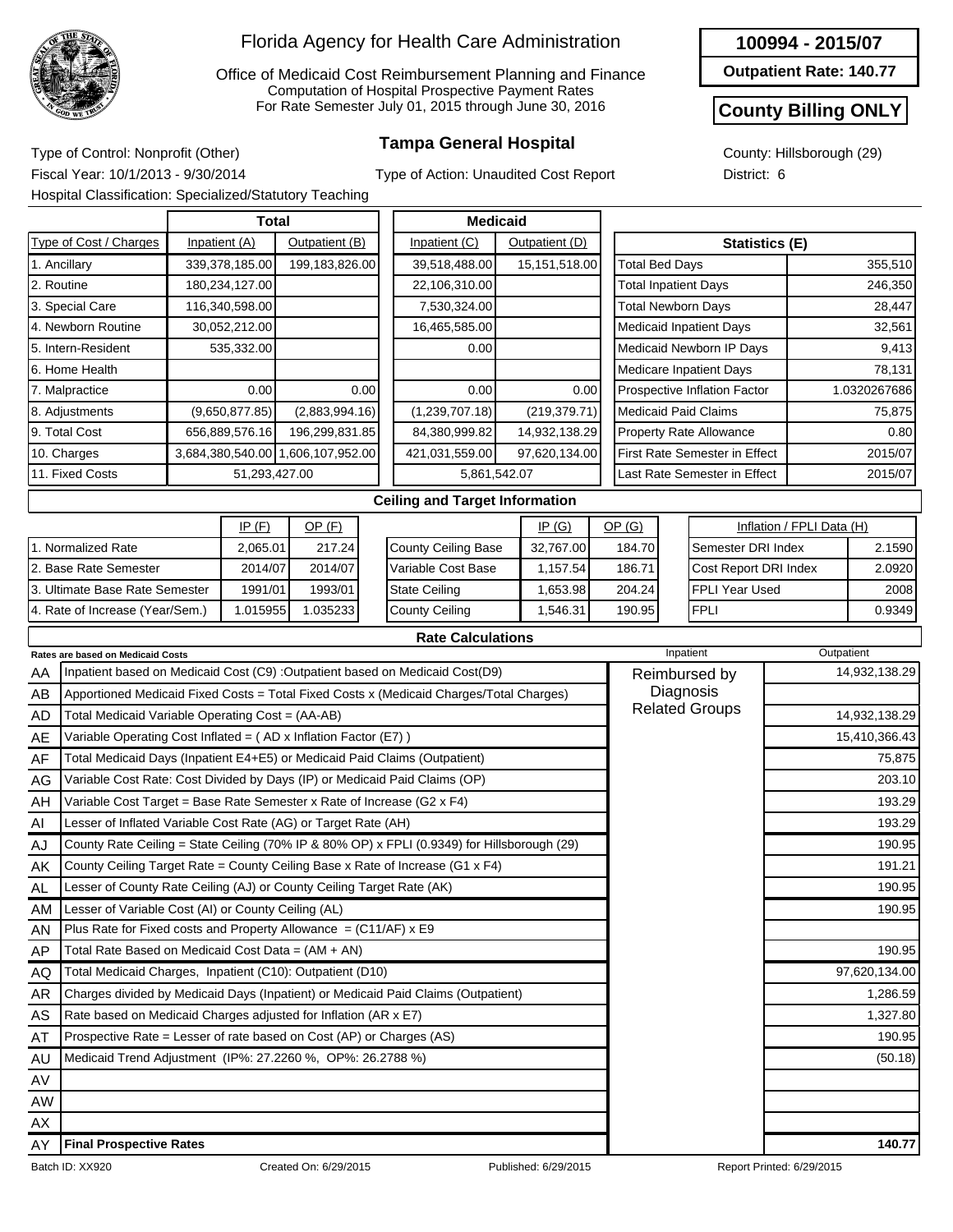# Florida Agency for Health Care Administration

Office of Medicaid Cost Reimbursement Planning and Finance
Computation of Hospital Prospective Payment Rates
For Rate Semester July 01, 2015 through June 30, 2016

**100994 - 2015/07**

**Outpatient Rate: 140.77**

**County Billing ONLY**

## Tampa General Hospital

Type of Control: Nonprofit (Other)
Fiscal Year: 10/1/2013 - 9/30/2014
Hospital Classification: Specialized/Statutory Teaching

Type of Action: Unaudited Cost Report

County: Hillsborough (29)
District: 6

| Type of Cost / Charges | Total Inpatient (A) | Total Outpatient (B) | Medicaid Inpatient (C) | Medicaid Outpatient (D) |
|---|---|---|---|---|
| 1. Ancillary | 339,378,185.00 | 199,183,826.00 | 39,518,488.00 | 15,151,518.00 |
| 2. Routine | 180,234,127.00 | | 22,106,310.00 | |
| 3. Special Care | 116,340,598.00 | | 7,530,324.00 | |
| 4. Newborn Routine | 30,052,212.00 | | 16,465,585.00 | |
| 5. Intern-Resident | 535,332.00 | | 0.00 | |
| 6. Home Health | | | | |
| 7. Malpractice | 0.00 | 0.00 | 0.00 | 0.00 |
| 8. Adjustments | (9,650,877.85) | (2,883,994.16) | (1,239,707.18) | (219,379.71) |
| 9. Total Cost | 656,889,576.16 | 196,299,831.85 | 84,380,999.82 | 14,932,138.29 |
| 10. Charges | 3,684,380,540.00 | 1,606,107,952.00 | 421,031,559.00 | 97,620,134.00 |
| 11. Fixed Costs | 51,293,427.00 | | 5,861,542.07 | |

| Statistics (E) | |
|---|---|
| Total Bed Days | 355,510 |
| Total Inpatient Days | 246,350 |
| Total Newborn Days | 28,447 |
| Medicaid Inpatient Days | 32,561 |
| Medicaid Newborn IP Days | 9,413 |
| Medicare Inpatient Days | 78,131 |
| Prospective Inflation Factor | 1.0320267686 |
| Medicaid Paid Claims | 75,875 |
| Property Rate Allowance | 0.80 |
| First Rate Semester in Effect | 2015/07 |
| Last Rate Semester in Effect | 2015/07 |

### Ceiling and Target Information

| | IP (F) | OP (F) |
|---|---|---|
| 1. Normalized Rate | 2,065.01 | 217.24 |
| 2. Base Rate Semester | 2014/07 | 2014/07 |
| 3. Ultimate Base Rate Semester | 1991/01 | 1993/01 |
| 4. Rate of Increase (Year/Sem.) | 1.015955 | 1.035233 |

| | IP (G) | OP (G) |
|---|---|---|
| County Ceiling Base | 32,767.00 | 184.70 |
| Variable Cost Base | 1,157.54 | 186.71 |
| State Ceiling | 1,653.98 | 204.24 |
| County Ceiling | 1,546.31 | 190.95 |

| Inflation / FPLI Data (H) | |
|---|---|
| Semester DRI Index | 2.1590 |
| Cost Report DRI Index | 2.0920 |
| FPLI Year Used | 2008 |
| FPLI | 0.9349 |

### Rate Calculations

| | Rates are based on Medicaid Costs | Inpatient | Outpatient |
|---|---|---|---|
| AA | Inpatient based on Medicaid Cost (C9) :Outpatient based on Medicaid Cost(D9) | Reimbursed by Diagnosis Related Groups | 14,932,138.29 |
| AB | Apportioned Medicaid Fixed Costs = Total Fixed Costs x (Medicaid Charges/Total Charges) | | |
| AD | Total Medicaid Variable Operating Cost = (AA-AB) | | 14,932,138.29 |
| AE | Variable Operating Cost Inflated = ( AD x Inflation Factor (E7) ) | | 15,410,366.43 |
| AF | Total Medicaid Days (Inpatient E4+E5) or Medicaid Paid Claims (Outpatient) | | 75,875 |
| AG | Variable Cost Rate: Cost Divided by Days (IP) or Medicaid Paid Claims (OP) | | 203.10 |
| AH | Variable Cost Target = Base Rate Semester x Rate of Increase (G2 x F4) | | 193.29 |
| AI | Lesser of Inflated Variable Cost Rate (AG) or Target Rate (AH) | | 193.29 |
| AJ | County Rate Ceiling = State Ceiling (70% IP & 80% OP) x FPLI (0.9349) for Hillsborough (29) | | 190.95 |
| AK | County Ceiling Target Rate = County Ceiling Base x Rate of Increase (G1 x F4) | | 191.21 |
| AL | Lesser of County Rate Ceiling (AJ) or County Ceiling Target Rate (AK) | | 190.95 |
| AM | Lesser of Variable Cost (AI) or County Ceiling (AL) | | 190.95 |
| AN | Plus Rate for Fixed costs and Property Allowance = (C11/AF) x E9 | | |
| AP | Total Rate Based on Medicaid Cost Data = (AM + AN) | | 190.95 |
| AQ | Total Medicaid Charges, Inpatient (C10): Outpatient (D10) | | 97,620,134.00 |
| AR | Charges divided by Medicaid Days (Inpatient) or Medicaid Paid Claims (Outpatient) | | 1,286.59 |
| AS | Rate based on Medicaid Charges adjusted for Inflation (AR x E7) | | 1,327.80 |
| AT | Prospective Rate = Lesser of rate based on Cost (AP) or Charges (AS) | | 190.95 |
| AU | Medicaid Trend Adjustment (IP%: 27.2260 %, OP%: 26.2788 %) | | (50.18) |
| AV | | | |
| AW | | | |
| AX | | | |
| AY | **Final Prospective Rates** | | **140.77** |

Batch ID: XX920 Created On: 6/29/2015 Published: 6/29/2015 Report Printed: 6/29/2015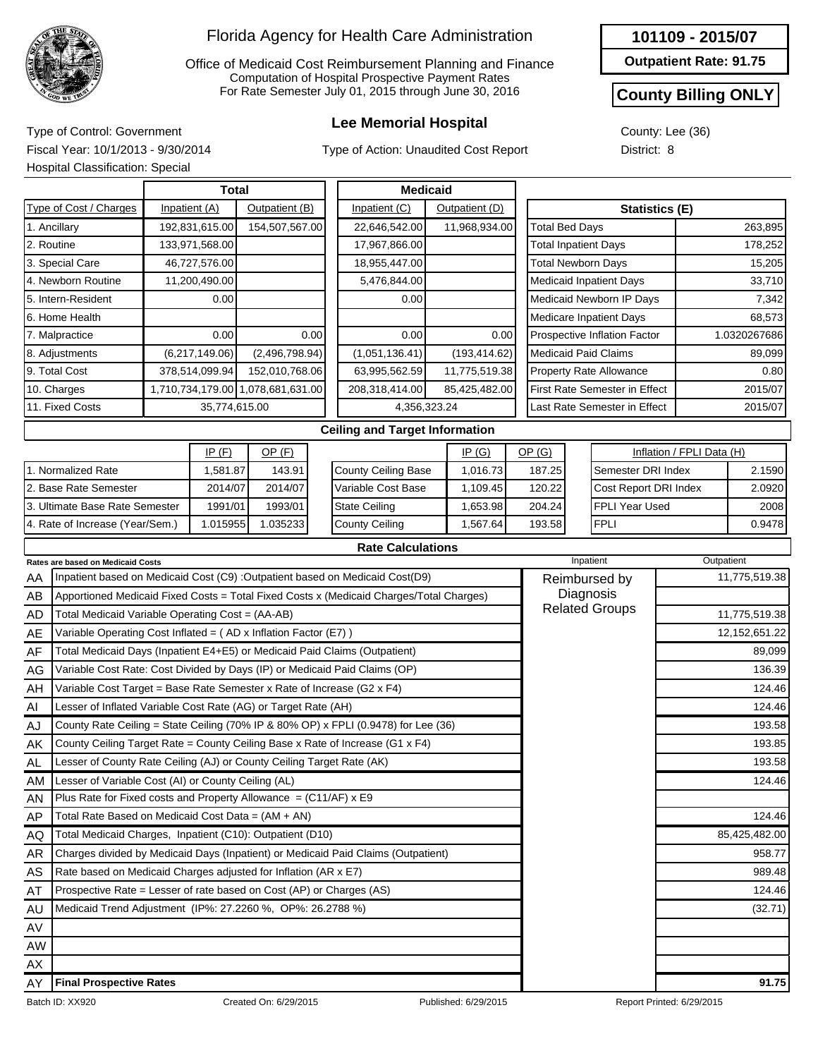# Florida Agency for Health Care Administration

Office of Medicaid Cost Reimbursement Planning and Finance
Computation of Hospital Prospective Payment Rates
For Rate Semester July 01, 2015 through June 30, 2016

**101109 - 2015/07**

**Outpatient Rate: 91.75**

**County Billing ONLY**

## Lee Memorial Hospital

Type of Control: Government
Fiscal Year: 10/1/2013 - 9/30/2014
Hospital Classification: Special

Type of Action: Unaudited Cost Report

County: Lee (36)
District: 8

| Type of Cost / Charges | Total Inpatient (A) | Total Outpatient (B) | Medicaid Inpatient (C) | Medicaid Outpatient (D) |
|---|---|---|---|---|
| 1. Ancillary | 192,831,615.00 | 154,507,567.00 | 22,646,542.00 | 11,968,934.00 |
| 2. Routine | 133,971,568.00 | | 17,967,866.00 | |
| 3. Special Care | 46,727,576.00 | | 18,955,447.00 | |
| 4. Newborn Routine | 11,200,490.00 | | 5,476,844.00 | |
| 5. Intern-Resident | 0.00 | | 0.00 | |
| 6. Home Health | | | | |
| 7. Malpractice | 0.00 | 0.00 | 0.00 | 0.00 |
| 8. Adjustments | (6,217,149.06) | (2,496,798.94) | (1,051,136.41) | (193,414.62) |
| 9. Total Cost | 378,514,099.94 | 152,010,768.06 | 63,995,562.59 | 11,775,519.38 |
| 10. Charges | 1,710,734,179.00 | 1,078,681,631.00 | 208,318,414.00 | 85,425,482.00 |
| 11. Fixed Costs | 35,774,615.00 | | 4,356,323.24 | |

| Statistics (E) | |
|---|---|
| Total Bed Days | 263,895 |
| Total Inpatient Days | 178,252 |
| Total Newborn Days | 15,205 |
| Medicaid Inpatient Days | 33,710 |
| Medicaid Newborn IP Days | 7,342 |
| Medicare Inpatient Days | 68,573 |
| Prospective Inflation Factor | 1.0320267686 |
| Medicaid Paid Claims | 89,099 |
| Property Rate Allowance | 0.80 |
| First Rate Semester in Effect | 2015/07 |
| Last Rate Semester in Effect | 2015/07 |

### Ceiling and Target Information

| | IP (F) | OP (F) |
|---|---|---|
| 1. Normalized Rate | 1,581.87 | 143.91 |
| 2. Base Rate Semester | 2014/07 | 2014/07 |
| 3. Ultimate Base Rate Semester | 1991/01 | 1993/01 |
| 4. Rate of Increase (Year/Sem.) | 1.015955 | 1.035233 |

| | IP (G) | OP (G) |
|---|---|---|
| County Ceiling Base | 1,016.73 | 187.25 |
| Variable Cost Base | 1,109.45 | 120.22 |
| State Ceiling | 1,653.98 | 204.24 |
| County Ceiling | 1,567.64 | 193.58 |

| Inflation / FPLI Data (H) | |
|---|---|
| Semester DRI Index | 2.1590 |
| Cost Report DRI Index | 2.0920 |
| FPLI Year Used | 2008 |
| FPLI | 0.9478 |

### Rate Calculations

| | Rates are based on Medicaid Costs | Inpatient | Outpatient |
|---|---|---|---|
| AA | Inpatient based on Medicaid Cost (C9) :Outpatient based on Medicaid Cost(D9) | Reimbursed by Diagnosis Related Groups | 11,775,519.38 |
| AB | Apportioned Medicaid Fixed Costs = Total Fixed Costs x (Medicaid Charges/Total Charges) | | |
| AD | Total Medicaid Variable Operating Cost = (AA-AB) | | 11,775,519.38 |
| AE | Variable Operating Cost Inflated = ( AD x Inflation Factor (E7) ) | | 12,152,651.22 |
| AF | Total Medicaid Days (Inpatient E4+E5) or Medicaid Paid Claims (Outpatient) | | 89,099 |
| AG | Variable Cost Rate: Cost Divided by Days (IP) or Medicaid Paid Claims (OP) | | 136.39 |
| AH | Variable Cost Target = Base Rate Semester x Rate of Increase (G2 x F4) | | 124.46 |
| AI | Lesser of Inflated Variable Cost Rate (AG) or Target Rate (AH) | | 124.46 |
| AJ | County Rate Ceiling = State Ceiling (70% IP & 80% OP) x FPLI (0.9478) for Lee (36) | | 193.58 |
| AK | County Ceiling Target Rate = County Ceiling Base x Rate of Increase (G1 x F4) | | 193.85 |
| AL | Lesser of County Rate Ceiling (AJ) or County Ceiling Target Rate (AK) | | 193.58 |
| AM | Lesser of Variable Cost (AI) or County Ceiling (AL) | | 124.46 |
| AN | Plus Rate for Fixed costs and Property Allowance = (C11/AF) x E9 | | |
| AP | Total Rate Based on Medicaid Cost Data = (AM + AN) | | 124.46 |
| AQ | Total Medicaid Charges, Inpatient (C10): Outpatient (D10) | | 85,425,482.00 |
| AR | Charges divided by Medicaid Days (Inpatient) or Medicaid Paid Claims (Outpatient) | | 958.77 |
| AS | Rate based on Medicaid Charges adjusted for Inflation (AR x E7) | | 989.48 |
| AT | Prospective Rate = Lesser of rate based on Cost (AP) or Charges (AS) | | 124.46 |
| AU | Medicaid Trend Adjustment (IP%: 27.2260 %, OP%: 26.2788 %) | | (32.71) |
| AV | | | |
| AW | | | |
| AX | | | |
| AY | **Final Prospective Rates** | | **91.75** |

Batch ID: XX920 | Created On: 6/29/2015 | Published: 6/29/2015 | Report Printed: 6/29/2015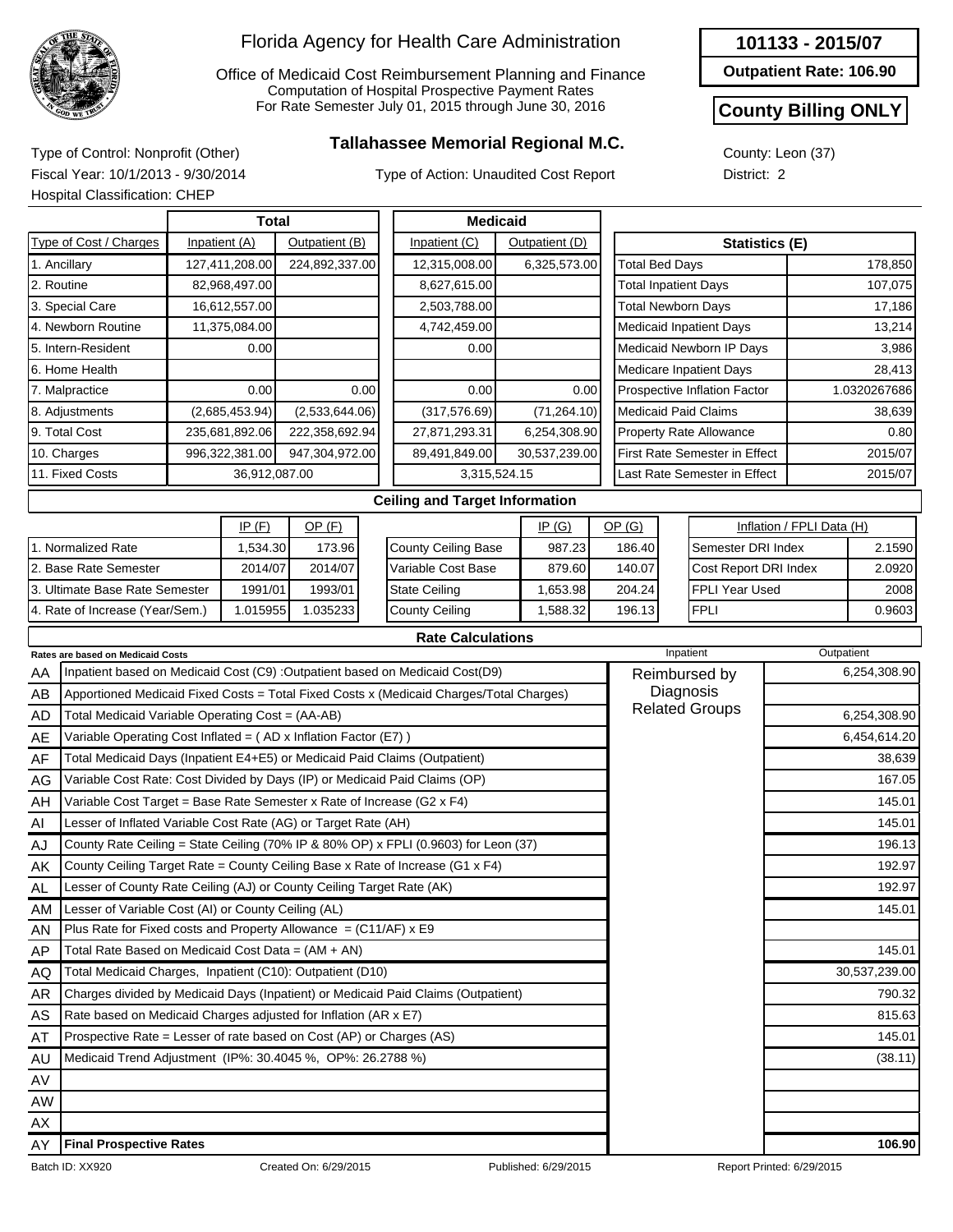# Florida Agency for Health Care Administration

Office of Medicaid Cost Reimbursement Planning and Finance
Computation of Hospital Prospective Payment Rates
For Rate Semester July 01, 2015 through June 30, 2016

**101133 - 2015/07**

**Outpatient Rate: 106.90**

**County Billing ONLY**

## Tallahassee Memorial Regional M.C.

Type of Control: Nonprofit (Other)
Fiscal Year: 10/1/2013 - 9/30/2014
Hospital Classification: CHEP

Type of Action: Unaudited Cost Report

County: Leon (37)
District: 2

| Type of Cost / Charges | Total Inpatient (A) | Total Outpatient (B) | Medicaid Inpatient (C) | Medicaid Outpatient (D) |
|---|---|---|---|---|
| 1. Ancillary | 127,411,208.00 | 224,892,337.00 | 12,315,008.00 | 6,325,573.00 |
| 2. Routine | 82,968,497.00 | | 8,627,615.00 | |
| 3. Special Care | 16,612,557.00 | | 2,503,788.00 | |
| 4. Newborn Routine | 11,375,084.00 | | 4,742,459.00 | |
| 5. Intern-Resident | 0.00 | | 0.00 | |
| 6. Home Health | | | | |
| 7. Malpractice | 0.00 | 0.00 | 0.00 | 0.00 |
| 8. Adjustments | (2,685,453.94) | (2,533,644.06) | (317,576.69) | (71,264.10) |
| 9. Total Cost | 235,681,892.06 | 222,358,692.94 | 27,871,293.31 | 6,254,308.90 |
| 10. Charges | 996,322,381.00 | 947,304,972.00 | 89,491,849.00 | 30,537,239.00 |
| 11. Fixed Costs | 36,912,087.00 | | 3,315,524.15 | |

| Statistics (E) | |
|---|---|
| Total Bed Days | 178,850 |
| Total Inpatient Days | 107,075 |
| Total Newborn Days | 17,186 |
| Medicaid Inpatient Days | 13,214 |
| Medicaid Newborn IP Days | 3,986 |
| Medicare Inpatient Days | 28,413 |
| Prospective Inflation Factor | 1.0320267686 |
| Medicaid Paid Claims | 38,639 |
| Property Rate Allowance | 0.80 |
| First Rate Semester in Effect | 2015/07 |
| Last Rate Semester in Effect | 2015/07 |

### Ceiling and Target Information

| | IP (F) | OP (F) |
|---|---|---|
| 1. Normalized Rate | 1,534.30 | 173.96 |
| 2. Base Rate Semester | 2014/07 | 2014/07 |
| 3. Ultimate Base Rate Semester | 1991/01 | 1993/01 |
| 4. Rate of Increase (Year/Sem.) | 1.015955 | 1.035233 |

| | IP (G) | OP (G) |
|---|---|---|
| County Ceiling Base | 987.23 | 186.40 |
| Variable Cost Base | 879.60 | 140.07 |
| State Ceiling | 1,653.98 | 204.24 |
| County Ceiling | 1,588.32 | 196.13 |

| Inflation / FPLI Data (H) | |
|---|---|
| Semester DRI Index | 2.1590 |
| Cost Report DRI Index | 2.0920 |
| FPLI Year Used | 2008 |
| FPLI | 0.9603 |

### Rate Calculations

| | Rates are based on Medicaid Costs | Inpatient | Outpatient |
|---|---|---|---|
| AA | Inpatient based on Medicaid Cost (C9) :Outpatient based on Medicaid Cost(D9) | Reimbursed by Diagnosis Related Groups | 6,254,308.90 |
| AB | Apportioned Medicaid Fixed Costs = Total Fixed Costs x (Medicaid Charges/Total Charges) | | |
| AD | Total Medicaid Variable Operating Cost = (AA-AB) | | 6,254,308.90 |
| AE | Variable Operating Cost Inflated = ( AD x Inflation Factor (E7) ) | | 6,454,614.20 |
| AF | Total Medicaid Days (Inpatient E4+E5) or Medicaid Paid Claims (Outpatient) | | 38,639 |
| AG | Variable Cost Rate: Cost Divided by Days (IP) or Medicaid Paid Claims (OP) | | 167.05 |
| AH | Variable Cost Target = Base Rate Semester x Rate of Increase (G2 x F4) | | 145.01 |
| AI | Lesser of Inflated Variable Cost Rate (AG) or Target Rate (AH) | | 145.01 |
| AJ | County Rate Ceiling = State Ceiling (70% IP & 80% OP) x FPLI (0.9603) for Leon (37) | | 196.13 |
| AK | County Ceiling Target Rate = County Ceiling Base x Rate of Increase (G1 x F4) | | 192.97 |
| AL | Lesser of County Rate Ceiling (AJ) or County Ceiling Target Rate (AK) | | 192.97 |
| AM | Lesser of Variable Cost (AI) or County Ceiling (AL) | | 145.01 |
| AN | Plus Rate for Fixed costs and Property Allowance = (C11/AF) x E9 | | |
| AP | Total Rate Based on Medicaid Cost Data = (AM + AN) | | 145.01 |
| AQ | Total Medicaid Charges, Inpatient (C10): Outpatient (D10) | | 30,537,239.00 |
| AR | Charges divided by Medicaid Days (Inpatient) or Medicaid Paid Claims (Outpatient) | | 790.32 |
| AS | Rate based on Medicaid Charges adjusted for Inflation (AR x E7) | | 815.63 |
| AT | Prospective Rate = Lesser of rate based on Cost (AP) or Charges (AS) | | 145.01 |
| AU | Medicaid Trend Adjustment (IP%: 30.4045 %, OP%: 26.2788 %) | | (38.11) |
| AV | | | |
| AW | | | |
| AX | | | |
| AY | **Final Prospective Rates** | | **106.90** |

Batch ID: XX920 Created On: 6/29/2015 Published: 6/29/2015 Report Printed: 6/29/2015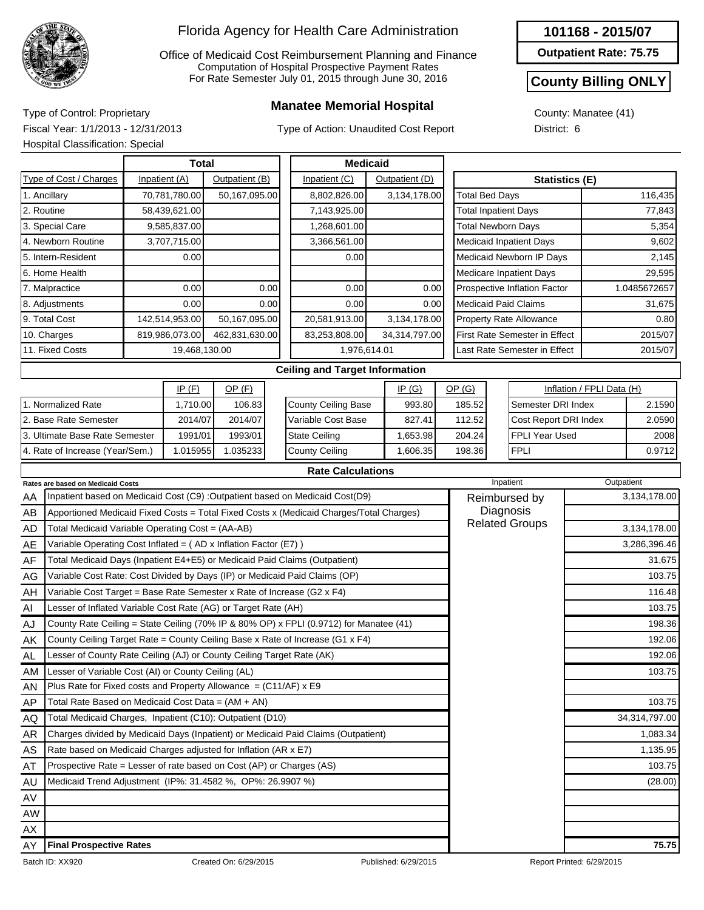# Florida Agency for Health Care Administration

Office of Medicaid Cost Reimbursement Planning and Finance
Computation of Hospital Prospective Payment Rates
For Rate Semester July 01, 2015 through June 30, 2016

**101168 - 2015/07**

**Outpatient Rate: 75.75**

**County Billing ONLY**

## Manatee Memorial Hospital

Type of Control: Proprietary
Fiscal Year: 1/1/2013 - 12/31/2013
Hospital Classification: Special

Type of Action: Unaudited Cost Report

County: Manatee (41)
District: 6

| Type of Cost / Charges | Total Inpatient (A) | Total Outpatient (B) | Medicaid Inpatient (C) | Medicaid Outpatient (D) |
|---|---|---|---|---|
| 1. Ancillary | 70,781,780.00 | 50,167,095.00 | 8,802,826.00 | 3,134,178.00 |
| 2. Routine | 58,439,621.00 | | 7,143,925.00 | |
| 3. Special Care | 9,585,837.00 | | 1,268,601.00 | |
| 4. Newborn Routine | 3,707,715.00 | | 3,366,561.00 | |
| 5. Intern-Resident | 0.00 | | 0.00 | |
| 6. Home Health | | | | |
| 7. Malpractice | 0.00 | 0.00 | 0.00 | 0.00 |
| 8. Adjustments | 0.00 | 0.00 | 0.00 | 0.00 |
| 9. Total Cost | 142,514,953.00 | 50,167,095.00 | 20,581,913.00 | 3,134,178.00 |
| 10. Charges | 819,986,073.00 | 462,831,630.00 | 83,253,808.00 | 34,314,797.00 |
| 11. Fixed Costs | 19,468,130.00 | | 1,976,614.01 | |

| Statistics (E) | |
|---|---|
| Total Bed Days | 116,435 |
| Total Inpatient Days | 77,843 |
| Total Newborn Days | 5,354 |
| Medicaid Inpatient Days | 9,602 |
| Medicaid Newborn IP Days | 2,145 |
| Medicare Inpatient Days | 29,595 |
| Prospective Inflation Factor | 1.0485672657 |
| Medicaid Paid Claims | 31,675 |
| Property Rate Allowance | 0.80 |
| First Rate Semester in Effect | 2015/07 |
| Last Rate Semester in Effect | 2015/07 |

### Ceiling and Target Information

| | IP (F) | OP (F) |
|---|---|---|
| 1. Normalized Rate | 1,710.00 | 106.83 |
| 2. Base Rate Semester | 2014/07 | 2014/07 |
| 3. Ultimate Base Rate Semester | 1991/01 | 1993/01 |
| 4. Rate of Increase (Year/Sem.) | 1.015955 | 1.035233 |

| | IP (G) | OP (G) |
|---|---|---|
| County Ceiling Base | 993.80 | 185.52 |
| Variable Cost Base | 827.41 | 112.52 |
| State Ceiling | 1,653.98 | 204.24 |
| County Ceiling | 1,606.35 | 198.36 |

| Inflation / FPLI Data (H) | |
|---|---|
| Semester DRI Index | 2.1590 |
| Cost Report DRI Index | 2.0590 |
| FPLI Year Used | 2008 |
| FPLI | 0.9712 |

### Rate Calculations

| | Rates are based on Medicaid Costs | Inpatient | Outpatient |
|---|---|---|---|
| AA | Inpatient based on Medicaid Cost (C9) :Outpatient based on Medicaid Cost(D9) | Reimbursed by Diagnosis Related Groups | 3,134,178.00 |
| AB | Apportioned Medicaid Fixed Costs = Total Fixed Costs x (Medicaid Charges/Total Charges) | | |
| AD | Total Medicaid Variable Operating Cost = (AA-AB) | | 3,134,178.00 |
| AE | Variable Operating Cost Inflated = ( AD x Inflation Factor (E7) ) | | 3,286,396.46 |
| AF | Total Medicaid Days (Inpatient E4+E5) or Medicaid Paid Claims (Outpatient) | | 31,675 |
| AG | Variable Cost Rate: Cost Divided by Days (IP) or Medicaid Paid Claims (OP) | | 103.75 |
| AH | Variable Cost Target = Base Rate Semester x Rate of Increase (G2 x F4) | | 116.48 |
| AI | Lesser of Inflated Variable Cost Rate (AG) or Target Rate (AH) | | 103.75 |
| AJ | County Rate Ceiling = State Ceiling (70% IP & 80% OP) x FPLI (0.9712) for Manatee (41) | | 198.36 |
| AK | County Ceiling Target Rate = County Ceiling Base x Rate of Increase (G1 x F4) | | 192.06 |
| AL | Lesser of County Rate Ceiling (AJ) or County Ceiling Target Rate (AK) | | 192.06 |
| AM | Lesser of Variable Cost (AI) or County Ceiling (AL) | | 103.75 |
| AN | Plus Rate for Fixed costs and Property Allowance = (C11/AF) x E9 | | |
| AP | Total Rate Based on Medicaid Cost Data = (AM + AN) | | 103.75 |
| AQ | Total Medicaid Charges, Inpatient (C10): Outpatient (D10) | | 34,314,797.00 |
| AR | Charges divided by Medicaid Days (Inpatient) or Medicaid Paid Claims (Outpatient) | | 1,083.34 |
| AS | Rate based on Medicaid Charges adjusted for Inflation (AR x E7) | | 1,135.95 |
| AT | Prospective Rate = Lesser of rate based on Cost (AP) or Charges (AS) | | 103.75 |
| AU | Medicaid Trend Adjustment (IP%: 31.4582 %, OP%: 26.9907 %) | | (28.00) |
| AV | | | |
| AW | | | |
| AX | | | |
| AY | **Final Prospective Rates** | | **75.75** |

Batch ID: XX920 Created On: 6/29/2015 Published: 6/29/2015 Report Printed: 6/29/2015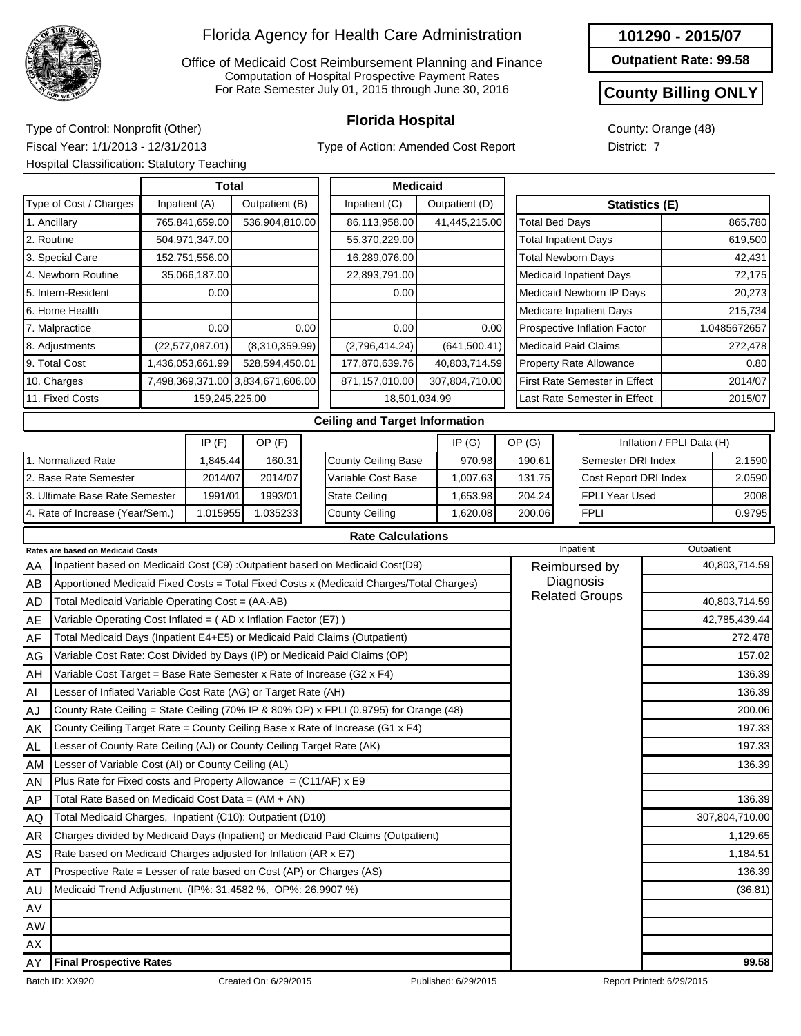# Florida Agency for Health Care Administration

Office of Medicaid Cost Reimbursement Planning and Finance
Computation of Hospital Prospective Payment Rates
For Rate Semester July 01, 2015 through June 30, 2016

**101290 - 2015/07**

**Outpatient Rate: 99.58**

**County Billing ONLY**

## Florida Hospital

Type of Control: Nonprofit (Other)
Fiscal Year: 1/1/2013 - 12/31/2013
Hospital Classification: Statutory Teaching

Type of Action: Amended Cost Report

County: Orange (48)
District: 7

| Type of Cost / Charges | Total Inpatient (A) | Total Outpatient (B) | Medicaid Inpatient (C) | Medicaid Outpatient (D) |
|---|---|---|---|---|
| 1. Ancillary | 765,841,659.00 | 536,904,810.00 | 86,113,958.00 | 41,445,215.00 |
| 2. Routine | 504,971,347.00 | | 55,370,229.00 | |
| 3. Special Care | 152,751,556.00 | | 16,289,076.00 | |
| 4. Newborn Routine | 35,066,187.00 | | 22,893,791.00 | |
| 5. Intern-Resident | 0.00 | | 0.00 | |
| 6. Home Health | | | | |
| 7. Malpractice | 0.00 | 0.00 | 0.00 | 0.00 |
| 8. Adjustments | (22,577,087.01) | (8,310,359.99) | (2,796,414.24) | (641,500.41) |
| 9. Total Cost | 1,436,053,661.99 | 528,594,450.01 | 177,870,639.76 | 40,803,714.59 |
| 10. Charges | 7,498,369,371.00 | 3,834,671,606.00 | 871,157,010.00 | 307,804,710.00 |
| 11. Fixed Costs | 159,245,225.00 | | 18,501,034.99 | |

| Statistics (E) | |
|---|---|
| Total Bed Days | 865,780 |
| Total Inpatient Days | 619,500 |
| Total Newborn Days | 42,431 |
| Medicaid Inpatient Days | 72,175 |
| Medicaid Newborn IP Days | 20,273 |
| Medicare Inpatient Days | 215,734 |
| Prospective Inflation Factor | 1.0485672657 |
| Medicaid Paid Claims | 272,478 |
| Property Rate Allowance | 0.80 |
| First Rate Semester in Effect | 2014/07 |
| Last Rate Semester in Effect | 2015/07 |

### Ceiling and Target Information

| | IP (F) | OP (F) |
|---|---|---|
| 1. Normalized Rate | 1,845.44 | 160.31 |
| 2. Base Rate Semester | 2014/07 | 2014/07 |
| 3. Ultimate Base Rate Semester | 1991/01 | 1993/01 |
| 4. Rate of Increase (Year/Sem.) | 1.015955 | 1.035233 |

| | IP (G) | OP (G) |
|---|---|---|
| County Ceiling Base | 970.98 | 190.61 |
| Variable Cost Base | 1,007.63 | 131.75 |
| State Ceiling | 1,653.98 | 204.24 |
| County Ceiling | 1,620.08 | 200.06 |

| Inflation / FPLI Data (H) | |
|---|---|
| Semester DRI Index | 2.1590 |
| Cost Report DRI Index | 2.0590 |
| FPLI Year Used | 2008 |
| FPLI | 0.9795 |

### Rate Calculations

| | Rates are based on Medicaid Costs | Inpatient | Outpatient |
|---|---|---|---|
| AA | Inpatient based on Medicaid Cost (C9) :Outpatient based on Medicaid Cost(D9) | Reimbursed by Diagnosis Related Groups | 40,803,714.59 |
| AB | Apportioned Medicaid Fixed Costs = Total Fixed Costs x (Medicaid Charges/Total Charges) | | |
| AD | Total Medicaid Variable Operating Cost = (AA-AB) | | 40,803,714.59 |
| AE | Variable Operating Cost Inflated = ( AD x Inflation Factor (E7) ) | | 42,785,439.44 |
| AF | Total Medicaid Days (Inpatient E4+E5) or Medicaid Paid Claims (Outpatient) | | 272,478 |
| AG | Variable Cost Rate: Cost Divided by Days (IP) or Medicaid Paid Claims (OP) | | 157.02 |
| AH | Variable Cost Target = Base Rate Semester x Rate of Increase (G2 x F4) | | 136.39 |
| AI | Lesser of Inflated Variable Cost Rate (AG) or Target Rate (AH) | | 136.39 |
| AJ | County Rate Ceiling = State Ceiling (70% IP & 80% OP) x FPLI (0.9795) for Orange (48) | | 200.06 |
| AK | County Ceiling Target Rate = County Ceiling Base x Rate of Increase (G1 x F4) | | 197.33 |
| AL | Lesser of County Rate Ceiling (AJ) or County Ceiling Target Rate (AK) | | 197.33 |
| AM | Lesser of Variable Cost (AI) or County Ceiling (AL) | | 136.39 |
| AN | Plus Rate for Fixed costs and Property Allowance = (C11/AF) x E9 | | |
| AP | Total Rate Based on Medicaid Cost Data = (AM + AN) | | 136.39 |
| AQ | Total Medicaid Charges, Inpatient (C10): Outpatient (D10) | | 307,804,710.00 |
| AR | Charges divided by Medicaid Days (Inpatient) or Medicaid Paid Claims (Outpatient) | | 1,129.65 |
| AS | Rate based on Medicaid Charges adjusted for Inflation (AR x E7) | | 1,184.51 |
| AT | Prospective Rate = Lesser of rate based on Cost (AP) or Charges (AS) | | 136.39 |
| AU | Medicaid Trend Adjustment (IP%: 31.4582 %, OP%: 26.9907 %) | | (36.81) |
| AV | | | |
| AW | | | |
| AX | | | |
| AY | **Final Prospective Rates** | | **99.58** |

Batch ID: XX920 Created On: 6/29/2015 Published: 6/29/2015 Report Printed: 6/29/2015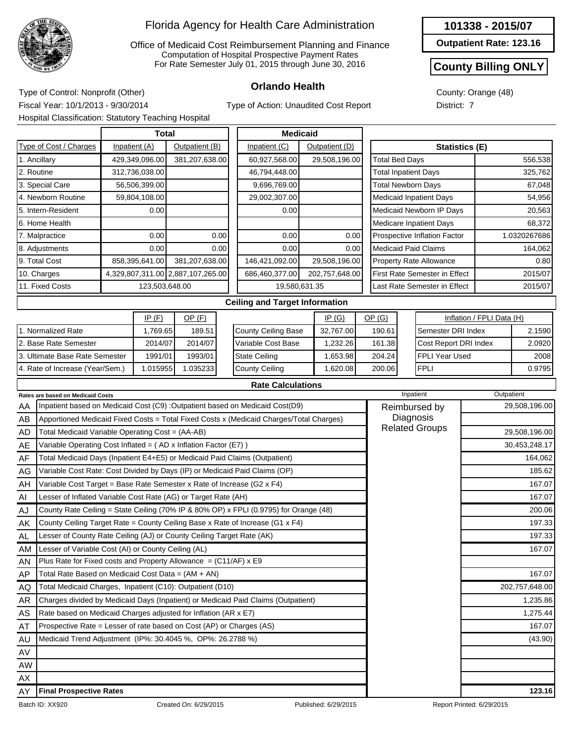# Florida Agency for Health Care Administration

Office of Medicaid Cost Reimbursement Planning and Finance
Computation of Hospital Prospective Payment Rates
For Rate Semester July 01, 2015 through June 30, 2016

**101338 - 2015/07**

**Outpatient Rate: 123.16**

**County Billing ONLY**

## Orlando Health

Type of Control: Nonprofit (Other)
Fiscal Year: 10/1/2013 - 9/30/2014
Hospital Classification: Statutory Teaching Hospital

Type of Action: Unaudited Cost Report

County: Orange (48)
District: 7

| Type of Cost / Charges | Total Inpatient (A) | Total Outpatient (B) | Medicaid Inpatient (C) | Medicaid Outpatient (D) |
|---|---|---|---|---|
| 1. Ancillary | 429,349,096.00 | 381,207,638.00 | 60,927,568.00 | 29,508,196.00 |
| 2. Routine | 312,736,038.00 | | 46,794,448.00 | |
| 3. Special Care | 56,506,399.00 | | 9,696,769.00 | |
| 4. Newborn Routine | 59,804,108.00 | | 29,002,307.00 | |
| 5. Intern-Resident | 0.00 | | 0.00 | |
| 6. Home Health | | | | |
| 7. Malpractice | 0.00 | 0.00 | 0.00 | 0.00 |
| 8. Adjustments | 0.00 | 0.00 | 0.00 | 0.00 |
| 9. Total Cost | 858,395,641.00 | 381,207,638.00 | 146,421,092.00 | 29,508,196.00 |
| 10. Charges | 4,329,807,311.00 | 2,887,107,265.00 | 686,460,377.00 | 202,757,648.00 |
| 11. Fixed Costs | 123,503,648.00 | | 19,580,631.35 | |

| Statistics (E) | |
|---|---|
| Total Bed Days | 556,538 |
| Total Inpatient Days | 325,762 |
| Total Newborn Days | 67,048 |
| Medicaid Inpatient Days | 54,956 |
| Medicaid Newborn IP Days | 20,563 |
| Medicare Inpatient Days | 68,372 |
| Prospective Inflation Factor | 1.0320267686 |
| Medicaid Paid Claims | 164,062 |
| Property Rate Allowance | 0.80 |
| First Rate Semester in Effect | 2015/07 |
| Last Rate Semester in Effect | 2015/07 |

### Ceiling and Target Information

| | IP (F) | OP (F) |
|---|---|---|
| 1. Normalized Rate | 1,769.65 | 189.51 |
| 2. Base Rate Semester | 2014/07 | 2014/07 |
| 3. Ultimate Base Rate Semester | 1991/01 | 1993/01 |
| 4. Rate of Increase (Year/Sem.) | 1.015955 | 1.035233 |

| | IP (G) | OP (G) |
|---|---|---|
| County Ceiling Base | 32,767.00 | 190.61 |
| Variable Cost Base | 1,232.26 | 161.38 |
| State Ceiling | 1,653.98 | 204.24 |
| County Ceiling | 1,620.08 | 200.06 |

| Inflation / FPLI Data (H) | |
|---|---|
| Semester DRI Index | 2.1590 |
| Cost Report DRI Index | 2.0920 |
| FPLI Year Used | 2008 |
| FPLI | 0.9795 |

### Rate Calculations

| | Rates are based on Medicaid Costs | Inpatient | Outpatient |
|---|---|---|---|
| AA | Inpatient based on Medicaid Cost (C9) :Outpatient based on Medicaid Cost(D9) | Reimbursed by Diagnosis Related Groups | 29,508,196.00 |
| AB | Apportioned Medicaid Fixed Costs = Total Fixed Costs x (Medicaid Charges/Total Charges) | | |
| AD | Total Medicaid Variable Operating Cost = (AA-AB) | | 29,508,196.00 |
| AE | Variable Operating Cost Inflated = ( AD x Inflation Factor (E7) ) | | 30,453,248.17 |
| AF | Total Medicaid Days (Inpatient E4+E5) or Medicaid Paid Claims (Outpatient) | | 164,062 |
| AG | Variable Cost Rate: Cost Divided by Days (IP) or Medicaid Paid Claims (OP) | | 185.62 |
| AH | Variable Cost Target = Base Rate Semester x Rate of Increase (G2 x F4) | | 167.07 |
| AI | Lesser of Inflated Variable Cost Rate (AG) or Target Rate (AH) | | 167.07 |
| AJ | County Rate Ceiling = State Ceiling (70% IP & 80% OP) x FPLI (0.9795) for Orange (48) | | 200.06 |
| AK | County Ceiling Target Rate = County Ceiling Base x Rate of Increase (G1 x F4) | | 197.33 |
| AL | Lesser of County Rate Ceiling (AJ) or County Ceiling Target Rate (AK) | | 197.33 |
| AM | Lesser of Variable Cost (AI) or County Ceiling (AL) | | 167.07 |
| AN | Plus Rate for Fixed costs and Property Allowance = (C11/AF) x E9 | | |
| AP | Total Rate Based on Medicaid Cost Data = (AM + AN) | | 167.07 |
| AQ | Total Medicaid Charges, Inpatient (C10): Outpatient (D10) | | 202,757,648.00 |
| AR | Charges divided by Medicaid Days (Inpatient) or Medicaid Paid Claims (Outpatient) | | 1,235.86 |
| AS | Rate based on Medicaid Charges adjusted for Inflation (AR x E7) | | 1,275.44 |
| AT | Prospective Rate = Lesser of rate based on Cost (AP) or Charges (AS) | | 167.07 |
| AU | Medicaid Trend Adjustment (IP%: 30.4045 %, OP%: 26.2788 %) | | (43.90) |
| AV | | | |
| AW | | | |
| AX | | | |
| AY | **Final Prospective Rates** | | **123.16** |

Batch ID: XX920 | Created On: 6/29/2015 | Published: 6/29/2015 | Report Printed: 6/29/2015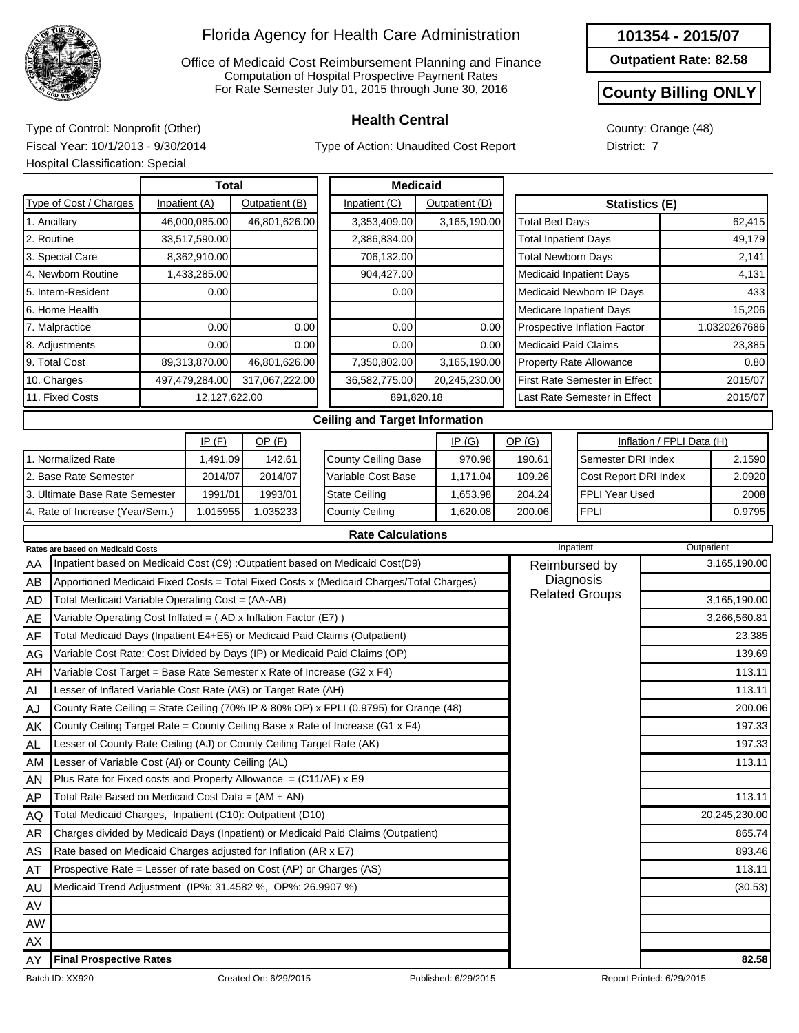# Florida Agency for Health Care Administration

Office of Medicaid Cost Reimbursement Planning and Finance
Computation of Hospital Prospective Payment Rates
For Rate Semester July 01, 2015 through June 30, 2016

**101354 - 2015/07**

**Outpatient Rate: 82.58**

**County Billing ONLY**

## Health Central

Type of Control: Nonprofit (Other)
Fiscal Year: 10/1/2013 - 9/30/2014
Hospital Classification: Special

Type of Action: Unaudited Cost Report

County: Orange (48)
District: 7

| Type of Cost / Charges | Total Inpatient (A) | Total Outpatient (B) | Medicaid Inpatient (C) | Medicaid Outpatient (D) |
|---|---|---|---|---|
| 1. Ancillary | 46,000,085.00 | 46,801,626.00 | 3,353,409.00 | 3,165,190.00 |
| 2. Routine | 33,517,590.00 | | 2,386,834.00 | |
| 3. Special Care | 8,362,910.00 | | 706,132.00 | |
| 4. Newborn Routine | 1,433,285.00 | | 904,427.00 | |
| 5. Intern-Resident | 0.00 | | 0.00 | |
| 6. Home Health | | | | |
| 7. Malpractice | 0.00 | 0.00 | 0.00 | 0.00 |
| 8. Adjustments | 0.00 | 0.00 | 0.00 | 0.00 |
| 9. Total Cost | 89,313,870.00 | 46,801,626.00 | 7,350,802.00 | 3,165,190.00 |
| 10. Charges | 497,479,284.00 | 317,067,222.00 | 36,582,775.00 | 20,245,230.00 |
| 11. Fixed Costs | 12,127,622.00 | | 891,820.18 | |

| Statistics (E) | |
|---|---|
| Total Bed Days | 62,415 |
| Total Inpatient Days | 49,179 |
| Total Newborn Days | 2,141 |
| Medicaid Inpatient Days | 4,131 |
| Medicaid Newborn IP Days | 433 |
| Medicare Inpatient Days | 15,206 |
| Prospective Inflation Factor | 1.0320267686 |
| Medicaid Paid Claims | 23,385 |
| Property Rate Allowance | 0.80 |
| First Rate Semester in Effect | 2015/07 |
| Last Rate Semester in Effect | 2015/07 |

### Ceiling and Target Information

| | IP (F) | OP (F) |
|---|---|---|
| 1. Normalized Rate | 1,491.09 | 142.61 |
| 2. Base Rate Semester | 2014/07 | 2014/07 |
| 3. Ultimate Base Rate Semester | 1991/01 | 1993/01 |
| 4. Rate of Increase (Year/Sem.) | 1.015955 | 1.035233 |

| | IP (G) | OP (G) |
|---|---|---|
| County Ceiling Base | 970.98 | 190.61 |
| Variable Cost Base | 1,171.04 | 109.26 |
| State Ceiling | 1,653.98 | 204.24 |
| County Ceiling | 1,620.08 | 200.06 |

| Inflation / FPLI Data (H) | |
|---|---|
| Semester DRI Index | 2.1590 |
| Cost Report DRI Index | 2.0920 |
| FPLI Year Used | 2008 |
| FPLI | 0.9795 |

### Rate Calculations

Rates are based on Medicaid Costs

Inpatient: Reimbursed by Diagnosis Related Groups

| | Description | Outpatient |
|---|---|---|
| AA | Inpatient based on Medicaid Cost (C9) :Outpatient based on Medicaid Cost(D9) | 3,165,190.00 |
| AB | Apportioned Medicaid Fixed Costs = Total Fixed Costs x (Medicaid Charges/Total Charges) | |
| AD | Total Medicaid Variable Operating Cost = (AA-AB) | 3,165,190.00 |
| AE | Variable Operating Cost Inflated = ( AD x Inflation Factor (E7) ) | 3,266,560.81 |
| AF | Total Medicaid Days (Inpatient E4+E5) or Medicaid Paid Claims (Outpatient) | 23,385 |
| AG | Variable Cost Rate: Cost Divided by Days (IP) or Medicaid Paid Claims (OP) | 139.69 |
| AH | Variable Cost Target = Base Rate Semester x Rate of Increase (G2 x F4) | 113.11 |
| AI | Lesser of Inflated Variable Cost Rate (AG) or Target Rate (AH) | 113.11 |
| AJ | County Rate Ceiling = State Ceiling (70% IP & 80% OP) x FPLI (0.9795) for Orange (48) | 200.06 |
| AK | County Ceiling Target Rate = County Ceiling Base x Rate of Increase (G1 x F4) | 197.33 |
| AL | Lesser of County Rate Ceiling (AJ) or County Ceiling Target Rate (AK) | 197.33 |
| AM | Lesser of Variable Cost (AI) or County Ceiling (AL) | 113.11 |
| AN | Plus Rate for Fixed costs and Property Allowance = (C11/AF) x E9 | |
| AP | Total Rate Based on Medicaid Cost Data = (AM + AN) | 113.11 |
| AQ | Total Medicaid Charges, Inpatient (C10): Outpatient (D10) | 20,245,230.00 |
| AR | Charges divided by Medicaid Days (Inpatient) or Medicaid Paid Claims (Outpatient) | 865.74 |
| AS | Rate based on Medicaid Charges adjusted for Inflation (AR x E7) | 893.46 |
| AT | Prospective Rate = Lesser of rate based on Cost (AP) or Charges (AS) | 113.11 |
| AU | Medicaid Trend Adjustment (IP%: 31.4582 %, OP%: 26.9907 %) | (30.53) |
| AV | | |
| AW | | |
| AX | | |
| AY | **Final Prospective Rates** | **82.58** |

Batch ID: XX920 Created On: 6/29/2015 Published: 6/29/2015 Report Printed: 6/29/2015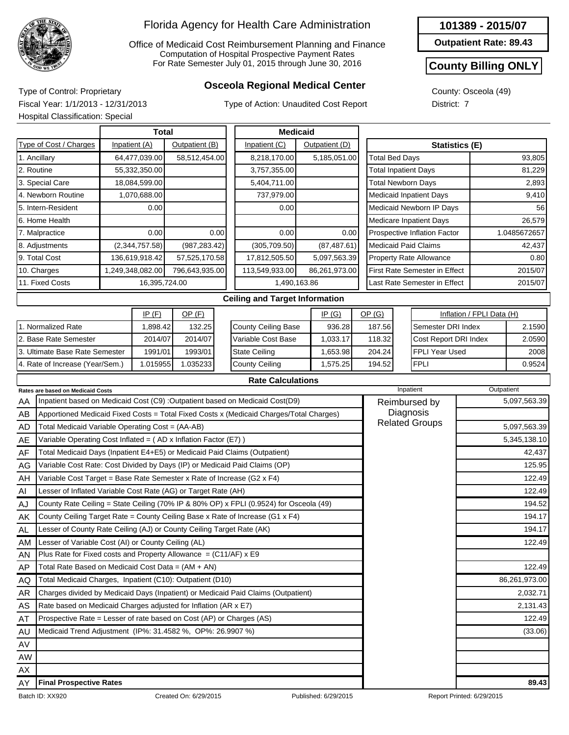# Florida Agency for Health Care Administration

Office of Medicaid Cost Reimbursement Planning and Finance
Computation of Hospital Prospective Payment Rates
For Rate Semester July 01, 2015 through June 30, 2016

**101389 - 2015/07**

**Outpatient Rate: 89.43**

**County Billing ONLY**

## Osceola Regional Medical Center

Type of Control: Proprietary
Fiscal Year: 1/1/2013 - 12/31/2013
Hospital Classification: Special

Type of Action: Unaudited Cost Report

County: Osceola (49)
District: 7

| Type of Cost / Charges | Total Inpatient (A) | Total Outpatient (B) | Medicaid Inpatient (C) | Medicaid Outpatient (D) |
|---|---|---|---|---|
| 1. Ancillary | 64,477,039.00 | 58,512,454.00 | 8,218,170.00 | 5,185,051.00 |
| 2. Routine | 55,332,350.00 | | 3,757,355.00 | |
| 3. Special Care | 18,084,599.00 | | 5,404,711.00 | |
| 4. Newborn Routine | 1,070,688.00 | | 737,979.00 | |
| 5. Intern-Resident | 0.00 | | 0.00 | |
| 6. Home Health | | | | |
| 7. Malpractice | 0.00 | 0.00 | 0.00 | 0.00 |
| 8. Adjustments | (2,344,757.58) | (987,283.42) | (305,709.50) | (87,487.61) |
| 9. Total Cost | 136,619,918.42 | 57,525,170.58 | 17,812,505.50 | 5,097,563.39 |
| 10. Charges | 1,249,348,082.00 | 796,643,935.00 | 113,549,933.00 | 86,261,973.00 |
| 11. Fixed Costs | 16,395,724.00 | | 1,490,163.86 | |

| Statistics (E) | |
|---|---|
| Total Bed Days | 93,805 |
| Total Inpatient Days | 81,229 |
| Total Newborn Days | 2,893 |
| Medicaid Inpatient Days | 9,410 |
| Medicaid Newborn IP Days | 56 |
| Medicare Inpatient Days | 26,579 |
| Prospective Inflation Factor | 1.0485672657 |
| Medicaid Paid Claims | 42,437 |
| Property Rate Allowance | 0.80 |
| First Rate Semester in Effect | 2015/07 |
| Last Rate Semester in Effect | 2015/07 |

### Ceiling and Target Information

| | IP (F) | OP (F) |
|---|---|---|
| 1. Normalized Rate | 1,898.42 | 132.25 |
| 2. Base Rate Semester | 2014/07 | 2014/07 |
| 3. Ultimate Base Rate Semester | 1991/01 | 1993/01 |
| 4. Rate of Increase (Year/Sem.) | 1.015955 | 1.035233 |

| | IP (G) | OP (G) |
|---|---|---|
| County Ceiling Base | 936.28 | 187.56 |
| Variable Cost Base | 1,033.17 | 118.32 |
| State Ceiling | 1,653.98 | 204.24 |
| County Ceiling | 1,575.25 | 194.52 |

| Inflation / FPLI Data (H) | |
|---|---|
| Semester DRI Index | 2.1590 |
| Cost Report DRI Index | 2.0590 |
| FPLI Year Used | 2008 |
| FPLI | 0.9524 |

### Rate Calculations

| | Rates are based on Medicaid Costs | Inpatient | Outpatient |
|---|---|---|---|
| AA | Inpatient based on Medicaid Cost (C9) :Outpatient based on Medicaid Cost(D9) | Reimbursed by Diagnosis Related Groups | 5,097,563.39 |
| AB | Apportioned Medicaid Fixed Costs = Total Fixed Costs x (Medicaid Charges/Total Charges) | | |
| AD | Total Medicaid Variable Operating Cost = (AA-AB) | | 5,097,563.39 |
| AE | Variable Operating Cost Inflated = ( AD x Inflation Factor (E7) ) | | 5,345,138.10 |
| AF | Total Medicaid Days (Inpatient E4+E5) or Medicaid Paid Claims (Outpatient) | | 42,437 |
| AG | Variable Cost Rate: Cost Divided by Days (IP) or Medicaid Paid Claims (OP) | | 125.95 |
| AH | Variable Cost Target = Base Rate Semester x Rate of Increase (G2 x F4) | | 122.49 |
| AI | Lesser of Inflated Variable Cost Rate (AG) or Target Rate (AH) | | 122.49 |
| AJ | County Rate Ceiling = State Ceiling (70% IP & 80% OP) x FPLI (0.9524) for Osceola (49) | | 194.52 |
| AK | County Ceiling Target Rate = County Ceiling Base x Rate of Increase (G1 x F4) | | 194.17 |
| AL | Lesser of County Rate Ceiling (AJ) or County Ceiling Target Rate (AK) | | 194.17 |
| AM | Lesser of Variable Cost (AI) or County Ceiling (AL) | | 122.49 |
| AN | Plus Rate for Fixed costs and Property Allowance = (C11/AF) x E9 | | |
| AP | Total Rate Based on Medicaid Cost Data = (AM + AN) | | 122.49 |
| AQ | Total Medicaid Charges, Inpatient (C10): Outpatient (D10) | | 86,261,973.00 |
| AR | Charges divided by Medicaid Days (Inpatient) or Medicaid Paid Claims (Outpatient) | | 2,032.71 |
| AS | Rate based on Medicaid Charges adjusted for Inflation (AR x E7) | | 2,131.43 |
| AT | Prospective Rate = Lesser of rate based on Cost (AP) or Charges (AS) | | 122.49 |
| AU | Medicaid Trend Adjustment (IP%: 31.4582 %, OP%: 26.9907 %) | | (33.06) |
| AV | | | |
| AW | | | |
| AX | | | |
| AY | **Final Prospective Rates** | | **89.43** |

Batch ID: XX920 | Created On: 6/29/2015 | Published: 6/29/2015 | Report Printed: 6/29/2015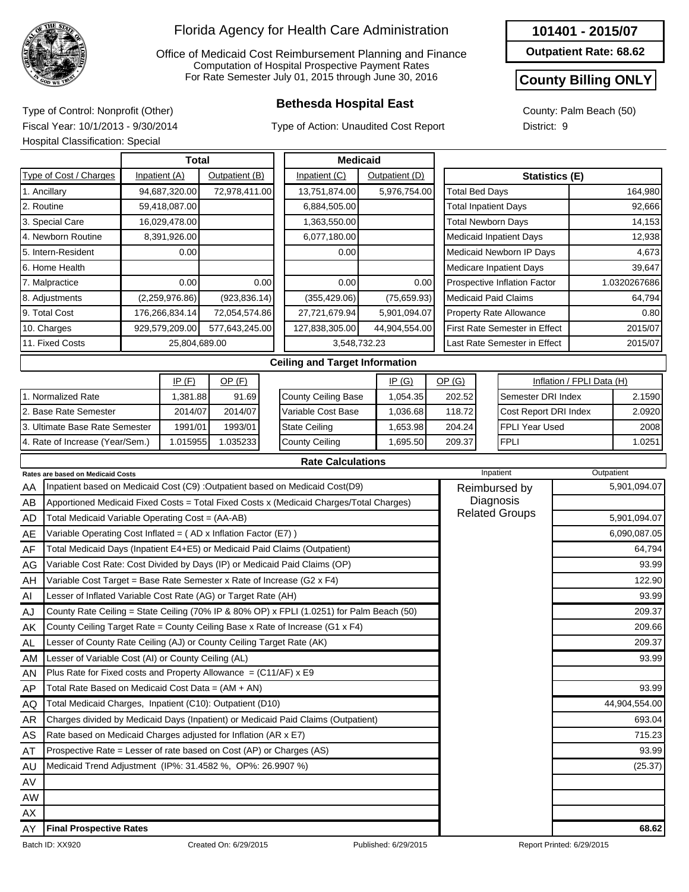# Florida Agency for Health Care Administration

Office of Medicaid Cost Reimbursement Planning and Finance
Computation of Hospital Prospective Payment Rates
For Rate Semester July 01, 2015 through June 30, 2016

**101401 - 2015/07**

**Outpatient Rate: 68.62**

**County Billing ONLY**

## Bethesda Hospital East

Type of Control: Nonprofit (Other)
Fiscal Year: 10/1/2013 - 9/30/2014
Hospital Classification: Special

Type of Action: Unaudited Cost Report

County: Palm Beach (50)
District: 9

| Type of Cost / Charges | Total Inpatient (A) | Total Outpatient (B) | Medicaid Inpatient (C) | Medicaid Outpatient (D) |
|---|---|---|---|---|
| 1. Ancillary | 94,687,320.00 | 72,978,411.00 | 13,751,874.00 | 5,976,754.00 |
| 2. Routine | 59,418,087.00 | | 6,884,505.00 | |
| 3. Special Care | 16,029,478.00 | | 1,363,550.00 | |
| 4. Newborn Routine | 8,391,926.00 | | 6,077,180.00 | |
| 5. Intern-Resident | 0.00 | | 0.00 | |
| 6. Home Health | | | | |
| 7. Malpractice | 0.00 | 0.00 | 0.00 | 0.00 |
| 8. Adjustments | (2,259,976.86) | (923,836.14) | (355,429.06) | (75,659.93) |
| 9. Total Cost | 176,266,834.14 | 72,054,574.86 | 27,721,679.94 | 5,901,094.07 |
| 10. Charges | 929,579,209.00 | 577,643,245.00 | 127,838,305.00 | 44,904,554.00 |
| 11. Fixed Costs | 25,804,689.00 | | 3,548,732.23 | |

| Statistics (E) | |
|---|---|
| Total Bed Days | 164,980 |
| Total Inpatient Days | 92,666 |
| Total Newborn Days | 14,153 |
| Medicaid Inpatient Days | 12,938 |
| Medicaid Newborn IP Days | 4,673 |
| Medicare Inpatient Days | 39,647 |
| Prospective Inflation Factor | 1.0320267686 |
| Medicaid Paid Claims | 64,794 |
| Property Rate Allowance | 0.80 |
| First Rate Semester in Effect | 2015/07 |
| Last Rate Semester in Effect | 2015/07 |

### Ceiling and Target Information

| | IP (F) | OP (F) |
|---|---|---|
| 1. Normalized Rate | 1,381.88 | 91.69 |
| 2. Base Rate Semester | 2014/07 | 2014/07 |
| 3. Ultimate Base Rate Semester | 1991/01 | 1993/01 |
| 4. Rate of Increase (Year/Sem.) | 1.015955 | 1.035233 |

| | IP (G) | OP (G) |
|---|---|---|
| County Ceiling Base | 1,054.35 | 202.52 |
| Variable Cost Base | 1,036.68 | 118.72 |
| State Ceiling | 1,653.98 | 204.24 |
| County Ceiling | 1,695.50 | 209.37 |

| Inflation / FPLI Data (H) | |
|---|---|
| Semester DRI Index | 2.1590 |
| Cost Report DRI Index | 2.0920 |
| FPLI Year Used | 2008 |
| FPLI | 1.0251 |

### Rate Calculations

| | Rates are based on Medicaid Costs | Inpatient | Outpatient |
|---|---|---|---|
| AA | Inpatient based on Medicaid Cost (C9) :Outpatient based on Medicaid Cost(D9) | Reimbursed by Diagnosis Related Groups | 5,901,094.07 |
| AB | Apportioned Medicaid Fixed Costs = Total Fixed Costs x (Medicaid Charges/Total Charges) | | |
| AD | Total Medicaid Variable Operating Cost = (AA-AB) | | 5,901,094.07 |
| AE | Variable Operating Cost Inflated = ( AD x Inflation Factor (E7) ) | | 6,090,087.05 |
| AF | Total Medicaid Days (Inpatient E4+E5) or Medicaid Paid Claims (Outpatient) | | 64,794 |
| AG | Variable Cost Rate: Cost Divided by Days (IP) or Medicaid Paid Claims (OP) | | 93.99 |
| AH | Variable Cost Target = Base Rate Semester x Rate of Increase (G2 x F4) | | 122.90 |
| AI | Lesser of Inflated Variable Cost Rate (AG) or Target Rate (AH) | | 93.99 |
| AJ | County Rate Ceiling = State Ceiling (70% IP & 80% OP) x FPLI (1.0251) for Palm Beach (50) | | 209.37 |
| AK | County Ceiling Target Rate = County Ceiling Base x Rate of Increase (G1 x F4) | | 209.66 |
| AL | Lesser of County Rate Ceiling (AJ) or County Ceiling Target Rate (AK) | | 209.37 |
| AM | Lesser of Variable Cost (AI) or County Ceiling (AL) | | 93.99 |
| AN | Plus Rate for Fixed costs and Property Allowance = (C11/AF) x E9 | | |
| AP | Total Rate Based on Medicaid Cost Data = (AM + AN) | | 93.99 |
| AQ | Total Medicaid Charges, Inpatient (C10): Outpatient (D10) | | 44,904,554.00 |
| AR | Charges divided by Medicaid Days (Inpatient) or Medicaid Paid Claims (Outpatient) | | 693.04 |
| AS | Rate based on Medicaid Charges adjusted for Inflation (AR x E7) | | 715.23 |
| AT | Prospective Rate = Lesser of rate based on Cost (AP) or Charges (AS) | | 93.99 |
| AU | Medicaid Trend Adjustment (IP%: 31.4582 %, OP%: 26.9907 %) | | (25.37) |
| AV | | | |
| AW | | | |
| AX | | | |
| AY | **Final Prospective Rates** | | **68.62** |

Batch ID: XX920 Created On: 6/29/2015 Published: 6/29/2015 Report Printed: 6/29/2015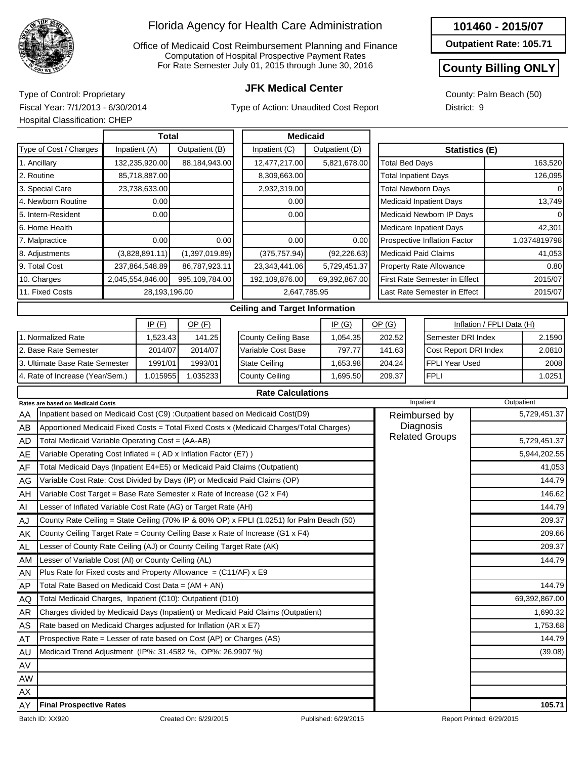# Florida Agency for Health Care Administration

Office of Medicaid Cost Reimbursement Planning and Finance
Computation of Hospital Prospective Payment Rates
For Rate Semester July 01, 2015 through June 30, 2016

**101460 - 2015/07**

**Outpatient Rate: 105.71**

**County Billing ONLY**

## JFK Medical Center

Type of Control: Proprietary
Fiscal Year: 7/1/2013 - 6/30/2014
Hospital Classification: CHEP

Type of Action: Unaudited Cost Report

County: Palm Beach (50)
District: 9

| Type of Cost / Charges | Total Inpatient (A) | Total Outpatient (B) | Medicaid Inpatient (C) | Medicaid Outpatient (D) |
|---|---|---|---|---|
| 1. Ancillary | 132,235,920.00 | 88,184,943.00 | 12,477,217.00 | 5,821,678.00 |
| 2. Routine | 85,718,887.00 | | 8,309,663.00 | |
| 3. Special Care | 23,738,633.00 | | 2,932,319.00 | |
| 4. Newborn Routine | 0.00 | | 0.00 | |
| 5. Intern-Resident | 0.00 | | 0.00 | |
| 6. Home Health | | | | |
| 7. Malpractice | 0.00 | 0.00 | 0.00 | 0.00 |
| 8. Adjustments | (3,828,891.11) | (1,397,019.89) | (375,757.94) | (92,226.63) |
| 9. Total Cost | 237,864,548.89 | 86,787,923.11 | 23,343,441.06 | 5,729,451.37 |
| 10. Charges | 2,045,554,846.00 | 995,109,784.00 | 192,109,876.00 | 69,392,867.00 |
| 11. Fixed Costs | 28,193,196.00 | | 2,647,785.95 | |

| Statistics (E) | |
|---|---|
| Total Bed Days | 163,520 |
| Total Inpatient Days | 126,095 |
| Total Newborn Days | 0 |
| Medicaid Inpatient Days | 13,749 |
| Medicaid Newborn IP Days | 0 |
| Medicare Inpatient Days | 42,301 |
| Prospective Inflation Factor | 1.0374819798 |
| Medicaid Paid Claims | 41,053 |
| Property Rate Allowance | 0.80 |
| First Rate Semester in Effect | 2015/07 |
| Last Rate Semester in Effect | 2015/07 |

### Ceiling and Target Information

| | IP (F) | OP (F) |
|---|---|---|
| 1. Normalized Rate | 1,523.43 | 141.25 |
| 2. Base Rate Semester | 2014/07 | 2014/07 |
| 3. Ultimate Base Rate Semester | 1991/01 | 1993/01 |
| 4. Rate of Increase (Year/Sem.) | 1.015955 | 1.035233 |

| | IP (G) | OP (G) |
|---|---|---|
| County Ceiling Base | 1,054.35 | 202.52 |
| Variable Cost Base | 797.77 | 141.63 |
| State Ceiling | 1,653.98 | 204.24 |
| County Ceiling | 1,695.50 | 209.37 |

| Inflation / FPLI Data (H) | |
|---|---|
| Semester DRI Index | 2.1590 |
| Cost Report DRI Index | 2.0810 |
| FPLI Year Used | 2008 |
| FPLI | 1.0251 |

### Rate Calculations

| | Rates are based on Medicaid Costs | Inpatient | Outpatient |
|---|---|---|---|
| AA | Inpatient based on Medicaid Cost (C9) :Outpatient based on Medicaid Cost(D9) | Reimbursed by Diagnosis Related Groups | 5,729,451.37 |
| AB | Apportioned Medicaid Fixed Costs = Total Fixed Costs x (Medicaid Charges/Total Charges) | | |
| AD | Total Medicaid Variable Operating Cost = (AA-AB) | | 5,729,451.37 |
| AE | Variable Operating Cost Inflated = ( AD x Inflation Factor (E7) ) | | 5,944,202.55 |
| AF | Total Medicaid Days (Inpatient E4+E5) or Medicaid Paid Claims (Outpatient) | | 41,053 |
| AG | Variable Cost Rate: Cost Divided by Days (IP) or Medicaid Paid Claims (OP) | | 144.79 |
| AH | Variable Cost Target = Base Rate Semester x Rate of Increase (G2 x F4) | | 146.62 |
| AI | Lesser of Inflated Variable Cost Rate (AG) or Target Rate (AH) | | 144.79 |
| AJ | County Rate Ceiling = State Ceiling (70% IP & 80% OP) x FPLI (1.0251) for Palm Beach (50) | | 209.37 |
| AK | County Ceiling Target Rate = County Ceiling Base x Rate of Increase (G1 x F4) | | 209.66 |
| AL | Lesser of County Rate Ceiling (AJ) or County Ceiling Target Rate (AK) | | 209.37 |
| AM | Lesser of Variable Cost (AI) or County Ceiling (AL) | | 144.79 |
| AN | Plus Rate for Fixed costs and Property Allowance = (C11/AF) x E9 | | |
| AP | Total Rate Based on Medicaid Cost Data = (AM + AN) | | 144.79 |
| AQ | Total Medicaid Charges, Inpatient (C10): Outpatient (D10) | | 69,392,867.00 |
| AR | Charges divided by Medicaid Days (Inpatient) or Medicaid Paid Claims (Outpatient) | | 1,690.32 |
| AS | Rate based on Medicaid Charges adjusted for Inflation (AR x E7) | | 1,753.68 |
| AT | Prospective Rate = Lesser of rate based on Cost (AP) or Charges (AS) | | 144.79 |
| AU | Medicaid Trend Adjustment (IP%: 31.4582 %, OP%: 26.9907 %) | | (39.08) |
| AV | | | |
| AW | | | |
| AX | | | |
| AY | **Final Prospective Rates** | | **105.71** |

Batch ID: XX920 Created On: 6/29/2015 Published: 6/29/2015 Report Printed: 6/29/2015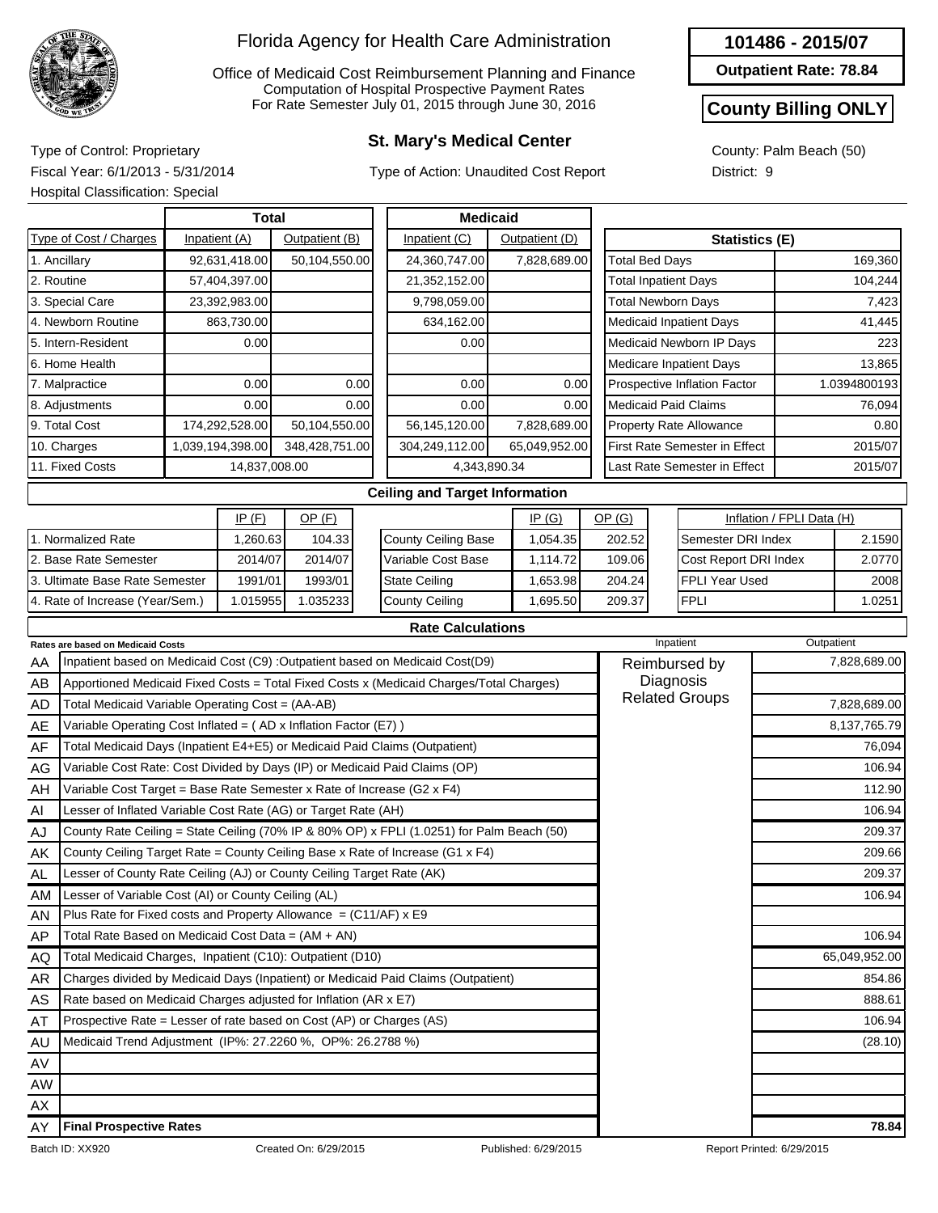# Florida Agency for Health Care Administration

Office of Medicaid Cost Reimbursement Planning and Finance
Computation of Hospital Prospective Payment Rates
For Rate Semester July 01, 2015 through June 30, 2016

**101486 - 2015/07**

**Outpatient Rate: 78.84**

**County Billing ONLY**

## St. Mary's Medical Center

Type of Control: Proprietary
Fiscal Year: 6/1/2013 - 5/31/2014
Hospital Classification: Special

Type of Action: Unaudited Cost Report

County: Palm Beach (50)
District: 9

| Type of Cost / Charges | Total Inpatient (A) | Total Outpatient (B) | Medicaid Inpatient (C) | Medicaid Outpatient (D) |
|---|---|---|---|---|
| 1. Ancillary | 92,631,418.00 | 50,104,550.00 | 24,360,747.00 | 7,828,689.00 |
| 2. Routine | 57,404,397.00 | | 21,352,152.00 | |
| 3. Special Care | 23,392,983.00 | | 9,798,059.00 | |
| 4. Newborn Routine | 863,730.00 | | 634,162.00 | |
| 5. Intern-Resident | 0.00 | | 0.00 | |
| 6. Home Health | | | | |
| 7. Malpractice | 0.00 | 0.00 | 0.00 | 0.00 |
| 8. Adjustments | 0.00 | 0.00 | 0.00 | 0.00 |
| 9. Total Cost | 174,292,528.00 | 50,104,550.00 | 56,145,120.00 | 7,828,689.00 |
| 10. Charges | 1,039,194,398.00 | 348,428,751.00 | 304,249,112.00 | 65,049,952.00 |
| 11. Fixed Costs | 14,837,008.00 | | 4,343,890.34 | |

| Statistics (E) | |
|---|---|
| Total Bed Days | 169,360 |
| Total Inpatient Days | 104,244 |
| Total Newborn Days | 7,423 |
| Medicaid Inpatient Days | 41,445 |
| Medicaid Newborn IP Days | 223 |
| Medicare Inpatient Days | 13,865 |
| Prospective Inflation Factor | 1.0394800193 |
| Medicaid Paid Claims | 76,094 |
| Property Rate Allowance | 0.80 |
| First Rate Semester in Effect | 2015/07 |
| Last Rate Semester in Effect | 2015/07 |

### Ceiling and Target Information

| | IP (F) | OP (F) |
|---|---|---|
| 1. Normalized Rate | 1,260.63 | 104.33 |
| 2. Base Rate Semester | 2014/07 | 2014/07 |
| 3. Ultimate Base Rate Semester | 1991/01 | 1993/01 |
| 4. Rate of Increase (Year/Sem.) | 1.015955 | 1.035233 |

| | IP (G) | OP (G) |
|---|---|---|
| County Ceiling Base | 1,054.35 | 202.52 |
| Variable Cost Base | 1,114.72 | 109.06 |
| State Ceiling | 1,653.98 | 204.24 |
| County Ceiling | 1,695.50 | 209.37 |

| Inflation / FPLI Data (H) | |
|---|---|
| Semester DRI Index | 2.1590 |
| Cost Report DRI Index | 2.0770 |
| FPLI Year Used | 2008 |
| FPLI | 1.0251 |

### Rate Calculations

| | Rates are based on Medicaid Costs | Inpatient | Outpatient |
|---|---|---|---|
| AA | Inpatient based on Medicaid Cost (C9) :Outpatient based on Medicaid Cost(D9) | Reimbursed by Diagnosis Related Groups | 7,828,689.00 |
| AB | Apportioned Medicaid Fixed Costs = Total Fixed Costs x (Medicaid Charges/Total Charges) | | |
| AD | Total Medicaid Variable Operating Cost = (AA-AB) | | 7,828,689.00 |
| AE | Variable Operating Cost Inflated = ( AD x Inflation Factor (E7) ) | | 8,137,765.79 |
| AF | Total Medicaid Days (Inpatient E4+E5) or Medicaid Paid Claims (Outpatient) | | 76,094 |
| AG | Variable Cost Rate: Cost Divided by Days (IP) or Medicaid Paid Claims (OP) | | 106.94 |
| AH | Variable Cost Target = Base Rate Semester x Rate of Increase (G2 x F4) | | 112.90 |
| AI | Lesser of Inflated Variable Cost Rate (AG) or Target Rate (AH) | | 106.94 |
| AJ | County Rate Ceiling = State Ceiling (70% IP & 80% OP) x FPLI (1.0251) for Palm Beach (50) | | 209.37 |
| AK | County Ceiling Target Rate = County Ceiling Base x Rate of Increase (G1 x F4) | | 209.66 |
| AL | Lesser of County Rate Ceiling (AJ) or County Ceiling Target Rate (AK) | | 209.37 |
| AM | Lesser of Variable Cost (AI) or County Ceiling (AL) | | 106.94 |
| AN | Plus Rate for Fixed costs and Property Allowance = (C11/AF) x E9 | | |
| AP | Total Rate Based on Medicaid Cost Data = (AM + AN) | | 106.94 |
| AQ | Total Medicaid Charges, Inpatient (C10): Outpatient (D10) | | 65,049,952.00 |
| AR | Charges divided by Medicaid Days (Inpatient) or Medicaid Paid Claims (Outpatient) | | 854.86 |
| AS | Rate based on Medicaid Charges adjusted for Inflation (AR x E7) | | 888.61 |
| AT | Prospective Rate = Lesser of rate based on Cost (AP) or Charges (AS) | | 106.94 |
| AU | Medicaid Trend Adjustment (IP%: 27.2260 %, OP%: 26.2788 %) | | (28.10) |
| AV | | | |
| AW | | | |
| AX | | | |
| AY | **Final Prospective Rates** | | **78.84** |

Batch ID: XX920 | Created On: 6/29/2015 | Published: 6/29/2015 | Report Printed: 6/29/2015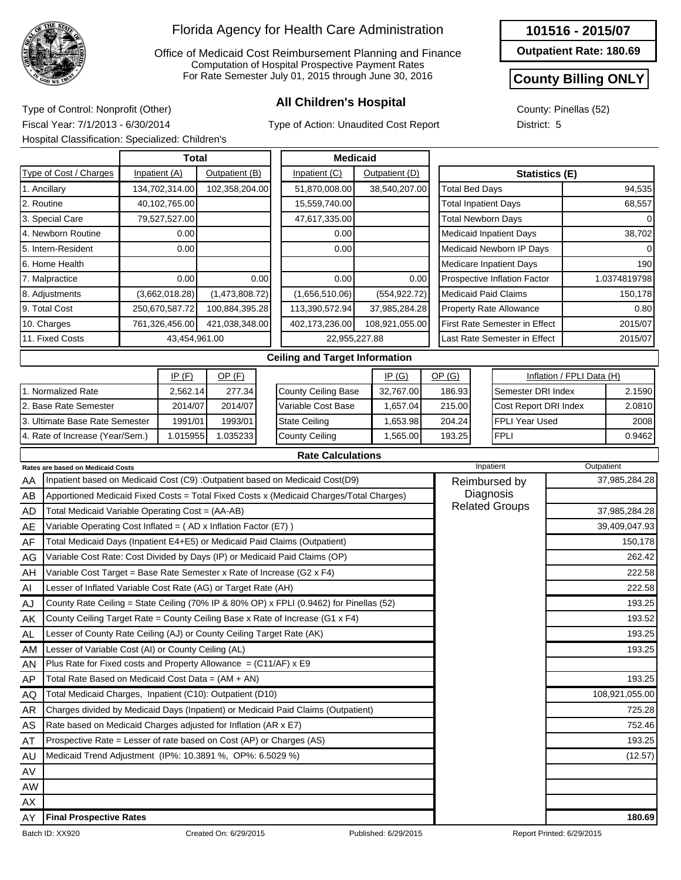# Florida Agency for Health Care Administration

Office of Medicaid Cost Reimbursement Planning and Finance
Computation of Hospital Prospective Payment Rates
For Rate Semester July 01, 2015 through June 30, 2016

**101516 - 2015/07**

**Outpatient Rate: 180.69**

**County Billing ONLY**

## All Children's Hospital

Type of Control: Nonprofit (Other)
Fiscal Year: 7/1/2013 - 6/30/2014
Hospital Classification: Specialized: Children's

Type of Action: Unaudited Cost Report

County: Pinellas (52)
District: 5

| Type of Cost / Charges | Total Inpatient (A) | Total Outpatient (B) | Medicaid Inpatient (C) | Medicaid Outpatient (D) |
|---|---|---|---|---|
| 1. Ancillary | 134,702,314.00 | 102,358,204.00 | 51,870,008.00 | 38,540,207.00 |
| 2. Routine | 40,102,765.00 | | 15,559,740.00 | |
| 3. Special Care | 79,527,527.00 | | 47,617,335.00 | |
| 4. Newborn Routine | 0.00 | | 0.00 | |
| 5. Intern-Resident | 0.00 | | 0.00 | |
| 6. Home Health | | | | |
| 7. Malpractice | 0.00 | 0.00 | 0.00 | 0.00 |
| 8. Adjustments | (3,662,018.28) | (1,473,808.72) | (1,656,510.06) | (554,922.72) |
| 9. Total Cost | 250,670,587.72 | 100,884,395.28 | 113,390,572.94 | 37,985,284.28 |
| 10. Charges | 761,326,456.00 | 421,038,348.00 | 402,173,236.00 | 108,921,055.00 |
| 11. Fixed Costs | 43,454,961.00 | | 22,955,227.88 | |

| Statistics (E) | |
|---|---|
| Total Bed Days | 94,535 |
| Total Inpatient Days | 68,557 |
| Total Newborn Days | 0 |
| Medicaid Inpatient Days | 38,702 |
| Medicaid Newborn IP Days | 0 |
| Medicare Inpatient Days | 190 |
| Prospective Inflation Factor | 1.0374819798 |
| Medicaid Paid Claims | 150,178 |
| Property Rate Allowance | 0.80 |
| First Rate Semester in Effect | 2015/07 |
| Last Rate Semester in Effect | 2015/07 |

## Ceiling and Target Information

| | IP (F) | OP (F) |
|---|---|---|
| 1. Normalized Rate | 2,562.14 | 277.34 |
| 2. Base Rate Semester | 2014/07 | 2014/07 |
| 3. Ultimate Base Rate Semester | 1991/01 | 1993/01 |
| 4. Rate of Increase (Year/Sem.) | 1.015955 | 1.035233 |

| | IP (G) | OP (G) |
|---|---|---|
| County Ceiling Base | 32,767.00 | 186.93 |
| Variable Cost Base | 1,657.04 | 215.00 |
| State Ceiling | 1,653.98 | 204.24 |
| County Ceiling | 1,565.00 | 193.25 |

| Inflation / FPLI Data (H) | |
|---|---|
| Semester DRI Index | 2.1590 |
| Cost Report DRI Index | 2.0810 |
| FPLI Year Used | 2008 |
| FPLI | 0.9462 |

## Rate Calculations

| | Rates are based on Medicaid Costs | Inpatient | Outpatient |
|---|---|---|---|
| AA | Inpatient based on Medicaid Cost (C9) :Outpatient based on Medicaid Cost(D9) | Reimbursed by Diagnosis Related Groups | 37,985,284.28 |
| AB | Apportioned Medicaid Fixed Costs = Total Fixed Costs x (Medicaid Charges/Total Charges) | | |
| AD | Total Medicaid Variable Operating Cost = (AA-AB) | | 37,985,284.28 |
| AE | Variable Operating Cost Inflated = ( AD x Inflation Factor (E7) ) | | 39,409,047.93 |
| AF | Total Medicaid Days (Inpatient E4+E5) or Medicaid Paid Claims (Outpatient) | | 150,178 |
| AG | Variable Cost Rate: Cost Divided by Days (IP) or Medicaid Paid Claims (OP) | | 262.42 |
| AH | Variable Cost Target = Base Rate Semester x Rate of Increase (G2 x F4) | | 222.58 |
| AI | Lesser of Inflated Variable Cost Rate (AG) or Target Rate (AH) | | 222.58 |
| AJ | County Rate Ceiling = State Ceiling (70% IP & 80% OP) x FPLI (0.9462) for Pinellas (52) | | 193.25 |
| AK | County Ceiling Target Rate = County Ceiling Base x Rate of Increase (G1 x F4) | | 193.52 |
| AL | Lesser of County Rate Ceiling (AJ) or County Ceiling Target Rate (AK) | | 193.25 |
| AM | Lesser of Variable Cost (AI) or County Ceiling (AL) | | 193.25 |
| AN | Plus Rate for Fixed costs and Property Allowance = (C11/AF) x E9 | | |
| AP | Total Rate Based on Medicaid Cost Data = (AM + AN) | | 193.25 |
| AQ | Total Medicaid Charges, Inpatient (C10): Outpatient (D10) | | 108,921,055.00 |
| AR | Charges divided by Medicaid Days (Inpatient) or Medicaid Paid Claims (Outpatient) | | 725.28 |
| AS | Rate based on Medicaid Charges adjusted for Inflation (AR x E7) | | 752.46 |
| AT | Prospective Rate = Lesser of rate based on Cost (AP) or Charges (AS) | | 193.25 |
| AU | Medicaid Trend Adjustment (IP%: 10.3891 %, OP%: 6.5029 %) | | (12.57) |
| AV | | | |
| AW | | | |
| AX | | | |
| AY | **Final Prospective Rates** | | **180.69** |

Batch ID: XX920 | Created On: 6/29/2015 | Published: 6/29/2015 | Report Printed: 6/29/2015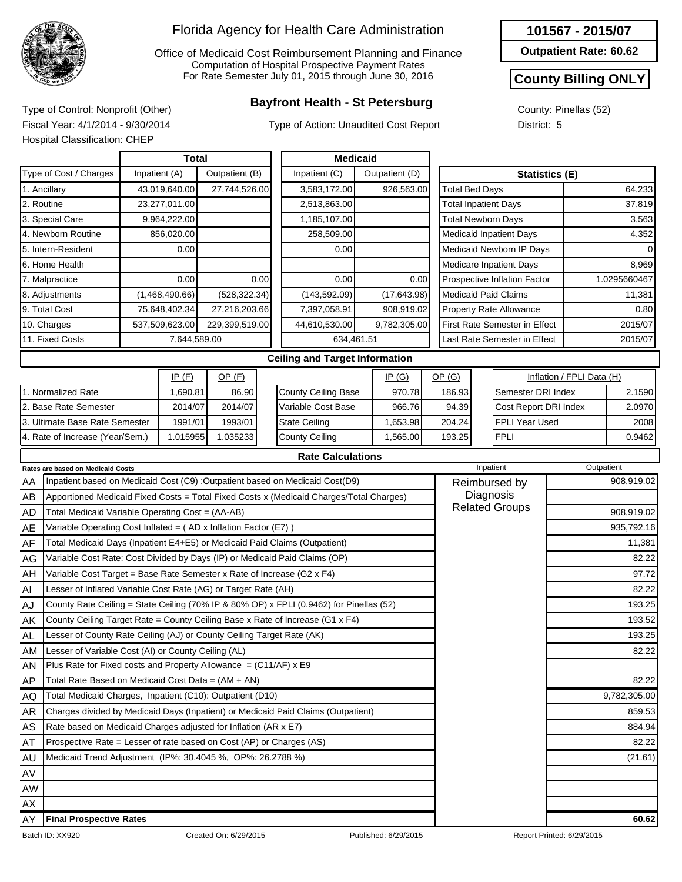# Florida Agency for Health Care Administration

Office of Medicaid Cost Reimbursement Planning and Finance
Computation of Hospital Prospective Payment Rates
For Rate Semester July 01, 2015 through June 30, 2016

**101567 - 2015/07**

**Outpatient Rate: 60.62**

**County Billing ONLY**

## Bayfront Health - St Petersburg

Type of Control: Nonprofit (Other)
Fiscal Year: 4/1/2014 - 9/30/2014
Hospital Classification: CHEP

Type of Action: Unaudited Cost Report

County: Pinellas (52)
District: 5

| Type of Cost / Charges | Total Inpatient (A) | Total Outpatient (B) | Medicaid Inpatient (C) | Medicaid Outpatient (D) |
|---|---|---|---|---|
| 1. Ancillary | 43,019,640.00 | 27,744,526.00 | 3,583,172.00 | 926,563.00 |
| 2. Routine | 23,277,011.00 | | 2,513,863.00 | |
| 3. Special Care | 9,964,222.00 | | 1,185,107.00 | |
| 4. Newborn Routine | 856,020.00 | | 258,509.00 | |
| 5. Intern-Resident | 0.00 | | 0.00 | |
| 6. Home Health | | | | |
| 7. Malpractice | 0.00 | 0.00 | 0.00 | 0.00 |
| 8. Adjustments | (1,468,490.66) | (528,322.34) | (143,592.09) | (17,643.98) |
| 9. Total Cost | 75,648,402.34 | 27,216,203.66 | 7,397,058.91 | 908,919.02 |
| 10. Charges | 537,509,623.00 | 229,399,519.00 | 44,610,530.00 | 9,782,305.00 |
| 11. Fixed Costs | 7,644,589.00 | | 634,461.51 | |

| Statistics (E) | |
|---|---|
| Total Bed Days | 64,233 |
| Total Inpatient Days | 37,819 |
| Total Newborn Days | 3,563 |
| Medicaid Inpatient Days | 4,352 |
| Medicaid Newborn IP Days | 0 |
| Medicare Inpatient Days | 8,969 |
| Prospective Inflation Factor | 1.0295660467 |
| Medicaid Paid Claims | 11,381 |
| Property Rate Allowance | 0.80 |
| First Rate Semester in Effect | 2015/07 |
| Last Rate Semester in Effect | 2015/07 |

### Ceiling and Target Information

| | IP (F) | OP (F) |
|---|---|---|
| 1. Normalized Rate | 1,690.81 | 86.90 |
| 2. Base Rate Semester | 2014/07 | 2014/07 |
| 3. Ultimate Base Rate Semester | 1991/01 | 1993/01 |
| 4. Rate of Increase (Year/Sem.) | 1.015955 | 1.035233 |

| | IP (G) | OP (G) |
|---|---|---|
| County Ceiling Base | 970.78 | 186.93 |
| Variable Cost Base | 966.76 | 94.39 |
| State Ceiling | 1,653.98 | 204.24 |
| County Ceiling | 1,565.00 | 193.25 |

| Inflation / FPLI Data (H) | |
|---|---|
| Semester DRI Index | 2.1590 |
| Cost Report DRI Index | 2.0970 |
| FPLI Year Used | 2008 |
| FPLI | 0.9462 |

### Rate Calculations

| | Rates are based on Medicaid Costs | Inpatient | Outpatient |
|---|---|---|---|
| AA | Inpatient based on Medicaid Cost (C9) :Outpatient based on Medicaid Cost(D9) | Reimbursed by Diagnosis Related Groups | 908,919.02 |
| AB | Apportioned Medicaid Fixed Costs = Total Fixed Costs x (Medicaid Charges/Total Charges) | | |
| AD | Total Medicaid Variable Operating Cost = (AA-AB) | | 908,919.02 |
| AE | Variable Operating Cost Inflated = ( AD x Inflation Factor (E7) ) | | 935,792.16 |
| AF | Total Medicaid Days (Inpatient E4+E5) or Medicaid Paid Claims (Outpatient) | | 11,381 |
| AG | Variable Cost Rate: Cost Divided by Days (IP) or Medicaid Paid Claims (OP) | | 82.22 |
| AH | Variable Cost Target = Base Rate Semester x Rate of Increase (G2 x F4) | | 97.72 |
| AI | Lesser of Inflated Variable Cost Rate (AG) or Target Rate (AH) | | 82.22 |
| AJ | County Rate Ceiling = State Ceiling (70% IP & 80% OP) x FPLI (0.9462) for Pinellas (52) | | 193.25 |
| AK | County Ceiling Target Rate = County Ceiling Base x Rate of Increase (G1 x F4) | | 193.52 |
| AL | Lesser of County Rate Ceiling (AJ) or County Ceiling Target Rate (AK) | | 193.25 |
| AM | Lesser of Variable Cost (AI) or County Ceiling (AL) | | 82.22 |
| AN | Plus Rate for Fixed costs and Property Allowance = (C11/AF) x E9 | | |
| AP | Total Rate Based on Medicaid Cost Data = (AM + AN) | | 82.22 |
| AQ | Total Medicaid Charges, Inpatient (C10): Outpatient (D10) | | 9,782,305.00 |
| AR | Charges divided by Medicaid Days (Inpatient) or Medicaid Paid Claims (Outpatient) | | 859.53 |
| AS | Rate based on Medicaid Charges adjusted for Inflation (AR x E7) | | 884.94 |
| AT | Prospective Rate = Lesser of rate based on Cost (AP) or Charges (AS) | | 82.22 |
| AU | Medicaid Trend Adjustment (IP%: 30.4045 %, OP%: 26.2788 %) | | (21.61) |
| AV | | | |
| AW | | | |
| AX | | | |
| AY | **Final Prospective Rates** | | **60.62** |

Batch ID: XX920 | Created On: 6/29/2015 | Published: 6/29/2015 | Report Printed: 6/29/2015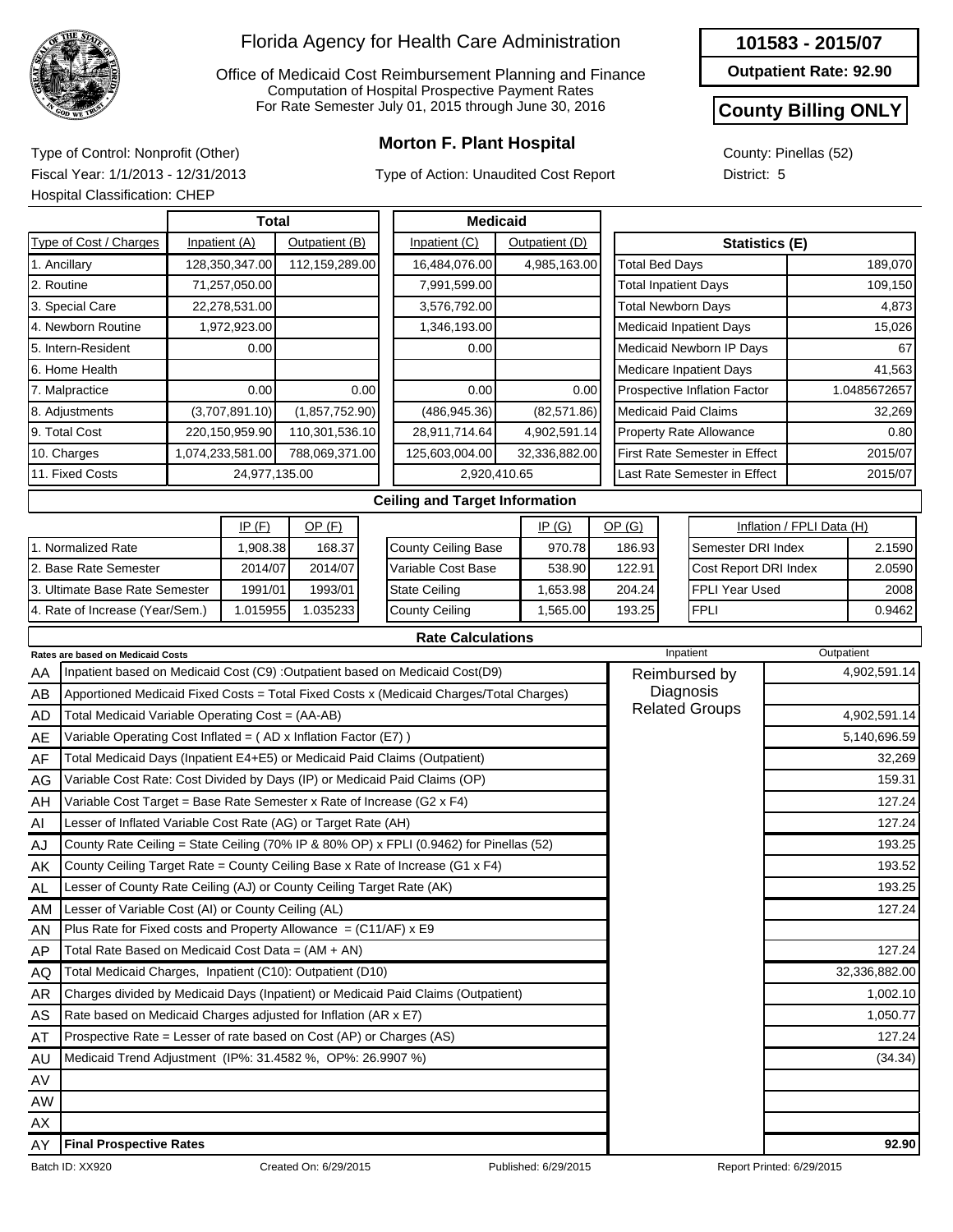# Florida Agency for Health Care Administration

Office of Medicaid Cost Reimbursement Planning and Finance
Computation of Hospital Prospective Payment Rates
For Rate Semester July 01, 2015 through June 30, 2016

**101583 - 2015/07**

**Outpatient Rate: 92.90**

**County Billing ONLY**

## Morton F. Plant Hospital

Type of Control: Nonprofit (Other)
Fiscal Year: 1/1/2013 - 12/31/2013
Hospital Classification: CHEP

Type of Action: Unaudited Cost Report

County: Pinellas (52)
District: 5

| Type of Cost / Charges | Total Inpatient (A) | Total Outpatient (B) | Medicaid Inpatient (C) | Medicaid Outpatient (D) |
|---|---|---|---|---|
| 1. Ancillary | 128,350,347.00 | 112,159,289.00 | 16,484,076.00 | 4,985,163.00 |
| 2. Routine | 71,257,050.00 | | 7,991,599.00 | |
| 3. Special Care | 22,278,531.00 | | 3,576,792.00 | |
| 4. Newborn Routine | 1,972,923.00 | | 1,346,193.00 | |
| 5. Intern-Resident | 0.00 | | 0.00 | |
| 6. Home Health | | | | |
| 7. Malpractice | 0.00 | 0.00 | 0.00 | 0.00 |
| 8. Adjustments | (3,707,891.10) | (1,857,752.90) | (486,945.36) | (82,571.86) |
| 9. Total Cost | 220,150,959.90 | 110,301,536.10 | 28,911,714.64 | 4,902,591.14 |
| 10. Charges | 1,074,233,581.00 | 788,069,371.00 | 125,603,004.00 | 32,336,882.00 |
| 11. Fixed Costs | 24,977,135.00 | | 2,920,410.65 | |

| Statistics (E) | |
|---|---|
| Total Bed Days | 189,070 |
| Total Inpatient Days | 109,150 |
| Total Newborn Days | 4,873 |
| Medicaid Inpatient Days | 15,026 |
| Medicaid Newborn IP Days | 67 |
| Medicare Inpatient Days | 41,563 |
| Prospective Inflation Factor | 1.0485672657 |
| Medicaid Paid Claims | 32,269 |
| Property Rate Allowance | 0.80 |
| First Rate Semester in Effect | 2015/07 |
| Last Rate Semester in Effect | 2015/07 |

### Ceiling and Target Information

| | IP (F) | OP (F) |
|---|---|---|
| 1. Normalized Rate | 1,908.38 | 168.37 |
| 2. Base Rate Semester | 2014/07 | 2014/07 |
| 3. Ultimate Base Rate Semester | 1991/01 | 1993/01 |
| 4. Rate of Increase (Year/Sem.) | 1.015955 | 1.035233 |

| | IP (G) | OP (G) |
|---|---|---|
| County Ceiling Base | 970.78 | 186.93 |
| Variable Cost Base | 538.90 | 122.91 |
| State Ceiling | 1,653.98 | 204.24 |
| County Ceiling | 1,565.00 | 193.25 |

| Inflation / FPLI Data (H) | |
|---|---|
| Semester DRI Index | 2.1590 |
| Cost Report DRI Index | 2.0590 |
| FPLI Year Used | 2008 |
| FPLI | 0.9462 |

### Rate Calculations

| | Rates are based on Medicaid Costs | Inpatient | Outpatient |
|---|---|---|---|
| AA | Inpatient based on Medicaid Cost (C9) :Outpatient based on Medicaid Cost(D9) | Reimbursed by Diagnosis Related Groups | 4,902,591.14 |
| AB | Apportioned Medicaid Fixed Costs = Total Fixed Costs x (Medicaid Charges/Total Charges) | | |
| AD | Total Medicaid Variable Operating Cost = (AA-AB) | | 4,902,591.14 |
| AE | Variable Operating Cost Inflated = ( AD x Inflation Factor (E7) ) | | 5,140,696.59 |
| AF | Total Medicaid Days (Inpatient E4+E5) or Medicaid Paid Claims (Outpatient) | | 32,269 |
| AG | Variable Cost Rate: Cost Divided by Days (IP) or Medicaid Paid Claims (OP) | | 159.31 |
| AH | Variable Cost Target = Base Rate Semester x Rate of Increase (G2 x F4) | | 127.24 |
| AI | Lesser of Inflated Variable Cost Rate (AG) or Target Rate (AH) | | 127.24 |
| AJ | County Rate Ceiling = State Ceiling (70% IP & 80% OP) x FPLI (0.9462) for Pinellas (52) | | 193.25 |
| AK | County Ceiling Target Rate = County Ceiling Base x Rate of Increase (G1 x F4) | | 193.52 |
| AL | Lesser of County Rate Ceiling (AJ) or County Ceiling Target Rate (AK) | | 193.25 |
| AM | Lesser of Variable Cost (AI) or County Ceiling (AL) | | 127.24 |
| AN | Plus Rate for Fixed costs and Property Allowance = (C11/AF) x E9 | | |
| AP | Total Rate Based on Medicaid Cost Data = (AM + AN) | | 127.24 |
| AQ | Total Medicaid Charges, Inpatient (C10): Outpatient (D10) | | 32,336,882.00 |
| AR | Charges divided by Medicaid Days (Inpatient) or Medicaid Paid Claims (Outpatient) | | 1,002.10 |
| AS | Rate based on Medicaid Charges adjusted for Inflation (AR x E7) | | 1,050.77 |
| AT | Prospective Rate = Lesser of rate based on Cost (AP) or Charges (AS) | | 127.24 |
| AU | Medicaid Trend Adjustment (IP%: 31.4582 %, OP%: 26.9907 %) | | (34.34) |
| AV | | | |
| AW | | | |
| AX | | | |
| AY | **Final Prospective Rates** | | **92.90** |

Batch ID: XX920 Created On: 6/29/2015 Published: 6/29/2015 Report Printed: 6/29/2015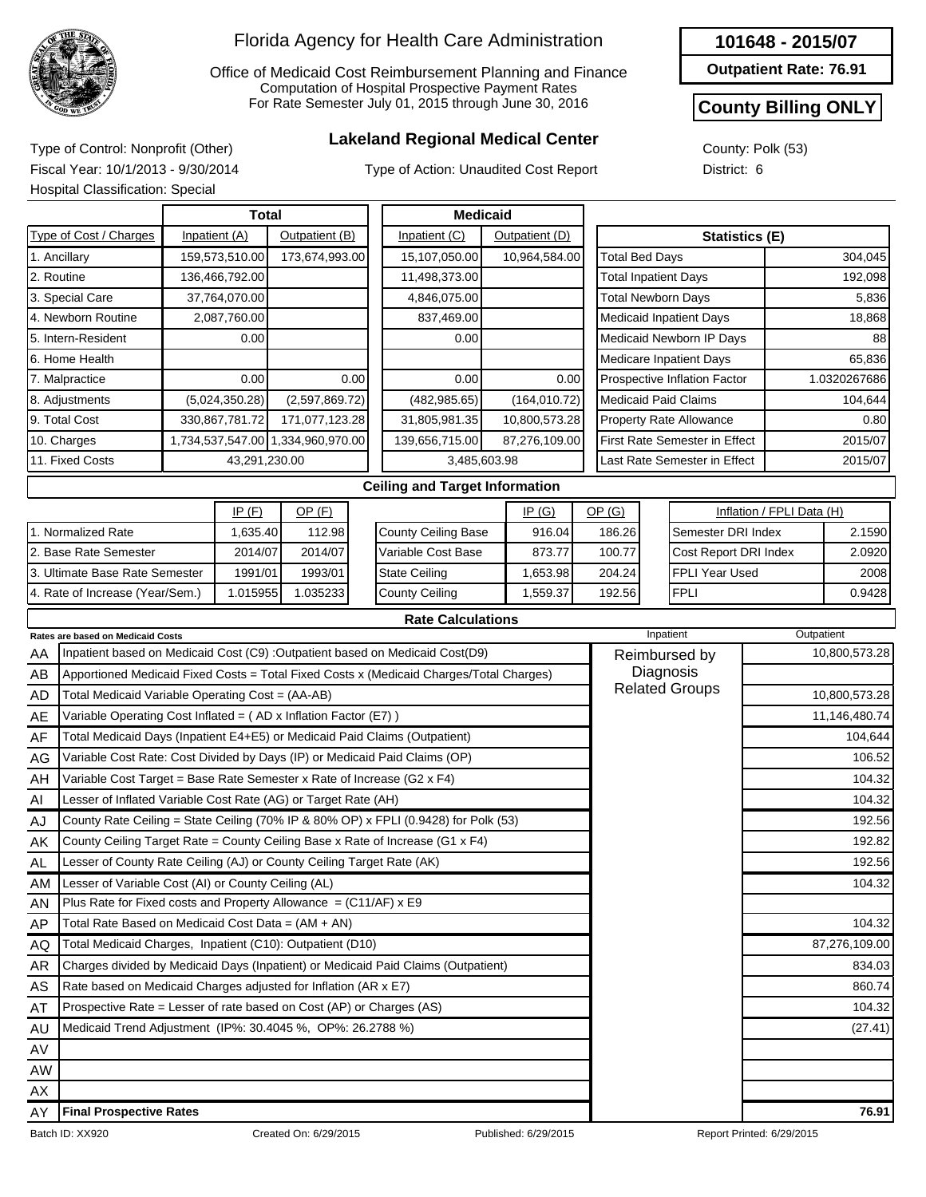# Florida Agency for Health Care Administration

Office of Medicaid Cost Reimbursement Planning and Finance
Computation of Hospital Prospective Payment Rates
For Rate Semester July 01, 2015 through June 30, 2016

**101648 - 2015/07**

**Outpatient Rate: 76.91**

**County Billing ONLY**

## Lakeland Regional Medical Center

Type of Control: Nonprofit (Other)
Fiscal Year: 10/1/2013 - 9/30/2014
Hospital Classification: Special

Type of Action: Unaudited Cost Report

County: Polk (53)
District: 6

| Type of Cost / Charges | Total Inpatient (A) | Total Outpatient (B) | Medicaid Inpatient (C) | Medicaid Outpatient (D) |
|---|---|---|---|---|
| 1. Ancillary | 159,573,510.00 | 173,674,993.00 | 15,107,050.00 | 10,964,584.00 |
| 2. Routine | 136,466,792.00 | | 11,498,373.00 | |
| 3. Special Care | 37,764,070.00 | | 4,846,075.00 | |
| 4. Newborn Routine | 2,087,760.00 | | 837,469.00 | |
| 5. Intern-Resident | 0.00 | | 0.00 | |
| 6. Home Health | | | | |
| 7. Malpractice | 0.00 | 0.00 | 0.00 | 0.00 |
| 8. Adjustments | (5,024,350.28) | (2,597,869.72) | (482,985.65) | (164,010.72) |
| 9. Total Cost | 330,867,781.72 | 171,077,123.28 | 31,805,981.35 | 10,800,573.28 |
| 10. Charges | 1,734,537,547.00 | 1,334,960,970.00 | 139,656,715.00 | 87,276,109.00 |
| 11. Fixed Costs | 43,291,230.00 | | 3,485,603.98 | |

| Statistics (E) | |
|---|---|
| Total Bed Days | 304,045 |
| Total Inpatient Days | 192,098 |
| Total Newborn Days | 5,836 |
| Medicaid Inpatient Days | 18,868 |
| Medicaid Newborn IP Days | 88 |
| Medicare Inpatient Days | 65,836 |
| Prospective Inflation Factor | 1.0320267686 |
| Medicaid Paid Claims | 104,644 |
| Property Rate Allowance | 0.80 |
| First Rate Semester in Effect | 2015/07 |
| Last Rate Semester in Effect | 2015/07 |

### Ceiling and Target Information

| | IP (F) | OP (F) |
|---|---|---|
| 1. Normalized Rate | 1,635.40 | 112.98 |
| 2. Base Rate Semester | 2014/07 | 2014/07 |
| 3. Ultimate Base Rate Semester | 1991/01 | 1993/01 |
| 4. Rate of Increase (Year/Sem.) | 1.015955 | 1.035233 |

| | IP (G) | OP (G) |
|---|---|---|
| County Ceiling Base | 916.04 | 186.26 |
| Variable Cost Base | 873.77 | 100.77 |
| State Ceiling | 1,653.98 | 204.24 |
| County Ceiling | 1,559.37 | 192.56 |

| Inflation / FPLI Data (H) | |
|---|---|
| Semester DRI Index | 2.1590 |
| Cost Report DRI Index | 2.0920 |
| FPLI Year Used | 2008 |
| FPLI | 0.9428 |

### Rate Calculations

| | Rates are based on Medicaid Costs | Inpatient | Outpatient |
|---|---|---|---|
| AA | Inpatient based on Medicaid Cost (C9) :Outpatient based on Medicaid Cost(D9) | Reimbursed by Diagnosis Related Groups | 10,800,573.28 |
| AB | Apportioned Medicaid Fixed Costs = Total Fixed Costs x (Medicaid Charges/Total Charges) | | |
| AD | Total Medicaid Variable Operating Cost = (AA-AB) | | 10,800,573.28 |
| AE | Variable Operating Cost Inflated = ( AD x Inflation Factor (E7) ) | | 11,146,480.74 |
| AF | Total Medicaid Days (Inpatient E4+E5) or Medicaid Paid Claims (Outpatient) | | 104,644 |
| AG | Variable Cost Rate: Cost Divided by Days (IP) or Medicaid Paid Claims (OP) | | 106.52 |
| AH | Variable Cost Target = Base Rate Semester x Rate of Increase (G2 x F4) | | 104.32 |
| AI | Lesser of Inflated Variable Cost Rate (AG) or Target Rate (AH) | | 104.32 |
| AJ | County Rate Ceiling = State Ceiling (70% IP & 80% OP) x FPLI (0.9428) for Polk (53) | | 192.56 |
| AK | County Ceiling Target Rate = County Ceiling Base x Rate of Increase (G1 x F4) | | 192.82 |
| AL | Lesser of County Rate Ceiling (AJ) or County Ceiling Target Rate (AK) | | 192.56 |
| AM | Lesser of Variable Cost (AI) or County Ceiling (AL) | | 104.32 |
| AN | Plus Rate for Fixed costs and Property Allowance = (C11/AF) x E9 | | |
| AP | Total Rate Based on Medicaid Cost Data = (AM + AN) | | 104.32 |
| AQ | Total Medicaid Charges, Inpatient (C10): Outpatient (D10) | | 87,276,109.00 |
| AR | Charges divided by Medicaid Days (Inpatient) or Medicaid Paid Claims (Outpatient) | | 834.03 |
| AS | Rate based on Medicaid Charges adjusted for Inflation (AR x E7) | | 860.74 |
| AT | Prospective Rate = Lesser of rate based on Cost (AP) or Charges (AS) | | 104.32 |
| AU | Medicaid Trend Adjustment (IP%: 30.4045 %, OP%: 26.2788 %) | | (27.41) |
| AV | | | |
| AW | | | |
| AX | | | |
| AY | **Final Prospective Rates** | | **76.91** |

Batch ID: XX920 | Created On: 6/29/2015 | Published: 6/29/2015 | Report Printed: 6/29/2015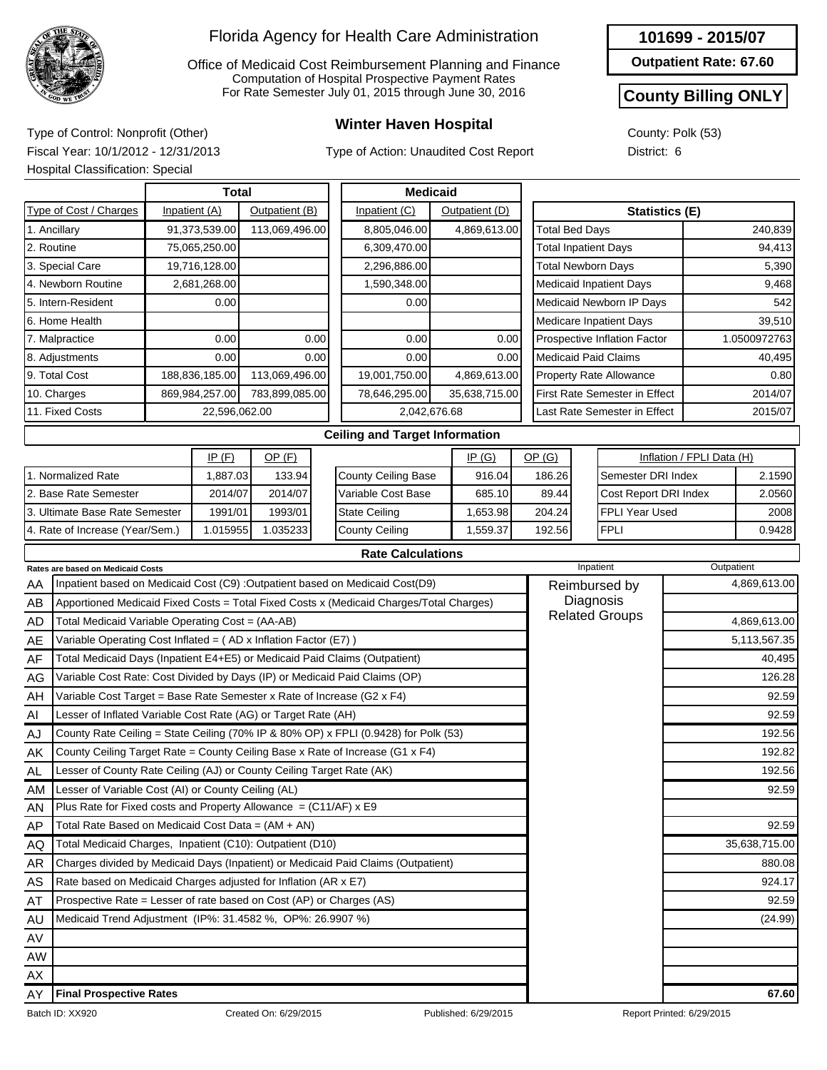# Florida Agency for Health Care Administration

Office of Medicaid Cost Reimbursement Planning and Finance
Computation of Hospital Prospective Payment Rates
For Rate Semester July 01, 2015 through June 30, 2016

**101699 - 2015/07**

**Outpatient Rate: 67.60**

**County Billing ONLY**

## Winter Haven Hospital

Type of Control: Nonprofit (Other)
Fiscal Year: 10/1/2012 - 12/31/2013
Hospital Classification: Special

Type of Action: Unaudited Cost Report

County: Polk (53)
District: 6

| Type of Cost / Charges | Total Inpatient (A) | Total Outpatient (B) | Medicaid Inpatient (C) | Medicaid Outpatient (D) |
|---|---|---|---|---|
| 1. Ancillary | 91,373,539.00 | 113,069,496.00 | 8,805,046.00 | 4,869,613.00 |
| 2. Routine | 75,065,250.00 | | 6,309,470.00 | |
| 3. Special Care | 19,716,128.00 | | 2,296,886.00 | |
| 4. Newborn Routine | 2,681,268.00 | | 1,590,348.00 | |
| 5. Intern-Resident | 0.00 | | 0.00 | |
| 6. Home Health | | | | |
| 7. Malpractice | 0.00 | 0.00 | 0.00 | 0.00 |
| 8. Adjustments | 0.00 | 0.00 | 0.00 | 0.00 |
| 9. Total Cost | 188,836,185.00 | 113,069,496.00 | 19,001,750.00 | 4,869,613.00 |
| 10. Charges | 869,984,257.00 | 783,899,085.00 | 78,646,295.00 | 35,638,715.00 |
| 11. Fixed Costs | 22,596,062.00 | | 2,042,676.68 | |

| Statistics (E) | |
|---|---|
| Total Bed Days | 240,839 |
| Total Inpatient Days | 94,413 |
| Total Newborn Days | 5,390 |
| Medicaid Inpatient Days | 9,468 |
| Medicaid Newborn IP Days | 542 |
| Medicare Inpatient Days | 39,510 |
| Prospective Inflation Factor | 1.0500972763 |
| Medicaid Paid Claims | 40,495 |
| Property Rate Allowance | 0.80 |
| First Rate Semester in Effect | 2014/07 |
| Last Rate Semester in Effect | 2015/07 |

### Ceiling and Target Information

| | IP (F) | OP (F) |
|---|---|---|
| 1. Normalized Rate | 1,887.03 | 133.94 |
| 2. Base Rate Semester | 2014/07 | 2014/07 |
| 3. Ultimate Base Rate Semester | 1991/01 | 1993/01 |
| 4. Rate of Increase (Year/Sem.) | 1.015955 | 1.035233 |

| | IP (G) | OP (G) |
|---|---|---|
| County Ceiling Base | 916.04 | 186.26 |
| Variable Cost Base | 685.10 | 89.44 |
| State Ceiling | 1,653.98 | 204.24 |
| County Ceiling | 1,559.37 | 192.56 |

| Inflation / FPLI Data (H) | |
|---|---|
| Semester DRI Index | 2.1590 |
| Cost Report DRI Index | 2.0560 |
| FPLI Year Used | 2008 |
| FPLI | 0.9428 |

### Rate Calculations

| | Rates are based on Medicaid Costs | Inpatient | Outpatient |
|---|---|---|---|
| AA | Inpatient based on Medicaid Cost (C9) :Outpatient based on Medicaid Cost(D9) | Reimbursed by Diagnosis Related Groups | 4,869,613.00 |
| AB | Apportioned Medicaid Fixed Costs = Total Fixed Costs x (Medicaid Charges/Total Charges) | | |
| AD | Total Medicaid Variable Operating Cost = (AA-AB) | | 4,869,613.00 |
| AE | Variable Operating Cost Inflated = ( AD x Inflation Factor (E7) ) | | 5,113,567.35 |
| AF | Total Medicaid Days (Inpatient E4+E5) or Medicaid Paid Claims (Outpatient) | | 40,495 |
| AG | Variable Cost Rate: Cost Divided by Days (IP) or Medicaid Paid Claims (OP) | | 126.28 |
| AH | Variable Cost Target = Base Rate Semester x Rate of Increase (G2 x F4) | | 92.59 |
| AI | Lesser of Inflated Variable Cost Rate (AG) or Target Rate (AH) | | 92.59 |
| AJ | County Rate Ceiling = State Ceiling (70% IP & 80% OP) x FPLI (0.9428) for Polk (53) | | 192.56 |
| AK | County Ceiling Target Rate = County Ceiling Base x Rate of Increase (G1 x F4) | | 192.82 |
| AL | Lesser of County Rate Ceiling (AJ) or County Ceiling Target Rate (AK) | | 192.56 |
| AM | Lesser of Variable Cost (AI) or County Ceiling (AL) | | 92.59 |
| AN | Plus Rate for Fixed costs and Property Allowance = (C11/AF) x E9 | | |
| AP | Total Rate Based on Medicaid Cost Data = (AM + AN) | | 92.59 |
| AQ | Total Medicaid Charges, Inpatient (C10): Outpatient (D10) | | 35,638,715.00 |
| AR | Charges divided by Medicaid Days (Inpatient) or Medicaid Paid Claims (Outpatient) | | 880.08 |
| AS | Rate based on Medicaid Charges adjusted for Inflation (AR x E7) | | 924.17 |
| AT | Prospective Rate = Lesser of rate based on Cost (AP) or Charges (AS) | | 92.59 |
| AU | Medicaid Trend Adjustment (IP%: 31.4582 %, OP%: 26.9907 %) | | (24.99) |
| AV | | | |
| AW | | | |
| AX | | | |
| AY | **Final Prospective Rates** | | **67.60** |

Batch ID: XX920 Created On: 6/29/2015 Published: 6/29/2015 Report Printed: 6/29/2015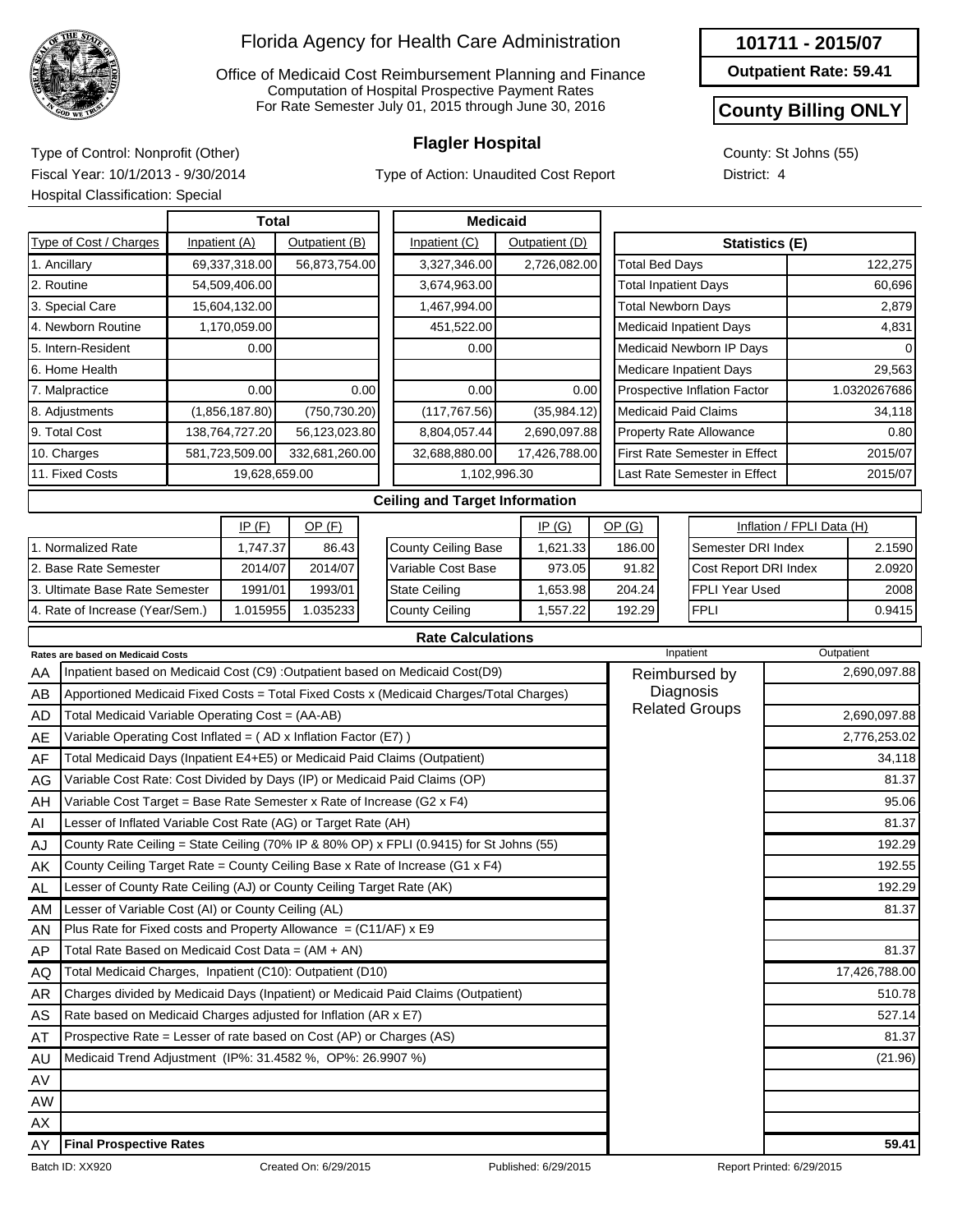# Florida Agency for Health Care Administration

Office of Medicaid Cost Reimbursement Planning and Finance
Computation of Hospital Prospective Payment Rates
For Rate Semester July 01, 2015 through June 30, 2016

**101711 - 2015/07**

**Outpatient Rate: 59.41**

**County Billing ONLY**

## Flagler Hospital

Type of Control: Nonprofit (Other)
Fiscal Year: 10/1/2013 - 9/30/2014
Hospital Classification: Special

Type of Action: Unaudited Cost Report

County: St Johns (55)
District: 4

| Type of Cost / Charges | Total Inpatient (A) | Total Outpatient (B) | Medicaid Inpatient (C) | Medicaid Outpatient (D) |
|---|---|---|---|---|
| 1. Ancillary | 69,337,318.00 | 56,873,754.00 | 3,327,346.00 | 2,726,082.00 |
| 2. Routine | 54,509,406.00 | | 3,674,963.00 | |
| 3. Special Care | 15,604,132.00 | | 1,467,994.00 | |
| 4. Newborn Routine | 1,170,059.00 | | 451,522.00 | |
| 5. Intern-Resident | 0.00 | | 0.00 | |
| 6. Home Health | | | | |
| 7. Malpractice | 0.00 | 0.00 | 0.00 | 0.00 |
| 8. Adjustments | (1,856,187.80) | (750,730.20) | (117,767.56) | (35,984.12) |
| 9. Total Cost | 138,764,727.20 | 56,123,023.80 | 8,804,057.44 | 2,690,097.88 |
| 10. Charges | 581,723,509.00 | 332,681,260.00 | 32,688,880.00 | 17,426,788.00 |
| 11. Fixed Costs | 19,628,659.00 | | 1,102,996.30 | |

| Statistics (E) | |
|---|---|
| Total Bed Days | 122,275 |
| Total Inpatient Days | 60,696 |
| Total Newborn Days | 2,879 |
| Medicaid Inpatient Days | 4,831 |
| Medicaid Newborn IP Days | 0 |
| Medicare Inpatient Days | 29,563 |
| Prospective Inflation Factor | 1.0320267686 |
| Medicaid Paid Claims | 34,118 |
| Property Rate Allowance | 0.80 |
| First Rate Semester in Effect | 2015/07 |
| Last Rate Semester in Effect | 2015/07 |

### Ceiling and Target Information

| | IP (F) | OP (F) |
|---|---|---|
| 1. Normalized Rate | 1,747.37 | 86.43 |
| 2. Base Rate Semester | 2014/07 | 2014/07 |
| 3. Ultimate Base Rate Semester | 1991/01 | 1993/01 |
| 4. Rate of Increase (Year/Sem.) | 1.015955 | 1.035233 |

| | IP (G) | OP (G) |
|---|---|---|
| County Ceiling Base | 1,621.33 | 186.00 |
| Variable Cost Base | 973.05 | 91.82 |
| State Ceiling | 1,653.98 | 204.24 |
| County Ceiling | 1,557.22 | 192.29 |

| Inflation / FPLI Data (H) | |
|---|---|
| Semester DRI Index | 2.1590 |
| Cost Report DRI Index | 2.0920 |
| FPLI Year Used | 2008 |
| FPLI | 0.9415 |

### Rate Calculations

| | Rates are based on Medicaid Costs | Inpatient | Outpatient |
|---|---|---|---|
| AA | Inpatient based on Medicaid Cost (C9) :Outpatient based on Medicaid Cost(D9) | Reimbursed by Diagnosis Related Groups | 2,690,097.88 |
| AB | Apportioned Medicaid Fixed Costs = Total Fixed Costs x (Medicaid Charges/Total Charges) | | |
| AD | Total Medicaid Variable Operating Cost = (AA-AB) | | 2,690,097.88 |
| AE | Variable Operating Cost Inflated = ( AD x Inflation Factor (E7) ) | | 2,776,253.02 |
| AF | Total Medicaid Days (Inpatient E4+E5) or Medicaid Paid Claims (Outpatient) | | 34,118 |
| AG | Variable Cost Rate: Cost Divided by Days (IP) or Medicaid Paid Claims (OP) | | 81.37 |
| AH | Variable Cost Target = Base Rate Semester x Rate of Increase (G2 x F4) | | 95.06 |
| AI | Lesser of Inflated Variable Cost Rate (AG) or Target Rate (AH) | | 81.37 |
| AJ | County Rate Ceiling = State Ceiling (70% IP & 80% OP) x FPLI (0.9415) for St Johns (55) | | 192.29 |
| AK | County Ceiling Target Rate = County Ceiling Base x Rate of Increase (G1 x F4) | | 192.55 |
| AL | Lesser of County Rate Ceiling (AJ) or County Ceiling Target Rate (AK) | | 192.29 |
| AM | Lesser of Variable Cost (AI) or County Ceiling (AL) | | 81.37 |
| AN | Plus Rate for Fixed costs and Property Allowance = (C11/AF) x E9 | | |
| AP | Total Rate Based on Medicaid Cost Data = (AM + AN) | | 81.37 |
| AQ | Total Medicaid Charges, Inpatient (C10): Outpatient (D10) | | 17,426,788.00 |
| AR | Charges divided by Medicaid Days (Inpatient) or Medicaid Paid Claims (Outpatient) | | 510.78 |
| AS | Rate based on Medicaid Charges adjusted for Inflation (AR x E7) | | 527.14 |
| AT | Prospective Rate = Lesser of rate based on Cost (AP) or Charges (AS) | | 81.37 |
| AU | Medicaid Trend Adjustment (IP%: 31.4582 %, OP%: 26.9907 %) | | (21.96) |
| AV | | | |
| AW | | | |
| AX | | | |
| AY | **Final Prospective Rates** | | **59.41** |

Batch ID: XX920 | Created On: 6/29/2015 | Published: 6/29/2015 | Report Printed: 6/29/2015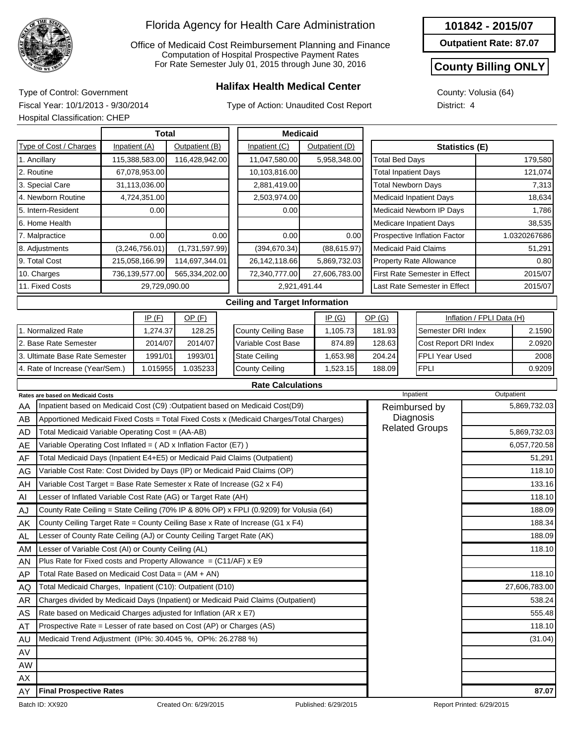# Florida Agency for Health Care Administration

Office of Medicaid Cost Reimbursement Planning and Finance
Computation of Hospital Prospective Payment Rates
For Rate Semester July 01, 2015 through June 30, 2016

**101842 - 2015/07**

**Outpatient Rate: 87.07**

**County Billing ONLY**

## Halifax Health Medical Center

Type of Control: Government
Fiscal Year: 10/1/2013 - 9/30/2014
Hospital Classification: CHEP

Type of Action: Unaudited Cost Report

County: Volusia (64)
District: 4

| Type of Cost / Charges | Total Inpatient (A) | Total Outpatient (B) | Medicaid Inpatient (C) | Medicaid Outpatient (D) |
|---|---|---|---|---|
| 1. Ancillary | 115,388,583.00 | 116,428,942.00 | 11,047,580.00 | 5,958,348.00 |
| 2. Routine | 67,078,953.00 | | 10,103,816.00 | |
| 3. Special Care | 31,113,036.00 | | 2,881,419.00 | |
| 4. Newborn Routine | 4,724,351.00 | | 2,503,974.00 | |
| 5. Intern-Resident | 0.00 | | 0.00 | |
| 6. Home Health | | | | |
| 7. Malpractice | 0.00 | 0.00 | 0.00 | 0.00 |
| 8. Adjustments | (3,246,756.01) | (1,731,597.99) | (394,670.34) | (88,615.97) |
| 9. Total Cost | 215,058,166.99 | 114,697,344.01 | 26,142,118.66 | 5,869,732.03 |
| 10. Charges | 736,139,577.00 | 565,334,202.00 | 72,340,777.00 | 27,606,783.00 |
| 11. Fixed Costs | 29,729,090.00 | | 2,921,491.44 | |

| Statistics (E) | |
|---|---|
| Total Bed Days | 179,580 |
| Total Inpatient Days | 121,074 |
| Total Newborn Days | 7,313 |
| Medicaid Inpatient Days | 18,634 |
| Medicaid Newborn IP Days | 1,786 |
| Medicare Inpatient Days | 38,535 |
| Prospective Inflation Factor | 1.0320267686 |
| Medicaid Paid Claims | 51,291 |
| Property Rate Allowance | 0.80 |
| First Rate Semester in Effect | 2015/07 |
| Last Rate Semester in Effect | 2015/07 |

### Ceiling and Target Information

| | IP (F) | OP (F) |
|---|---|---|
| 1. Normalized Rate | 1,274.37 | 128.25 |
| 2. Base Rate Semester | 2014/07 | 2014/07 |
| 3. Ultimate Base Rate Semester | 1991/01 | 1993/01 |
| 4. Rate of Increase (Year/Sem.) | 1.015955 | 1.035233 |

| | IP (G) | OP (G) |
|---|---|---|
| County Ceiling Base | 1,105.73 | 181.93 |
| Variable Cost Base | 874.89 | 128.63 |
| State Ceiling | 1,653.98 | 204.24 |
| County Ceiling | 1,523.15 | 188.09 |

| Inflation / FPLI Data (H) | |
|---|---|
| Semester DRI Index | 2.1590 |
| Cost Report DRI Index | 2.0920 |
| FPLI Year Used | 2008 |
| FPLI | 0.9209 |

### Rate Calculations

| | Rates are based on Medicaid Costs | Inpatient | Outpatient |
|---|---|---|---|
| AA | Inpatient based on Medicaid Cost (C9) :Outpatient based on Medicaid Cost(D9) | Reimbursed by Diagnosis Related Groups | 5,869,732.03 |
| AB | Apportioned Medicaid Fixed Costs = Total Fixed Costs x (Medicaid Charges/Total Charges) | | |
| AD | Total Medicaid Variable Operating Cost = (AA-AB) | | 5,869,732.03 |
| AE | Variable Operating Cost Inflated = ( AD x Inflation Factor (E7) ) | | 6,057,720.58 |
| AF | Total Medicaid Days (Inpatient E4+E5) or Medicaid Paid Claims (Outpatient) | | 51,291 |
| AG | Variable Cost Rate: Cost Divided by Days (IP) or Medicaid Paid Claims (OP) | | 118.10 |
| AH | Variable Cost Target = Base Rate Semester x Rate of Increase (G2 x F4) | | 133.16 |
| AI | Lesser of Inflated Variable Cost Rate (AG) or Target Rate (AH) | | 118.10 |
| AJ | County Rate Ceiling = State Ceiling (70% IP & 80% OP) x FPLI (0.9209) for Volusia (64) | | 188.09 |
| AK | County Ceiling Target Rate = County Ceiling Base x Rate of Increase (G1 x F4) | | 188.34 |
| AL | Lesser of County Rate Ceiling (AJ) or County Ceiling Target Rate (AK) | | 188.09 |
| AM | Lesser of Variable Cost (AI) or County Ceiling (AL) | | 118.10 |
| AN | Plus Rate for Fixed costs and Property Allowance = (C11/AF) x E9 | | |
| AP | Total Rate Based on Medicaid Cost Data = (AM + AN) | | 118.10 |
| AQ | Total Medicaid Charges, Inpatient (C10): Outpatient (D10) | | 27,606,783.00 |
| AR | Charges divided by Medicaid Days (Inpatient) or Medicaid Paid Claims (Outpatient) | | 538.24 |
| AS | Rate based on Medicaid Charges adjusted for Inflation (AR x E7) | | 555.48 |
| AT | Prospective Rate = Lesser of rate based on Cost (AP) or Charges (AS) | | 118.10 |
| AU | Medicaid Trend Adjustment (IP%: 30.4045 %, OP%: 26.2788 %) | | (31.04) |
| AV | | | |
| AW | | | |
| AX | | | |
| AY | **Final Prospective Rates** | | **87.07** |

Batch ID: XX920 Created On: 6/29/2015 Published: 6/29/2015 Report Printed: 6/29/2015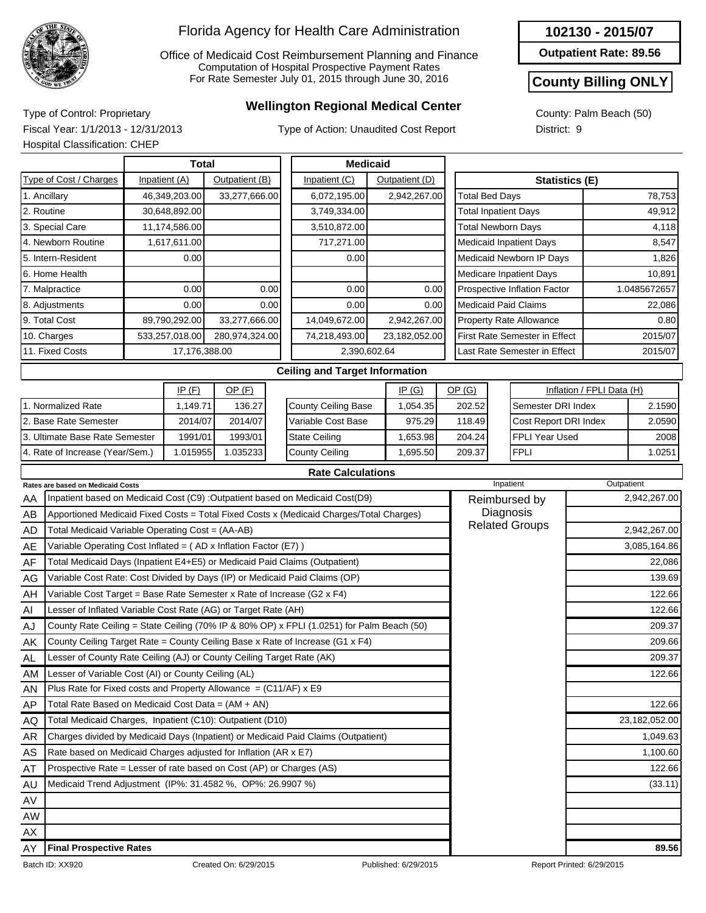# Florida Agency for Health Care Administration

Office of Medicaid Cost Reimbursement Planning and Finance
Computation of Hospital Prospective Payment Rates
For Rate Semester July 01, 2015 through June 30, 2016

**102130 - 2015/07**

**Outpatient Rate: 89.56**

**County Billing ONLY**

## Wellington Regional Medical Center

Type of Control: Proprietary
Fiscal Year: 1/1/2013 - 12/31/2013
Hospital Classification: CHEP

Type of Action: Unaudited Cost Report

County: Palm Beach (50)
District: 9

| Type of Cost / Charges | Total Inpatient (A) | Total Outpatient (B) | Medicaid Inpatient (C) | Medicaid Outpatient (D) |
|---|---|---|---|---|
| 1. Ancillary | 46,349,203.00 | 33,277,666.00 | 6,072,195.00 | 2,942,267.00 |
| 2. Routine | 30,648,892.00 | | 3,749,334.00 | |
| 3. Special Care | 11,174,586.00 | | 3,510,872.00 | |
| 4. Newborn Routine | 1,617,611.00 | | 717,271.00 | |
| 5. Intern-Resident | 0.00 | | 0.00 | |
| 6. Home Health | | | | |
| 7. Malpractice | 0.00 | 0.00 | 0.00 | 0.00 |
| 8. Adjustments | 0.00 | 0.00 | 0.00 | 0.00 |
| 9. Total Cost | 89,790,292.00 | 33,277,666.00 | 14,049,672.00 | 2,942,267.00 |
| 10. Charges | 533,257,018.00 | 280,974,324.00 | 74,218,493.00 | 23,182,052.00 |
| 11. Fixed Costs | 17,176,388.00 | | 2,390,602.64 | |

| Statistics (E) | |
|---|---|
| Total Bed Days | 78,753 |
| Total Inpatient Days | 49,912 |
| Total Newborn Days | 4,118 |
| Medicaid Inpatient Days | 8,547 |
| Medicaid Newborn IP Days | 1,826 |
| Medicare Inpatient Days | 10,891 |
| Prospective Inflation Factor | 1.0485672657 |
| Medicaid Paid Claims | 22,086 |
| Property Rate Allowance | 0.80 |
| First Rate Semester in Effect | 2015/07 |
| Last Rate Semester in Effect | 2015/07 |

### Ceiling and Target Information

| | IP (F) | OP (F) |
|---|---|---|
| 1. Normalized Rate | 1,149.71 | 136.27 |
| 2. Base Rate Semester | 2014/07 | 2014/07 |
| 3. Ultimate Base Rate Semester | 1991/01 | 1993/01 |
| 4. Rate of Increase (Year/Sem.) | 1.015955 | 1.035233 |

| | IP (G) | OP (G) |
|---|---|---|
| County Ceiling Base | 1,054.35 | 202.52 |
| Variable Cost Base | 975.29 | 118.49 |
| State Ceiling | 1,653.98 | 204.24 |
| County Ceiling | 1,695.50 | 209.37 |

| Inflation / FPLI Data (H) | |
|---|---|
| Semester DRI Index | 2.1590 |
| Cost Report DRI Index | 2.0590 |
| FPLI Year Used | 2008 |
| FPLI | 1.0251 |

### Rate Calculations

Rates are based on Medicaid Costs

| | | Inpatient | Outpatient |
|---|---|---|---|
| AA | Inpatient based on Medicaid Cost (C9) :Outpatient based on Medicaid Cost(D9) | Reimbursed by Diagnosis Related Groups | 2,942,267.00 |
| AB | Apportioned Medicaid Fixed Costs = Total Fixed Costs x (Medicaid Charges/Total Charges) | | |
| AD | Total Medicaid Variable Operating Cost = (AA-AB) | | 2,942,267.00 |
| AE | Variable Operating Cost Inflated = ( AD x Inflation Factor (E7) ) | | 3,085,164.86 |
| AF | Total Medicaid Days (Inpatient E4+E5) or Medicaid Paid Claims (Outpatient) | | 22,086 |
| AG | Variable Cost Rate: Cost Divided by Days (IP) or Medicaid Paid Claims (OP) | | 139.69 |
| AH | Variable Cost Target = Base Rate Semester x Rate of Increase (G2 x F4) | | 122.66 |
| AI | Lesser of Inflated Variable Cost Rate (AG) or Target Rate (AH) | | 122.66 |
| AJ | County Rate Ceiling = State Ceiling (70% IP & 80% OP) x FPLI (1.0251) for Palm Beach (50) | | 209.37 |
| AK | County Ceiling Target Rate = County Ceiling Base x Rate of Increase (G1 x F4) | | 209.66 |
| AL | Lesser of County Rate Ceiling (AJ) or County Ceiling Target Rate (AK) | | 209.37 |
| AM | Lesser of Variable Cost (AI) or County Ceiling (AL) | | 122.66 |
| AN | Plus Rate for Fixed costs and Property Allowance = (C11/AF) x E9 | | |
| AP | Total Rate Based on Medicaid Cost Data = (AM + AN) | | 122.66 |
| AQ | Total Medicaid Charges, Inpatient (C10): Outpatient (D10) | | 23,182,052.00 |
| AR | Charges divided by Medicaid Days (Inpatient) or Medicaid Paid Claims (Outpatient) | | 1,049.63 |
| AS | Rate based on Medicaid Charges adjusted for Inflation (AR x E7) | | 1,100.60 |
| AT | Prospective Rate = Lesser of rate based on Cost (AP) or Charges (AS) | | 122.66 |
| AU | Medicaid Trend Adjustment (IP%: 31.4582 %, OP%: 26.9907 %) | | (33.11) |
| AV | | | |
| AW | | | |
| AX | | | |
| AY | **Final Prospective Rates** | | **89.56** |

Batch ID: XX920 Created On: 6/29/2015 Published: 6/29/2015 Report Printed: 6/29/2015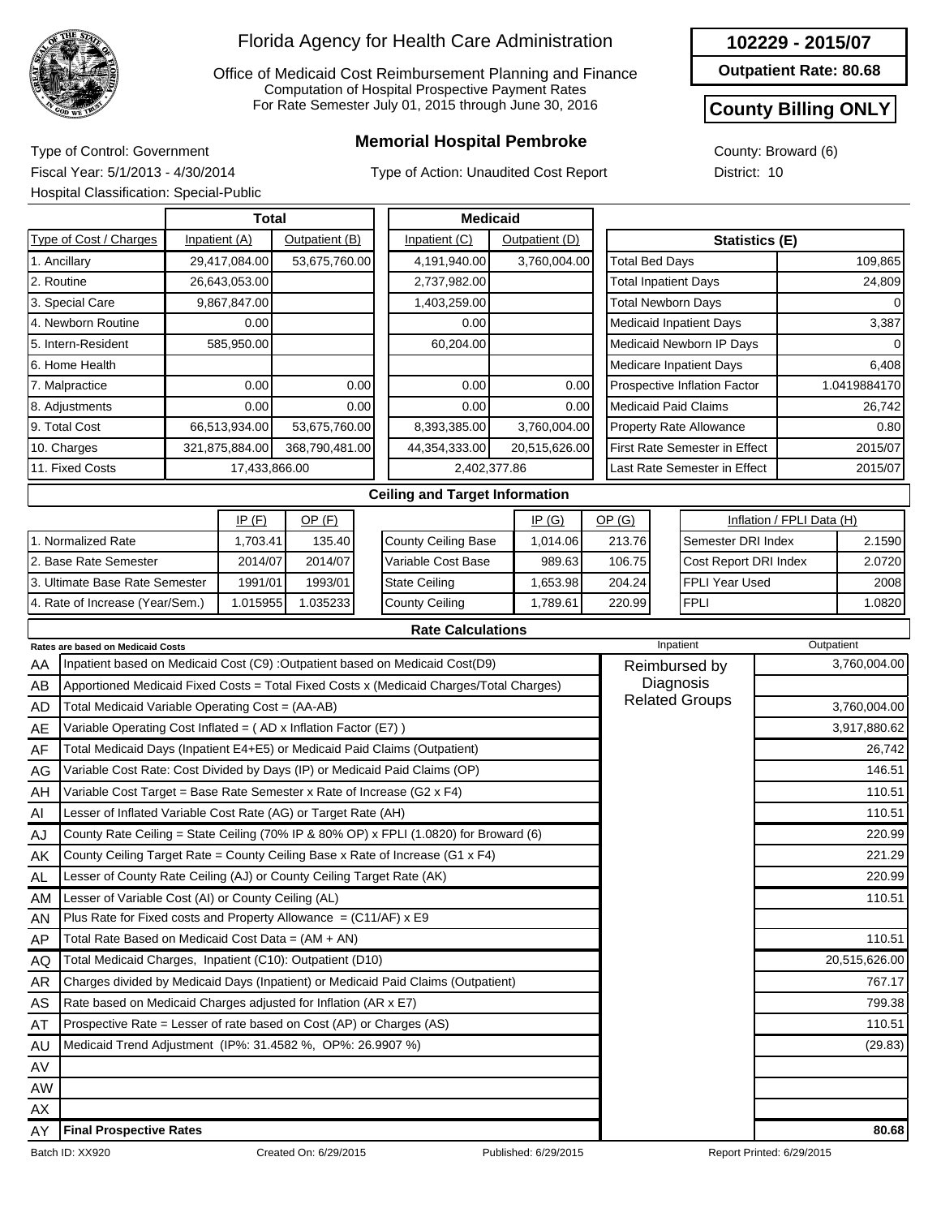# Florida Agency for Health Care Administration

Office of Medicaid Cost Reimbursement Planning and Finance
Computation of Hospital Prospective Payment Rates
For Rate Semester July 01, 2015 through June 30, 2016

**102229 - 2015/07**

**Outpatient Rate: 80.68**

**County Billing ONLY**

## Memorial Hospital Pembroke

Type of Control: Government
Fiscal Year: 5/1/2013 - 4/30/2014
Hospital Classification: Special-Public

Type of Action: Unaudited Cost Report

County: Broward (6)
District: 10

| Type of Cost / Charges | Total Inpatient (A) | Total Outpatient (B) | Medicaid Inpatient (C) | Medicaid Outpatient (D) |
|---|---|---|---|---|
| 1. Ancillary | 29,417,084.00 | 53,675,760.00 | 4,191,940.00 | 3,760,004.00 |
| 2. Routine | 26,643,053.00 | | 2,737,982.00 | |
| 3. Special Care | 9,867,847.00 | | 1,403,259.00 | |
| 4. Newborn Routine | 0.00 | | 0.00 | |
| 5. Intern-Resident | 585,950.00 | | 60,204.00 | |
| 6. Home Health | | | | |
| 7. Malpractice | 0.00 | 0.00 | 0.00 | 0.00 |
| 8. Adjustments | 0.00 | 0.00 | 0.00 | 0.00 |
| 9. Total Cost | 66,513,934.00 | 53,675,760.00 | 8,393,385.00 | 3,760,004.00 |
| 10. Charges | 321,875,884.00 | 368,790,481.00 | 44,354,333.00 | 20,515,626.00 |
| 11. Fixed Costs | 17,433,866.00 | | 2,402,377.86 | |

| Statistics (E) | |
|---|---|
| Total Bed Days | 109,865 |
| Total Inpatient Days | 24,809 |
| Total Newborn Days | 0 |
| Medicaid Inpatient Days | 3,387 |
| Medicaid Newborn IP Days | 0 |
| Medicare Inpatient Days | 6,408 |
| Prospective Inflation Factor | 1.0419884170 |
| Medicaid Paid Claims | 26,742 |
| Property Rate Allowance | 0.80 |
| First Rate Semester in Effect | 2015/07 |
| Last Rate Semester in Effect | 2015/07 |

### Ceiling and Target Information

| | IP (F) | OP (F) |
|---|---|---|
| 1. Normalized Rate | 1,703.41 | 135.40 |
| 2. Base Rate Semester | 2014/07 | 2014/07 |
| 3. Ultimate Base Rate Semester | 1991/01 | 1993/01 |
| 4. Rate of Increase (Year/Sem.) | 1.015955 | 1.035233 |

| | IP (G) | OP (G) |
|---|---|---|
| County Ceiling Base | 1,014.06 | 213.76 |
| Variable Cost Base | 989.63 | 106.75 |
| State Ceiling | 1,653.98 | 204.24 |
| County Ceiling | 1,789.61 | 220.99 |

| Inflation / FPLI Data (H) | |
|---|---|
| Semester DRI Index | 2.1590 |
| Cost Report DRI Index | 2.0720 |
| FPLI Year Used | 2008 |
| FPLI | 1.0820 |

### Rate Calculations

| | Rates are based on Medicaid Costs | Inpatient | Outpatient |
|---|---|---|---|
| AA | Inpatient based on Medicaid Cost (C9) :Outpatient based on Medicaid Cost(D9) | Reimbursed by Diagnosis Related Groups | 3,760,004.00 |
| AB | Apportioned Medicaid Fixed Costs = Total Fixed Costs x (Medicaid Charges/Total Charges) | | |
| AD | Total Medicaid Variable Operating Cost = (AA-AB) | | 3,760,004.00 |
| AE | Variable Operating Cost Inflated = ( AD x Inflation Factor (E7) ) | | 3,917,880.62 |
| AF | Total Medicaid Days (Inpatient E4+E5) or Medicaid Paid Claims (Outpatient) | | 26,742 |
| AG | Variable Cost Rate: Cost Divided by Days (IP) or Medicaid Paid Claims (OP) | | 146.51 |
| AH | Variable Cost Target = Base Rate Semester x Rate of Increase (G2 x F4) | | 110.51 |
| AI | Lesser of Inflated Variable Cost Rate (AG) or Target Rate (AH) | | 110.51 |
| AJ | County Rate Ceiling = State Ceiling (70% IP & 80% OP) x FPLI (1.0820) for Broward (6) | | 220.99 |
| AK | County Ceiling Target Rate = County Ceiling Base x Rate of Increase (G1 x F4) | | 221.29 |
| AL | Lesser of County Rate Ceiling (AJ) or County Ceiling Target Rate (AK) | | 220.99 |
| AM | Lesser of Variable Cost (AI) or County Ceiling (AL) | | 110.51 |
| AN | Plus Rate for Fixed costs and Property Allowance = (C11/AF) x E9 | | |
| AP | Total Rate Based on Medicaid Cost Data = (AM + AN) | | 110.51 |
| AQ | Total Medicaid Charges, Inpatient (C10): Outpatient (D10) | | 20,515,626.00 |
| AR | Charges divided by Medicaid Days (Inpatient) or Medicaid Paid Claims (Outpatient) | | 767.17 |
| AS | Rate based on Medicaid Charges adjusted for Inflation (AR x E7) | | 799.38 |
| AT | Prospective Rate = Lesser of rate based on Cost (AP) or Charges (AS) | | 110.51 |
| AU | Medicaid Trend Adjustment (IP%: 31.4582 %, OP%: 26.9907 %) | | (29.83) |
| AV | | | |
| AW | | | |
| AX | | | |
| AY | **Final Prospective Rates** | | **80.68** |

Batch ID: XX920 Created On: 6/29/2015 Published: 6/29/2015 Report Printed: 6/29/2015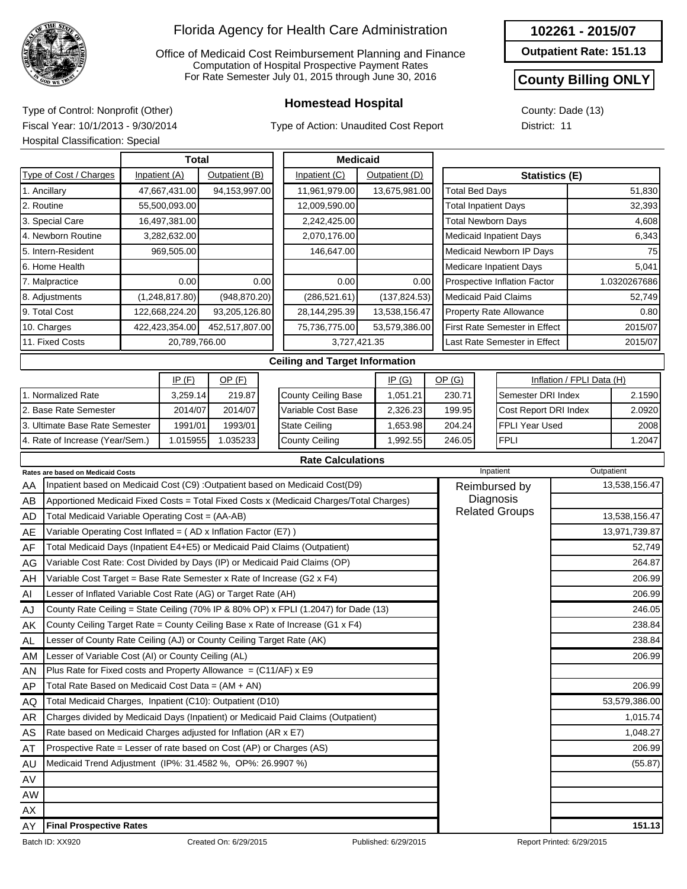# Florida Agency for Health Care Administration

Office of Medicaid Cost Reimbursement Planning and Finance
Computation of Hospital Prospective Payment Rates
For Rate Semester July 01, 2015 through June 30, 2016

**102261 - 2015/07**

**Outpatient Rate: 151.13**

**County Billing ONLY**

## Homestead Hospital

Type of Control: Nonprofit (Other)
Fiscal Year: 10/1/2013 - 9/30/2014
Hospital Classification: Special

Type of Action: Unaudited Cost Report

County: Dade (13)
District: 11

| Type of Cost / Charges | Total Inpatient (A) | Total Outpatient (B) | Medicaid Inpatient (C) | Medicaid Outpatient (D) |
|---|---|---|---|---|
| 1. Ancillary | 47,667,431.00 | 94,153,997.00 | 11,961,979.00 | 13,675,981.00 |
| 2. Routine | 55,500,093.00 | | 12,009,590.00 | |
| 3. Special Care | 16,497,381.00 | | 2,242,425.00 | |
| 4. Newborn Routine | 3,282,632.00 | | 2,070,176.00 | |
| 5. Intern-Resident | 969,505.00 | | 146,647.00 | |
| 6. Home Health | | | | |
| 7. Malpractice | 0.00 | 0.00 | 0.00 | 0.00 |
| 8. Adjustments | (1,248,817.80) | (948,870.20) | (286,521.61) | (137,824.53) |
| 9. Total Cost | 122,668,224.20 | 93,205,126.80 | 28,144,295.39 | 13,538,156.47 |
| 10. Charges | 422,423,354.00 | 452,517,807.00 | 75,736,775.00 | 53,579,386.00 |
| 11. Fixed Costs | 20,789,766.00 | | 3,727,421.35 | |

| Statistics (E) | |
|---|---|
| Total Bed Days | 51,830 |
| Total Inpatient Days | 32,393 |
| Total Newborn Days | 4,608 |
| Medicaid Inpatient Days | 6,343 |
| Medicaid Newborn IP Days | 75 |
| Medicare Inpatient Days | 5,041 |
| Prospective Inflation Factor | 1.0320267686 |
| Medicaid Paid Claims | 52,749 |
| Property Rate Allowance | 0.80 |
| First Rate Semester in Effect | 2015/07 |
| Last Rate Semester in Effect | 2015/07 |

### Ceiling and Target Information

| | IP (F) | OP (F) |
|---|---|---|
| 1. Normalized Rate | 3,259.14 | 219.87 |
| 2. Base Rate Semester | 2014/07 | 2014/07 |
| 3. Ultimate Base Rate Semester | 1991/01 | 1993/01 |
| 4. Rate of Increase (Year/Sem.) | 1.015955 | 1.035233 |

| | IP (G) | OP (G) |
|---|---|---|
| County Ceiling Base | 1,051.21 | 230.71 |
| Variable Cost Base | 2,326.23 | 199.95 |
| State Ceiling | 1,653.98 | 204.24 |
| County Ceiling | 1,992.55 | 246.05 |

| Inflation / FPLI Data (H) | |
|---|---|
| Semester DRI Index | 2.1590 |
| Cost Report DRI Index | 2.0920 |
| FPLI Year Used | 2008 |
| FPLI | 1.2047 |

### Rate Calculations

| | Rates are based on Medicaid Costs | Inpatient | Outpatient |
|---|---|---|---|
| AA | Inpatient based on Medicaid Cost (C9) :Outpatient based on Medicaid Cost(D9) | Reimbursed by Diagnosis Related Groups | 13,538,156.47 |
| AB | Apportioned Medicaid Fixed Costs = Total Fixed Costs x (Medicaid Charges/Total Charges) | | |
| AD | Total Medicaid Variable Operating Cost = (AA-AB) | | 13,538,156.47 |
| AE | Variable Operating Cost Inflated = ( AD x Inflation Factor (E7) ) | | 13,971,739.87 |
| AF | Total Medicaid Days (Inpatient E4+E5) or Medicaid Paid Claims (Outpatient) | | 52,749 |
| AG | Variable Cost Rate: Cost Divided by Days (IP) or Medicaid Paid Claims (OP) | | 264.87 |
| AH | Variable Cost Target = Base Rate Semester x Rate of Increase (G2 x F4) | | 206.99 |
| AI | Lesser of Inflated Variable Cost Rate (AG) or Target Rate (AH) | | 206.99 |
| AJ | County Rate Ceiling = State Ceiling (70% IP & 80% OP) x FPLI (1.2047) for Dade (13) | | 246.05 |
| AK | County Ceiling Target Rate = County Ceiling Base x Rate of Increase (G1 x F4) | | 238.84 |
| AL | Lesser of County Rate Ceiling (AJ) or County Ceiling Target Rate (AK) | | 238.84 |
| AM | Lesser of Variable Cost (AI) or County Ceiling (AL) | | 206.99 |
| AN | Plus Rate for Fixed costs and Property Allowance = (C11/AF) x E9 | | |
| AP | Total Rate Based on Medicaid Cost Data = (AM + AN) | | 206.99 |
| AQ | Total Medicaid Charges, Inpatient (C10): Outpatient (D10) | | 53,579,386.00 |
| AR | Charges divided by Medicaid Days (Inpatient) or Medicaid Paid Claims (Outpatient) | | 1,015.74 |
| AS | Rate based on Medicaid Charges adjusted for Inflation (AR x E7) | | 1,048.27 |
| AT | Prospective Rate = Lesser of rate based on Cost (AP) or Charges (AS) | | 206.99 |
| AU | Medicaid Trend Adjustment (IP%: 31.4582 %, OP%: 26.9907 %) | | (55.87) |
| AV | | | |
| AW | | | |
| AX | | | |
| AY | **Final Prospective Rates** | | **151.13** |

Batch ID: XX920 Created On: 6/29/2015 Published: 6/29/2015 Report Printed: 6/29/2015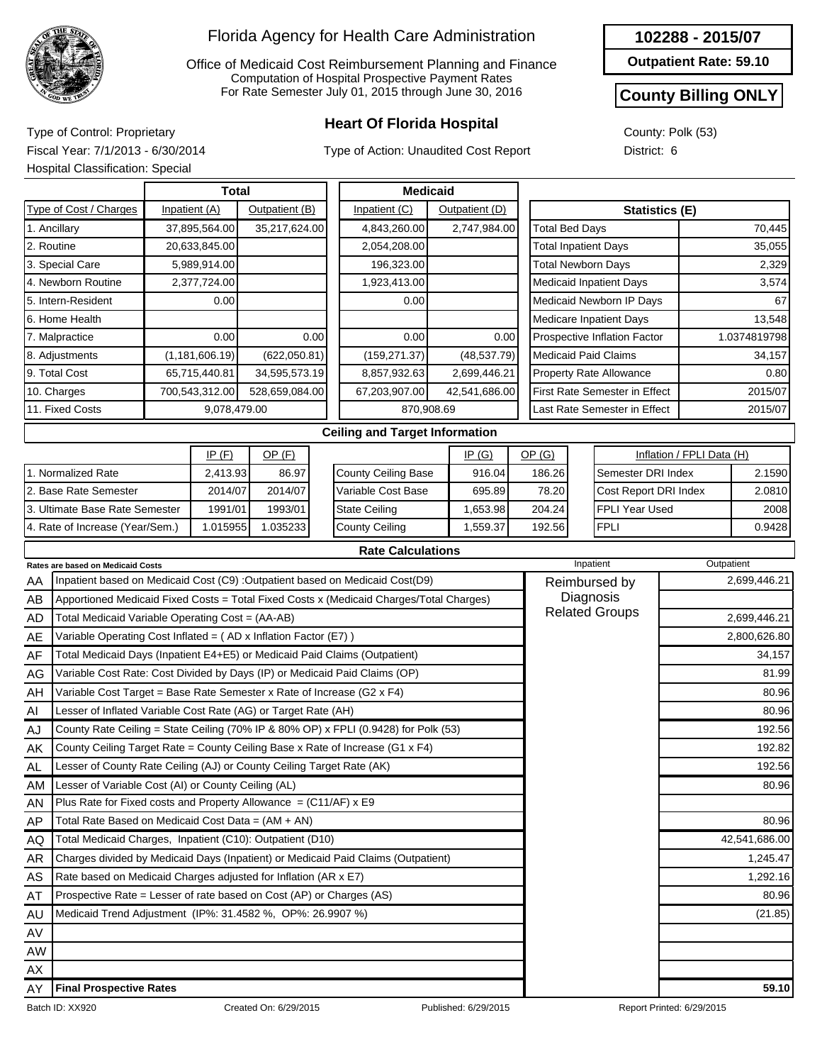# Florida Agency for Health Care Administration

Office of Medicaid Cost Reimbursement Planning and Finance
Computation of Hospital Prospective Payment Rates
For Rate Semester July 01, 2015 through June 30, 2016

**102288 - 2015/07**

**Outpatient Rate: 59.10**

**County Billing ONLY**

## Heart Of Florida Hospital

Type of Control: Proprietary
Fiscal Year: 7/1/2013 - 6/30/2014
Hospital Classification: Special

Type of Action: Unaudited Cost Report

County: Polk (53)
District: 6

| Type of Cost / Charges | Total Inpatient (A) | Total Outpatient (B) | Medicaid Inpatient (C) | Medicaid Outpatient (D) |
|---|---|---|---|---|
| 1. Ancillary | 37,895,564.00 | 35,217,624.00 | 4,843,260.00 | 2,747,984.00 |
| 2. Routine | 20,633,845.00 | | 2,054,208.00 | |
| 3. Special Care | 5,989,914.00 | | 196,323.00 | |
| 4. Newborn Routine | 2,377,724.00 | | 1,923,413.00 | |
| 5. Intern-Resident | 0.00 | | 0.00 | |
| 6. Home Health | | | | |
| 7. Malpractice | 0.00 | 0.00 | 0.00 | 0.00 |
| 8. Adjustments | (1,181,606.19) | (622,050.81) | (159,271.37) | (48,537.79) |
| 9. Total Cost | 65,715,440.81 | 34,595,573.19 | 8,857,932.63 | 2,699,446.21 |
| 10. Charges | 700,543,312.00 | 528,659,084.00 | 67,203,907.00 | 42,541,686.00 |
| 11. Fixed Costs | 9,078,479.00 | | 870,908.69 | |

| Statistics (E) | |
|---|---|
| Total Bed Days | 70,445 |
| Total Inpatient Days | 35,055 |
| Total Newborn Days | 2,329 |
| Medicaid Inpatient Days | 3,574 |
| Medicaid Newborn IP Days | 67 |
| Medicare Inpatient Days | 13,548 |
| Prospective Inflation Factor | 1.0374819798 |
| Medicaid Paid Claims | 34,157 |
| Property Rate Allowance | 0.80 |
| First Rate Semester in Effect | 2015/07 |
| Last Rate Semester in Effect | 2015/07 |

### Ceiling and Target Information

| | IP (F) | OP (F) |
|---|---|---|
| 1. Normalized Rate | 2,413.93 | 86.97 |
| 2. Base Rate Semester | 2014/07 | 2014/07 |
| 3. Ultimate Base Rate Semester | 1991/01 | 1993/01 |
| 4. Rate of Increase (Year/Sem.) | 1.015955 | 1.035233 |

| | IP (G) | OP (G) |
|---|---|---|
| County Ceiling Base | 916.04 | 186.26 |
| Variable Cost Base | 695.89 | 78.20 |
| State Ceiling | 1,653.98 | 204.24 |
| County Ceiling | 1,559.37 | 192.56 |

| Inflation / FPLI Data (H) | |
|---|---|
| Semester DRI Index | 2.1590 |
| Cost Report DRI Index | 2.0810 |
| FPLI Year Used | 2008 |
| FPLI | 0.9428 |

### Rate Calculations

| | Rates are based on Medicaid Costs | Inpatient | Outpatient |
|---|---|---|---|
| AA | Inpatient based on Medicaid Cost (C9) :Outpatient based on Medicaid Cost(D9) | Reimbursed by Diagnosis Related Groups | 2,699,446.21 |
| AB | Apportioned Medicaid Fixed Costs = Total Fixed Costs x (Medicaid Charges/Total Charges) | | |
| AD | Total Medicaid Variable Operating Cost = (AA-AB) | | 2,699,446.21 |
| AE | Variable Operating Cost Inflated = ( AD x Inflation Factor (E7) ) | | 2,800,626.80 |
| AF | Total Medicaid Days (Inpatient E4+E5) or Medicaid Paid Claims (Outpatient) | | 34,157 |
| AG | Variable Cost Rate: Cost Divided by Days (IP) or Medicaid Paid Claims (OP) | | 81.99 |
| AH | Variable Cost Target = Base Rate Semester x Rate of Increase (G2 x F4) | | 80.96 |
| AI | Lesser of Inflated Variable Cost Rate (AG) or Target Rate (AH) | | 80.96 |
| AJ | County Rate Ceiling = State Ceiling (70% IP & 80% OP) x FPLI (0.9428) for Polk (53) | | 192.56 |
| AK | County Ceiling Target Rate = County Ceiling Base x Rate of Increase (G1 x F4) | | 192.82 |
| AL | Lesser of County Rate Ceiling (AJ) or County Ceiling Target Rate (AK) | | 192.56 |
| AM | Lesser of Variable Cost (AI) or County Ceiling (AL) | | 80.96 |
| AN | Plus Rate for Fixed costs and Property Allowance = (C11/AF) x E9 | | |
| AP | Total Rate Based on Medicaid Cost Data = (AM + AN) | | 80.96 |
| AQ | Total Medicaid Charges, Inpatient (C10): Outpatient (D10) | | 42,541,686.00 |
| AR | Charges divided by Medicaid Days (Inpatient) or Medicaid Paid Claims (Outpatient) | | 1,245.47 |
| AS | Rate based on Medicaid Charges adjusted for Inflation (AR x E7) | | 1,292.16 |
| AT | Prospective Rate = Lesser of rate based on Cost (AP) or Charges (AS) | | 80.96 |
| AU | Medicaid Trend Adjustment (IP%: 31.4582 %, OP%: 26.9907 %) | | (21.85) |
| AV | | | |
| AW | | | |
| AX | | | |
| AY | **Final Prospective Rates** | | **59.10** |

Batch ID: XX920 | Created On: 6/29/2015 | Published: 6/29/2015 | Report Printed: 6/29/2015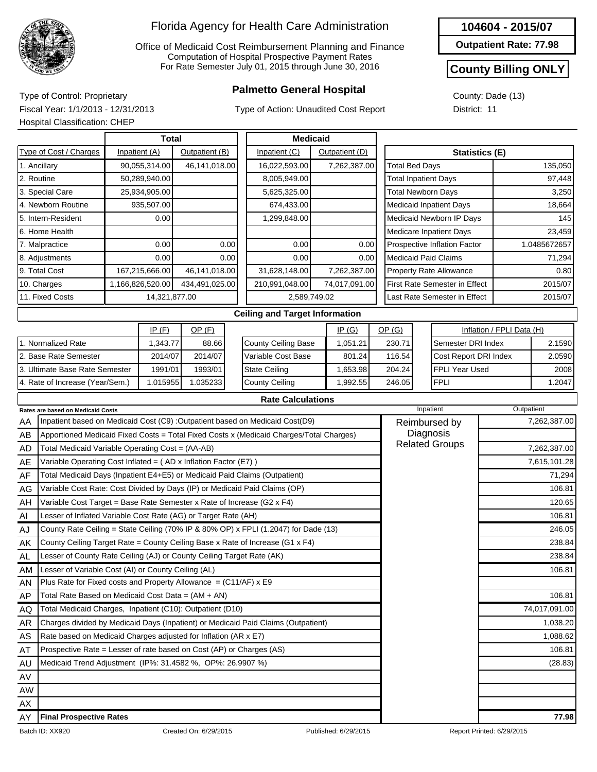# Florida Agency for Health Care Administration

Office of Medicaid Cost Reimbursement Planning and Finance
Computation of Hospital Prospective Payment Rates
For Rate Semester July 01, 2015 through June 30, 2016

**104604 - 2015/07**

**Outpatient Rate: 77.98**

**County Billing ONLY**

## Palmetto General Hospital

Type of Control: Proprietary
Fiscal Year: 1/1/2013 - 12/31/2013
Hospital Classification: CHEP

Type of Action: Unaudited Cost Report

County: Dade (13)
District: 11

| Type of Cost / Charges | Total Inpatient (A) | Total Outpatient (B) | Medicaid Inpatient (C) | Medicaid Outpatient (D) |
|---|---|---|---|---|
| 1. Ancillary | 90,055,314.00 | 46,141,018.00 | 16,022,593.00 | 7,262,387.00 |
| 2. Routine | 50,289,940.00 | | 8,005,949.00 | |
| 3. Special Care | 25,934,905.00 | | 5,625,325.00 | |
| 4. Newborn Routine | 935,507.00 | | 674,433.00 | |
| 5. Intern-Resident | 0.00 | | 1,299,848.00 | |
| 6. Home Health | | | | |
| 7. Malpractice | 0.00 | 0.00 | 0.00 | 0.00 |
| 8. Adjustments | 0.00 | 0.00 | 0.00 | 0.00 |
| 9. Total Cost | 167,215,666.00 | 46,141,018.00 | 31,628,148.00 | 7,262,387.00 |
| 10. Charges | 1,166,826,520.00 | 434,491,025.00 | 210,991,048.00 | 74,017,091.00 |
| 11. Fixed Costs | 14,321,877.00 | | 2,589,749.02 | |

| Statistics (E) | |
|---|---|
| Total Bed Days | 135,050 |
| Total Inpatient Days | 97,448 |
| Total Newborn Days | 3,250 |
| Medicaid Inpatient Days | 18,664 |
| Medicaid Newborn IP Days | 145 |
| Medicare Inpatient Days | 23,459 |
| Prospective Inflation Factor | 1.0485672657 |
| Medicaid Paid Claims | 71,294 |
| Property Rate Allowance | 0.80 |
| First Rate Semester in Effect | 2015/07 |
| Last Rate Semester in Effect | 2015/07 |

### Ceiling and Target Information

| | IP (F) | OP (F) |
|---|---|---|
| 1. Normalized Rate | 1,343.77 | 88.66 |
| 2. Base Rate Semester | 2014/07 | 2014/07 |
| 3. Ultimate Base Rate Semester | 1991/01 | 1993/01 |
| 4. Rate of Increase (Year/Sem.) | 1.015955 | 1.035233 |

| | IP (G) | OP (G) |
|---|---|---|
| County Ceiling Base | 1,051.21 | 230.71 |
| Variable Cost Base | 801.24 | 116.54 |
| State Ceiling | 1,653.98 | 204.24 |
| County Ceiling | 1,992.55 | 246.05 |

| Inflation / FPLI Data (H) | |
|---|---|
| Semester DRI Index | 2.1590 |
| Cost Report DRI Index | 2.0590 |
| FPLI Year Used | 2008 |
| FPLI | 1.2047 |

### Rate Calculations

| | Rates are based on Medicaid Costs | Inpatient | Outpatient |
|---|---|---|---|
| AA | Inpatient based on Medicaid Cost (C9) :Outpatient based on Medicaid Cost(D9) | Reimbursed by Diagnosis Related Groups | 7,262,387.00 |
| AB | Apportioned Medicaid Fixed Costs = Total Fixed Costs x (Medicaid Charges/Total Charges) | | |
| AD | Total Medicaid Variable Operating Cost = (AA-AB) | | 7,262,387.00 |
| AE | Variable Operating Cost Inflated = ( AD x Inflation Factor (E7) ) | | 7,615,101.28 |
| AF | Total Medicaid Days (Inpatient E4+E5) or Medicaid Paid Claims (Outpatient) | | 71,294 |
| AG | Variable Cost Rate: Cost Divided by Days (IP) or Medicaid Paid Claims (OP) | | 106.81 |
| AH | Variable Cost Target = Base Rate Semester x Rate of Increase (G2 x F4) | | 120.65 |
| AI | Lesser of Inflated Variable Cost Rate (AG) or Target Rate (AH) | | 106.81 |
| AJ | County Rate Ceiling = State Ceiling (70% IP & 80% OP) x FPLI (1.2047) for Dade (13) | | 246.05 |
| AK | County Ceiling Target Rate = County Ceiling Base x Rate of Increase (G1 x F4) | | 238.84 |
| AL | Lesser of County Rate Ceiling (AJ) or County Ceiling Target Rate (AK) | | 238.84 |
| AM | Lesser of Variable Cost (AI) or County Ceiling (AL) | | 106.81 |
| AN | Plus Rate for Fixed costs and Property Allowance = (C11/AF) x E9 | | |
| AP | Total Rate Based on Medicaid Cost Data = (AM + AN) | | 106.81 |
| AQ | Total Medicaid Charges, Inpatient (C10): Outpatient (D10) | | 74,017,091.00 |
| AR | Charges divided by Medicaid Days (Inpatient) or Medicaid Paid Claims (Outpatient) | | 1,038.20 |
| AS | Rate based on Medicaid Charges adjusted for Inflation (AR x E7) | | 1,088.62 |
| AT | Prospective Rate = Lesser of rate based on Cost (AP) or Charges (AS) | | 106.81 |
| AU | Medicaid Trend Adjustment (IP%: 31.4582 %, OP%: 26.9907 %) | | (28.83) |
| AV | | | |
| AW | | | |
| AX | | | |
| AY | **Final Prospective Rates** | | **77.98** |

Batch ID: XX920 | Created On: 6/29/2015 | Published: 6/29/2015 | Report Printed: 6/29/2015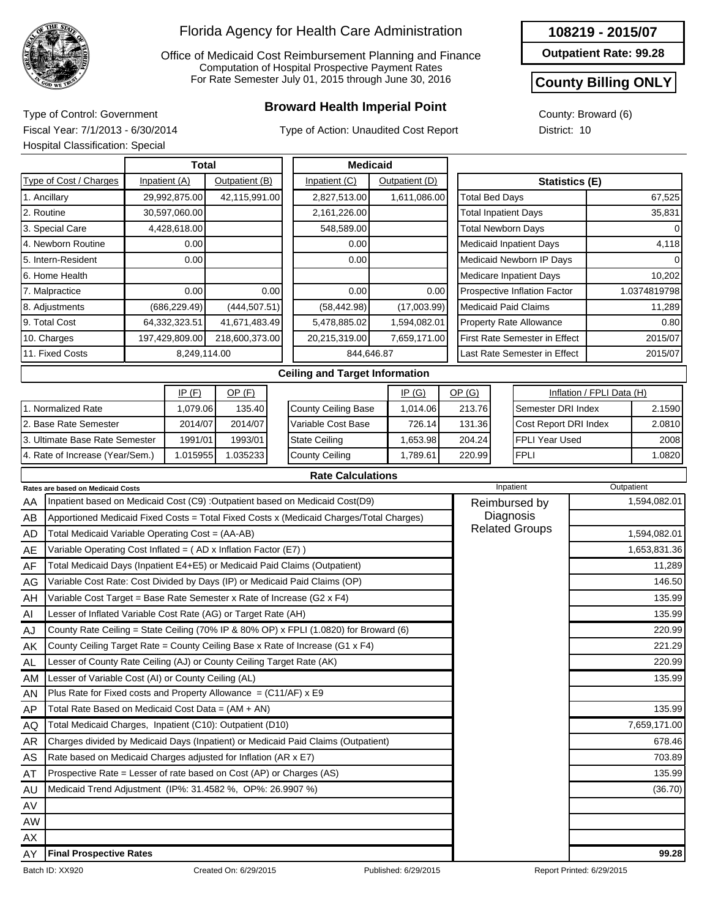# Florida Agency for Health Care Administration

Office of Medicaid Cost Reimbursement Planning and Finance
Computation of Hospital Prospective Payment Rates
For Rate Semester July 01, 2015 through June 30, 2016

**108219 - 2015/07**

**Outpatient Rate: 99.28**

**County Billing ONLY**

## Broward Health Imperial Point

Type of Control: Government
Fiscal Year: 7/1/2013 - 6/30/2014
Hospital Classification: Special

Type of Action: Unaudited Cost Report

County: Broward (6)
District: 10

| Type of Cost / Charges | Total Inpatient (A) | Total Outpatient (B) | Medicaid Inpatient (C) | Medicaid Outpatient (D) |
|---|---|---|---|---|
| 1. Ancillary | 29,992,875.00 | 42,115,991.00 | 2,827,513.00 | 1,611,086.00 |
| 2. Routine | 30,597,060.00 | | 2,161,226.00 | |
| 3. Special Care | 4,428,618.00 | | 548,589.00 | |
| 4. Newborn Routine | 0.00 | | 0.00 | |
| 5. Intern-Resident | 0.00 | | 0.00 | |
| 6. Home Health | | | | |
| 7. Malpractice | 0.00 | 0.00 | 0.00 | 0.00 |
| 8. Adjustments | (686,229.49) | (444,507.51) | (58,442.98) | (17,003.99) |
| 9. Total Cost | 64,332,323.51 | 41,671,483.49 | 5,478,885.02 | 1,594,082.01 |
| 10. Charges | 197,429,809.00 | 218,600,373.00 | 20,215,319.00 | 7,659,171.00 |
| 11. Fixed Costs | 8,249,114.00 | | 844,646.87 | |

| Statistics (E) | |
|---|---|
| Total Bed Days | 67,525 |
| Total Inpatient Days | 35,831 |
| Total Newborn Days | 0 |
| Medicaid Inpatient Days | 4,118 |
| Medicaid Newborn IP Days | 0 |
| Medicare Inpatient Days | 10,202 |
| Prospective Inflation Factor | 1.0374819798 |
| Medicaid Paid Claims | 11,289 |
| Property Rate Allowance | 0.80 |
| First Rate Semester in Effect | 2015/07 |
| Last Rate Semester in Effect | 2015/07 |

### Ceiling and Target Information

| | IP (F) | OP (F) |
|---|---|---|
| 1. Normalized Rate | 1,079.06 | 135.40 |
| 2. Base Rate Semester | 2014/07 | 2014/07 |
| 3. Ultimate Base Rate Semester | 1991/01 | 1993/01 |
| 4. Rate of Increase (Year/Sem.) | 1.015955 | 1.035233 |

| | IP (G) | OP (G) |
|---|---|---|
| County Ceiling Base | 1,014.06 | 213.76 |
| Variable Cost Base | 726.14 | 131.36 |
| State Ceiling | 1,653.98 | 204.24 |
| County Ceiling | 1,789.61 | 220.99 |

| Inflation / FPLI Data (H) | |
|---|---|
| Semester DRI Index | 2.1590 |
| Cost Report DRI Index | 2.0810 |
| FPLI Year Used | 2008 |
| FPLI | 1.0820 |

### Rate Calculations

| | Rates are based on Medicaid Costs | Inpatient | Outpatient |
|---|---|---|---|
| AA | Inpatient based on Medicaid Cost (C9) :Outpatient based on Medicaid Cost(D9) | Reimbursed by Diagnosis Related Groups | 1,594,082.01 |
| AB | Apportioned Medicaid Fixed Costs = Total Fixed Costs x (Medicaid Charges/Total Charges) | | |
| AD | Total Medicaid Variable Operating Cost = (AA-AB) | | 1,594,082.01 |
| AE | Variable Operating Cost Inflated = ( AD x Inflation Factor (E7) ) | | 1,653,831.36 |
| AF | Total Medicaid Days (Inpatient E4+E5) or Medicaid Paid Claims (Outpatient) | | 11,289 |
| AG | Variable Cost Rate: Cost Divided by Days (IP) or Medicaid Paid Claims (OP) | | 146.50 |
| AH | Variable Cost Target = Base Rate Semester x Rate of Increase (G2 x F4) | | 135.99 |
| AI | Lesser of Inflated Variable Cost Rate (AG) or Target Rate (AH) | | 135.99 |
| AJ | County Rate Ceiling = State Ceiling (70% IP & 80% OP) x FPLI (1.0820) for Broward (6) | | 220.99 |
| AK | County Ceiling Target Rate = County Ceiling Base x Rate of Increase (G1 x F4) | | 221.29 |
| AL | Lesser of County Rate Ceiling (AJ) or County Ceiling Target Rate (AK) | | 220.99 |
| AM | Lesser of Variable Cost (AI) or County Ceiling (AL) | | 135.99 |
| AN | Plus Rate for Fixed costs and Property Allowance = (C11/AF) x E9 | | |
| AP | Total Rate Based on Medicaid Cost Data = (AM + AN) | | 135.99 |
| AQ | Total Medicaid Charges, Inpatient (C10): Outpatient (D10) | | 7,659,171.00 |
| AR | Charges divided by Medicaid Days (Inpatient) or Medicaid Paid Claims (Outpatient) | | 678.46 |
| AS | Rate based on Medicaid Charges adjusted for Inflation (AR x E7) | | 703.89 |
| AT | Prospective Rate = Lesser of rate based on Cost (AP) or Charges (AS) | | 135.99 |
| AU | Medicaid Trend Adjustment (IP%: 31.4582 %, OP%: 26.9907 %) | | (36.70) |
| AV | | | |
| AW | | | |
| AX | | | |
| AY | **Final Prospective Rates** | | **99.28** |

Batch ID: XX920 | Created On: 6/29/2015 | Published: 6/29/2015 | Report Printed: 6/29/2015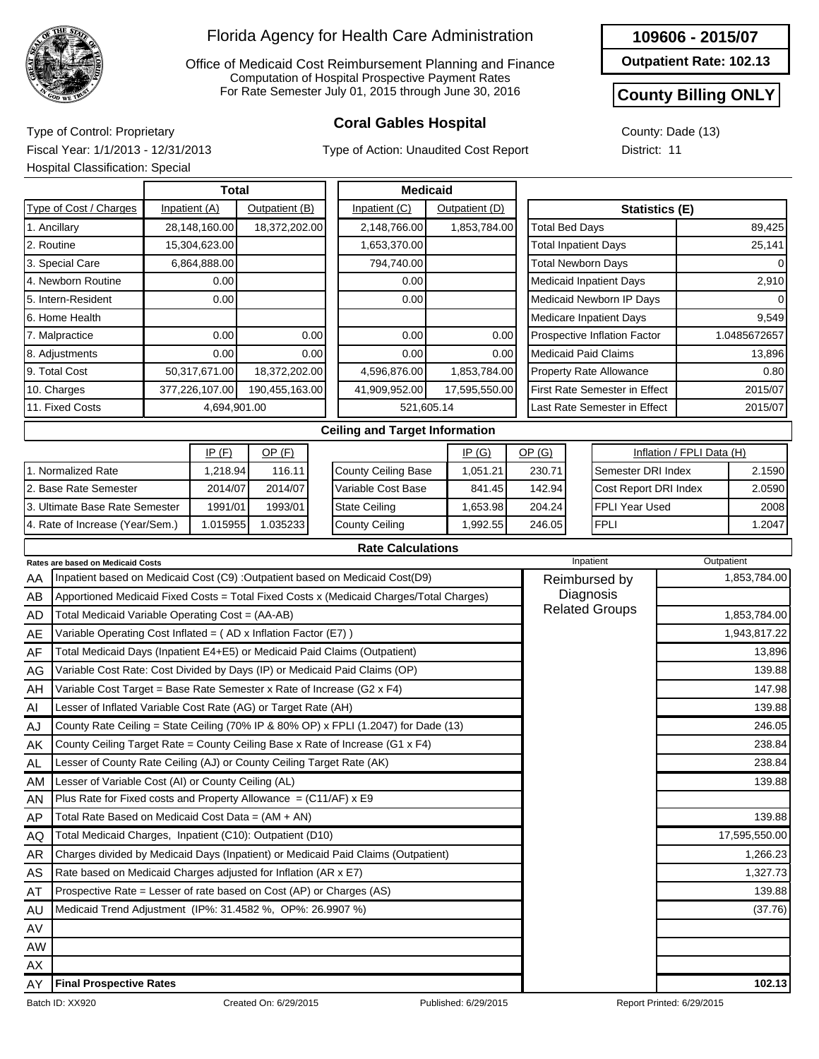# Florida Agency for Health Care Administration

Office of Medicaid Cost Reimbursement Planning and Finance
Computation of Hospital Prospective Payment Rates
For Rate Semester July 01, 2015 through June 30, 2016

**109606 - 2015/07**

**Outpatient Rate: 102.13**

**County Billing ONLY**

## Coral Gables Hospital

Type of Control: Proprietary
Fiscal Year: 1/1/2013 - 12/31/2013
Hospital Classification: Special

Type of Action: Unaudited Cost Report

County: Dade (13)
District: 11

| Type of Cost / Charges | Total Inpatient (A) | Total Outpatient (B) | Medicaid Inpatient (C) | Medicaid Outpatient (D) |
|---|---|---|---|---|
| 1. Ancillary | 28,148,160.00 | 18,372,202.00 | 2,148,766.00 | 1,853,784.00 |
| 2. Routine | 15,304,623.00 | | 1,653,370.00 | |
| 3. Special Care | 6,864,888.00 | | 794,740.00 | |
| 4. Newborn Routine | 0.00 | | 0.00 | |
| 5. Intern-Resident | 0.00 | | 0.00 | |
| 6. Home Health | | | | |
| 7. Malpractice | 0.00 | 0.00 | 0.00 | 0.00 |
| 8. Adjustments | 0.00 | 0.00 | 0.00 | 0.00 |
| 9. Total Cost | 50,317,671.00 | 18,372,202.00 | 4,596,876.00 | 1,853,784.00 |
| 10. Charges | 377,226,107.00 | 190,455,163.00 | 41,909,952.00 | 17,595,550.00 |
| 11. Fixed Costs | 4,694,901.00 | | 521,605.14 | |

| Statistics (E) | |
|---|---|
| Total Bed Days | 89,425 |
| Total Inpatient Days | 25,141 |
| Total Newborn Days | 0 |
| Medicaid Inpatient Days | 2,910 |
| Medicaid Newborn IP Days | 0 |
| Medicare Inpatient Days | 9,549 |
| Prospective Inflation Factor | 1.0485672657 |
| Medicaid Paid Claims | 13,896 |
| Property Rate Allowance | 0.80 |
| First Rate Semester in Effect | 2015/07 |
| Last Rate Semester in Effect | 2015/07 |

### Ceiling and Target Information

| | IP (F) | OP (F) |
|---|---|---|
| 1. Normalized Rate | 1,218.94 | 116.11 |
| 2. Base Rate Semester | 2014/07 | 2014/07 |
| 3. Ultimate Base Rate Semester | 1991/01 | 1993/01 |
| 4. Rate of Increase (Year/Sem.) | 1.015955 | 1.035233 |

| | IP (G) | OP (G) |
|---|---|---|
| County Ceiling Base | 1,051.21 | 230.71 |
| Variable Cost Base | 841.45 | 142.94 |
| State Ceiling | 1,653.98 | 204.24 |
| County Ceiling | 1,992.55 | 246.05 |

| Inflation / FPLI Data (H) | |
|---|---|
| Semester DRI Index | 2.1590 |
| Cost Report DRI Index | 2.0590 |
| FPLI Year Used | 2008 |
| FPLI | 1.2047 |

### Rate Calculations

| | Rates are based on Medicaid Costs | Inpatient | Outpatient |
|---|---|---|---|
| AA | Inpatient based on Medicaid Cost (C9) :Outpatient based on Medicaid Cost(D9) | Reimbursed by Diagnosis Related Groups | 1,853,784.00 |
| AB | Apportioned Medicaid Fixed Costs = Total Fixed Costs x (Medicaid Charges/Total Charges) | | |
| AD | Total Medicaid Variable Operating Cost = (AA-AB) | | 1,853,784.00 |
| AE | Variable Operating Cost Inflated = ( AD x Inflation Factor (E7) ) | | 1,943,817.22 |
| AF | Total Medicaid Days (Inpatient E4+E5) or Medicaid Paid Claims (Outpatient) | | 13,896 |
| AG | Variable Cost Rate: Cost Divided by Days (IP) or Medicaid Paid Claims (OP) | | 139.88 |
| AH | Variable Cost Target = Base Rate Semester x Rate of Increase (G2 x F4) | | 147.98 |
| AI | Lesser of Inflated Variable Cost Rate (AG) or Target Rate (AH) | | 139.88 |
| AJ | County Rate Ceiling = State Ceiling (70% IP & 80% OP) x FPLI (1.2047) for Dade (13) | | 246.05 |
| AK | County Ceiling Target Rate = County Ceiling Base x Rate of Increase (G1 x F4) | | 238.84 |
| AL | Lesser of County Rate Ceiling (AJ) or County Ceiling Target Rate (AK) | | 238.84 |
| AM | Lesser of Variable Cost (AI) or County Ceiling (AL) | | 139.88 |
| AN | Plus Rate for Fixed costs and Property Allowance = (C11/AF) x E9 | | |
| AP | Total Rate Based on Medicaid Cost Data = (AM + AN) | | 139.88 |
| AQ | Total Medicaid Charges, Inpatient (C10): Outpatient (D10) | | 17,595,550.00 |
| AR | Charges divided by Medicaid Days (Inpatient) or Medicaid Paid Claims (Outpatient) | | 1,266.23 |
| AS | Rate based on Medicaid Charges adjusted for Inflation (AR x E7) | | 1,327.73 |
| AT | Prospective Rate = Lesser of rate based on Cost (AP) or Charges (AS) | | 139.88 |
| AU | Medicaid Trend Adjustment (IP%: 31.4582 %, OP%: 26.9907 %) | | (37.76) |
| AV | | | |
| AW | | | |
| AX | | | |
| AY | **Final Prospective Rates** | | **102.13** |

Batch ID: XX920 | Created On: 6/29/2015 | Published: 6/29/2015 | Report Printed: 6/29/2015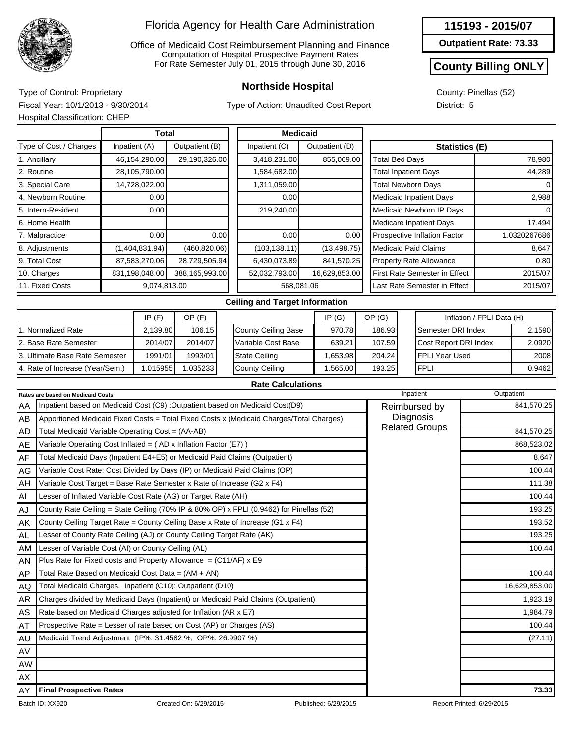# Florida Agency for Health Care Administration

Office of Medicaid Cost Reimbursement Planning and Finance
Computation of Hospital Prospective Payment Rates
For Rate Semester July 01, 2015 through June 30, 2016

**115193 - 2015/07**

**Outpatient Rate: 73.33**

**County Billing ONLY**

## Northside Hospital

Type of Control: Proprietary
Fiscal Year: 10/1/2013 - 9/30/2014
Hospital Classification: CHEP

Type of Action: Unaudited Cost Report

County: Pinellas (52)
District: 5

| Type of Cost / Charges | Total Inpatient (A) | Total Outpatient (B) | Medicaid Inpatient (C) | Medicaid Outpatient (D) |
|---|---|---|---|---|
| 1. Ancillary | 46,154,290.00 | 29,190,326.00 | 3,418,231.00 | 855,069.00 |
| 2. Routine | 28,105,790.00 | | 1,584,682.00 | |
| 3. Special Care | 14,728,022.00 | | 1,311,059.00 | |
| 4. Newborn Routine | 0.00 | | 0.00 | |
| 5. Intern-Resident | 0.00 | | 219,240.00 | |
| 6. Home Health | | | | |
| 7. Malpractice | 0.00 | 0.00 | 0.00 | 0.00 |
| 8. Adjustments | (1,404,831.94) | (460,820.06) | (103,138.11) | (13,498.75) |
| 9. Total Cost | 87,583,270.06 | 28,729,505.94 | 6,430,073.89 | 841,570.25 |
| 10. Charges | 831,198,048.00 | 388,165,993.00 | 52,032,793.00 | 16,629,853.00 |
| 11. Fixed Costs | 9,074,813.00 | | 568,081.06 | |

| Statistics (E) | |
|---|---|
| Total Bed Days | 78,980 |
| Total Inpatient Days | 44,289 |
| Total Newborn Days | 0 |
| Medicaid Inpatient Days | 2,988 |
| Medicaid Newborn IP Days | 0 |
| Medicare Inpatient Days | 17,494 |
| Prospective Inflation Factor | 1.0320267686 |
| Medicaid Paid Claims | 8,647 |
| Property Rate Allowance | 0.80 |
| First Rate Semester in Effect | 2015/07 |
| Last Rate Semester in Effect | 2015/07 |

### Ceiling and Target Information

| | IP (F) | OP (F) |
|---|---|---|
| 1. Normalized Rate | 2,139.80 | 106.15 |
| 2. Base Rate Semester | 2014/07 | 2014/07 |
| 3. Ultimate Base Rate Semester | 1991/01 | 1993/01 |
| 4. Rate of Increase (Year/Sem.) | 1.015955 | 1.035233 |

| | IP (G) | OP (G) |
|---|---|---|
| County Ceiling Base | 970.78 | 186.93 |
| Variable Cost Base | 639.21 | 107.59 |
| State Ceiling | 1,653.98 | 204.24 |
| County Ceiling | 1,565.00 | 193.25 |

| Inflation / FPLI Data (H) | |
|---|---|
| Semester DRI Index | 2.1590 |
| Cost Report DRI Index | 2.0920 |
| FPLI Year Used | 2008 |
| FPLI | 0.9462 |

### Rate Calculations

| | Rates are based on Medicaid Costs | Inpatient | Outpatient |
|---|---|---|---|
| AA | Inpatient based on Medicaid Cost (C9) :Outpatient based on Medicaid Cost(D9) | Reimbursed by Diagnosis Related Groups | 841,570.25 |
| AB | Apportioned Medicaid Fixed Costs = Total Fixed Costs x (Medicaid Charges/Total Charges) | | |
| AD | Total Medicaid Variable Operating Cost = (AA-AB) | | 841,570.25 |
| AE | Variable Operating Cost Inflated = ( AD x Inflation Factor (E7) ) | | 868,523.02 |
| AF | Total Medicaid Days (Inpatient E4+E5) or Medicaid Paid Claims (Outpatient) | | 8,647 |
| AG | Variable Cost Rate: Cost Divided by Days (IP) or Medicaid Paid Claims (OP) | | 100.44 |
| AH | Variable Cost Target = Base Rate Semester x Rate of Increase (G2 x F4) | | 111.38 |
| AI | Lesser of Inflated Variable Cost Rate (AG) or Target Rate (AH) | | 100.44 |
| AJ | County Rate Ceiling = State Ceiling (70% IP & 80% OP) x FPLI (0.9462) for Pinellas (52) | | 193.25 |
| AK | County Ceiling Target Rate = County Ceiling Base x Rate of Increase (G1 x F4) | | 193.52 |
| AL | Lesser of County Rate Ceiling (AJ) or County Ceiling Target Rate (AK) | | 193.25 |
| AM | Lesser of Variable Cost (AI) or County Ceiling (AL) | | 100.44 |
| AN | Plus Rate for Fixed costs and Property Allowance = (C11/AF) x E9 | | |
| AP | Total Rate Based on Medicaid Cost Data = (AM + AN) | | 100.44 |
| AQ | Total Medicaid Charges, Inpatient (C10): Outpatient (D10) | | 16,629,853.00 |
| AR | Charges divided by Medicaid Days (Inpatient) or Medicaid Paid Claims (Outpatient) | | 1,923.19 |
| AS | Rate based on Medicaid Charges adjusted for Inflation (AR x E7) | | 1,984.79 |
| AT | Prospective Rate = Lesser of rate based on Cost (AP) or Charges (AS) | | 100.44 |
| AU | Medicaid Trend Adjustment (IP%: 31.4582 %, OP%: 26.9907 %) | | (27.11) |
| AV | | | |
| AW | | | |
| AX | | | |
| AY | **Final Prospective Rates** | | **73.33** |

Batch ID: XX920 Created On: 6/29/2015 Published: 6/29/2015 Report Printed: 6/29/2015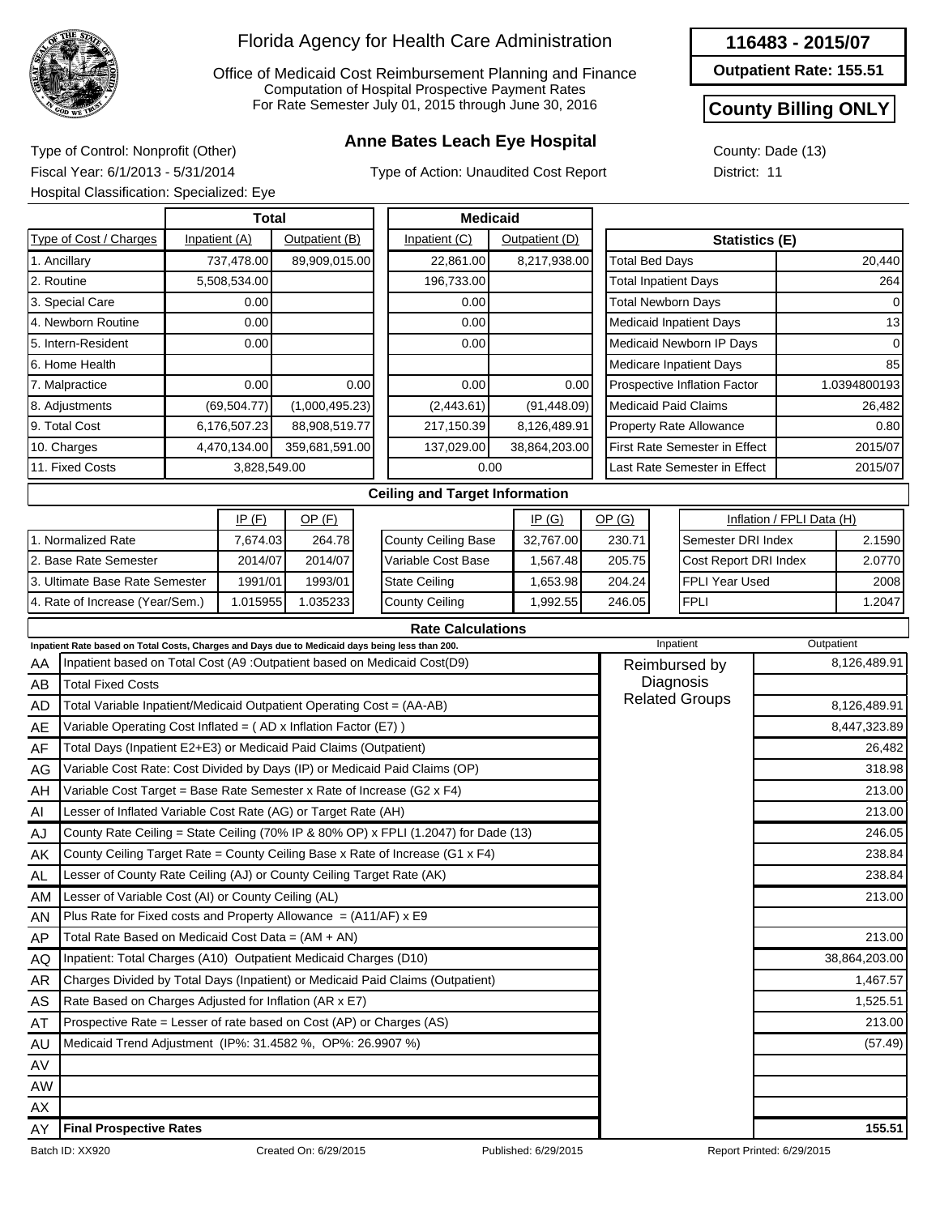# Florida Agency for Health Care Administration

Office of Medicaid Cost Reimbursement Planning and Finance
Computation of Hospital Prospective Payment Rates
For Rate Semester July 01, 2015 through June 30, 2016

**116483 - 2015/07**

**Outpatient Rate: 155.51**

**County Billing ONLY**

## Anne Bates Leach Eye Hospital

Type of Control: Nonprofit (Other)
Fiscal Year: 6/1/2013 - 5/31/2014
Hospital Classification: Specialized: Eye

Type of Action: Unaudited Cost Report

County: Dade (13)
District: 11

| Type of Cost / Charges | Total Inpatient (A) | Total Outpatient (B) | Medicaid Inpatient (C) | Medicaid Outpatient (D) |
|---|---|---|---|---|
| 1. Ancillary | 737,478.00 | 89,909,015.00 | 22,861.00 | 8,217,938.00 |
| 2. Routine | 5,508,534.00 | | 196,733.00 | |
| 3. Special Care | 0.00 | | 0.00 | |
| 4. Newborn Routine | 0.00 | | 0.00 | |
| 5. Intern-Resident | 0.00 | | 0.00 | |
| 6. Home Health | | | | |
| 7. Malpractice | 0.00 | 0.00 | 0.00 | 0.00 |
| 8. Adjustments | (69,504.77) | (1,000,495.23) | (2,443.61) | (91,448.09) |
| 9. Total Cost | 6,176,507.23 | 88,908,519.77 | 217,150.39 | 8,126,489.91 |
| 10. Charges | 4,470,134.00 | 359,681,591.00 | 137,029.00 | 38,864,203.00 |
| 11. Fixed Costs | 3,828,549.00 | | 0.00 | |

| Statistics (E) | |
|---|---|
| Total Bed Days | 20,440 |
| Total Inpatient Days | 264 |
| Total Newborn Days | 0 |
| Medicaid Inpatient Days | 13 |
| Medicaid Newborn IP Days | 0 |
| Medicare Inpatient Days | 85 |
| Prospective Inflation Factor | 1.0394800193 |
| Medicaid Paid Claims | 26,482 |
| Property Rate Allowance | 0.80 |
| First Rate Semester in Effect | 2015/07 |
| Last Rate Semester in Effect | 2015/07 |

### Ceiling and Target Information

| | IP (F) | OP (F) |
|---|---|---|
| 1. Normalized Rate | 7,674.03 | 264.78 |
| 2. Base Rate Semester | 2014/07 | 2014/07 |
| 3. Ultimate Base Rate Semester | 1991/01 | 1993/01 |
| 4. Rate of Increase (Year/Sem.) | 1.015955 | 1.035233 |

| | IP (G) | OP (G) |
|---|---|---|
| County Ceiling Base | 32,767.00 | 230.71 |
| Variable Cost Base | 1,567.48 | 205.75 |
| State Ceiling | 1,653.98 | 204.24 |
| County Ceiling | 1,992.55 | 246.05 |

| Inflation / FPLI Data (H) | |
|---|---|
| Semester DRI Index | 2.1590 |
| Cost Report DRI Index | 2.0770 |
| FPLI Year Used | 2008 |
| FPLI | 1.2047 |

### Rate Calculations

Inpatient Rate based on Total Costs, Charges and Days due to Medicaid days being less than 200.

| | | Inpatient | Outpatient |
|---|---|---|---|
| AA | Inpatient based on Total Cost (A9 :Outpatient based on Medicaid Cost(D9) | Reimbursed by Diagnosis Related Groups | 8,126,489.91 |
| AB | Total Fixed Costs | | |
| AD | Total Variable Inpatient/Medicaid Outpatient Operating Cost = (AA-AB) | | 8,126,489.91 |
| AE | Variable Operating Cost Inflated = ( AD x Inflation Factor (E7) ) | | 8,447,323.89 |
| AF | Total Days (Inpatient E2+E3) or Medicaid Paid Claims (Outpatient) | | 26,482 |
| AG | Variable Cost Rate: Cost Divided by Days (IP) or Medicaid Paid Claims (OP) | | 318.98 |
| AH | Variable Cost Target = Base Rate Semester x Rate of Increase (G2 x F4) | | 213.00 |
| AI | Lesser of Inflated Variable Cost Rate (AG) or Target Rate (AH) | | 213.00 |
| AJ | County Rate Ceiling = State Ceiling (70% IP & 80% OP) x FPLI (1.2047) for Dade (13) | | 246.05 |
| AK | County Ceiling Target Rate = County Ceiling Base x Rate of Increase (G1 x F4) | | 238.84 |
| AL | Lesser of County Rate Ceiling (AJ) or County Ceiling Target Rate (AK) | | 238.84 |
| AM | Lesser of Variable Cost (AI) or County Ceiling (AL) | | 213.00 |
| AN | Plus Rate for Fixed costs and Property Allowance = (A11/AF) x E9 | | |
| AP | Total Rate Based on Medicaid Cost Data = (AM + AN) | | 213.00 |
| AQ | Inpatient: Total Charges (A10) Outpatient Medicaid Charges (D10) | | 38,864,203.00 |
| AR | Charges Divided by Total Days (Inpatient) or Medicaid Paid Claims (Outpatient) | | 1,467.57 |
| AS | Rate Based on Charges Adjusted for Inflation (AR x E7) | | 1,525.51 |
| AT | Prospective Rate = Lesser of rate based on Cost (AP) or Charges (AS) | | 213.00 |
| AU | Medicaid Trend Adjustment (IP%: 31.4582 %, OP%: 26.9907 %) | | (57.49) |
| AV | | | |
| AW | | | |
| AX | | | |
| AY | **Final Prospective Rates** | | **155.51** |

Batch ID: XX920 | Created On: 6/29/2015 | Published: 6/29/2015 | Report Printed: 6/29/2015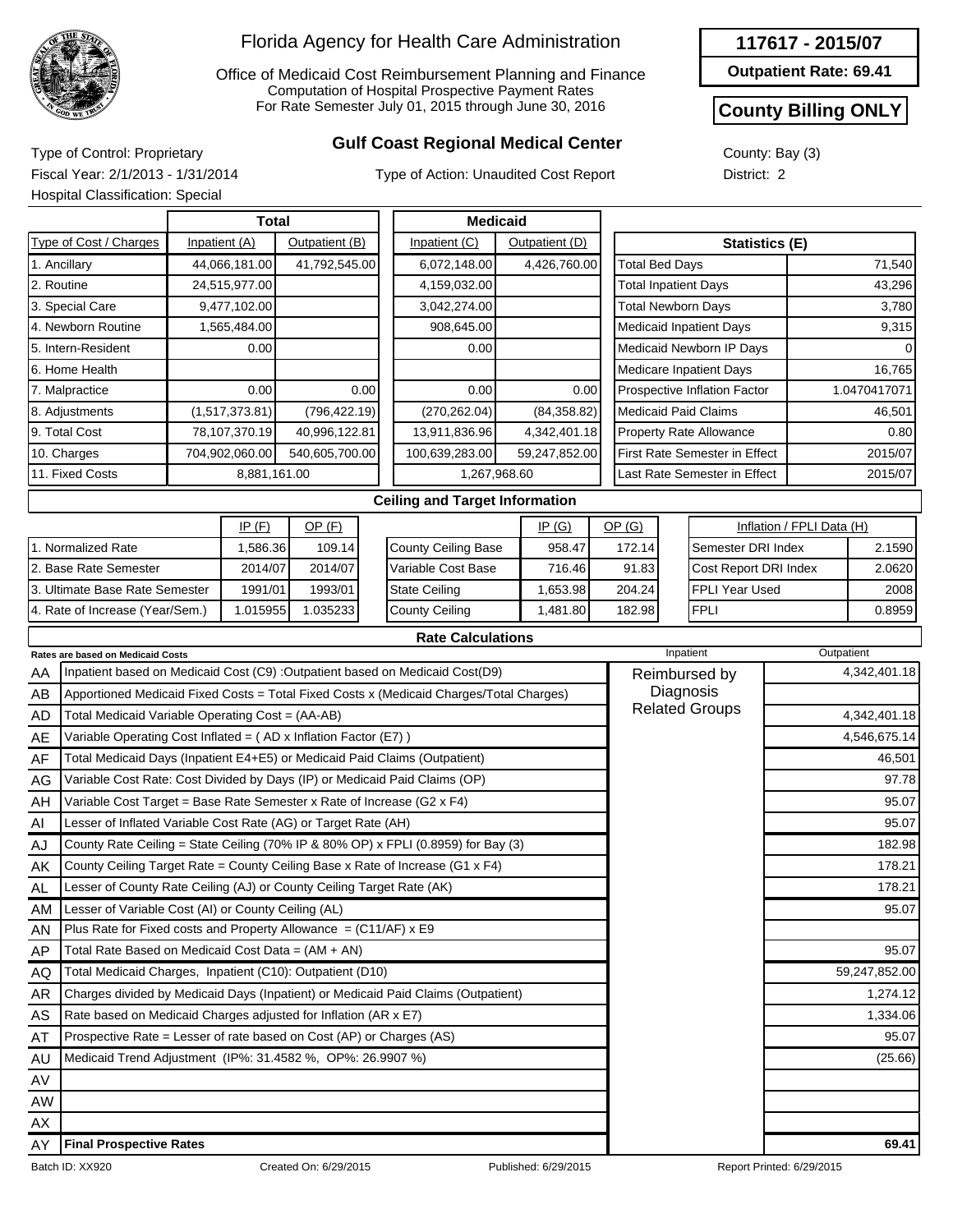# Florida Agency for Health Care Administration

Office of Medicaid Cost Reimbursement Planning and Finance
Computation of Hospital Prospective Payment Rates
For Rate Semester July 01, 2015 through June 30, 2016

**117617 - 2015/07**

**Outpatient Rate: 69.41**

**County Billing ONLY**

## Gulf Coast Regional Medical Center

Type of Control: Proprietary
Fiscal Year: 2/1/2013 - 1/31/2014
Hospital Classification: Special

Type of Action: Unaudited Cost Report

County: Bay (3)
District: 2

| Type of Cost / Charges | Total Inpatient (A) | Total Outpatient (B) | Medicaid Inpatient (C) | Medicaid Outpatient (D) |
|---|---|---|---|---|
| 1. Ancillary | 44,066,181.00 | 41,792,545.00 | 6,072,148.00 | 4,426,760.00 |
| 2. Routine | 24,515,977.00 | | 4,159,032.00 | |
| 3. Special Care | 9,477,102.00 | | 3,042,274.00 | |
| 4. Newborn Routine | 1,565,484.00 | | 908,645.00 | |
| 5. Intern-Resident | 0.00 | | 0.00 | |
| 6. Home Health | | | | |
| 7. Malpractice | 0.00 | 0.00 | 0.00 | 0.00 |
| 8. Adjustments | (1,517,373.81) | (796,422.19) | (270,262.04) | (84,358.82) |
| 9. Total Cost | 78,107,370.19 | 40,996,122.81 | 13,911,836.96 | 4,342,401.18 |
| 10. Charges | 704,902,060.00 | 540,605,700.00 | 100,639,283.00 | 59,247,852.00 |
| 11. Fixed Costs | 8,881,161.00 | | 1,267,968.60 | |

| Statistics (E) | |
|---|---|
| Total Bed Days | 71,540 |
| Total Inpatient Days | 43,296 |
| Total Newborn Days | 3,780 |
| Medicaid Inpatient Days | 9,315 |
| Medicaid Newborn IP Days | 0 |
| Medicare Inpatient Days | 16,765 |
| Prospective Inflation Factor | 1.0470417071 |
| Medicaid Paid Claims | 46,501 |
| Property Rate Allowance | 0.80 |
| First Rate Semester in Effect | 2015/07 |
| Last Rate Semester in Effect | 2015/07 |

### Ceiling and Target Information

| | IP (F) | OP (F) |
|---|---|---|
| 1. Normalized Rate | 1,586.36 | 109.14 |
| 2. Base Rate Semester | 2014/07 | 2014/07 |
| 3. Ultimate Base Rate Semester | 1991/01 | 1993/01 |
| 4. Rate of Increase (Year/Sem.) | 1.015955 | 1.035233 |

| | IP (G) | OP (G) |
|---|---|---|
| County Ceiling Base | 958.47 | 172.14 |
| Variable Cost Base | 716.46 | 91.83 |
| State Ceiling | 1,653.98 | 204.24 |
| County Ceiling | 1,481.80 | 182.98 |

| Inflation / FPLI Data (H) | |
|---|---|
| Semester DRI Index | 2.1590 |
| Cost Report DRI Index | 2.0620 |
| FPLI Year Used | 2008 |
| FPLI | 0.8959 |

### Rate Calculations

| | Rates are based on Medicaid Costs | Inpatient | Outpatient |
|---|---|---|---|
| AA | Inpatient based on Medicaid Cost (C9) :Outpatient based on Medicaid Cost(D9) | Reimbursed by Diagnosis Related Groups | 4,342,401.18 |
| AB | Apportioned Medicaid Fixed Costs = Total Fixed Costs x (Medicaid Charges/Total Charges) | | |
| AD | Total Medicaid Variable Operating Cost = (AA-AB) | | 4,342,401.18 |
| AE | Variable Operating Cost Inflated = ( AD x Inflation Factor (E7) ) | | 4,546,675.14 |
| AF | Total Medicaid Days (Inpatient E4+E5) or Medicaid Paid Claims (Outpatient) | | 46,501 |
| AG | Variable Cost Rate: Cost Divided by Days (IP) or Medicaid Paid Claims (OP) | | 97.78 |
| AH | Variable Cost Target = Base Rate Semester x Rate of Increase (G2 x F4) | | 95.07 |
| AI | Lesser of Inflated Variable Cost Rate (AG) or Target Rate (AH) | | 95.07 |
| AJ | County Rate Ceiling = State Ceiling (70% IP & 80% OP) x FPLI (0.8959) for Bay (3) | | 182.98 |
| AK | County Ceiling Target Rate = County Ceiling Base x Rate of Increase (G1 x F4) | | 178.21 |
| AL | Lesser of County Rate Ceiling (AJ) or County Ceiling Target Rate (AK) | | 178.21 |
| AM | Lesser of Variable Cost (AI) or County Ceiling (AL) | | 95.07 |
| AN | Plus Rate for Fixed costs and Property Allowance = (C11/AF) x E9 | | |
| AP | Total Rate Based on Medicaid Cost Data = (AM + AN) | | 95.07 |
| AQ | Total Medicaid Charges, Inpatient (C10): Outpatient (D10) | | 59,247,852.00 |
| AR | Charges divided by Medicaid Days (Inpatient) or Medicaid Paid Claims (Outpatient) | | 1,274.12 |
| AS | Rate based on Medicaid Charges adjusted for Inflation (AR x E7) | | 1,334.06 |
| AT | Prospective Rate = Lesser of rate based on Cost (AP) or Charges (AS) | | 95.07 |
| AU | Medicaid Trend Adjustment (IP%: 31.4582 %, OP%: 26.9907 %) | | (25.66) |
| AV | | | |
| AW | | | |
| AX | | | |
| AY | **Final Prospective Rates** | | **69.41** |

Batch ID: XX920 | Created On: 6/29/2015 | Published: 6/29/2015 | Report Printed: 6/29/2015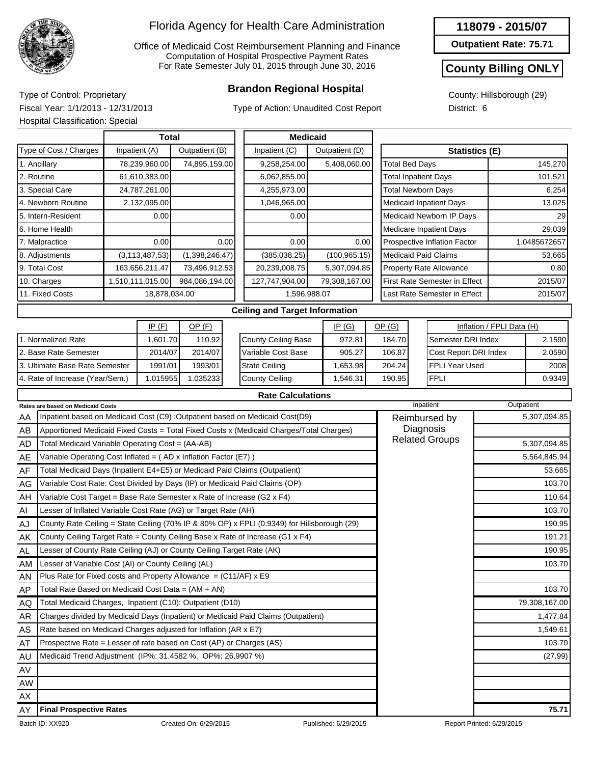# Florida Agency for Health Care Administration

Office of Medicaid Cost Reimbursement Planning and Finance
Computation of Hospital Prospective Payment Rates
For Rate Semester July 01, 2015 through June 30, 2016

**118079 - 2015/07**

**Outpatient Rate: 75.71**

**County Billing ONLY**

## Brandon Regional Hospital

Type of Control: Proprietary
Fiscal Year: 1/1/2013 - 12/31/2013
Hospital Classification: Special

Type of Action: Unaudited Cost Report

County: Hillsborough (29)
District: 6

| Type of Cost / Charges | Total Inpatient (A) | Total Outpatient (B) | Medicaid Inpatient (C) | Medicaid Outpatient (D) |
|---|---|---|---|---|
| 1. Ancillary | 78,239,960.00 | 74,895,159.00 | 9,258,254.00 | 5,408,060.00 |
| 2. Routine | 61,610,383.00 | | 6,062,855.00 | |
| 3. Special Care | 24,787,261.00 | | 4,255,973.00 | |
| 4. Newborn Routine | 2,132,095.00 | | 1,046,965.00 | |
| 5. Intern-Resident | 0.00 | | 0.00 | |
| 6. Home Health | | | | |
| 7. Malpractice | 0.00 | 0.00 | 0.00 | 0.00 |
| 8. Adjustments | (3,113,487.53) | (1,398,246.47) | (385,038.25) | (100,965.15) |
| 9. Total Cost | 163,656,211.47 | 73,496,912.53 | 20,239,008.75 | 5,307,094.85 |
| 10. Charges | 1,510,111,015.00 | 984,086,194.00 | 127,747,904.00 | 79,308,167.00 |
| 11. Fixed Costs | 18,878,034.00 | | 1,596,988.07 | |

| Statistics (E) | |
|---|---|
| Total Bed Days | 145,270 |
| Total Inpatient Days | 101,521 |
| Total Newborn Days | 6,254 |
| Medicaid Inpatient Days | 13,025 |
| Medicaid Newborn IP Days | 29 |
| Medicare Inpatient Days | 29,039 |
| Prospective Inflation Factor | 1.0485672657 |
| Medicaid Paid Claims | 53,665 |
| Property Rate Allowance | 0.80 |
| First Rate Semester in Effect | 2015/07 |
| Last Rate Semester in Effect | 2015/07 |

### Ceiling and Target Information

| | IP (F) | OP (F) |
|---|---|---|
| 1. Normalized Rate | 1,601.70 | 110.92 |
| 2. Base Rate Semester | 2014/07 | 2014/07 |
| 3. Ultimate Base Rate Semester | 1991/01 | 1993/01 |
| 4. Rate of Increase (Year/Sem.) | 1.015955 | 1.035233 |

| | IP (G) | OP (G) |
|---|---|---|
| County Ceiling Base | 972.81 | 184.70 |
| Variable Cost Base | 905.27 | 106.87 |
| State Ceiling | 1,653.98 | 204.24 |
| County Ceiling | 1,546.31 | 190.95 |

| Inflation / FPLI Data (H) | |
|---|---|
| Semester DRI Index | 2.1590 |
| Cost Report DRI Index | 2.0590 |
| FPLI Year Used | 2008 |
| FPLI | 0.9349 |

### Rate Calculations

| | Rates are based on Medicaid Costs | Inpatient | Outpatient |
|---|---|---|---|
| AA | Inpatient based on Medicaid Cost (C9) :Outpatient based on Medicaid Cost(D9) | Reimbursed by Diagnosis Related Groups | 5,307,094.85 |
| AB | Apportioned Medicaid Fixed Costs = Total Fixed Costs x (Medicaid Charges/Total Charges) | | |
| AD | Total Medicaid Variable Operating Cost = (AA-AB) | | 5,307,094.85 |
| AE | Variable Operating Cost Inflated = ( AD x Inflation Factor (E7) ) | | 5,564,845.94 |
| AF | Total Medicaid Days (Inpatient E4+E5) or Medicaid Paid Claims (Outpatient) | | 53,665 |
| AG | Variable Cost Rate: Cost Divided by Days (IP) or Medicaid Paid Claims (OP) | | 103.70 |
| AH | Variable Cost Target = Base Rate Semester x Rate of Increase (G2 x F4) | | 110.64 |
| AI | Lesser of Inflated Variable Cost Rate (AG) or Target Rate (AH) | | 103.70 |
| AJ | County Rate Ceiling = State Ceiling (70% IP & 80% OP) x FPLI (0.9349) for Hillsborough (29) | | 190.95 |
| AK | County Ceiling Target Rate = County Ceiling Base x Rate of Increase (G1 x F4) | | 191.21 |
| AL | Lesser of County Rate Ceiling (AJ) or County Ceiling Target Rate (AK) | | 190.95 |
| AM | Lesser of Variable Cost (AI) or County Ceiling (AL) | | 103.70 |
| AN | Plus Rate for Fixed costs and Property Allowance = (C11/AF) x E9 | | |
| AP | Total Rate Based on Medicaid Cost Data = (AM + AN) | | 103.70 |
| AQ | Total Medicaid Charges, Inpatient (C10): Outpatient (D10) | | 79,308,167.00 |
| AR | Charges divided by Medicaid Days (Inpatient) or Medicaid Paid Claims (Outpatient) | | 1,477.84 |
| AS | Rate based on Medicaid Charges adjusted for Inflation (AR x E7) | | 1,549.61 |
| AT | Prospective Rate = Lesser of rate based on Cost (AP) or Charges (AS) | | 103.70 |
| AU | Medicaid Trend Adjustment (IP%: 31.4582 %, OP%: 26.9907 %) | | (27.99) |
| AV | | | |
| AW | | | |
| AX | | | |
| AY | **Final Prospective Rates** | | **75.71** |

Batch ID: XX920 Created On: 6/29/2015 Published: 6/29/2015 Report Printed: 6/29/2015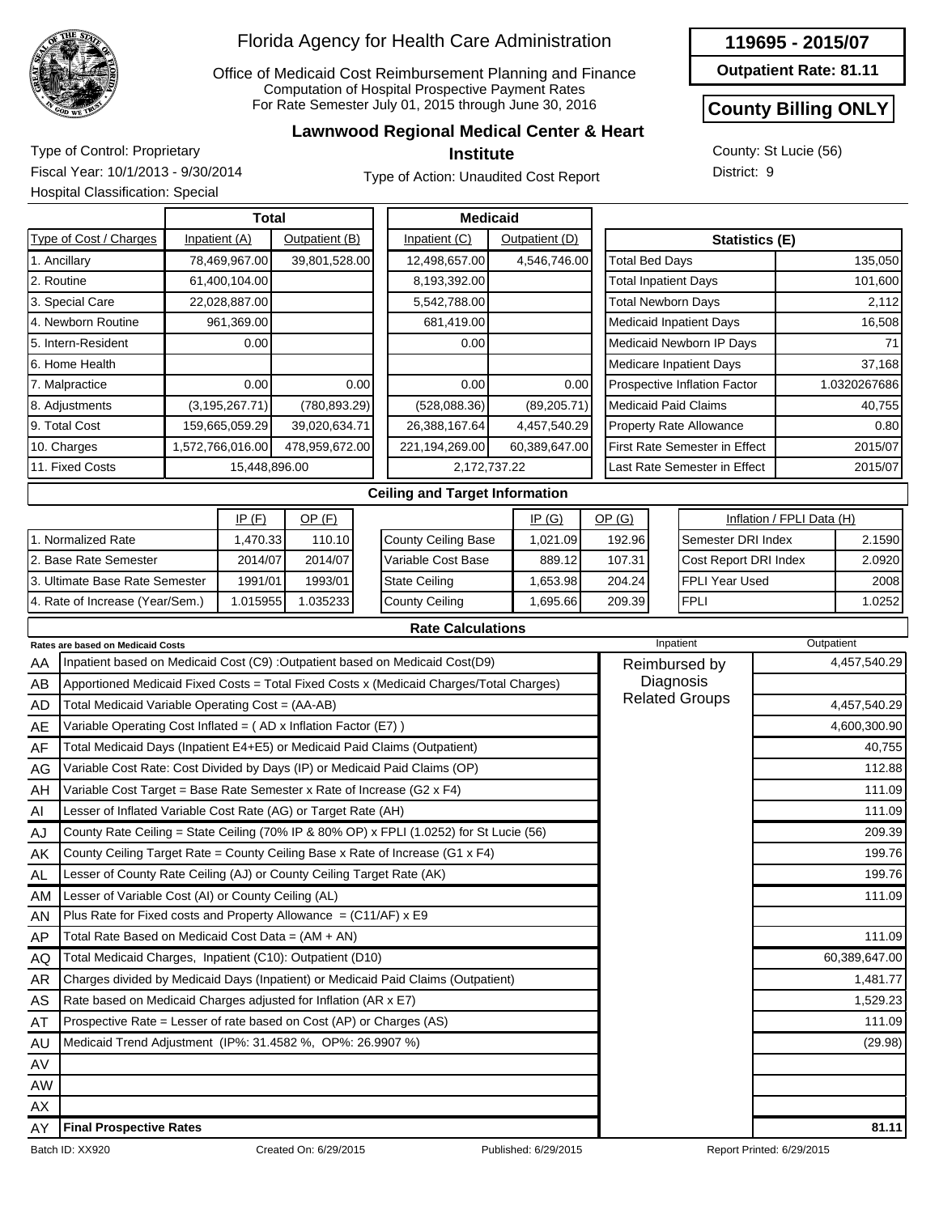# Florida Agency for Health Care Administration

Office of Medicaid Cost Reimbursement Planning and Finance
Computation of Hospital Prospective Payment Rates
For Rate Semester July 01, 2015 through June 30, 2016

**119695 - 2015/07**

**Outpatient Rate: 81.11**

**County Billing ONLY**

## Lawnwood Regional Medical Center & Heart Institute

Type of Control: Proprietary
Fiscal Year: 10/1/2013 - 9/30/2014
Hospital Classification: Special

Type of Action: Unaudited Cost Report

County: St Lucie (56)
District: 9

| Type of Cost / Charges | Total Inpatient (A) | Total Outpatient (B) | Medicaid Inpatient (C) | Medicaid Outpatient (D) |
|---|---|---|---|---|
| 1. Ancillary | 78,469,967.00 | 39,801,528.00 | 12,498,657.00 | 4,546,746.00 |
| 2. Routine | 61,400,104.00 | | 8,193,392.00 | |
| 3. Special Care | 22,028,887.00 | | 5,542,788.00 | |
| 4. Newborn Routine | 961,369.00 | | 681,419.00 | |
| 5. Intern-Resident | 0.00 | | 0.00 | |
| 6. Home Health | | | | |
| 7. Malpractice | 0.00 | 0.00 | 0.00 | 0.00 |
| 8. Adjustments | (3,195,267.71) | (780,893.29) | (528,088.36) | (89,205.71) |
| 9. Total Cost | 159,665,059.29 | 39,020,634.71 | 26,388,167.64 | 4,457,540.29 |
| 10. Charges | 1,572,766,016.00 | 478,959,672.00 | 221,194,269.00 | 60,389,647.00 |
| 11. Fixed Costs | 15,448,896.00 | | 2,172,737.22 | |

| Statistics (E) | |
|---|---|
| Total Bed Days | 135,050 |
| Total Inpatient Days | 101,600 |
| Total Newborn Days | 2,112 |
| Medicaid Inpatient Days | 16,508 |
| Medicaid Newborn IP Days | 71 |
| Medicare Inpatient Days | 37,168 |
| Prospective Inflation Factor | 1.0320267686 |
| Medicaid Paid Claims | 40,755 |
| Property Rate Allowance | 0.80 |
| First Rate Semester in Effect | 2015/07 |
| Last Rate Semester in Effect | 2015/07 |

### Ceiling and Target Information

| | IP (F) | OP (F) |
|---|---|---|
| 1. Normalized Rate | 1,470.33 | 110.10 |
| 2. Base Rate Semester | 2014/07 | 2014/07 |
| 3. Ultimate Base Rate Semester | 1991/01 | 1993/01 |
| 4. Rate of Increase (Year/Sem.) | 1.015955 | 1.035233 |

| | IP (G) | OP (G) |
|---|---|---|
| County Ceiling Base | 1,021.09 | 192.96 |
| Variable Cost Base | 889.12 | 107.31 |
| State Ceiling | 1,653.98 | 204.24 |
| County Ceiling | 1,695.66 | 209.39 |

| Inflation / FPLI Data (H) | |
|---|---|
| Semester DRI Index | 2.1590 |
| Cost Report DRI Index | 2.0920 |
| FPLI Year Used | 2008 |
| FPLI | 1.0252 |

### Rate Calculations

| | Rates are based on Medicaid Costs | Inpatient | Outpatient |
|---|---|---|---|
| AA | Inpatient based on Medicaid Cost (C9) :Outpatient based on Medicaid Cost(D9) | Reimbursed by Diagnosis Related Groups | 4,457,540.29 |
| AB | Apportioned Medicaid Fixed Costs = Total Fixed Costs x (Medicaid Charges/Total Charges) | | |
| AD | Total Medicaid Variable Operating Cost = (AA-AB) | | 4,457,540.29 |
| AE | Variable Operating Cost Inflated = ( AD x Inflation Factor (E7) ) | | 4,600,300.90 |
| AF | Total Medicaid Days (Inpatient E4+E5) or Medicaid Paid Claims (Outpatient) | | 40,755 |
| AG | Variable Cost Rate: Cost Divided by Days (IP) or Medicaid Paid Claims (OP) | | 112.88 |
| AH | Variable Cost Target = Base Rate Semester x Rate of Increase (G2 x F4) | | 111.09 |
| AI | Lesser of Inflated Variable Cost Rate (AG) or Target Rate (AH) | | 111.09 |
| AJ | County Rate Ceiling = State Ceiling (70% IP & 80% OP) x FPLI (1.0252) for St Lucie (56) | | 209.39 |
| AK | County Ceiling Target Rate = County Ceiling Base x Rate of Increase (G1 x F4) | | 199.76 |
| AL | Lesser of County Rate Ceiling (AJ) or County Ceiling Target Rate (AK) | | 199.76 |
| AM | Lesser of Variable Cost (AI) or County Ceiling (AL) | | 111.09 |
| AN | Plus Rate for Fixed costs and Property Allowance = (C11/AF) x E9 | | |
| AP | Total Rate Based on Medicaid Cost Data = (AM + AN) | | 111.09 |
| AQ | Total Medicaid Charges, Inpatient (C10): Outpatient (D10) | | 60,389,647.00 |
| AR | Charges divided by Medicaid Days (Inpatient) or Medicaid Paid Claims (Outpatient) | | 1,481.77 |
| AS | Rate based on Medicaid Charges adjusted for Inflation (AR x E7) | | 1,529.23 |
| AT | Prospective Rate = Lesser of rate based on Cost (AP) or Charges (AS) | | 111.09 |
| AU | Medicaid Trend Adjustment (IP%: 31.4582 %, OP%: 26.9907 %) | | (29.98) |
| AV | | | |
| AW | | | |
| AX | | | |
| AY | **Final Prospective Rates** | | **81.11** |

Batch ID: XX920 Created On: 6/29/2015 Published: 6/29/2015 Report Printed: 6/29/2015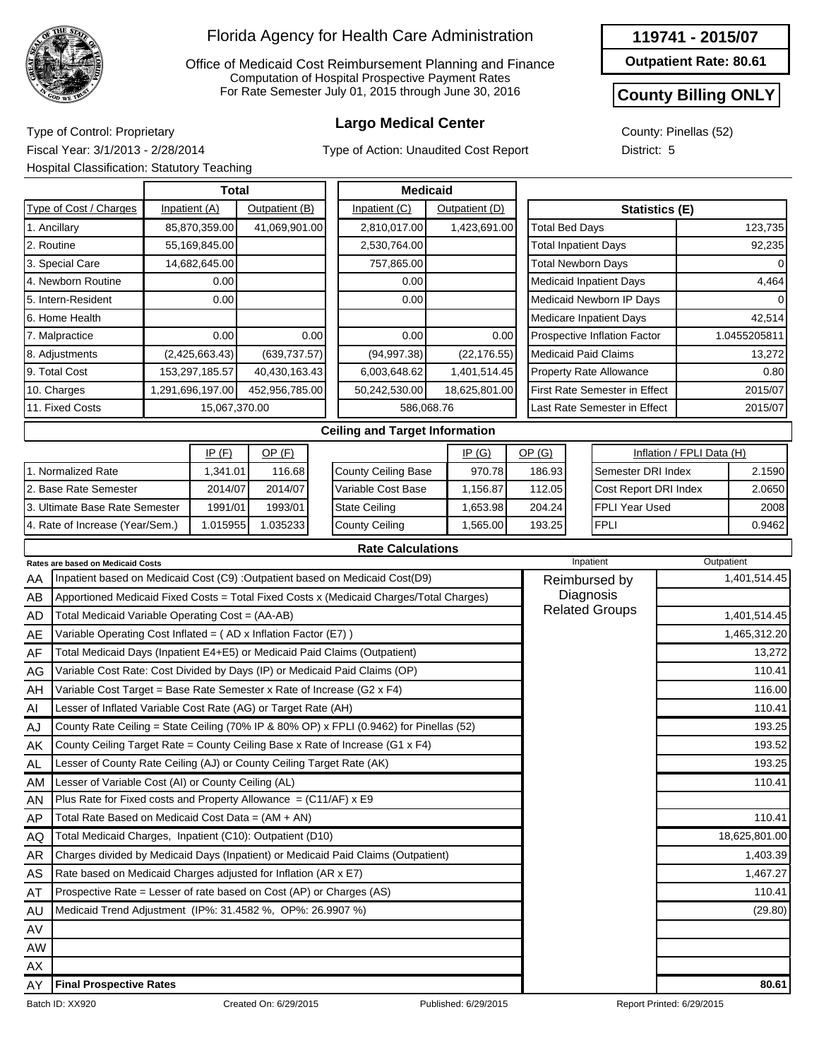# Florida Agency for Health Care Administration

Office of Medicaid Cost Reimbursement Planning and Finance
Computation of Hospital Prospective Payment Rates
For Rate Semester July 01, 2015 through June 30, 2016

**119741 - 2015/07**

**Outpatient Rate: 80.61**

**County Billing ONLY**

## Largo Medical Center

Type of Control: Proprietary
Fiscal Year: 3/1/2013 - 2/28/2014
Hospital Classification: Statutory Teaching

Type of Action: Unaudited Cost Report

County: Pinellas (52)
District: 5

| Type of Cost / Charges | Total Inpatient (A) | Total Outpatient (B) | Medicaid Inpatient (C) | Medicaid Outpatient (D) |
|---|---|---|---|---|
| 1. Ancillary | 85,870,359.00 | 41,069,901.00 | 2,810,017.00 | 1,423,691.00 |
| 2. Routine | 55,169,845.00 | | 2,530,764.00 | |
| 3. Special Care | 14,682,645.00 | | 757,865.00 | |
| 4. Newborn Routine | 0.00 | | 0.00 | |
| 5. Intern-Resident | 0.00 | | 0.00 | |
| 6. Home Health | | | | |
| 7. Malpractice | 0.00 | 0.00 | 0.00 | 0.00 |
| 8. Adjustments | (2,425,663.43) | (639,737.57) | (94,997.38) | (22,176.55) |
| 9. Total Cost | 153,297,185.57 | 40,430,163.43 | 6,003,648.62 | 1,401,514.45 |
| 10. Charges | 1,291,696,197.00 | 452,956,785.00 | 50,242,530.00 | 18,625,801.00 |
| 11. Fixed Costs | 15,067,370.00 | | 586,068.76 | |

| Statistics (E) | |
|---|---|
| Total Bed Days | 123,735 |
| Total Inpatient Days | 92,235 |
| Total Newborn Days | 0 |
| Medicaid Inpatient Days | 4,464 |
| Medicaid Newborn IP Days | 0 |
| Medicare Inpatient Days | 42,514 |
| Prospective Inflation Factor | 1.0455205811 |
| Medicaid Paid Claims | 13,272 |
| Property Rate Allowance | 0.80 |
| First Rate Semester in Effect | 2015/07 |
| Last Rate Semester in Effect | 2015/07 |

### Ceiling and Target Information

| | IP (F) | OP (F) |
|---|---|---|
| 1. Normalized Rate | 1,341.01 | 116.68 |
| 2. Base Rate Semester | 2014/07 | 2014/07 |
| 3. Ultimate Base Rate Semester | 1991/01 | 1993/01 |
| 4. Rate of Increase (Year/Sem.) | 1.015955 | 1.035233 |

| | IP (G) | OP (G) |
|---|---|---|
| County Ceiling Base | 970.78 | 186.93 |
| Variable Cost Base | 1,156.87 | 112.05 |
| State Ceiling | 1,653.98 | 204.24 |
| County Ceiling | 1,565.00 | 193.25 |

| Inflation / FPLI Data (H) | |
|---|---|
| Semester DRI Index | 2.1590 |
| Cost Report DRI Index | 2.0650 |
| FPLI Year Used | 2008 |
| FPLI | 0.9462 |

### Rate Calculations

| | Rates are based on Medicaid Costs | Inpatient | Outpatient |
|---|---|---|---|
| AA | Inpatient based on Medicaid Cost (C9) :Outpatient based on Medicaid Cost(D9) | Reimbursed by Diagnosis Related Groups | 1,401,514.45 |
| AB | Apportioned Medicaid Fixed Costs = Total Fixed Costs x (Medicaid Charges/Total Charges) | | |
| AD | Total Medicaid Variable Operating Cost = (AA-AB) | | 1,401,514.45 |
| AE | Variable Operating Cost Inflated = ( AD x Inflation Factor (E7) ) | | 1,465,312.20 |
| AF | Total Medicaid Days (Inpatient E4+E5) or Medicaid Paid Claims (Outpatient) | | 13,272 |
| AG | Variable Cost Rate: Cost Divided by Days (IP) or Medicaid Paid Claims (OP) | | 110.41 |
| AH | Variable Cost Target = Base Rate Semester x Rate of Increase (G2 x F4) | | 116.00 |
| AI | Lesser of Inflated Variable Cost Rate (AG) or Target Rate (AH) | | 110.41 |
| AJ | County Rate Ceiling = State Ceiling (70% IP & 80% OP) x FPLI (0.9462) for Pinellas (52) | | 193.25 |
| AK | County Ceiling Target Rate = County Ceiling Base x Rate of Increase (G1 x F4) | | 193.52 |
| AL | Lesser of County Rate Ceiling (AJ) or County Ceiling Target Rate (AK) | | 193.25 |
| AM | Lesser of Variable Cost (AI) or County Ceiling (AL) | | 110.41 |
| AN | Plus Rate for Fixed costs and Property Allowance = (C11/AF) x E9 | | |
| AP | Total Rate Based on Medicaid Cost Data = (AM + AN) | | 110.41 |
| AQ | Total Medicaid Charges, Inpatient (C10): Outpatient (D10) | | 18,625,801.00 |
| AR | Charges divided by Medicaid Days (Inpatient) or Medicaid Paid Claims (Outpatient) | | 1,403.39 |
| AS | Rate based on Medicaid Charges adjusted for Inflation (AR x E7) | | 1,467.27 |
| AT | Prospective Rate = Lesser of rate based on Cost (AP) or Charges (AS) | | 110.41 |
| AU | Medicaid Trend Adjustment (IP%: 31.4582 %, OP%: 26.9907 %) | | (29.80) |
| AV | | | |
| AW | | | |
| AX | | | |
| AY | **Final Prospective Rates** | | **80.61** |

Batch ID: XX920 Created On: 6/29/2015 Published: 6/29/2015 Report Printed: 6/29/2015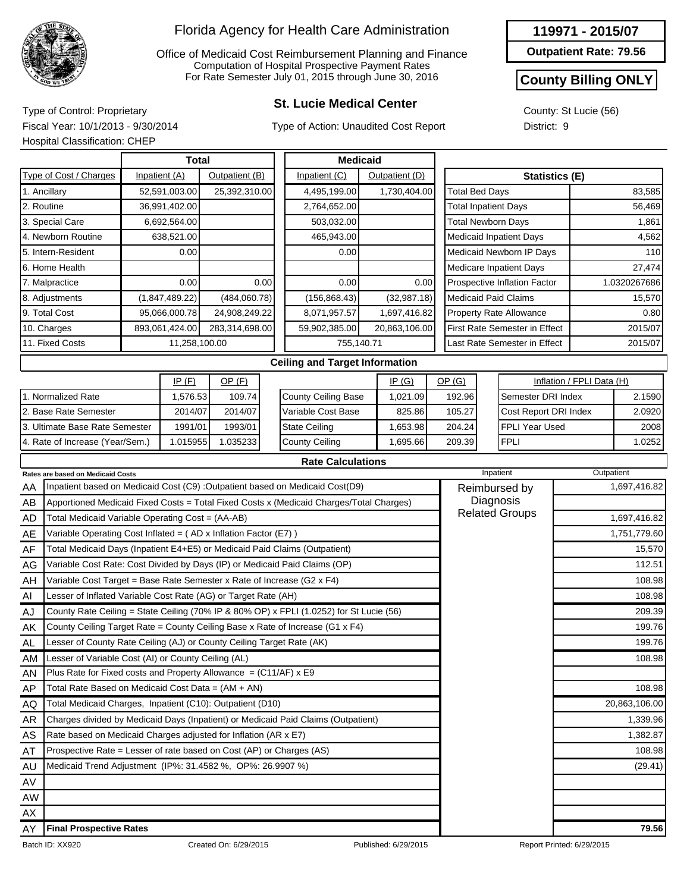# Florida Agency for Health Care Administration

Office of Medicaid Cost Reimbursement Planning and Finance
Computation of Hospital Prospective Payment Rates
For Rate Semester July 01, 2015 through June 30, 2016

**119971 - 2015/07**

**Outpatient Rate: 79.56**

**County Billing ONLY**

## St. Lucie Medical Center

Type of Control: Proprietary
Fiscal Year: 10/1/2013 - 9/30/2014
Hospital Classification: CHEP

Type of Action: Unaudited Cost Report

County: St Lucie (56)
District: 9

| Type of Cost / Charges | Total Inpatient (A) | Total Outpatient (B) | Medicaid Inpatient (C) | Medicaid Outpatient (D) |
|---|---|---|---|---|
| 1. Ancillary | 52,591,003.00 | 25,392,310.00 | 4,495,199.00 | 1,730,404.00 |
| 2. Routine | 36,991,402.00 | | 2,764,652.00 | |
| 3. Special Care | 6,692,564.00 | | 503,032.00 | |
| 4. Newborn Routine | 638,521.00 | | 465,943.00 | |
| 5. Intern-Resident | 0.00 | | 0.00 | |
| 6. Home Health | | | | |
| 7. Malpractice | 0.00 | 0.00 | 0.00 | 0.00 |
| 8. Adjustments | (1,847,489.22) | (484,060.78) | (156,868.43) | (32,987.18) |
| 9. Total Cost | 95,066,000.78 | 24,908,249.22 | 8,071,957.57 | 1,697,416.82 |
| 10. Charges | 893,061,424.00 | 283,314,698.00 | 59,902,385.00 | 20,863,106.00 |
| 11. Fixed Costs | 11,258,100.00 | | 755,140.71 | |

| Statistics (E) | |
|---|---|
| Total Bed Days | 83,585 |
| Total Inpatient Days | 56,469 |
| Total Newborn Days | 1,861 |
| Medicaid Inpatient Days | 4,562 |
| Medicaid Newborn IP Days | 110 |
| Medicare Inpatient Days | 27,474 |
| Prospective Inflation Factor | 1.0320267686 |
| Medicaid Paid Claims | 15,570 |
| Property Rate Allowance | 0.80 |
| First Rate Semester in Effect | 2015/07 |
| Last Rate Semester in Effect | 2015/07 |

### Ceiling and Target Information

| | IP (F) | OP (F) |
|---|---|---|
| 1. Normalized Rate | 1,576.53 | 109.74 |
| 2. Base Rate Semester | 2014/07 | 2014/07 |
| 3. Ultimate Base Rate Semester | 1991/01 | 1993/01 |
| 4. Rate of Increase (Year/Sem.) | 1.015955 | 1.035233 |

| | IP (G) | OP (G) |
|---|---|---|
| County Ceiling Base | 1,021.09 | 192.96 |
| Variable Cost Base | 825.86 | 105.27 |
| State Ceiling | 1,653.98 | 204.24 |
| County Ceiling | 1,695.66 | 209.39 |

| Inflation / FPLI Data (H) | |
|---|---|
| Semester DRI Index | 2.1590 |
| Cost Report DRI Index | 2.0920 |
| FPLI Year Used | 2008 |
| FPLI | 1.0252 |

### Rate Calculations

| | Rates are based on Medicaid Costs | Inpatient | Outpatient |
|---|---|---|---|
| AA | Inpatient based on Medicaid Cost (C9) :Outpatient based on Medicaid Cost(D9) | Reimbursed by Diagnosis Related Groups | 1,697,416.82 |
| AB | Apportioned Medicaid Fixed Costs = Total Fixed Costs x (Medicaid Charges/Total Charges) | | |
| AD | Total Medicaid Variable Operating Cost = (AA-AB) | | 1,697,416.82 |
| AE | Variable Operating Cost Inflated = ( AD x Inflation Factor (E7) ) | | 1,751,779.60 |
| AF | Total Medicaid Days (Inpatient E4+E5) or Medicaid Paid Claims (Outpatient) | | 15,570 |
| AG | Variable Cost Rate: Cost Divided by Days (IP) or Medicaid Paid Claims (OP) | | 112.51 |
| AH | Variable Cost Target = Base Rate Semester x Rate of Increase (G2 x F4) | | 108.98 |
| AI | Lesser of Inflated Variable Cost Rate (AG) or Target Rate (AH) | | 108.98 |
| AJ | County Rate Ceiling = State Ceiling (70% IP & 80% OP) x FPLI (1.0252) for St Lucie (56) | | 209.39 |
| AK | County Ceiling Target Rate = County Ceiling Base x Rate of Increase (G1 x F4) | | 199.76 |
| AL | Lesser of County Rate Ceiling (AJ) or County Ceiling Target Rate (AK) | | 199.76 |
| AM | Lesser of Variable Cost (AI) or County Ceiling (AL) | | 108.98 |
| AN | Plus Rate for Fixed costs and Property Allowance = (C11/AF) x E9 | | |
| AP | Total Rate Based on Medicaid Cost Data = (AM + AN) | | 108.98 |
| AQ | Total Medicaid Charges, Inpatient (C10): Outpatient (D10) | | 20,863,106.00 |
| AR | Charges divided by Medicaid Days (Inpatient) or Medicaid Paid Claims (Outpatient) | | 1,339.96 |
| AS | Rate based on Medicaid Charges adjusted for Inflation (AR x E7) | | 1,382.87 |
| AT | Prospective Rate = Lesser of rate based on Cost (AP) or Charges (AS) | | 108.98 |
| AU | Medicaid Trend Adjustment (IP%: 31.4582 %, OP%: 26.9907 %) | | (29.41) |
| AV | | | |
| AW | | | |
| AX | | | |
| AY | **Final Prospective Rates** | | **79.56** |

Batch ID: XX920 Created On: 6/29/2015 Published: 6/29/2015 Report Printed: 6/29/2015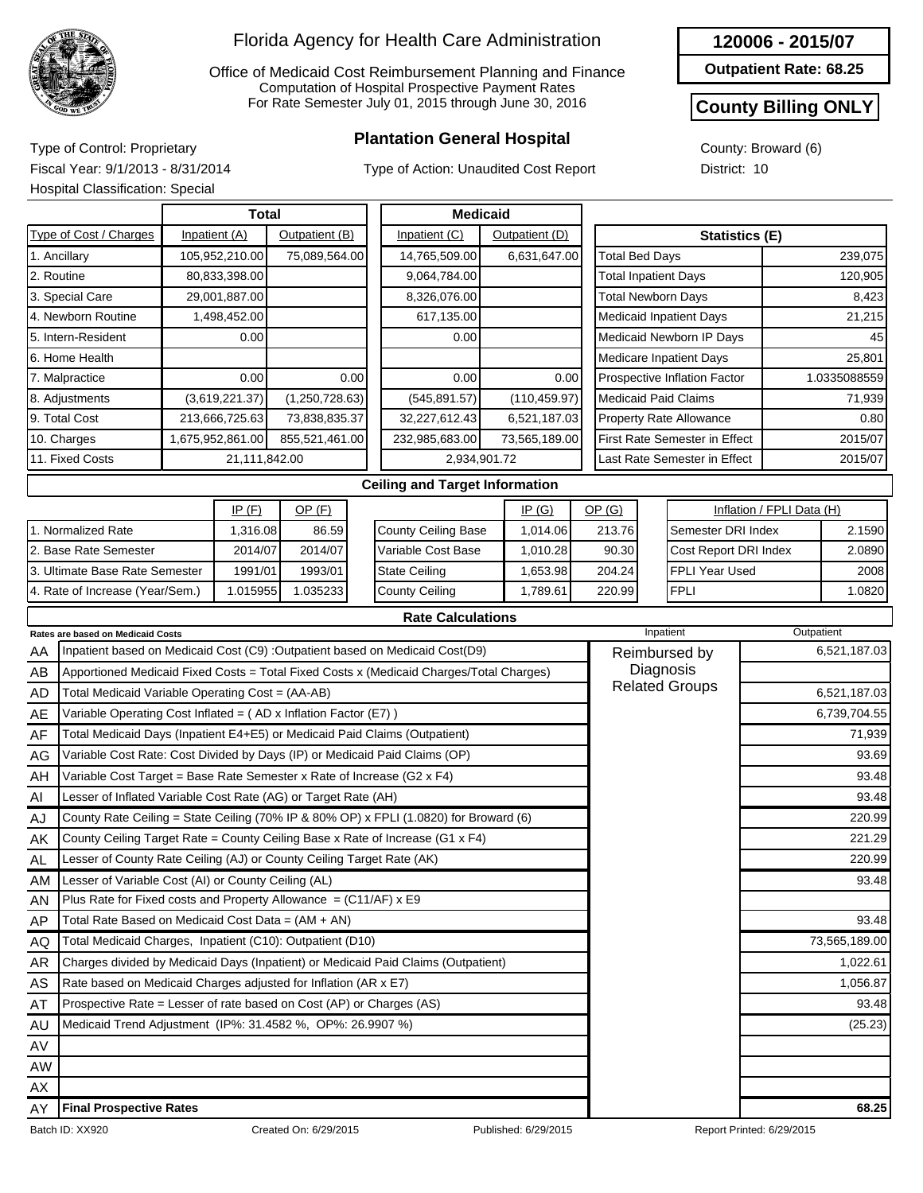# Florida Agency for Health Care Administration

Office of Medicaid Cost Reimbursement Planning and Finance
Computation of Hospital Prospective Payment Rates
For Rate Semester July 01, 2015 through June 30, 2016

**120006 - 2015/07**

**Outpatient Rate: 68.25**

**County Billing ONLY**

## Plantation General Hospital

Type of Control: Proprietary
Fiscal Year: 9/1/2013 - 8/31/2014
Hospital Classification: Special

Type of Action: Unaudited Cost Report

County: Broward (6)
District: 10

| Type of Cost / Charges | Total Inpatient (A) | Total Outpatient (B) | Medicaid Inpatient (C) | Medicaid Outpatient (D) |
|---|---|---|---|---|
| 1. Ancillary | 105,952,210.00 | 75,089,564.00 | 14,765,509.00 | 6,631,647.00 |
| 2. Routine | 80,833,398.00 | | 9,064,784.00 | |
| 3. Special Care | 29,001,887.00 | | 8,326,076.00 | |
| 4. Newborn Routine | 1,498,452.00 | | 617,135.00 | |
| 5. Intern-Resident | 0.00 | | 0.00 | |
| 6. Home Health | | | | |
| 7. Malpractice | 0.00 | 0.00 | 0.00 | 0.00 |
| 8. Adjustments | (3,619,221.37) | (1,250,728.63) | (545,891.57) | (110,459.97) |
| 9. Total Cost | 213,666,725.63 | 73,838,835.37 | 32,227,612.43 | 6,521,187.03 |
| 10. Charges | 1,675,952,861.00 | 855,521,461.00 | 232,985,683.00 | 73,565,189.00 |
| 11. Fixed Costs | 21,111,842.00 | | 2,934,901.72 | |

| Statistics (E) | |
|---|---|
| Total Bed Days | 239,075 |
| Total Inpatient Days | 120,905 |
| Total Newborn Days | 8,423 |
| Medicaid Inpatient Days | 21,215 |
| Medicaid Newborn IP Days | 45 |
| Medicare Inpatient Days | 25,801 |
| Prospective Inflation Factor | 1.0335088559 |
| Medicaid Paid Claims | 71,939 |
| Property Rate Allowance | 0.80 |
| First Rate Semester in Effect | 2015/07 |
| Last Rate Semester in Effect | 2015/07 |

### Ceiling and Target Information

| | IP (F) | OP (F) |
|---|---|---|
| 1. Normalized Rate | 1,316.08 | 86.59 |
| 2. Base Rate Semester | 2014/07 | 2014/07 |
| 3. Ultimate Base Rate Semester | 1991/01 | 1993/01 |
| 4. Rate of Increase (Year/Sem.) | 1.015955 | 1.035233 |

| | IP (G) | OP (G) |
|---|---|---|
| County Ceiling Base | 1,014.06 | 213.76 |
| Variable Cost Base | 1,010.28 | 90.30 |
| State Ceiling | 1,653.98 | 204.24 |
| County Ceiling | 1,789.61 | 220.99 |

| Inflation / FPLI Data (H) | |
|---|---|
| Semester DRI Index | 2.1590 |
| Cost Report DRI Index | 2.0890 |
| FPLI Year Used | 2008 |
| FPLI | 1.0820 |

### Rate Calculations

Rates are based on Medicaid Costs

| | | Inpatient | Outpatient |
|---|---|---|---|
| AA | Inpatient based on Medicaid Cost (C9) :Outpatient based on Medicaid Cost(D9) | Reimbursed by Diagnosis Related Groups | 6,521,187.03 |
| AB | Apportioned Medicaid Fixed Costs = Total Fixed Costs x (Medicaid Charges/Total Charges) | | |
| AD | Total Medicaid Variable Operating Cost = (AA-AB) | | 6,521,187.03 |
| AE | Variable Operating Cost Inflated = ( AD x Inflation Factor (E7) ) | | 6,739,704.55 |
| AF | Total Medicaid Days (Inpatient E4+E5) or Medicaid Paid Claims (Outpatient) | | 71,939 |
| AG | Variable Cost Rate: Cost Divided by Days (IP) or Medicaid Paid Claims (OP) | | 93.69 |
| AH | Variable Cost Target = Base Rate Semester x Rate of Increase (G2 x F4) | | 93.48 |
| AI | Lesser of Inflated Variable Cost Rate (AG) or Target Rate (AH) | | 93.48 |
| AJ | County Rate Ceiling = State Ceiling (70% IP & 80% OP) x FPLI (1.0820) for Broward (6) | | 220.99 |
| AK | County Ceiling Target Rate = County Ceiling Base x Rate of Increase (G1 x F4) | | 221.29 |
| AL | Lesser of County Rate Ceiling (AJ) or County Ceiling Target Rate (AK) | | 220.99 |
| AM | Lesser of Variable Cost (AI) or County Ceiling (AL) | | 93.48 |
| AN | Plus Rate for Fixed costs and Property Allowance = (C11/AF) x E9 | | |
| AP | Total Rate Based on Medicaid Cost Data = (AM + AN) | | 93.48 |
| AQ | Total Medicaid Charges, Inpatient (C10): Outpatient (D10) | | 73,565,189.00 |
| AR | Charges divided by Medicaid Days (Inpatient) or Medicaid Paid Claims (Outpatient) | | 1,022.61 |
| AS | Rate based on Medicaid Charges adjusted for Inflation (AR x E7) | | 1,056.87 |
| AT | Prospective Rate = Lesser of rate based on Cost (AP) or Charges (AS) | | 93.48 |
| AU | Medicaid Trend Adjustment (IP%: 31.4582 %, OP%: 26.9907 %) | | (25.23) |
| AV | | | |
| AW | | | |
| AX | | | |
| AY | **Final Prospective Rates** | | **68.25** |

Batch ID: XX920 Created On: 6/29/2015 Published: 6/29/2015 Report Printed: 6/29/2015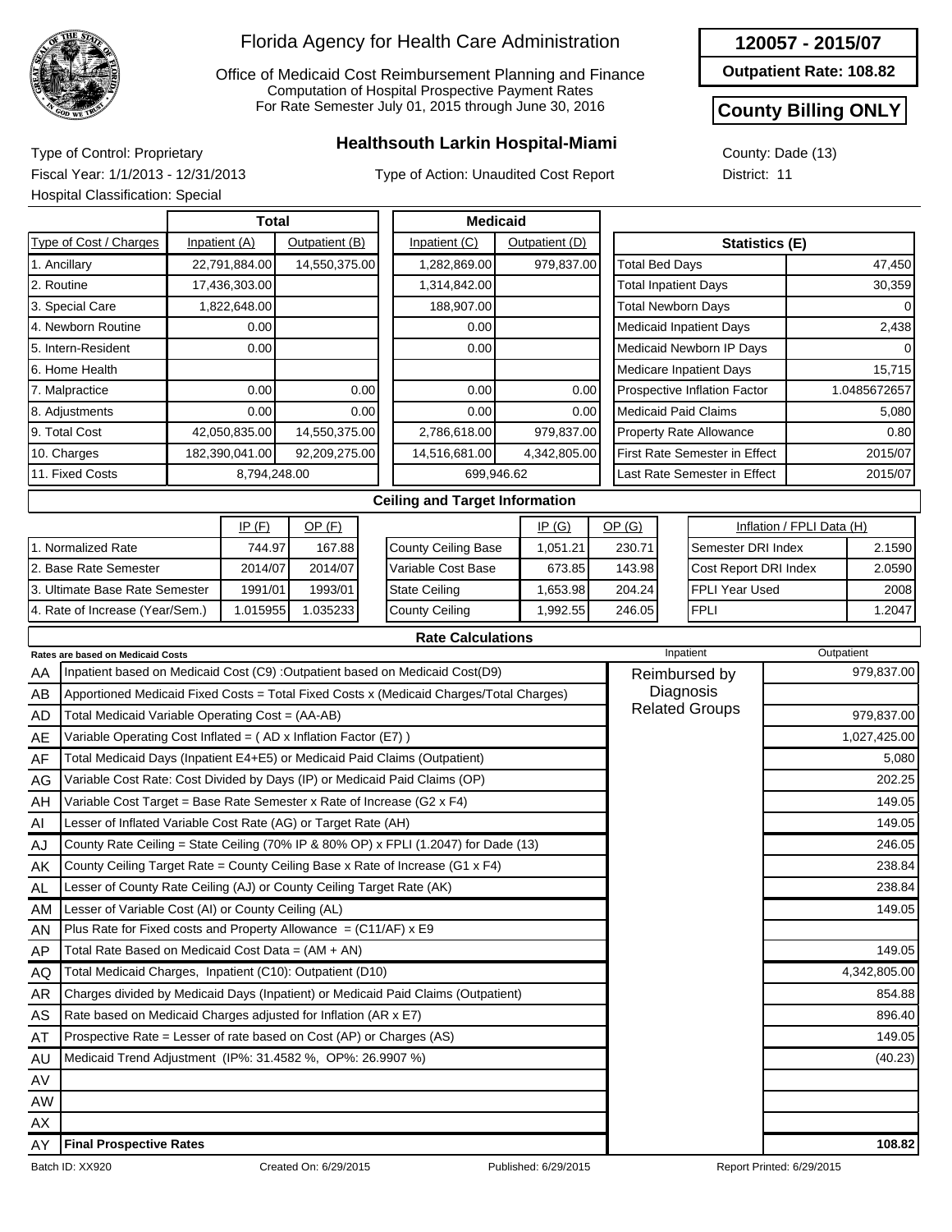# Florida Agency for Health Care Administration

Office of Medicaid Cost Reimbursement Planning and Finance
Computation of Hospital Prospective Payment Rates
For Rate Semester July 01, 2015 through June 30, 2016

**120057 - 2015/07**

**Outpatient Rate: 108.82**

**County Billing ONLY**

## Healthsouth Larkin Hospital-Miami

Type of Control: Proprietary
Fiscal Year: 1/1/2013 - 12/31/2013
Hospital Classification: Special

Type of Action: Unaudited Cost Report

County: Dade (13)
District: 11

| Type of Cost / Charges | Total Inpatient (A) | Total Outpatient (B) | Medicaid Inpatient (C) | Medicaid Outpatient (D) |
|---|---|---|---|---|
| 1. Ancillary | 22,791,884.00 | 14,550,375.00 | 1,282,869.00 | 979,837.00 |
| 2. Routine | 17,436,303.00 | | 1,314,842.00 | |
| 3. Special Care | 1,822,648.00 | | 188,907.00 | |
| 4. Newborn Routine | 0.00 | | 0.00 | |
| 5. Intern-Resident | 0.00 | | 0.00 | |
| 6. Home Health | | | | |
| 7. Malpractice | 0.00 | 0.00 | 0.00 | 0.00 |
| 8. Adjustments | 0.00 | 0.00 | 0.00 | 0.00 |
| 9. Total Cost | 42,050,835.00 | 14,550,375.00 | 2,786,618.00 | 979,837.00 |
| 10. Charges | 182,390,041.00 | 92,209,275.00 | 14,516,681.00 | 4,342,805.00 |
| 11. Fixed Costs | 8,794,248.00 | | 699,946.62 | |

| Statistics (E) | |
|---|---|
| Total Bed Days | 47,450 |
| Total Inpatient Days | 30,359 |
| Total Newborn Days | 0 |
| Medicaid Inpatient Days | 2,438 |
| Medicaid Newborn IP Days | 0 |
| Medicare Inpatient Days | 15,715 |
| Prospective Inflation Factor | 1.0485672657 |
| Medicaid Paid Claims | 5,080 |
| Property Rate Allowance | 0.80 |
| First Rate Semester in Effect | 2015/07 |
| Last Rate Semester in Effect | 2015/07 |

### Ceiling and Target Information

| | IP (F) | OP (F) |
|---|---|---|
| 1. Normalized Rate | 744.97 | 167.88 |
| 2. Base Rate Semester | 2014/07 | 2014/07 |
| 3. Ultimate Base Rate Semester | 1991/01 | 1993/01 |
| 4. Rate of Increase (Year/Sem.) | 1.015955 | 1.035233 |

| | IP (G) | OP (G) |
|---|---|---|
| County Ceiling Base | 1,051.21 | 230.71 |
| Variable Cost Base | 673.85 | 143.98 |
| State Ceiling | 1,653.98 | 204.24 |
| County Ceiling | 1,992.55 | 246.05 |

| Inflation / FPLI Data (H) | |
|---|---|
| Semester DRI Index | 2.1590 |
| Cost Report DRI Index | 2.0590 |
| FPLI Year Used | 2008 |
| FPLI | 1.2047 |

### Rate Calculations

| | Rates are based on Medicaid Costs | Inpatient | Outpatient |
|---|---|---|---|
| AA | Inpatient based on Medicaid Cost (C9) :Outpatient based on Medicaid Cost(D9) | Reimbursed by Diagnosis Related Groups | 979,837.00 |
| AB | Apportioned Medicaid Fixed Costs = Total Fixed Costs x (Medicaid Charges/Total Charges) | | |
| AD | Total Medicaid Variable Operating Cost = (AA-AB) | | 979,837.00 |
| AE | Variable Operating Cost Inflated = ( AD x Inflation Factor (E7) ) | | 1,027,425.00 |
| AF | Total Medicaid Days (Inpatient E4+E5) or Medicaid Paid Claims (Outpatient) | | 5,080 |
| AG | Variable Cost Rate: Cost Divided by Days (IP) or Medicaid Paid Claims (OP) | | 202.25 |
| AH | Variable Cost Target = Base Rate Semester x Rate of Increase (G2 x F4) | | 149.05 |
| AI | Lesser of Inflated Variable Cost Rate (AG) or Target Rate (AH) | | 149.05 |
| AJ | County Rate Ceiling = State Ceiling (70% IP & 80% OP) x FPLI (1.2047) for Dade (13) | | 246.05 |
| AK | County Ceiling Target Rate = County Ceiling Base x Rate of Increase (G1 x F4) | | 238.84 |
| AL | Lesser of County Rate Ceiling (AJ) or County Ceiling Target Rate (AK) | | 238.84 |
| AM | Lesser of Variable Cost (AI) or County Ceiling (AL) | | 149.05 |
| AN | Plus Rate for Fixed costs and Property Allowance = (C11/AF) x E9 | | |
| AP | Total Rate Based on Medicaid Cost Data = (AM + AN) | | 149.05 |
| AQ | Total Medicaid Charges, Inpatient (C10): Outpatient (D10) | | 4,342,805.00 |
| AR | Charges divided by Medicaid Days (Inpatient) or Medicaid Paid Claims (Outpatient) | | 854.88 |
| AS | Rate based on Medicaid Charges adjusted for Inflation (AR x E7) | | 896.40 |
| AT | Prospective Rate = Lesser of rate based on Cost (AP) or Charges (AS) | | 149.05 |
| AU | Medicaid Trend Adjustment (IP%: 31.4582 %, OP%: 26.9907 %) | | (40.23) |
| AV | | | |
| AW | | | |
| AX | | | |
| AY | **Final Prospective Rates** | | **108.82** |

Batch ID: XX920 | Created On: 6/29/2015 | Published: 6/29/2015 | Report Printed: 6/29/2015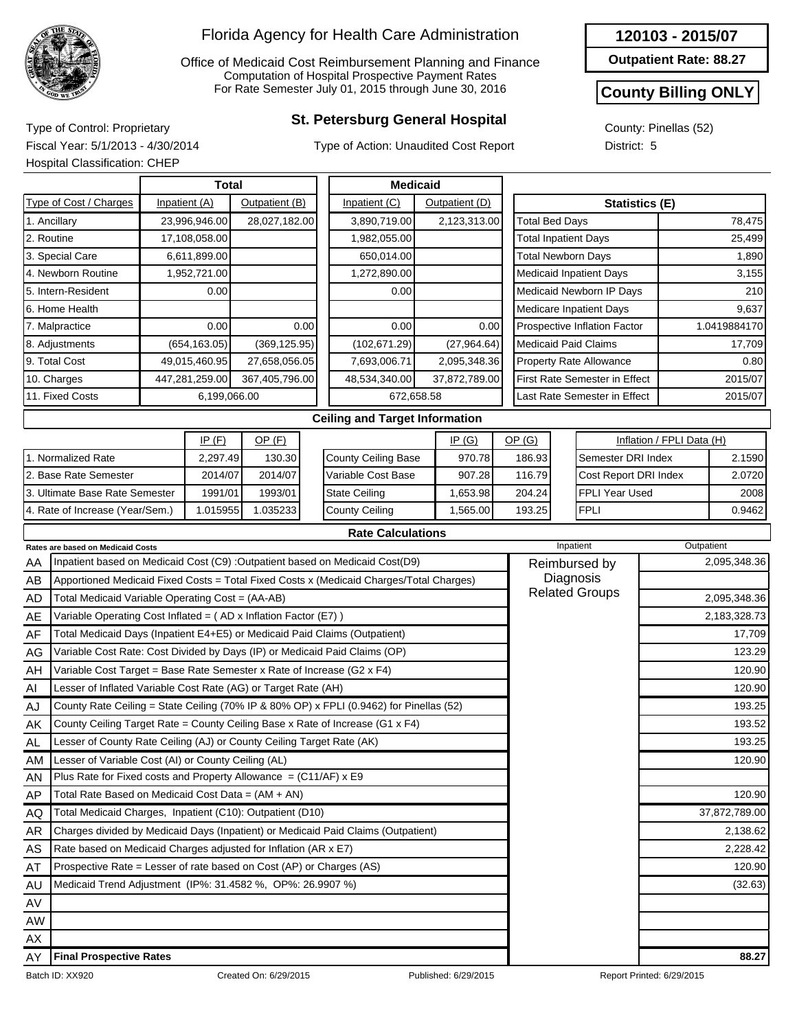# Florida Agency for Health Care Administration

Office of Medicaid Cost Reimbursement Planning and Finance
Computation of Hospital Prospective Payment Rates
For Rate Semester July 01, 2015 through June 30, 2016

**120103 - 2015/07**

**Outpatient Rate: 88.27**

**County Billing ONLY**

## St. Petersburg General Hospital

Type of Control: Proprietary
Fiscal Year: 5/1/2013 - 4/30/2014
Hospital Classification: CHEP

Type of Action: Unaudited Cost Report

County: Pinellas (52)
District: 5

| Type of Cost / Charges | Total Inpatient (A) | Total Outpatient (B) | Medicaid Inpatient (C) | Medicaid Outpatient (D) |
|---|---|---|---|---|
| 1. Ancillary | 23,996,946.00 | 28,027,182.00 | 3,890,719.00 | 2,123,313.00 |
| 2. Routine | 17,108,058.00 | | 1,982,055.00 | |
| 3. Special Care | 6,611,899.00 | | 650,014.00 | |
| 4. Newborn Routine | 1,952,721.00 | | 1,272,890.00 | |
| 5. Intern-Resident | 0.00 | | 0.00 | |
| 6. Home Health | | | | |
| 7. Malpractice | 0.00 | 0.00 | 0.00 | 0.00 |
| 8. Adjustments | (654,163.05) | (369,125.95) | (102,671.29) | (27,964.64) |
| 9. Total Cost | 49,015,460.95 | 27,658,056.05 | 7,693,006.71 | 2,095,348.36 |
| 10. Charges | 447,281,259.00 | 367,405,796.00 | 48,534,340.00 | 37,872,789.00 |
| 11. Fixed Costs | 6,199,066.00 | | 672,658.58 | |

| Statistics (E) | |
|---|---|
| Total Bed Days | 78,475 |
| Total Inpatient Days | 25,499 |
| Total Newborn Days | 1,890 |
| Medicaid Inpatient Days | 3,155 |
| Medicaid Newborn IP Days | 210 |
| Medicare Inpatient Days | 9,637 |
| Prospective Inflation Factor | 1.0419884170 |
| Medicaid Paid Claims | 17,709 |
| Property Rate Allowance | 0.80 |
| First Rate Semester in Effect | 2015/07 |
| Last Rate Semester in Effect | 2015/07 |

### Ceiling and Target Information

| | IP (F) | OP (F) |
|---|---|---|
| 1. Normalized Rate | 2,297.49 | 130.30 |
| 2. Base Rate Semester | 2014/07 | 2014/07 |
| 3. Ultimate Base Rate Semester | 1991/01 | 1993/01 |
| 4. Rate of Increase (Year/Sem.) | 1.015955 | 1.035233 |

| | IP (G) | OP (G) |
|---|---|---|
| County Ceiling Base | 970.78 | 186.93 |
| Variable Cost Base | 907.28 | 116.79 |
| State Ceiling | 1,653.98 | 204.24 |
| County Ceiling | 1,565.00 | 193.25 |

| Inflation / FPLI Data (H) | |
|---|---|
| Semester DRI Index | 2.1590 |
| Cost Report DRI Index | 2.0720 |
| FPLI Year Used | 2008 |
| FPLI | 0.9462 |

### Rate Calculations

| | Rates are based on Medicaid Costs | Inpatient | Outpatient |
|---|---|---|---|
| AA | Inpatient based on Medicaid Cost (C9) :Outpatient based on Medicaid Cost(D9) | Reimbursed by Diagnosis Related Groups | 2,095,348.36 |
| AB | Apportioned Medicaid Fixed Costs = Total Fixed Costs x (Medicaid Charges/Total Charges) | | |
| AD | Total Medicaid Variable Operating Cost = (AA-AB) | | 2,095,348.36 |
| AE | Variable Operating Cost Inflated = ( AD x Inflation Factor (E7) ) | | 2,183,328.73 |
| AF | Total Medicaid Days (Inpatient E4+E5) or Medicaid Paid Claims (Outpatient) | | 17,709 |
| AG | Variable Cost Rate: Cost Divided by Days (IP) or Medicaid Paid Claims (OP) | | 123.29 |
| AH | Variable Cost Target = Base Rate Semester x Rate of Increase (G2 x F4) | | 120.90 |
| AI | Lesser of Inflated Variable Cost Rate (AG) or Target Rate (AH) | | 120.90 |
| AJ | County Rate Ceiling = State Ceiling (70% IP & 80% OP) x FPLI (0.9462) for Pinellas (52) | | 193.25 |
| AK | County Ceiling Target Rate = County Ceiling Base x Rate of Increase (G1 x F4) | | 193.52 |
| AL | Lesser of County Rate Ceiling (AJ) or County Ceiling Target Rate (AK) | | 193.25 |
| AM | Lesser of Variable Cost (AI) or County Ceiling (AL) | | 120.90 |
| AN | Plus Rate for Fixed costs and Property Allowance = (C11/AF) x E9 | | |
| AP | Total Rate Based on Medicaid Cost Data = (AM + AN) | | 120.90 |
| AQ | Total Medicaid Charges, Inpatient (C10): Outpatient (D10) | | 37,872,789.00 |
| AR | Charges divided by Medicaid Days (Inpatient) or Medicaid Paid Claims (Outpatient) | | 2,138.62 |
| AS | Rate based on Medicaid Charges adjusted for Inflation (AR x E7) | | 2,228.42 |
| AT | Prospective Rate = Lesser of rate based on Cost (AP) or Charges (AS) | | 120.90 |
| AU | Medicaid Trend Adjustment (IP%: 31.4582 %, OP%: 26.9907 %) | | (32.63) |
| AV | | | |
| AW | | | |
| AX | | | |
| AY | **Final Prospective Rates** | | **88.27** |

Batch ID: XX920 Created On: 6/29/2015 Published: 6/29/2015 Report Printed: 6/29/2015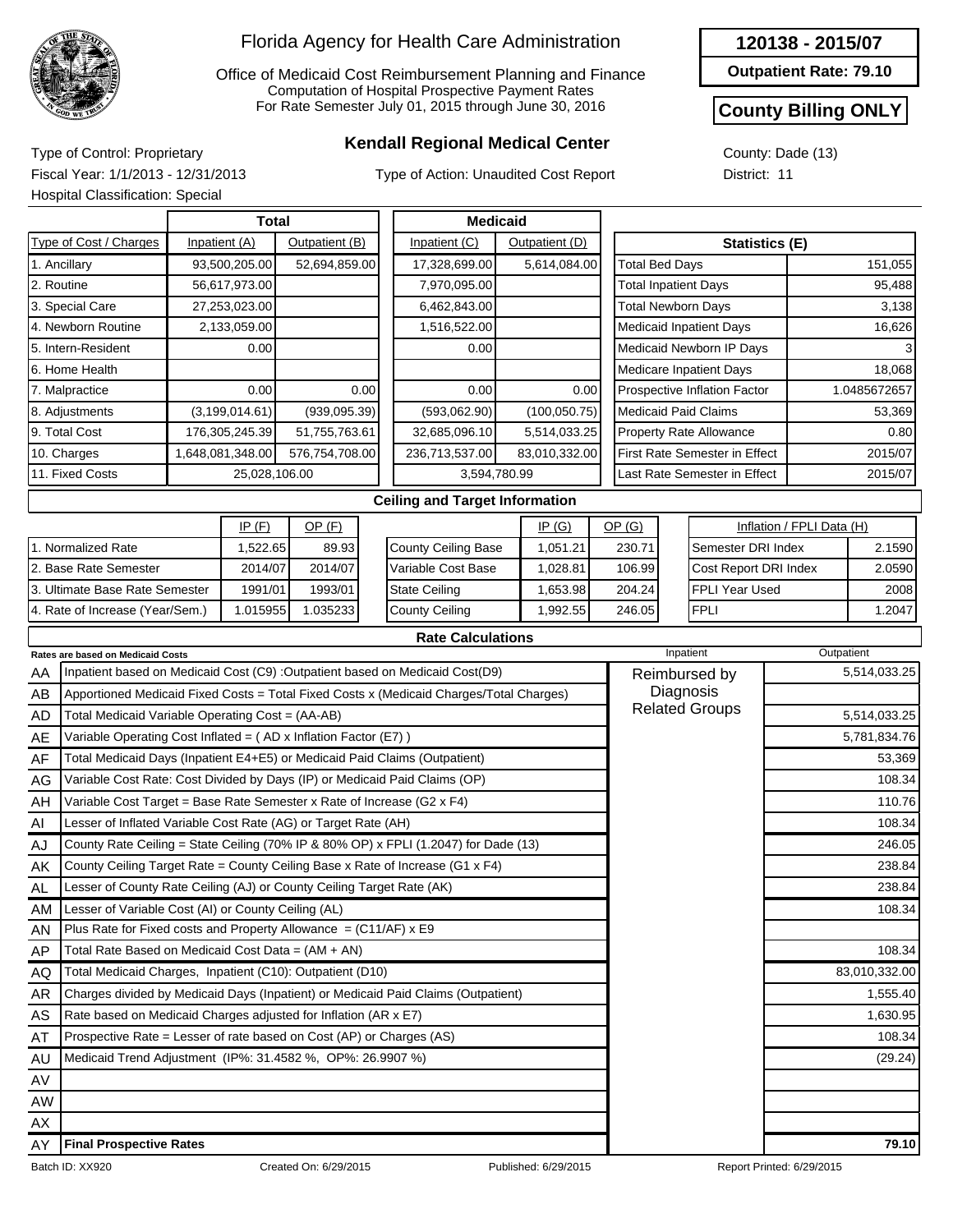# Florida Agency for Health Care Administration

Office of Medicaid Cost Reimbursement Planning and Finance
Computation of Hospital Prospective Payment Rates
For Rate Semester July 01, 2015 through June 30, 2016

**120138 - 2015/07**

**Outpatient Rate: 79.10**

**County Billing ONLY**

## Kendall Regional Medical Center

Type of Control: Proprietary
Fiscal Year: 1/1/2013 - 12/31/2013
Hospital Classification: Special

Type of Action: Unaudited Cost Report

County: Dade (13)
District: 11

| Type of Cost / Charges | Total Inpatient (A) | Total Outpatient (B) | Medicaid Inpatient (C) | Medicaid Outpatient (D) |
|---|---|---|---|---|
| 1. Ancillary | 93,500,205.00 | 52,694,859.00 | 17,328,699.00 | 5,614,084.00 |
| 2. Routine | 56,617,973.00 | | 7,970,095.00 | |
| 3. Special Care | 27,253,023.00 | | 6,462,843.00 | |
| 4. Newborn Routine | 2,133,059.00 | | 1,516,522.00 | |
| 5. Intern-Resident | 0.00 | | 0.00 | |
| 6. Home Health | | | | |
| 7. Malpractice | 0.00 | 0.00 | 0.00 | 0.00 |
| 8. Adjustments | (3,199,014.61) | (939,095.39) | (593,062.90) | (100,050.75) |
| 9. Total Cost | 176,305,245.39 | 51,755,763.61 | 32,685,096.10 | 5,514,033.25 |
| 10. Charges | 1,648,081,348.00 | 576,754,708.00 | 236,713,537.00 | 83,010,332.00 |
| 11. Fixed Costs | 25,028,106.00 | | 3,594,780.99 | |

| Statistics (E) | |
|---|---|
| Total Bed Days | 151,055 |
| Total Inpatient Days | 95,488 |
| Total Newborn Days | 3,138 |
| Medicaid Inpatient Days | 16,626 |
| Medicaid Newborn IP Days | 3 |
| Medicare Inpatient Days | 18,068 |
| Prospective Inflation Factor | 1.0485672657 |
| Medicaid Paid Claims | 53,369 |
| Property Rate Allowance | 0.80 |
| First Rate Semester in Effect | 2015/07 |
| Last Rate Semester in Effect | 2015/07 |

### Ceiling and Target Information

| | IP (F) | OP (F) |
|---|---|---|
| 1. Normalized Rate | 1,522.65 | 89.93 |
| 2. Base Rate Semester | 2014/07 | 2014/07 |
| 3. Ultimate Base Rate Semester | 1991/01 | 1993/01 |
| 4. Rate of Increase (Year/Sem.) | 1.015955 | 1.035233 |

| | IP (G) | OP (G) |
|---|---|---|
| County Ceiling Base | 1,051.21 | 230.71 |
| Variable Cost Base | 1,028.81 | 106.99 |
| State Ceiling | 1,653.98 | 204.24 |
| County Ceiling | 1,992.55 | 246.05 |

| Inflation / FPLI Data (H) | |
|---|---|
| Semester DRI Index | 2.1590 |
| Cost Report DRI Index | 2.0590 |
| FPLI Year Used | 2008 |
| FPLI | 1.2047 |

### Rate Calculations

| | Rates are based on Medicaid Costs | Inpatient | Outpatient |
|---|---|---|---|
| AA | Inpatient based on Medicaid Cost (C9) :Outpatient based on Medicaid Cost(D9) | Reimbursed by Diagnosis Related Groups | 5,514,033.25 |
| AB | Apportioned Medicaid Fixed Costs = Total Fixed Costs x (Medicaid Charges/Total Charges) | | |
| AD | Total Medicaid Variable Operating Cost = (AA-AB) | | 5,514,033.25 |
| AE | Variable Operating Cost Inflated = ( AD x Inflation Factor (E7) ) | | 5,781,834.76 |
| AF | Total Medicaid Days (Inpatient E4+E5) or Medicaid Paid Claims (Outpatient) | | 53,369 |
| AG | Variable Cost Rate: Cost Divided by Days (IP) or Medicaid Paid Claims (OP) | | 108.34 |
| AH | Variable Cost Target = Base Rate Semester x Rate of Increase (G2 x F4) | | 110.76 |
| AI | Lesser of Inflated Variable Cost Rate (AG) or Target Rate (AH) | | 108.34 |
| AJ | County Rate Ceiling = State Ceiling (70% IP & 80% OP) x FPLI (1.2047) for Dade (13) | | 246.05 |
| AK | County Ceiling Target Rate = County Ceiling Base x Rate of Increase (G1 x F4) | | 238.84 |
| AL | Lesser of County Rate Ceiling (AJ) or County Ceiling Target Rate (AK) | | 238.84 |
| AM | Lesser of Variable Cost (AI) or County Ceiling (AL) | | 108.34 |
| AN | Plus Rate for Fixed costs and Property Allowance = (C11/AF) x E9 | | |
| AP | Total Rate Based on Medicaid Cost Data = (AM + AN) | | 108.34 |
| AQ | Total Medicaid Charges, Inpatient (C10): Outpatient (D10) | | 83,010,332.00 |
| AR | Charges divided by Medicaid Days (Inpatient) or Medicaid Paid Claims (Outpatient) | | 1,555.40 |
| AS | Rate based on Medicaid Charges adjusted for Inflation (AR x E7) | | 1,630.95 |
| AT | Prospective Rate = Lesser of rate based on Cost (AP) or Charges (AS) | | 108.34 |
| AU | Medicaid Trend Adjustment (IP%: 31.4582 %, OP%: 26.9907 %) | | (29.24) |
| AV | | | |
| AW | | | |
| AX | | | |
| AY | **Final Prospective Rates** | | **79.10** |

Batch ID: XX920 Created On: 6/29/2015 Published: 6/29/2015 Report Printed: 6/29/2015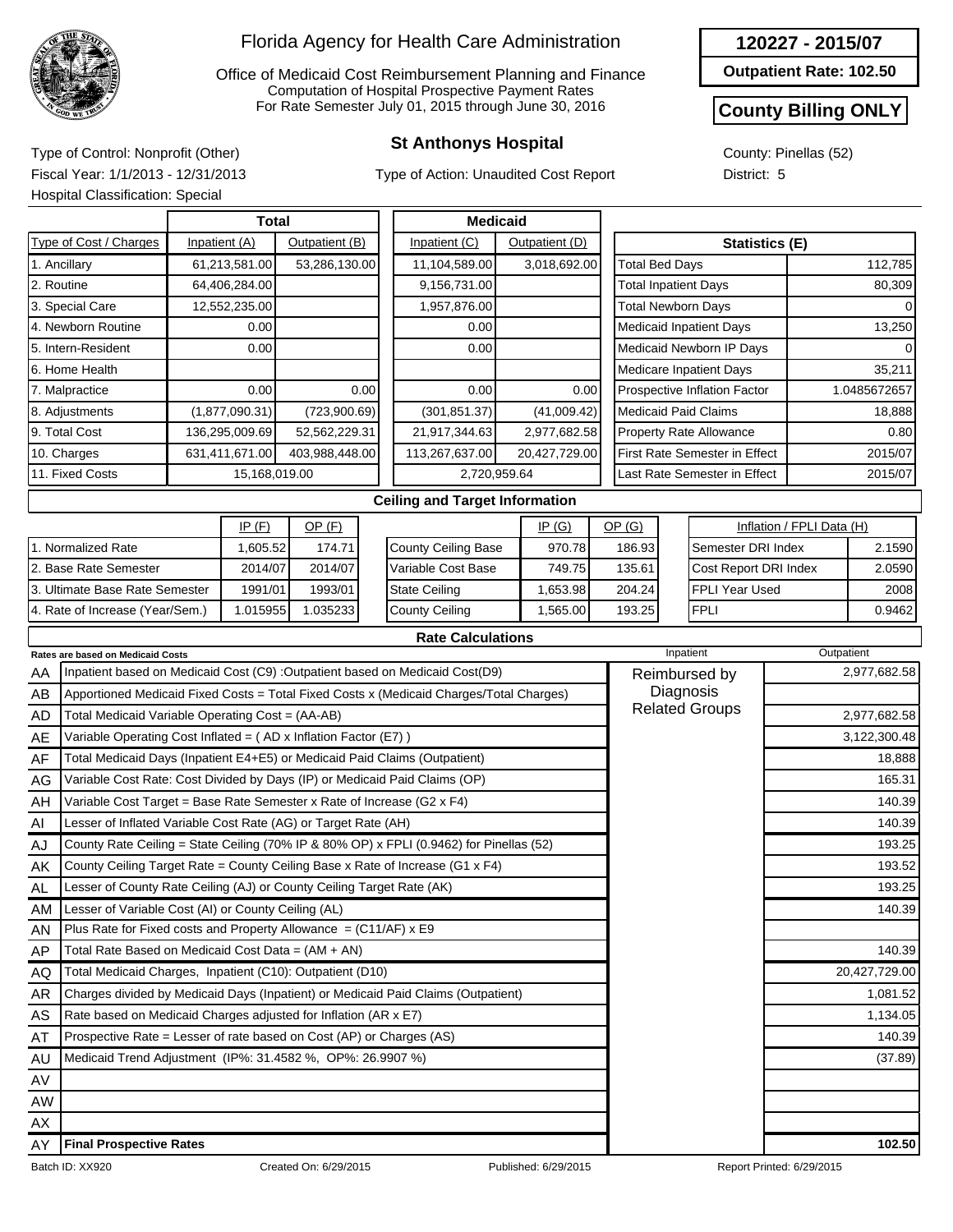# Florida Agency for Health Care Administration

Office of Medicaid Cost Reimbursement Planning and Finance
Computation of Hospital Prospective Payment Rates
For Rate Semester July 01, 2015 through June 30, 2016

**120227 - 2015/07**

**Outpatient Rate: 102.50**

**County Billing ONLY**

## St Anthonys Hospital

Type of Control: Nonprofit (Other)
Fiscal Year: 1/1/2013 - 12/31/2013
Hospital Classification: Special

Type of Action: Unaudited Cost Report

County: Pinellas (52)
District: 5

| Type of Cost / Charges | Total Inpatient (A) | Total Outpatient (B) | Medicaid Inpatient (C) | Medicaid Outpatient (D) |
|---|---|---|---|---|
| 1. Ancillary | 61,213,581.00 | 53,286,130.00 | 11,104,589.00 | 3,018,692.00 |
| 2. Routine | 64,406,284.00 | | 9,156,731.00 | |
| 3. Special Care | 12,552,235.00 | | 1,957,876.00 | |
| 4. Newborn Routine | 0.00 | | 0.00 | |
| 5. Intern-Resident | 0.00 | | 0.00 | |
| 6. Home Health | | | | |
| 7. Malpractice | 0.00 | 0.00 | 0.00 | 0.00 |
| 8. Adjustments | (1,877,090.31) | (723,900.69) | (301,851.37) | (41,009.42) |
| 9. Total Cost | 136,295,009.69 | 52,562,229.31 | 21,917,344.63 | 2,977,682.58 |
| 10. Charges | 631,411,671.00 | 403,988,448.00 | 113,267,637.00 | 20,427,729.00 |
| 11. Fixed Costs | 15,168,019.00 | | 2,720,959.64 | |

| Statistics (E) | |
|---|---|
| Total Bed Days | 112,785 |
| Total Inpatient Days | 80,309 |
| Total Newborn Days | 0 |
| Medicaid Inpatient Days | 13,250 |
| Medicaid Newborn IP Days | 0 |
| Medicare Inpatient Days | 35,211 |
| Prospective Inflation Factor | 1.0485672657 |
| Medicaid Paid Claims | 18,888 |
| Property Rate Allowance | 0.80 |
| First Rate Semester in Effect | 2015/07 |
| Last Rate Semester in Effect | 2015/07 |

### Ceiling and Target Information

| | IP (F) | OP (F) |
|---|---|---|
| 1. Normalized Rate | 1,605.52 | 174.71 |
| 2. Base Rate Semester | 2014/07 | 2014/07 |
| 3. Ultimate Base Rate Semester | 1991/01 | 1993/01 |
| 4. Rate of Increase (Year/Sem.) | 1.015955 | 1.035233 |

| | IP (G) | OP (G) |
|---|---|---|
| County Ceiling Base | 970.78 | 186.93 |
| Variable Cost Base | 749.75 | 135.61 |
| State Ceiling | 1,653.98 | 204.24 |
| County Ceiling | 1,565.00 | 193.25 |

| Inflation / FPLI Data (H) | |
|---|---|
| Semester DRI Index | 2.1590 |
| Cost Report DRI Index | 2.0590 |
| FPLI Year Used | 2008 |
| FPLI | 0.9462 |

### Rate Calculations

| | Rates are based on Medicaid Costs | Inpatient | Outpatient |
|---|---|---|---|
| AA | Inpatient based on Medicaid Cost (C9) :Outpatient based on Medicaid Cost(D9) | Reimbursed by Diagnosis Related Groups | 2,977,682.58 |
| AB | Apportioned Medicaid Fixed Costs = Total Fixed Costs x (Medicaid Charges/Total Charges) | | |
| AD | Total Medicaid Variable Operating Cost = (AA-AB) | | 2,977,682.58 |
| AE | Variable Operating Cost Inflated = ( AD x Inflation Factor (E7) ) | | 3,122,300.48 |
| AF | Total Medicaid Days (Inpatient E4+E5) or Medicaid Paid Claims (Outpatient) | | 18,888 |
| AG | Variable Cost Rate: Cost Divided by Days (IP) or Medicaid Paid Claims (OP) | | 165.31 |
| AH | Variable Cost Target = Base Rate Semester x Rate of Increase (G2 x F4) | | 140.39 |
| AI | Lesser of Inflated Variable Cost Rate (AG) or Target Rate (AH) | | 140.39 |
| AJ | County Rate Ceiling = State Ceiling (70% IP & 80% OP) x FPLI (0.9462) for Pinellas (52) | | 193.25 |
| AK | County Ceiling Target Rate = County Ceiling Base x Rate of Increase (G1 x F4) | | 193.52 |
| AL | Lesser of County Rate Ceiling (AJ) or County Ceiling Target Rate (AK) | | 193.25 |
| AM | Lesser of Variable Cost (AI) or County Ceiling (AL) | | 140.39 |
| AN | Plus Rate for Fixed costs and Property Allowance = (C11/AF) x E9 | | |
| AP | Total Rate Based on Medicaid Cost Data = (AM + AN) | | 140.39 |
| AQ | Total Medicaid Charges, Inpatient (C10): Outpatient (D10) | | 20,427,729.00 |
| AR | Charges divided by Medicaid Days (Inpatient) or Medicaid Paid Claims (Outpatient) | | 1,081.52 |
| AS | Rate based on Medicaid Charges adjusted for Inflation (AR x E7) | | 1,134.05 |
| AT | Prospective Rate = Lesser of rate based on Cost (AP) or Charges (AS) | | 140.39 |
| AU | Medicaid Trend Adjustment (IP%: 31.4582 %, OP%: 26.9907 %) | | (37.89) |
| AV | | | |
| AW | | | |
| AX | | | |
| AY | **Final Prospective Rates** | | **102.50** |

Batch ID: XX920 Created On: 6/29/2015 Published: 6/29/2015 Report Printed: 6/29/2015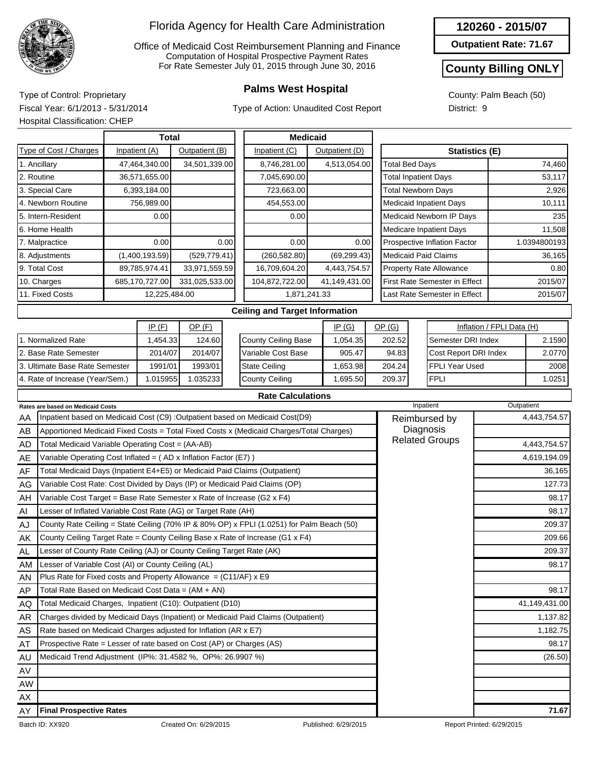# Florida Agency for Health Care Administration

Office of Medicaid Cost Reimbursement Planning and Finance
Computation of Hospital Prospective Payment Rates
For Rate Semester July 01, 2015 through June 30, 2016

**120260 - 2015/07**

**Outpatient Rate: 71.67**

**County Billing ONLY**

## Palms West Hospital

Type of Control: Proprietary
Fiscal Year: 6/1/2013 - 5/31/2014
Hospital Classification: CHEP

Type of Action: Unaudited Cost Report

County: Palm Beach (50)
District: 9

| Type of Cost / Charges | Total Inpatient (A) | Total Outpatient (B) | Medicaid Inpatient (C) | Medicaid Outpatient (D) |
|---|---|---|---|---|
| 1. Ancillary | 47,464,340.00 | 34,501,339.00 | 8,746,281.00 | 4,513,054.00 |
| 2. Routine | 36,571,655.00 | | 7,045,690.00 | |
| 3. Special Care | 6,393,184.00 | | 723,663.00 | |
| 4. Newborn Routine | 756,989.00 | | 454,553.00 | |
| 5. Intern-Resident | 0.00 | | 0.00 | |
| 6. Home Health | | | | |
| 7. Malpractice | 0.00 | 0.00 | 0.00 | 0.00 |
| 8. Adjustments | (1,400,193.59) | (529,779.41) | (260,582.80) | (69,299.43) |
| 9. Total Cost | 89,785,974.41 | 33,971,559.59 | 16,709,604.20 | 4,443,754.57 |
| 10. Charges | 685,170,727.00 | 331,025,533.00 | 104,872,722.00 | 41,149,431.00 |
| 11. Fixed Costs | 12,225,484.00 | | 1,871,241.33 | |

| Statistics (E) | |
|---|---|
| Total Bed Days | 74,460 |
| Total Inpatient Days | 53,117 |
| Total Newborn Days | 2,926 |
| Medicaid Inpatient Days | 10,111 |
| Medicaid Newborn IP Days | 235 |
| Medicare Inpatient Days | 11,508 |
| Prospective Inflation Factor | 1.0394800193 |
| Medicaid Paid Claims | 36,165 |
| Property Rate Allowance | 0.80 |
| First Rate Semester in Effect | 2015/07 |
| Last Rate Semester in Effect | 2015/07 |

### Ceiling and Target Information

| | IP (F) | OP (F) |
|---|---|---|
| 1. Normalized Rate | 1,454.33 | 124.60 |
| 2. Base Rate Semester | 2014/07 | 2014/07 |
| 3. Ultimate Base Rate Semester | 1991/01 | 1993/01 |
| 4. Rate of Increase (Year/Sem.) | 1.015955 | 1.035233 |

| | IP (G) | OP (G) |
|---|---|---|
| County Ceiling Base | 1,054.35 | 202.52 |
| Variable Cost Base | 905.47 | 94.83 |
| State Ceiling | 1,653.98 | 204.24 |
| County Ceiling | 1,695.50 | 209.37 |

| Inflation / FPLI Data (H) | |
|---|---|
| Semester DRI Index | 2.1590 |
| Cost Report DRI Index | 2.0770 |
| FPLI Year Used | 2008 |
| FPLI | 1.0251 |

### Rate Calculations

| | Rates are based on Medicaid Costs | Inpatient | Outpatient |
|---|---|---|---|
| AA | Inpatient based on Medicaid Cost (C9) :Outpatient based on Medicaid Cost(D9) | Reimbursed by Diagnosis Related Groups | 4,443,754.57 |
| AB | Apportioned Medicaid Fixed Costs = Total Fixed Costs x (Medicaid Charges/Total Charges) | | |
| AD | Total Medicaid Variable Operating Cost = (AA-AB) | | 4,443,754.57 |
| AE | Variable Operating Cost Inflated = ( AD x Inflation Factor (E7) ) | | 4,619,194.09 |
| AF | Total Medicaid Days (Inpatient E4+E5) or Medicaid Paid Claims (Outpatient) | | 36,165 |
| AG | Variable Cost Rate: Cost Divided by Days (IP) or Medicaid Paid Claims (OP) | | 127.73 |
| AH | Variable Cost Target = Base Rate Semester x Rate of Increase (G2 x F4) | | 98.17 |
| AI | Lesser of Inflated Variable Cost Rate (AG) or Target Rate (AH) | | 98.17 |
| AJ | County Rate Ceiling = State Ceiling (70% IP & 80% OP) x FPLI (1.0251) for Palm Beach (50) | | 209.37 |
| AK | County Ceiling Target Rate = County Ceiling Base x Rate of Increase (G1 x F4) | | 209.66 |
| AL | Lesser of County Rate Ceiling (AJ) or County Ceiling Target Rate (AK) | | 209.37 |
| AM | Lesser of Variable Cost (AI) or County Ceiling (AL) | | 98.17 |
| AN | Plus Rate for Fixed costs and Property Allowance = (C11/AF) x E9 | | |
| AP | Total Rate Based on Medicaid Cost Data = (AM + AN) | | 98.17 |
| AQ | Total Medicaid Charges, Inpatient (C10): Outpatient (D10) | | 41,149,431.00 |
| AR | Charges divided by Medicaid Days (Inpatient) or Medicaid Paid Claims (Outpatient) | | 1,137.82 |
| AS | Rate based on Medicaid Charges adjusted for Inflation (AR x E7) | | 1,182.75 |
| AT | Prospective Rate = Lesser of rate based on Cost (AP) or Charges (AS) | | 98.17 |
| AU | Medicaid Trend Adjustment (IP%: 31.4582 %, OP%: 26.9907 %) | | (26.50) |
| AV | | | |
| AW | | | |
| AX | | | |
| AY | **Final Prospective Rates** | | **71.67** |

Batch ID: XX920 Created On: 6/29/2015 Published: 6/29/2015 Report Printed: 6/29/2015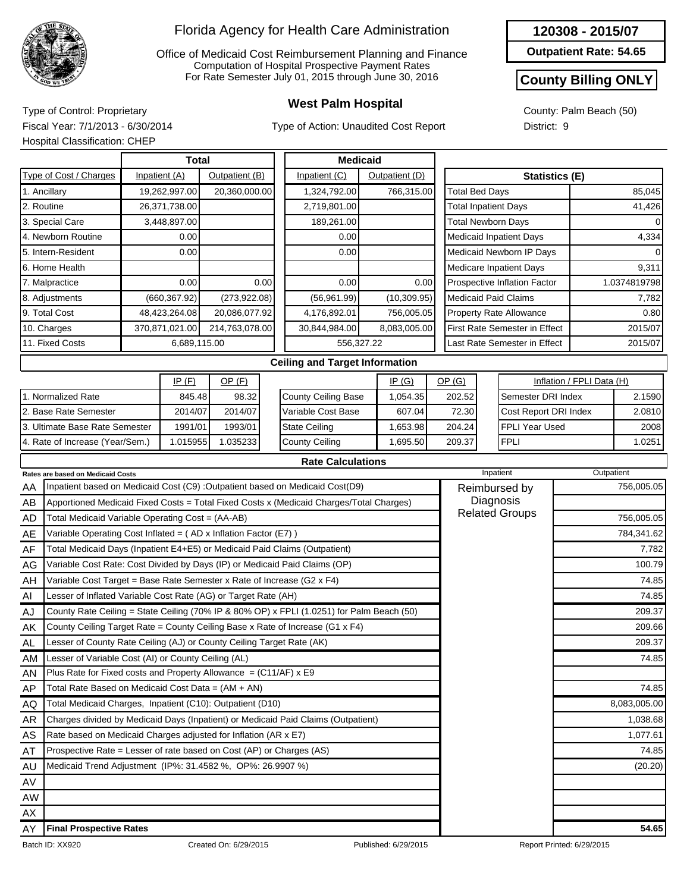# Florida Agency for Health Care Administration

Office of Medicaid Cost Reimbursement Planning and Finance
Computation of Hospital Prospective Payment Rates
For Rate Semester July 01, 2015 through June 30, 2016

**120308 - 2015/07**

**Outpatient Rate: 54.65**

**County Billing ONLY**

## West Palm Hospital

Type of Control: Proprietary
Fiscal Year: 7/1/2013 - 6/30/2014
Hospital Classification: CHEP

Type of Action: Unaudited Cost Report

County: Palm Beach (50)
District: 9

| Type of Cost / Charges | Total Inpatient (A) | Total Outpatient (B) | Medicaid Inpatient (C) | Medicaid Outpatient (D) |
|---|---|---|---|---|
| 1. Ancillary | 19,262,997.00 | 20,360,000.00 | 1,324,792.00 | 766,315.00 |
| 2. Routine | 26,371,738.00 | | 2,719,801.00 | |
| 3. Special Care | 3,448,897.00 | | 189,261.00 | |
| 4. Newborn Routine | 0.00 | | 0.00 | |
| 5. Intern-Resident | 0.00 | | 0.00 | |
| 6. Home Health | | | | |
| 7. Malpractice | 0.00 | 0.00 | 0.00 | 0.00 |
| 8. Adjustments | (660,367.92) | (273,922.08) | (56,961.99) | (10,309.95) |
| 9. Total Cost | 48,423,264.08 | 20,086,077.92 | 4,176,892.01 | 756,005.05 |
| 10. Charges | 370,871,021.00 | 214,763,078.00 | 30,844,984.00 | 8,083,005.00 |
| 11. Fixed Costs | 6,689,115.00 | | 556,327.22 | |

| Statistics (E) | |
|---|---|
| Total Bed Days | 85,045 |
| Total Inpatient Days | 41,426 |
| Total Newborn Days | 0 |
| Medicaid Inpatient Days | 4,334 |
| Medicaid Newborn IP Days | 0 |
| Medicare Inpatient Days | 9,311 |
| Prospective Inflation Factor | 1.0374819798 |
| Medicaid Paid Claims | 7,782 |
| Property Rate Allowance | 0.80 |
| First Rate Semester in Effect | 2015/07 |
| Last Rate Semester in Effect | 2015/07 |

### Ceiling and Target Information

| | IP (F) | OP (F) |
|---|---|---|
| 1. Normalized Rate | 845.48 | 98.32 |
| 2. Base Rate Semester | 2014/07 | 2014/07 |
| 3. Ultimate Base Rate Semester | 1991/01 | 1993/01 |
| 4. Rate of Increase (Year/Sem.) | 1.015955 | 1.035233 |

| | IP (G) | OP (G) |
|---|---|---|
| County Ceiling Base | 1,054.35 | 202.52 |
| Variable Cost Base | 607.04 | 72.30 |
| State Ceiling | 1,653.98 | 204.24 |
| County Ceiling | 1,695.50 | 209.37 |

| Inflation / FPLI Data (H) | |
|---|---|
| Semester DRI Index | 2.1590 |
| Cost Report DRI Index | 2.0810 |
| FPLI Year Used | 2008 |
| FPLI | 1.0251 |

### Rate Calculations

Rates are based on Medicaid Costs

Inpatient: Reimbursed by Diagnosis Related Groups

| | Description | Outpatient |
|---|---|---|
| AA | Inpatient based on Medicaid Cost (C9) :Outpatient based on Medicaid Cost(D9) | 756,005.05 |
| AB | Apportioned Medicaid Fixed Costs = Total Fixed Costs x (Medicaid Charges/Total Charges) | |
| AD | Total Medicaid Variable Operating Cost = (AA-AB) | 756,005.05 |
| AE | Variable Operating Cost Inflated = ( AD x Inflation Factor (E7) ) | 784,341.62 |
| AF | Total Medicaid Days (Inpatient E4+E5) or Medicaid Paid Claims (Outpatient) | 7,782 |
| AG | Variable Cost Rate: Cost Divided by Days (IP) or Medicaid Paid Claims (OP) | 100.79 |
| AH | Variable Cost Target = Base Rate Semester x Rate of Increase (G2 x F4) | 74.85 |
| AI | Lesser of Inflated Variable Cost Rate (AG) or Target Rate (AH) | 74.85 |
| AJ | County Rate Ceiling = State Ceiling (70% IP & 80% OP) x FPLI (1.0251) for Palm Beach (50) | 209.37 |
| AK | County Ceiling Target Rate = County Ceiling Base x Rate of Increase (G1 x F4) | 209.66 |
| AL | Lesser of County Rate Ceiling (AJ) or County Ceiling Target Rate (AK) | 209.37 |
| AM | Lesser of Variable Cost (AI) or County Ceiling (AL) | 74.85 |
| AN | Plus Rate for Fixed costs and Property Allowance = (C11/AF) x E9 | |
| AP | Total Rate Based on Medicaid Cost Data = (AM + AN) | 74.85 |
| AQ | Total Medicaid Charges, Inpatient (C10): Outpatient (D10) | 8,083,005.00 |
| AR | Charges divided by Medicaid Days (Inpatient) or Medicaid Paid Claims (Outpatient) | 1,038.68 |
| AS | Rate based on Medicaid Charges adjusted for Inflation (AR x E7) | 1,077.61 |
| AT | Prospective Rate = Lesser of rate based on Cost (AP) or Charges (AS) | 74.85 |
| AU | Medicaid Trend Adjustment (IP%: 31.4582 %, OP%: 26.9907 %) | (20.20) |
| AV | | |
| AW | | |
| AX | | |
| AY | **Final Prospective Rates** | **54.65** |

Batch ID: XX920 | Created On: 6/29/2015 | Published: 6/29/2015 | Report Printed: 6/29/2015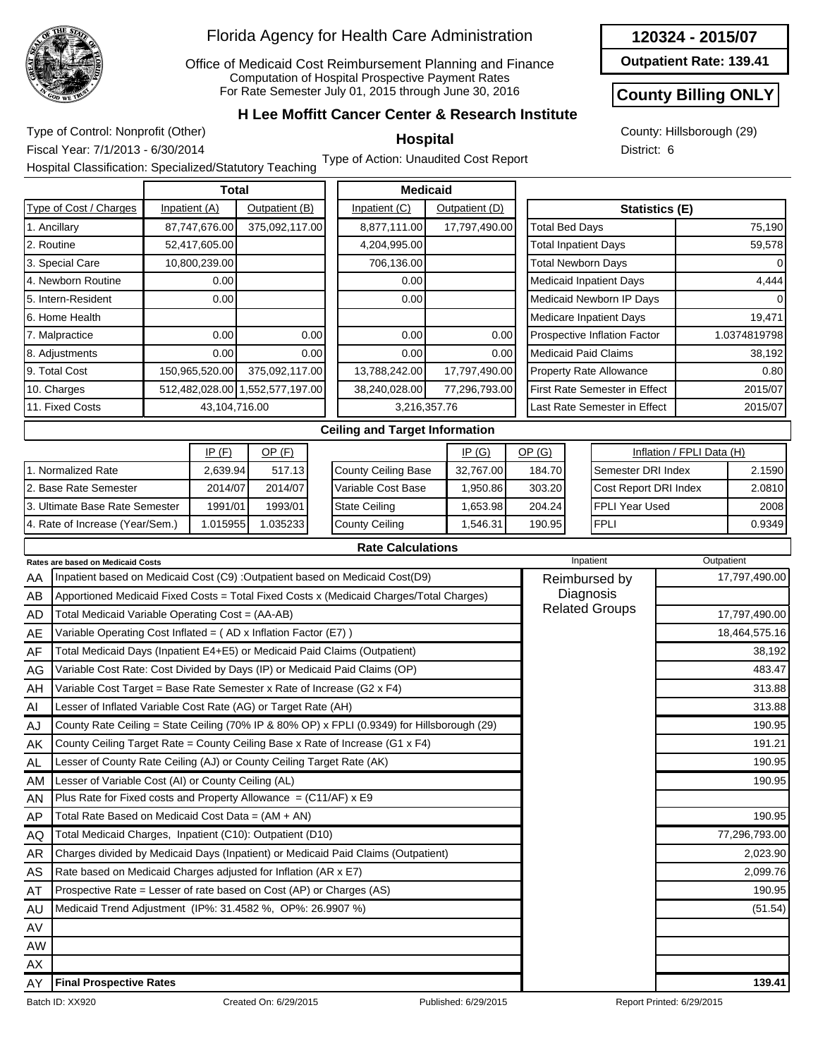# Florida Agency for Health Care Administration

Office of Medicaid Cost Reimbursement Planning and Finance
Computation of Hospital Prospective Payment Rates
For Rate Semester July 01, 2015 through June 30, 2016

**120324 - 2015/07**

**Outpatient Rate: 139.41**

**County Billing ONLY**

## H Lee Moffitt Cancer Center & Research Institute

### Hospital

Type of Control: Nonprofit (Other)
Fiscal Year: 7/1/2013 - 6/30/2014
Hospital Classification: Specialized/Statutory Teaching
Type of Action: Unaudited Cost Report
County: Hillsborough (29)
District: 6

| Type of Cost / Charges | Total Inpatient (A) | Total Outpatient (B) | Medicaid Inpatient (C) | Medicaid Outpatient (D) |
|---|---|---|---|---|
| 1. Ancillary | 87,747,676.00 | 375,092,117.00 | 8,877,111.00 | 17,797,490.00 |
| 2. Routine | 52,417,605.00 | | 4,204,995.00 | |
| 3. Special Care | 10,800,239.00 | | 706,136.00 | |
| 4. Newborn Routine | 0.00 | | 0.00 | |
| 5. Intern-Resident | 0.00 | | 0.00 | |
| 6. Home Health | | | | |
| 7. Malpractice | 0.00 | 0.00 | 0.00 | 0.00 |
| 8. Adjustments | 0.00 | 0.00 | 0.00 | 0.00 |
| 9. Total Cost | 150,965,520.00 | 375,092,117.00 | 13,788,242.00 | 17,797,490.00 |
| 10. Charges | 512,482,028.00 | 1,552,577,197.00 | 38,240,028.00 | 77,296,793.00 |
| 11. Fixed Costs | 43,104,716.00 | | 3,216,357.76 | |

| Statistics (E) | |
|---|---|
| Total Bed Days | 75,190 |
| Total Inpatient Days | 59,578 |
| Total Newborn Days | 0 |
| Medicaid Inpatient Days | 4,444 |
| Medicaid Newborn IP Days | 0 |
| Medicare Inpatient Days | 19,471 |
| Prospective Inflation Factor | 1.0374819798 |
| Medicaid Paid Claims | 38,192 |
| Property Rate Allowance | 0.80 |
| First Rate Semester in Effect | 2015/07 |
| Last Rate Semester in Effect | 2015/07 |

### Ceiling and Target Information

| | IP (F) | OP (F) |
|---|---|---|
| 1. Normalized Rate | 2,639.94 | 517.13 |
| 2. Base Rate Semester | 2014/07 | 2014/07 |
| 3. Ultimate Base Rate Semester | 1991/01 | 1993/01 |
| 4. Rate of Increase (Year/Sem.) | 1.015955 | 1.035233 |

| | IP (G) | OP (G) |
|---|---|---|
| County Ceiling Base | 32,767.00 | 184.70 |
| Variable Cost Base | 1,950.86 | 303.20 |
| State Ceiling | 1,653.98 | 204.24 |
| County Ceiling | 1,546.31 | 190.95 |

| Inflation / FPLI Data (H) | |
|---|---|
| Semester DRI Index | 2.1590 |
| Cost Report DRI Index | 2.0810 |
| FPLI Year Used | 2008 |
| FPLI | 0.9349 |

### Rate Calculations

| | Rates are based on Medicaid Costs | Inpatient | Outpatient |
|---|---|---|---|
| AA | Inpatient based on Medicaid Cost (C9) :Outpatient based on Medicaid Cost(D9) | Reimbursed by Diagnosis Related Groups | 17,797,490.00 |
| AB | Apportioned Medicaid Fixed Costs = Total Fixed Costs x (Medicaid Charges/Total Charges) | | |
| AD | Total Medicaid Variable Operating Cost = (AA-AB) | | 17,797,490.00 |
| AE | Variable Operating Cost Inflated = ( AD x Inflation Factor (E7) ) | | 18,464,575.16 |
| AF | Total Medicaid Days (Inpatient E4+E5) or Medicaid Paid Claims (Outpatient) | | 38,192 |
| AG | Variable Cost Rate: Cost Divided by Days (IP) or Medicaid Paid Claims (OP) | | 483.47 |
| AH | Variable Cost Target = Base Rate Semester x Rate of Increase (G2 x F4) | | 313.88 |
| AI | Lesser of Inflated Variable Cost Rate (AG) or Target Rate (AH) | | 313.88 |
| AJ | County Rate Ceiling = State Ceiling (70% IP & 80% OP) x FPLI (0.9349) for Hillsborough (29) | | 190.95 |
| AK | County Ceiling Target Rate = County Ceiling Base x Rate of Increase (G1 x F4) | | 191.21 |
| AL | Lesser of County Rate Ceiling (AJ) or County Ceiling Target Rate (AK) | | 190.95 |
| AM | Lesser of Variable Cost (AI) or County Ceiling (AL) | | 190.95 |
| AN | Plus Rate for Fixed costs and Property Allowance = (C11/AF) x E9 | | |
| AP | Total Rate Based on Medicaid Cost Data = (AM + AN) | | 190.95 |
| AQ | Total Medicaid Charges, Inpatient (C10): Outpatient (D10) | | 77,296,793.00 |
| AR | Charges divided by Medicaid Days (Inpatient) or Medicaid Paid Claims (Outpatient) | | 2,023.90 |
| AS | Rate based on Medicaid Charges adjusted for Inflation (AR x E7) | | 2,099.76 |
| AT | Prospective Rate = Lesser of rate based on Cost (AP) or Charges (AS) | | 190.95 |
| AU | Medicaid Trend Adjustment (IP%: 31.4582 %, OP%: 26.9907 %) | | (51.54) |
| AV | | | |
| AW | | | |
| AX | | | |
| AY | **Final Prospective Rates** | | **139.41** |

Batch ID: XX920 Created On: 6/29/2015 Published: 6/29/2015 Report Printed: 6/29/2015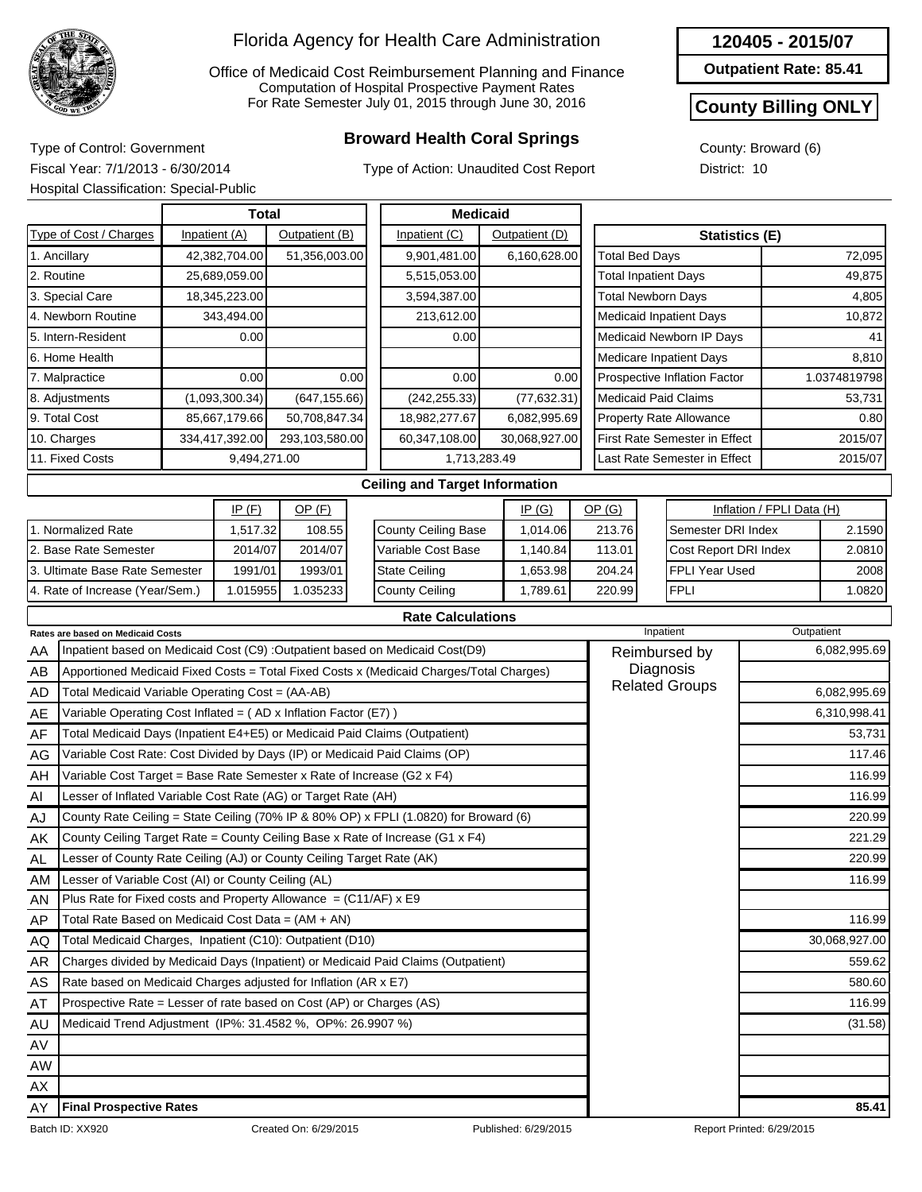# Florida Agency for Health Care Administration

Office of Medicaid Cost Reimbursement Planning and Finance
Computation of Hospital Prospective Payment Rates
For Rate Semester July 01, 2015 through June 30, 2016

**120405 - 2015/07**

**Outpatient Rate: 85.41**

**County Billing ONLY**

## Broward Health Coral Springs

Type of Control: Government
Fiscal Year: 7/1/2013 - 6/30/2014
Hospital Classification: Special-Public

Type of Action: Unaudited Cost Report

County: Broward (6)
District: 10

| Type of Cost / Charges | Total Inpatient (A) | Total Outpatient (B) | Medicaid Inpatient (C) | Medicaid Outpatient (D) |
|---|---|---|---|---|
| 1. Ancillary | 42,382,704.00 | 51,356,003.00 | 9,901,481.00 | 6,160,628.00 |
| 2. Routine | 25,689,059.00 | | 5,515,053.00 | |
| 3. Special Care | 18,345,223.00 | | 3,594,387.00 | |
| 4. Newborn Routine | 343,494.00 | | 213,612.00 | |
| 5. Intern-Resident | 0.00 | | 0.00 | |
| 6. Home Health | | | | |
| 7. Malpractice | 0.00 | 0.00 | 0.00 | 0.00 |
| 8. Adjustments | (1,093,300.34) | (647,155.66) | (242,255.33) | (77,632.31) |
| 9. Total Cost | 85,667,179.66 | 50,708,847.34 | 18,982,277.67 | 6,082,995.69 |
| 10. Charges | 334,417,392.00 | 293,103,580.00 | 60,347,108.00 | 30,068,927.00 |
| 11. Fixed Costs | 9,494,271.00 | | 1,713,283.49 | |

| Statistics (E) | |
|---|---|
| Total Bed Days | 72,095 |
| Total Inpatient Days | 49,875 |
| Total Newborn Days | 4,805 |
| Medicaid Inpatient Days | 10,872 |
| Medicaid Newborn IP Days | 41 |
| Medicare Inpatient Days | 8,810 |
| Prospective Inflation Factor | 1.0374819798 |
| Medicaid Paid Claims | 53,731 |
| Property Rate Allowance | 0.80 |
| First Rate Semester in Effect | 2015/07 |
| Last Rate Semester in Effect | 2015/07 |

### Ceiling and Target Information

| | IP (F) | OP (F) |
|---|---|---|
| 1. Normalized Rate | 1,517.32 | 108.55 |
| 2. Base Rate Semester | 2014/07 | 2014/07 |
| 3. Ultimate Base Rate Semester | 1991/01 | 1993/01 |
| 4. Rate of Increase (Year/Sem.) | 1.015955 | 1.035233 |

| | IP (G) | OP (G) |
|---|---|---|
| County Ceiling Base | 1,014.06 | 213.76 |
| Variable Cost Base | 1,140.84 | 113.01 |
| State Ceiling | 1,653.98 | 204.24 |
| County Ceiling | 1,789.61 | 220.99 |

| Inflation / FPLI Data (H) | |
|---|---|
| Semester DRI Index | 2.1590 |
| Cost Report DRI Index | 2.0810 |
| FPLI Year Used | 2008 |
| FPLI | 1.0820 |

### Rate Calculations

| | Rates are based on Medicaid Costs | Inpatient | Outpatient |
|---|---|---|---|
| AA | Inpatient based on Medicaid Cost (C9) :Outpatient based on Medicaid Cost(D9) | Reimbursed by Diagnosis Related Groups | 6,082,995.69 |
| AB | Apportioned Medicaid Fixed Costs = Total Fixed Costs x (Medicaid Charges/Total Charges) | | |
| AD | Total Medicaid Variable Operating Cost = (AA-AB) | | 6,082,995.69 |
| AE | Variable Operating Cost Inflated = ( AD x Inflation Factor (E7) ) | | 6,310,998.41 |
| AF | Total Medicaid Days (Inpatient E4+E5) or Medicaid Paid Claims (Outpatient) | | 53,731 |
| AG | Variable Cost Rate: Cost Divided by Days (IP) or Medicaid Paid Claims (OP) | | 117.46 |
| AH | Variable Cost Target = Base Rate Semester x Rate of Increase (G2 x F4) | | 116.99 |
| AI | Lesser of Inflated Variable Cost Rate (AG) or Target Rate (AH) | | 116.99 |
| AJ | County Rate Ceiling = State Ceiling (70% IP & 80% OP) x FPLI (1.0820) for Broward (6) | | 220.99 |
| AK | County Ceiling Target Rate = County Ceiling Base x Rate of Increase (G1 x F4) | | 221.29 |
| AL | Lesser of County Rate Ceiling (AJ) or County Ceiling Target Rate (AK) | | 220.99 |
| AM | Lesser of Variable Cost (AI) or County Ceiling (AL) | | 116.99 |
| AN | Plus Rate for Fixed costs and Property Allowance = (C11/AF) x E9 | | |
| AP | Total Rate Based on Medicaid Cost Data = (AM + AN) | | 116.99 |
| AQ | Total Medicaid Charges, Inpatient (C10): Outpatient (D10) | | 30,068,927.00 |
| AR | Charges divided by Medicaid Days (Inpatient) or Medicaid Paid Claims (Outpatient) | | 559.62 |
| AS | Rate based on Medicaid Charges adjusted for Inflation (AR x E7) | | 580.60 |
| AT | Prospective Rate = Lesser of rate based on Cost (AP) or Charges (AS) | | 116.99 |
| AU | Medicaid Trend Adjustment (IP%: 31.4582 %, OP%: 26.9907 %) | | (31.58) |
| AV | | | |
| AW | | | |
| AX | | | |
| AY | **Final Prospective Rates** | | **85.41** |

Batch ID: XX920 Created On: 6/29/2015 Published: 6/29/2015 Report Printed: 6/29/2015